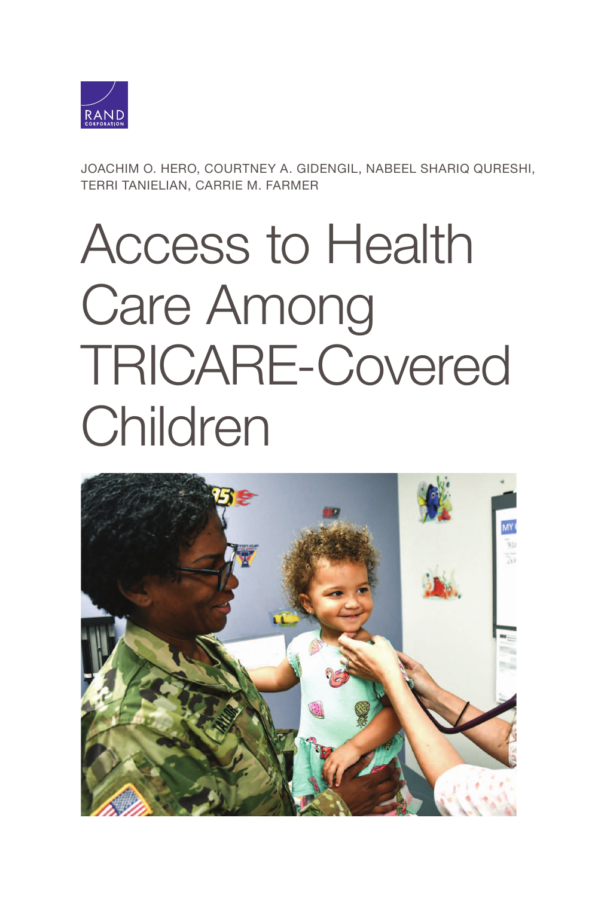RAND CORPORATION

JOACHIM O. HERO, COURTNEY A. GIDENGIL, NABEEL SHARIQ QURESHI, TERRI TANIELIAN, CARRIE M. FARMER

# Access to Health Care Among TRICARE-Covered Children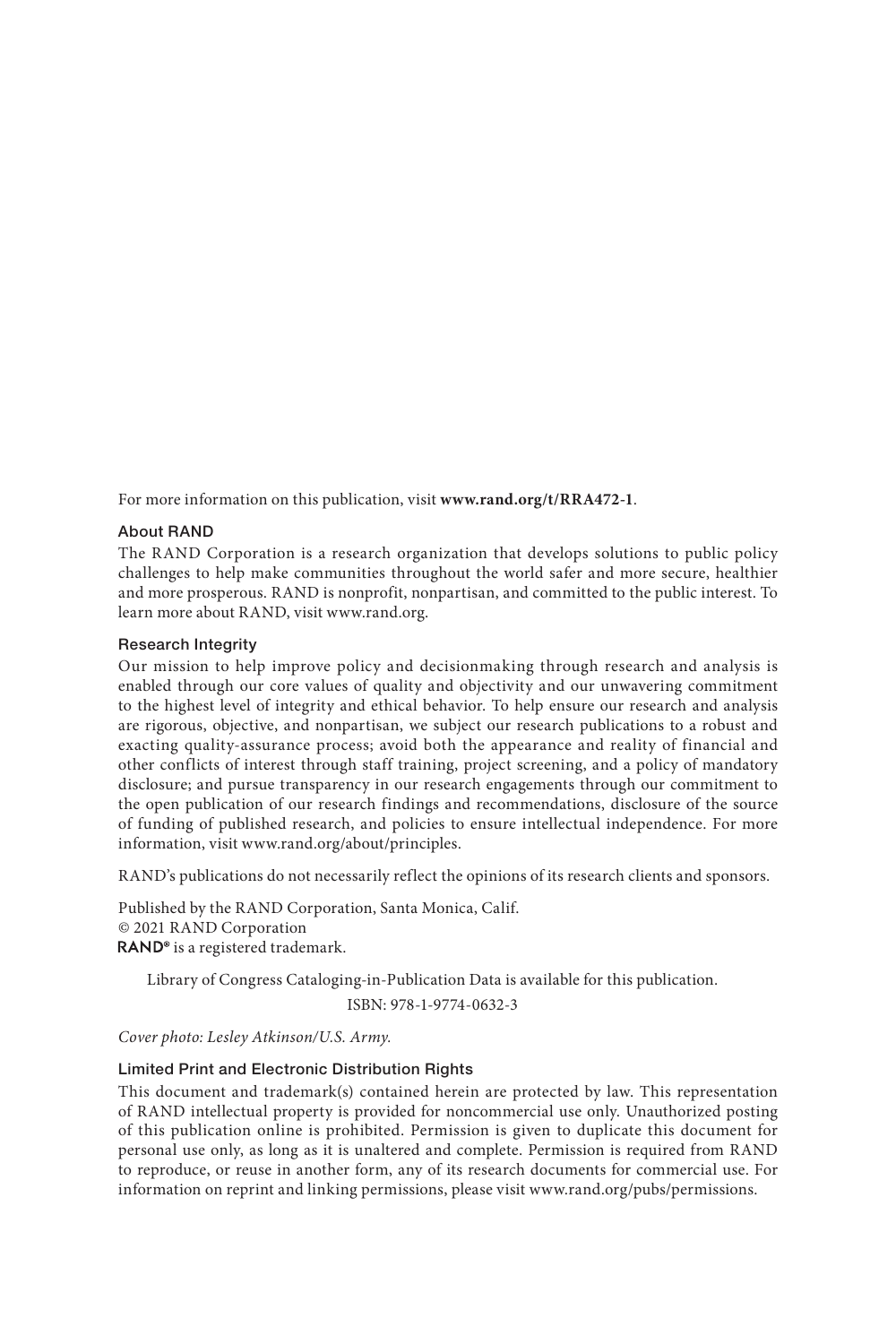For more information on this publication, visit **www.rand.org/t/RRA472-1**.

### About RAND

The RAND Corporation is a research organization that develops solutions to public policy challenges to help make communities throughout the world safer and more secure, healthier and more prosperous. RAND is nonprofit, nonpartisan, and committed to the public interest. To learn more about RAND, visit www.rand.org.

### Research Integrity

Our mission to help improve policy and decisionmaking through research and analysis is enabled through our core values of quality and objectivity and our unwavering commitment to the highest level of integrity and ethical behavior. To help ensure our research and analysis are rigorous, objective, and nonpartisan, we subject our research publications to a robust and exacting quality-assurance process; avoid both the appearance and reality of financial and other conflicts of interest through staff training, project screening, and a policy of mandatory disclosure; and pursue transparency in our research engagements through our commitment to the open publication of our research findings and recommendations, disclosure of the source of funding of published research, and policies to ensure intellectual independence. For more information, visit www.rand.org/about/principles.

RAND's publications do not necessarily reflect the opinions of its research clients and sponsors.

Published by the RAND Corporation, Santa Monica, Calif.
© 2021 RAND Corporation
RAND® is a registered trademark.

Library of Congress Cataloging-in-Publication Data is available for this publication.

ISBN: 978-1-9774-0632-3

*Cover photo: Lesley Atkinson/U.S. Army.*

### Limited Print and Electronic Distribution Rights

This document and trademark(s) contained herein are protected by law. This representation of RAND intellectual property is provided for noncommercial use only. Unauthorized posting of this publication online is prohibited. Permission is given to duplicate this document for personal use only, as long as it is unaltered and complete. Permission is required from RAND to reproduce, or reuse in another form, any of its research documents for commercial use. For information on reprint and linking permissions, please visit www.rand.org/pubs/permissions.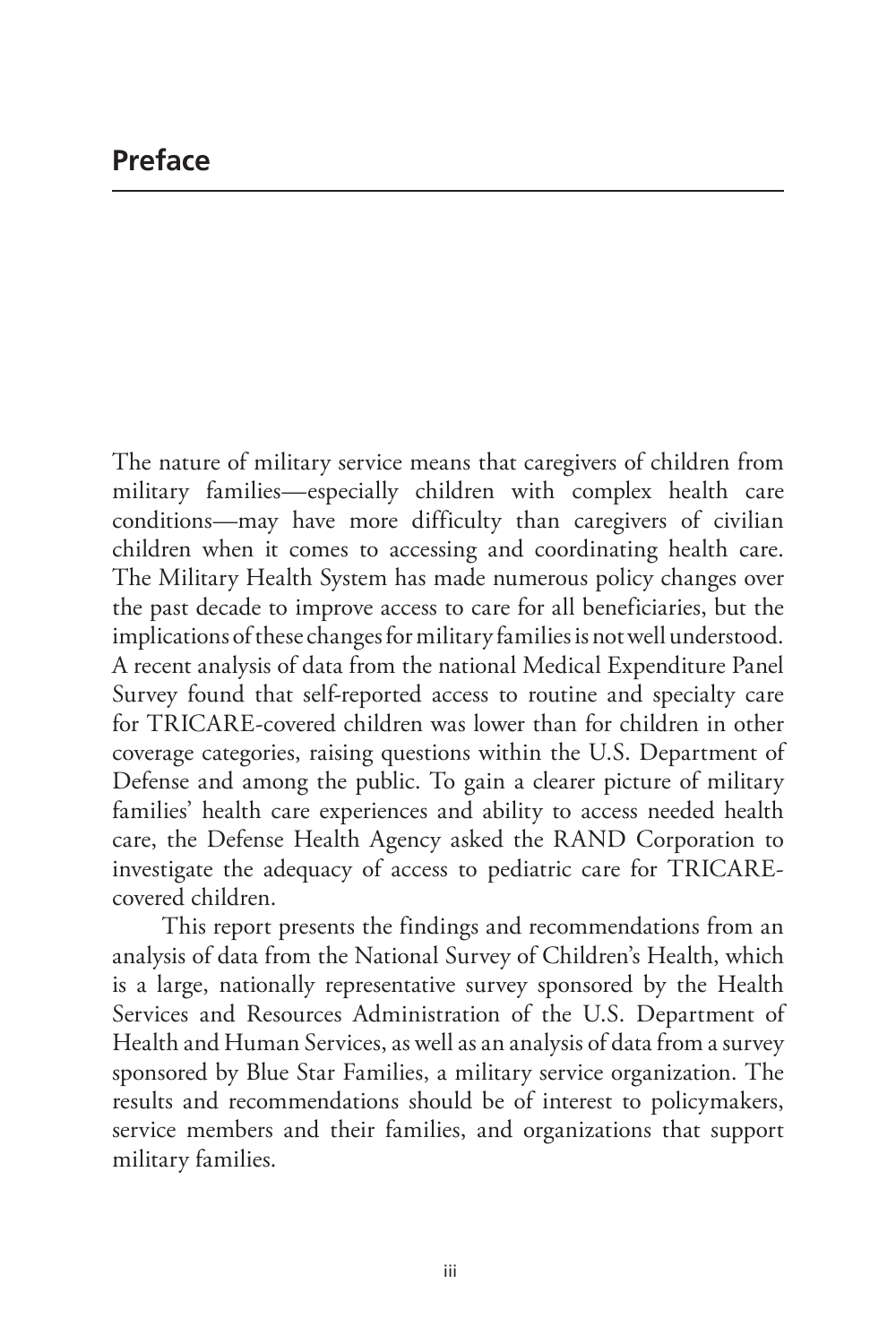# Preface

The nature of military service means that caregivers of children from military families—especially children with complex health care conditions—may have more difficulty than caregivers of civilian children when it comes to accessing and coordinating health care. The Military Health System has made numerous policy changes over the past decade to improve access to care for all beneficiaries, but the implications of these changes for military families is not well understood. A recent analysis of data from the national Medical Expenditure Panel Survey found that self-reported access to routine and specialty care for TRICARE-covered children was lower than for children in other coverage categories, raising questions within the U.S. Department of Defense and among the public. To gain a clearer picture of military families' health care experiences and ability to access needed health care, the Defense Health Agency asked the RAND Corporation to investigate the adequacy of access to pediatric care for TRICARE-covered children.

This report presents the findings and recommendations from an analysis of data from the National Survey of Children's Health, which is a large, nationally representative survey sponsored by the Health Services and Resources Administration of the U.S. Department of Health and Human Services, as well as an analysis of data from a survey sponsored by Blue Star Families, a military service organization. The results and recommendations should be of interest to policymakers, service members and their families, and organizations that support military families.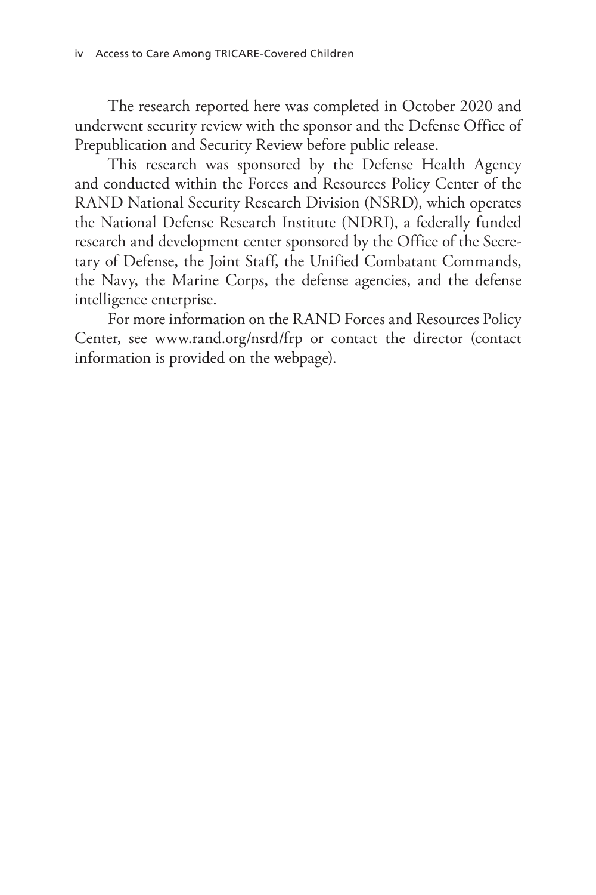The research reported here was completed in October 2020 and underwent security review with the sponsor and the Defense Office of Prepublication and Security Review before public release.

This research was sponsored by the Defense Health Agency and conducted within the Forces and Resources Policy Center of the RAND National Security Research Division (NSRD), which operates the National Defense Research Institute (NDRI), a federally funded research and development center sponsored by the Office of the Secretary of Defense, the Joint Staff, the Unified Combatant Commands, the Navy, the Marine Corps, the defense agencies, and the defense intelligence enterprise.

For more information on the RAND Forces and Resources Policy Center, see www.rand.org/nsrd/frp or contact the director (contact information is provided on the webpage).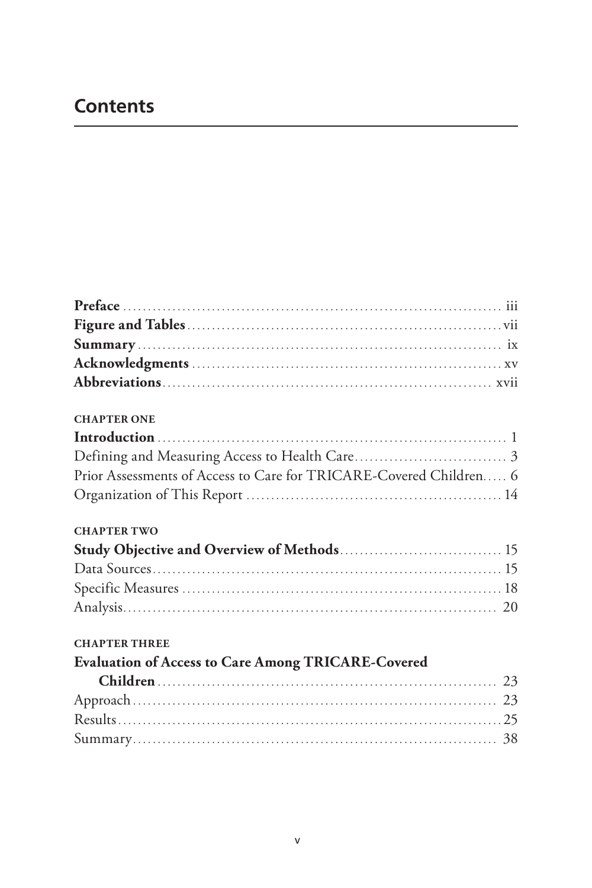# Contents

**Preface** .......................................................................... iii
**Figure and Tables** ............................................................ vii
**Summary** ........................................................................ ix
**Acknowledgments** ............................................................ xv
**Abbreviations** ................................................................ xvii

CHAPTER ONE
**Introduction** ....................................................................... 1
Defining and Measuring Access to Health Care ............................. 3
Prior Assessments of Access to Care for TRICARE-Covered Children ..... 6
Organization of This Report ................................................... 14

CHAPTER TWO
**Study Objective and Overview of Methods** ............................... 15
Data Sources ....................................................................... 15
Specific Measures ................................................................. 18
Analysis ............................................................................. 20

CHAPTER THREE
**Evaluation of Access to Care Among TRICARE-Covered Children** ........................................................................... 23
Approach ............................................................................ 23
Results ............................................................................... 25
Summary ............................................................................ 38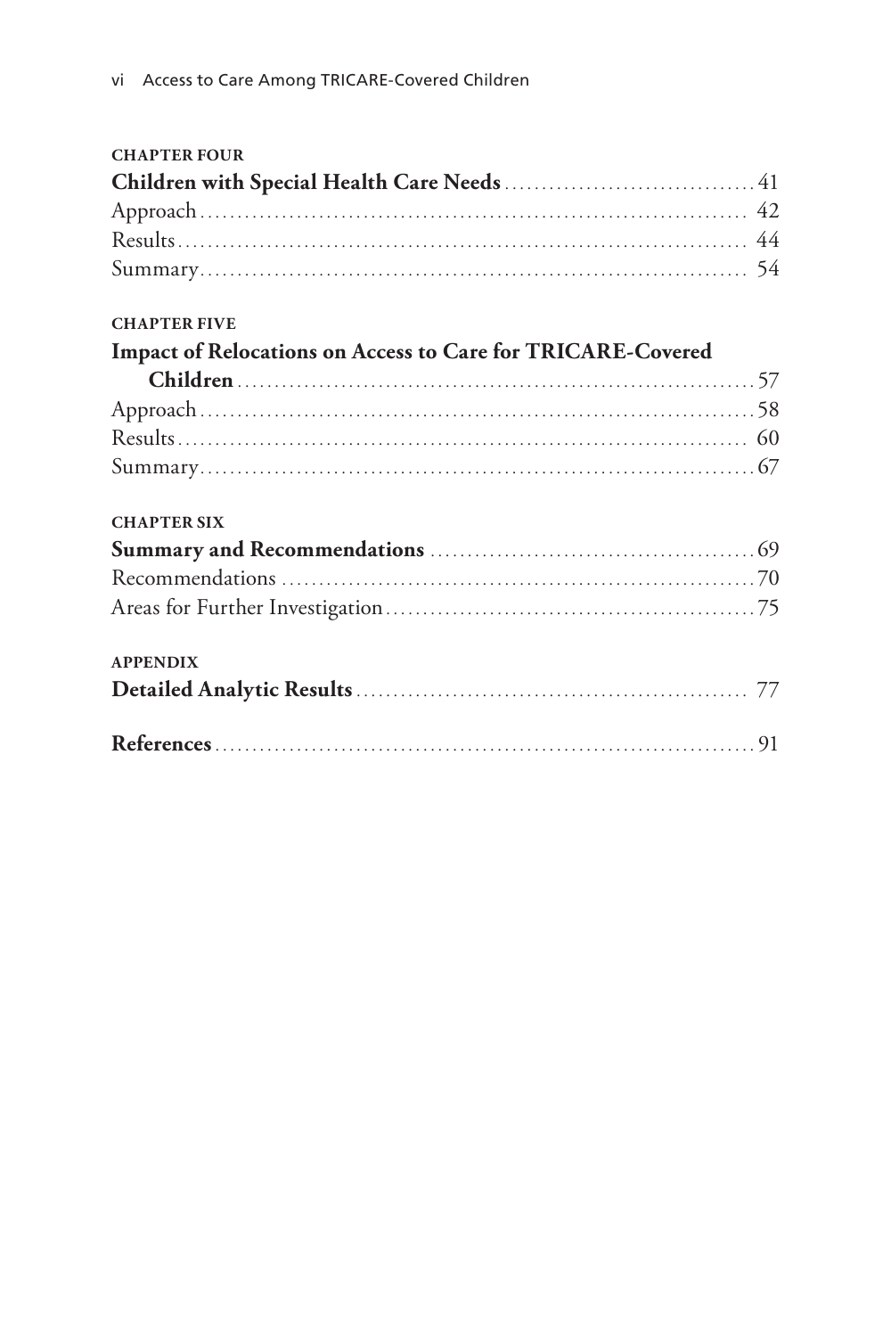**CHAPTER FOUR**

**Children with Special Health Care Needs** .................................. 41

Approach .................................................................. 42

Results .................................................................. 44

Summary .................................................................. 54

**CHAPTER FIVE**

**Impact of Relocations on Access to Care for TRICARE-Covered Children** .................................................................. 57

Approach .................................................................. 58

Results .................................................................. 60

Summary .................................................................. 67

**CHAPTER SIX**

**Summary and Recommendations** .................................. 69

Recommendations .................................................................. 70

Areas for Further Investigation .................................................. 75

**APPENDIX**

**Detailed Analytic Results** .................................................. 77

**References** .................................................................. 91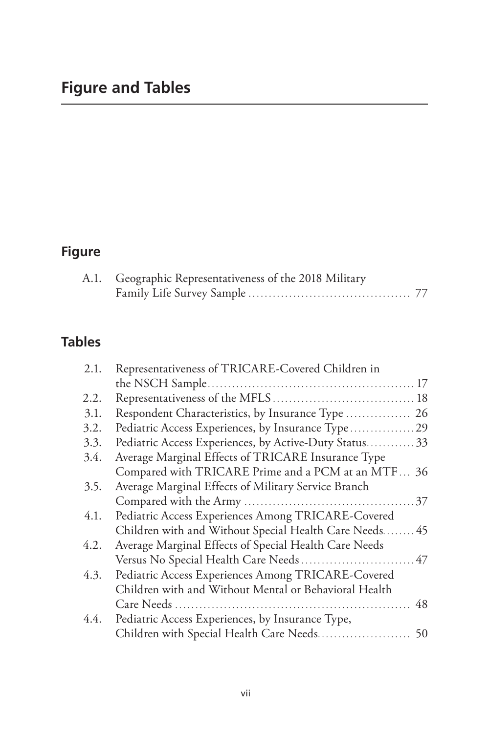# Figure and Tables

## Figure

| | | |
|---|---|---|
| A.1. | Geographic Representativeness of the 2018 Military Family Life Survey Sample | 77 |

## Tables

| | | |
|---|---|---|
| 2.1. | Representativeness of TRICARE-Covered Children in the NSCH Sample | 17 |
| 2.2. | Representativeness of the MFLS | 18 |
| 3.1. | Respondent Characteristics, by Insurance Type | 26 |
| 3.2. | Pediatric Access Experiences, by Insurance Type | 29 |
| 3.3. | Pediatric Access Experiences, by Active-Duty Status | 33 |
| 3.4. | Average Marginal Effects of TRICARE Insurance Type Compared with TRICARE Prime and a PCM at an MTF | 36 |
| 3.5. | Average Marginal Effects of Military Service Branch Compared with the Army | 37 |
| 4.1. | Pediatric Access Experiences Among TRICARE-Covered Children with and Without Special Health Care Needs | 45 |
| 4.2. | Average Marginal Effects of Special Health Care Needs Versus No Special Health Care Needs | 47 |
| 4.3. | Pediatric Access Experiences Among TRICARE-Covered Children with and Without Mental or Behavioral Health Care Needs | 48 |
| 4.4. | Pediatric Access Experiences, by Insurance Type, Children with Special Health Care Needs | 50 |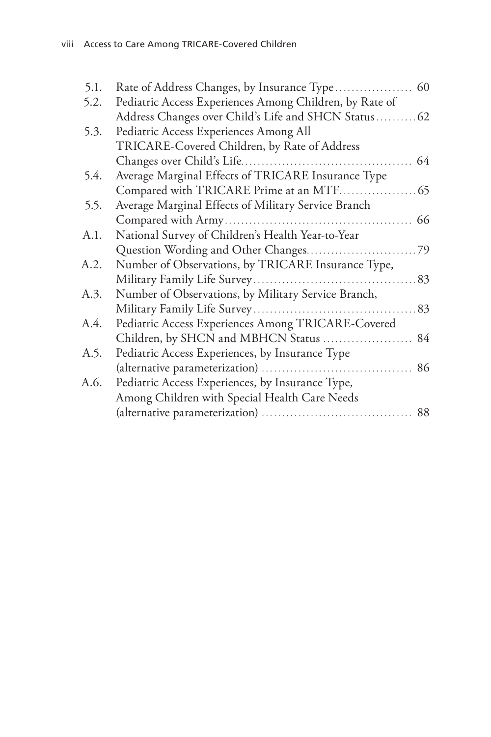5.1. Rate of Address Changes, by Insurance Type .................. 60
5.2. Pediatric Access Experiences Among Children, by Rate of Address Changes over Child's Life and SHCN Status .......... 62
5.3. Pediatric Access Experiences Among All TRICARE-Covered Children, by Rate of Address Changes over Child's Life ......................................... 64
5.4. Average Marginal Effects of TRICARE Insurance Type Compared with TRICARE Prime at an MTF .................. 65
5.5. Average Marginal Effects of Military Service Branch Compared with Army ............................................. 66
A.1. National Survey of Children's Health Year-to-Year Question Wording and Other Changes .......................... 79
A.2. Number of Observations, by TRICARE Insurance Type, Military Family Life Survey ....................................... 83
A.3. Number of Observations, by Military Service Branch, Military Family Life Survey ....................................... 83
A.4. Pediatric Access Experiences Among TRICARE-Covered Children, by SHCN and MBHCN Status ...................... 84
A.5. Pediatric Access Experiences, by Insurance Type (alternative parameterization) .................................... 86
A.6. Pediatric Access Experiences, by Insurance Type, Among Children with Special Health Care Needs (alternative parameterization) .................................... 88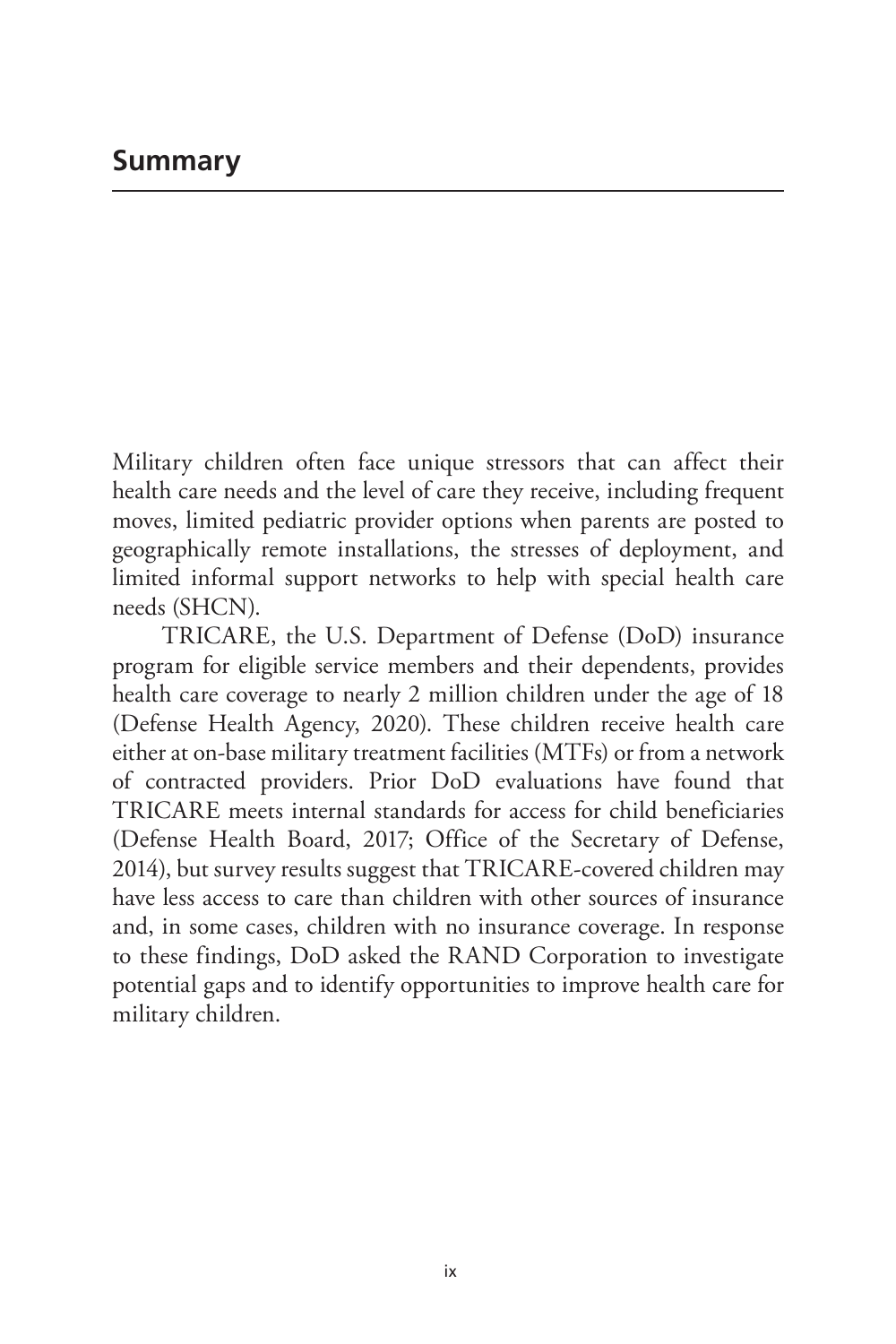# Summary

Military children often face unique stressors that can affect their health care needs and the level of care they receive, including frequent moves, limited pediatric provider options when parents are posted to geographically remote installations, the stresses of deployment, and limited informal support networks to help with special health care needs (SHCN).

TRICARE, the U.S. Department of Defense (DoD) insurance program for eligible service members and their dependents, provides health care coverage to nearly 2 million children under the age of 18 (Defense Health Agency, 2020). These children receive health care either at on-base military treatment facilities (MTFs) or from a network of contracted providers. Prior DoD evaluations have found that TRICARE meets internal standards for access for child beneficiaries (Defense Health Board, 2017; Office of the Secretary of Defense, 2014), but survey results suggest that TRICARE-covered children may have less access to care than children with other sources of insurance and, in some cases, children with no insurance coverage. In response to these findings, DoD asked the RAND Corporation to investigate potential gaps and to identify opportunities to improve health care for military children.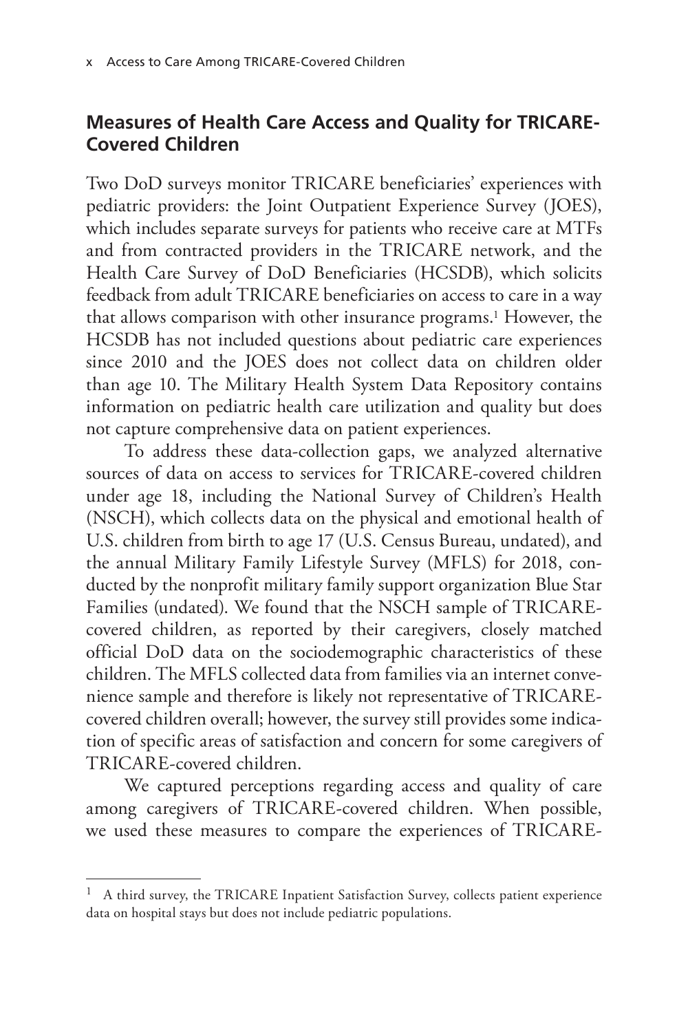## Measures of Health Care Access and Quality for TRICARE-Covered Children

Two DoD surveys monitor TRICARE beneficiaries' experiences with pediatric providers: the Joint Outpatient Experience Survey (JOES), which includes separate surveys for patients who receive care at MTFs and from contracted providers in the TRICARE network, and the Health Care Survey of DoD Beneficiaries (HCSDB), which solicits feedback from adult TRICARE beneficiaries on access to care in a way that allows comparison with other insurance programs.[1] However, the HCSDB has not included questions about pediatric care experiences since 2010 and the JOES does not collect data on children older than age 10. The Military Health System Data Repository contains information on pediatric health care utilization and quality but does not capture comprehensive data on patient experiences.

To address these data-collection gaps, we analyzed alternative sources of data on access to services for TRICARE-covered children under age 18, including the National Survey of Children's Health (NSCH), which collects data on the physical and emotional health of U.S. children from birth to age 17 (U.S. Census Bureau, undated), and the annual Military Family Lifestyle Survey (MFLS) for 2018, conducted by the nonprofit military family support organization Blue Star Families (undated). We found that the NSCH sample of TRICARE-covered children, as reported by their caregivers, closely matched official DoD data on the sociodemographic characteristics of these children. The MFLS collected data from families via an internet convenience sample and therefore is likely not representative of TRICARE-covered children overall; however, the survey still provides some indication of specific areas of satisfaction and concern for some caregivers of TRICARE-covered children.

We captured perceptions regarding access and quality of care among caregivers of TRICARE-covered children. When possible, we used these measures to compare the experiences of TRICARE-

---

[1] A third survey, the TRICARE Inpatient Satisfaction Survey, collects patient experience data on hospital stays but does not include pediatric populations.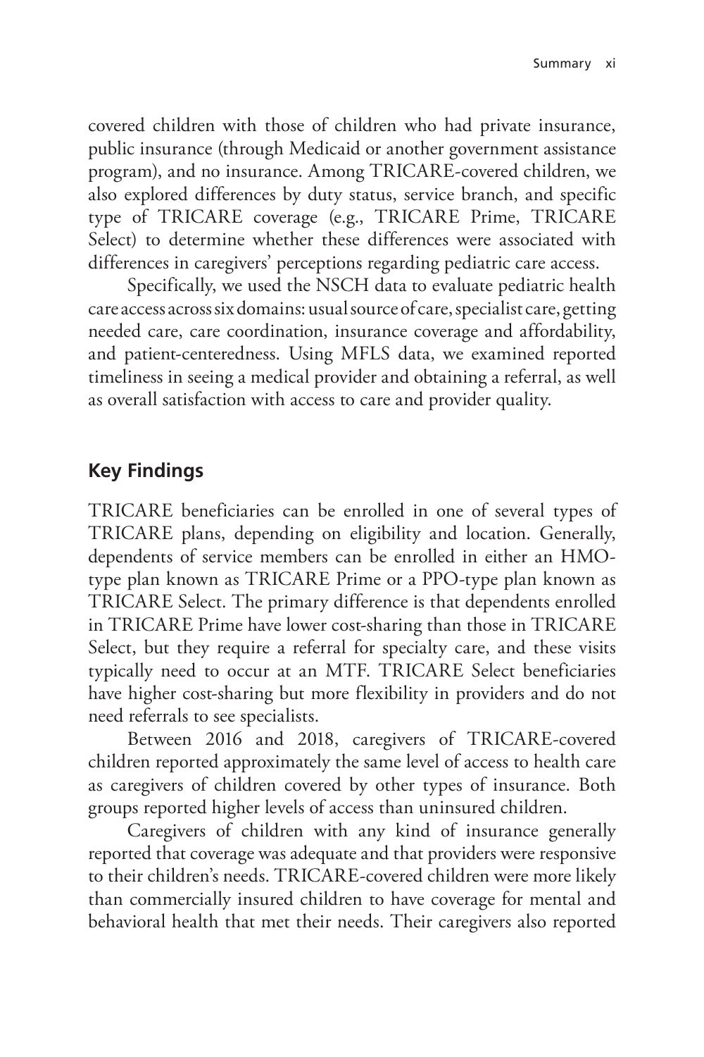covered children with those of children who had private insurance, public insurance (through Medicaid or another government assistance program), and no insurance. Among TRICARE-covered children, we also explored differences by duty status, service branch, and specific type of TRICARE coverage (e.g., TRICARE Prime, TRICARE Select) to determine whether these differences were associated with differences in caregivers' perceptions regarding pediatric care access.

Specifically, we used the NSCH data to evaluate pediatric health care access across six domains: usual source of care, specialist care, getting needed care, care coordination, insurance coverage and affordability, and patient-centeredness. Using MFLS data, we examined reported timeliness in seeing a medical provider and obtaining a referral, as well as overall satisfaction with access to care and provider quality.

## Key Findings

TRICARE beneficiaries can be enrolled in one of several types of TRICARE plans, depending on eligibility and location. Generally, dependents of service members can be enrolled in either an HMO-type plan known as TRICARE Prime or a PPO-type plan known as TRICARE Select. The primary difference is that dependents enrolled in TRICARE Prime have lower cost-sharing than those in TRICARE Select, but they require a referral for specialty care, and these visits typically need to occur at an MTF. TRICARE Select beneficiaries have higher cost-sharing but more flexibility in providers and do not need referrals to see specialists.

Between 2016 and 2018, caregivers of TRICARE-covered children reported approximately the same level of access to health care as caregivers of children covered by other types of insurance. Both groups reported higher levels of access than uninsured children.

Caregivers of children with any kind of insurance generally reported that coverage was adequate and that providers were responsive to their children's needs. TRICARE-covered children were more likely than commercially insured children to have coverage for mental and behavioral health that met their needs. Their caregivers also reported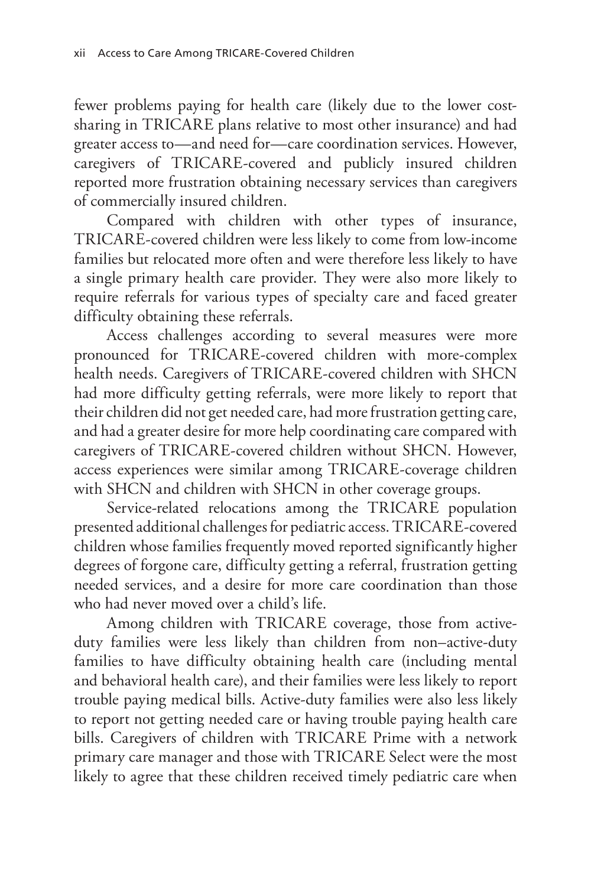fewer problems paying for health care (likely due to the lower cost-sharing in TRICARE plans relative to most other insurance) and had greater access to—and need for—care coordination services. However, caregivers of TRICARE-covered and publicly insured children reported more frustration obtaining necessary services than caregivers of commercially insured children.

Compared with children with other types of insurance, TRICARE-covered children were less likely to come from low-income families but relocated more often and were therefore less likely to have a single primary health care provider. They were also more likely to require referrals for various types of specialty care and faced greater difficulty obtaining these referrals.

Access challenges according to several measures were more pronounced for TRICARE-covered children with more-complex health needs. Caregivers of TRICARE-covered children with SHCN had more difficulty getting referrals, were more likely to report that their children did not get needed care, had more frustration getting care, and had a greater desire for more help coordinating care compared with caregivers of TRICARE-covered children without SHCN. However, access experiences were similar among TRICARE-coverage children with SHCN and children with SHCN in other coverage groups.

Service-related relocations among the TRICARE population presented additional challenges for pediatric access. TRICARE-covered children whose families frequently moved reported significantly higher degrees of forgone care, difficulty getting a referral, frustration getting needed services, and a desire for more care coordination than those who had never moved over a child's life.

Among children with TRICARE coverage, those from active-duty families were less likely than children from non–active-duty families to have difficulty obtaining health care (including mental and behavioral health care), and their families were less likely to report trouble paying medical bills. Active-duty families were also less likely to report not getting needed care or having trouble paying health care bills. Caregivers of children with TRICARE Prime with a network primary care manager and those with TRICARE Select were the most likely to agree that these children received timely pediatric care when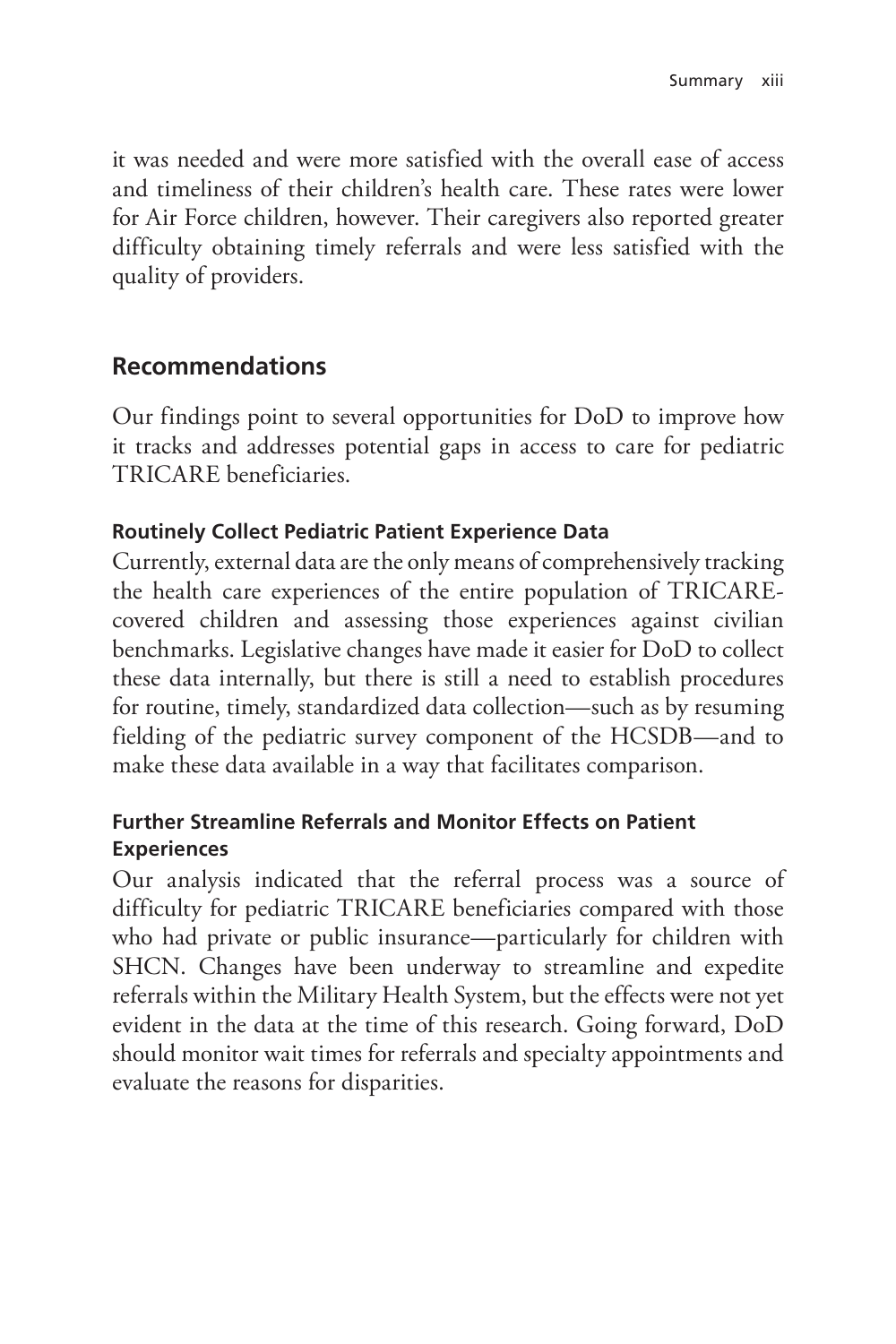it was needed and were more satisfied with the overall ease of access and timeliness of their children's health care. These rates were lower for Air Force children, however. Their caregivers also reported greater difficulty obtaining timely referrals and were less satisfied with the quality of providers.

## Recommendations

Our findings point to several opportunities for DoD to improve how it tracks and addresses potential gaps in access to care for pediatric TRICARE beneficiaries.

### Routinely Collect Pediatric Patient Experience Data

Currently, external data are the only means of comprehensively tracking the health care experiences of the entire population of TRICARE-covered children and assessing those experiences against civilian benchmarks. Legislative changes have made it easier for DoD to collect these data internally, but there is still a need to establish procedures for routine, timely, standardized data collection—such as by resuming fielding of the pediatric survey component of the HCSDB—and to make these data available in a way that facilitates comparison.

### Further Streamline Referrals and Monitor Effects on Patient Experiences

Our analysis indicated that the referral process was a source of difficulty for pediatric TRICARE beneficiaries compared with those who had private or public insurance—particularly for children with SHCN. Changes have been underway to streamline and expedite referrals within the Military Health System, but the effects were not yet evident in the data at the time of this research. Going forward, DoD should monitor wait times for referrals and specialty appointments and evaluate the reasons for disparities.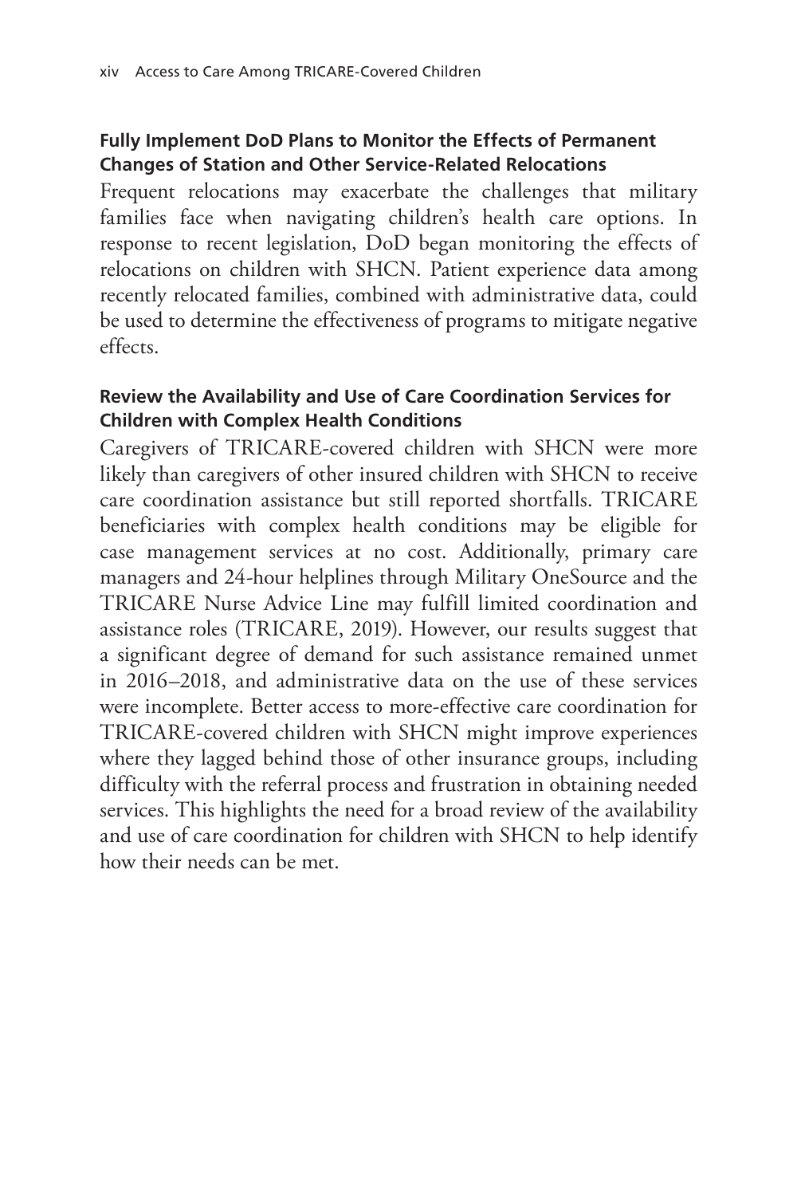### Fully Implement DoD Plans to Monitor the Effects of Permanent Changes of Station and Other Service-Related Relocations

Frequent relocations may exacerbate the challenges that military families face when navigating children's health care options. In response to recent legislation, DoD began monitoring the effects of relocations on children with SHCN. Patient experience data among recently relocated families, combined with administrative data, could be used to determine the effectiveness of programs to mitigate negative effects.

### Review the Availability and Use of Care Coordination Services for Children with Complex Health Conditions

Caregivers of TRICARE-covered children with SHCN were more likely than caregivers of other insured children with SHCN to receive care coordination assistance but still reported shortfalls. TRICARE beneficiaries with complex health conditions may be eligible for case management services at no cost. Additionally, primary care managers and 24-hour helplines through Military OneSource and the TRICARE Nurse Advice Line may fulfill limited coordination and assistance roles (TRICARE, 2019). However, our results suggest that a significant degree of demand for such assistance remained unmet in 2016–2018, and administrative data on the use of these services were incomplete. Better access to more-effective care coordination for TRICARE-covered children with SHCN might improve experiences where they lagged behind those of other insurance groups, including difficulty with the referral process and frustration in obtaining needed services. This highlights the need for a broad review of the availability and use of care coordination for children with SHCN to help identify how their needs can be met.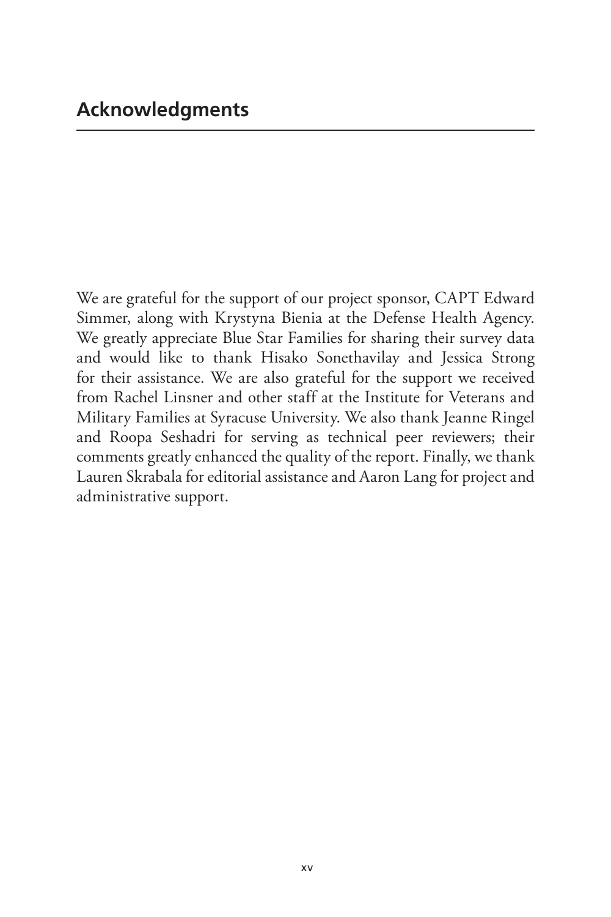## Acknowledgments

We are grateful for the support of our project sponsor, CAPT Edward Simmer, along with Krystyna Bienia at the Defense Health Agency. We greatly appreciate Blue Star Families for sharing their survey data and would like to thank Hisako Sonethavilay and Jessica Strong for their assistance. We are also grateful for the support we received from Rachel Linsner and other staff at the Institute for Veterans and Military Families at Syracuse University. We also thank Jeanne Ringel and Roopa Seshadri for serving as technical peer reviewers; their comments greatly enhanced the quality of the report. Finally, we thank Lauren Skrabala for editorial assistance and Aaron Lang for project and administrative support.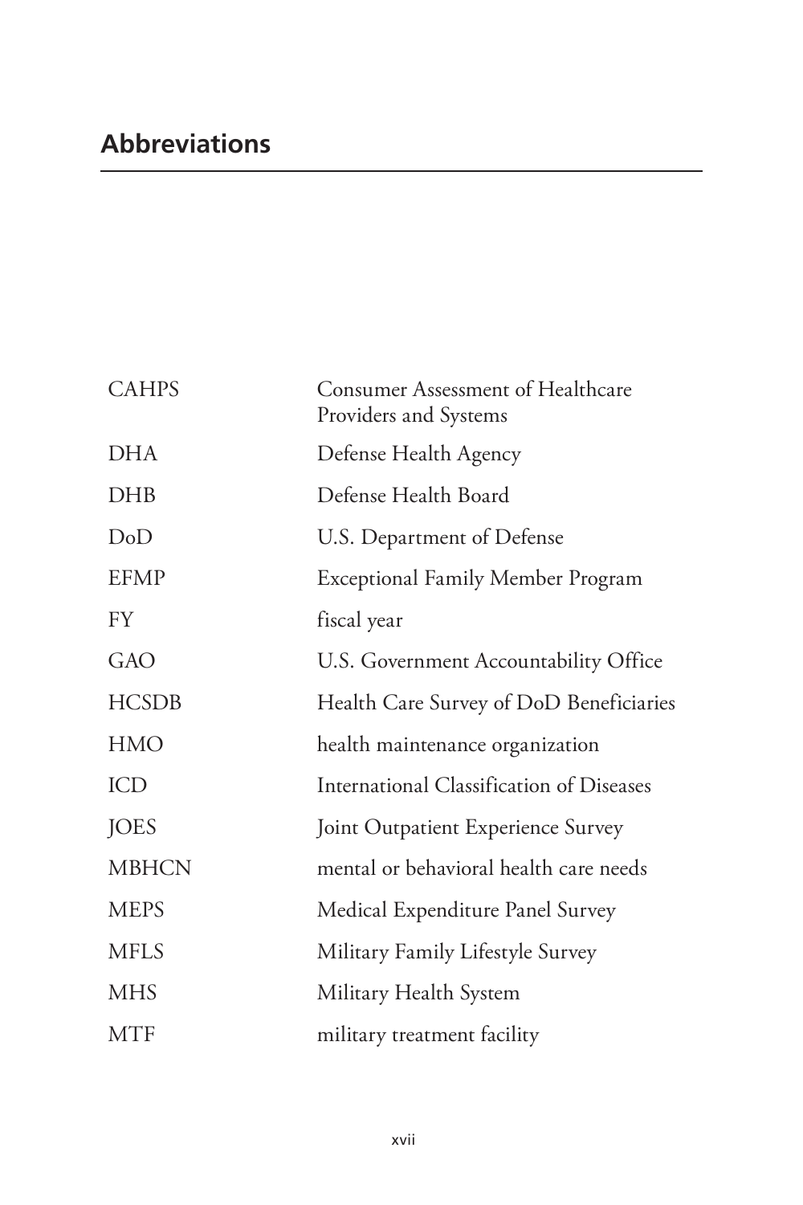## Abbreviations

| | |
|---|---|
| CAHPS | Consumer Assessment of Healthcare Providers and Systems |
| DHA | Defense Health Agency |
| DHB | Defense Health Board |
| DoD | U.S. Department of Defense |
| EFMP | Exceptional Family Member Program |
| FY | fiscal year |
| GAO | U.S. Government Accountability Office |
| HCSDB | Health Care Survey of DoD Beneficiaries |
| HMO | health maintenance organization |
| ICD | International Classification of Diseases |
| JOES | Joint Outpatient Experience Survey |
| MBHCN | mental or behavioral health care needs |
| MEPS | Medical Expenditure Panel Survey |
| MFLS | Military Family Lifestyle Survey |
| MHS | Military Health System |
| MTF | military treatment facility |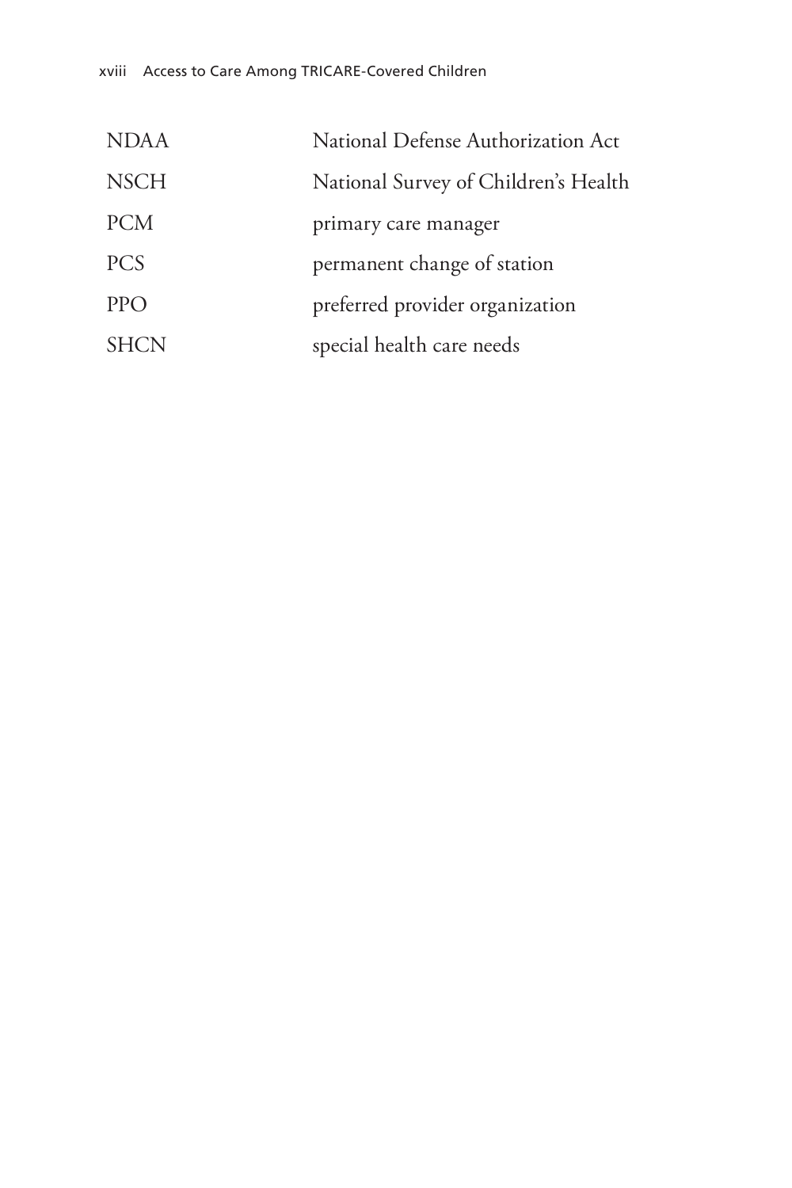| | |
|---|---|
| NDAA | National Defense Authorization Act |
| NSCH | National Survey of Children's Health |
| PCM | primary care manager |
| PCS | permanent change of station |
| PPO | preferred provider organization |
| SHCN | special health care needs |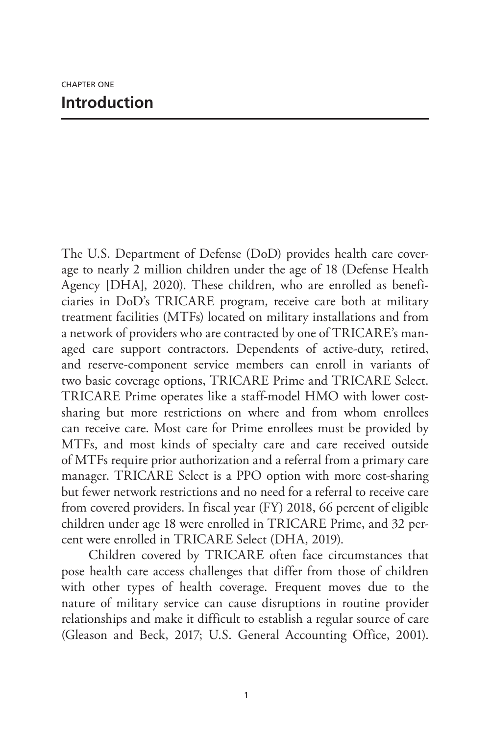CHAPTER ONE

# Introduction

The U.S. Department of Defense (DoD) provides health care coverage to nearly 2 million children under the age of 18 (Defense Health Agency [DHA], 2020). These children, who are enrolled as beneficiaries in DoD's TRICARE program, receive care both at military treatment facilities (MTFs) located on military installations and from a network of providers who are contracted by one of TRICARE's managed care support contractors. Dependents of active-duty, retired, and reserve-component service members can enroll in variants of two basic coverage options, TRICARE Prime and TRICARE Select. TRICARE Prime operates like a staff-model HMO with lower cost-sharing but more restrictions on where and from whom enrollees can receive care. Most care for Prime enrollees must be provided by MTFs, and most kinds of specialty care and care received outside of MTFs require prior authorization and a referral from a primary care manager. TRICARE Select is a PPO option with more cost-sharing but fewer network restrictions and no need for a referral to receive care from covered providers. In fiscal year (FY) 2018, 66 percent of eligible children under age 18 were enrolled in TRICARE Prime, and 32 percent were enrolled in TRICARE Select (DHA, 2019).

Children covered by TRICARE often face circumstances that pose health care access challenges that differ from those of children with other types of health coverage. Frequent moves due to the nature of military service can cause disruptions in routine provider relationships and make it difficult to establish a regular source of care (Gleason and Beck, 2017; U.S. General Accounting Office, 2001).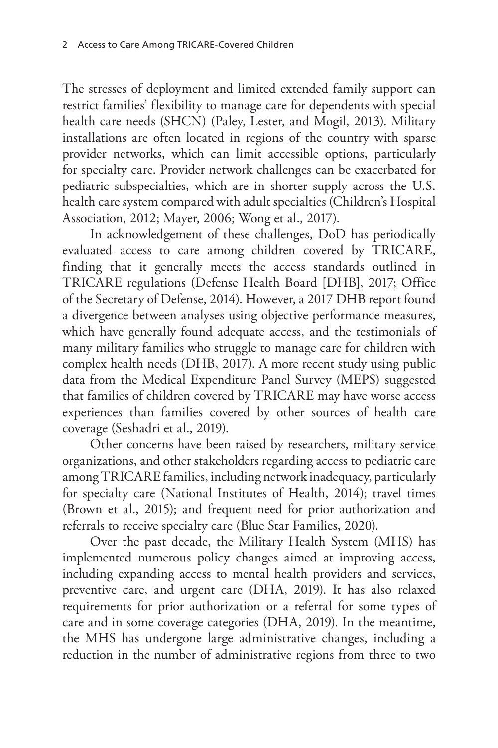The stresses of deployment and limited extended family support can restrict families' flexibility to manage care for dependents with special health care needs (SHCN) (Paley, Lester, and Mogil, 2013). Military installations are often located in regions of the country with sparse provider networks, which can limit accessible options, particularly for specialty care. Provider network challenges can be exacerbated for pediatric subspecialties, which are in shorter supply across the U.S. health care system compared with adult specialties (Children's Hospital Association, 2012; Mayer, 2006; Wong et al., 2017).

In acknowledgement of these challenges, DoD has periodically evaluated access to care among children covered by TRICARE, finding that it generally meets the access standards outlined in TRICARE regulations (Defense Health Board [DHB], 2017; Office of the Secretary of Defense, 2014). However, a 2017 DHB report found a divergence between analyses using objective performance measures, which have generally found adequate access, and the testimonials of many military families who struggle to manage care for children with complex health needs (DHB, 2017). A more recent study using public data from the Medical Expenditure Panel Survey (MEPS) suggested that families of children covered by TRICARE may have worse access experiences than families covered by other sources of health care coverage (Seshadri et al., 2019).

Other concerns have been raised by researchers, military service organizations, and other stakeholders regarding access to pediatric care among TRICARE families, including network inadequacy, particularly for specialty care (National Institutes of Health, 2014); travel times (Brown et al., 2015); and frequent need for prior authorization and referrals to receive specialty care (Blue Star Families, 2020).

Over the past decade, the Military Health System (MHS) has implemented numerous policy changes aimed at improving access, including expanding access to mental health providers and services, preventive care, and urgent care (DHA, 2019). It has also relaxed requirements for prior authorization or a referral for some types of care and in some coverage categories (DHA, 2019). In the meantime, the MHS has undergone large administrative changes, including a reduction in the number of administrative regions from three to two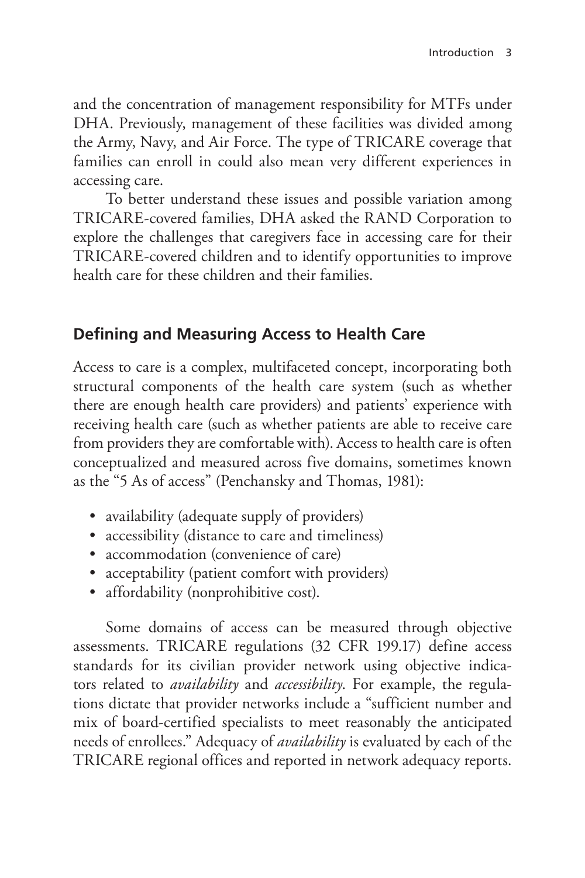and the concentration of management responsibility for MTFs under DHA. Previously, management of these facilities was divided among the Army, Navy, and Air Force. The type of TRICARE coverage that families can enroll in could also mean very different experiences in accessing care.

To better understand these issues and possible variation among TRICARE-covered families, DHA asked the RAND Corporation to explore the challenges that caregivers face in accessing care for their TRICARE-covered children and to identify opportunities to improve health care for these children and their families.

## Defining and Measuring Access to Health Care

Access to care is a complex, multifaceted concept, incorporating both structural components of the health care system (such as whether there are enough health care providers) and patients' experience with receiving health care (such as whether patients are able to receive care from providers they are comfortable with). Access to health care is often conceptualized and measured across five domains, sometimes known as the "5 As of access" (Penchansky and Thomas, 1981):

- availability (adequate supply of providers)
- accessibility (distance to care and timeliness)
- accommodation (convenience of care)
- acceptability (patient comfort with providers)
- affordability (nonprohibitive cost).

Some domains of access can be measured through objective assessments. TRICARE regulations (32 CFR 199.17) define access standards for its civilian provider network using objective indicators related to *availability* and *accessibility*. For example, the regulations dictate that provider networks include a "sufficient number and mix of board-certified specialists to meet reasonably the anticipated needs of enrollees." Adequacy of *availability* is evaluated by each of the TRICARE regional offices and reported in network adequacy reports.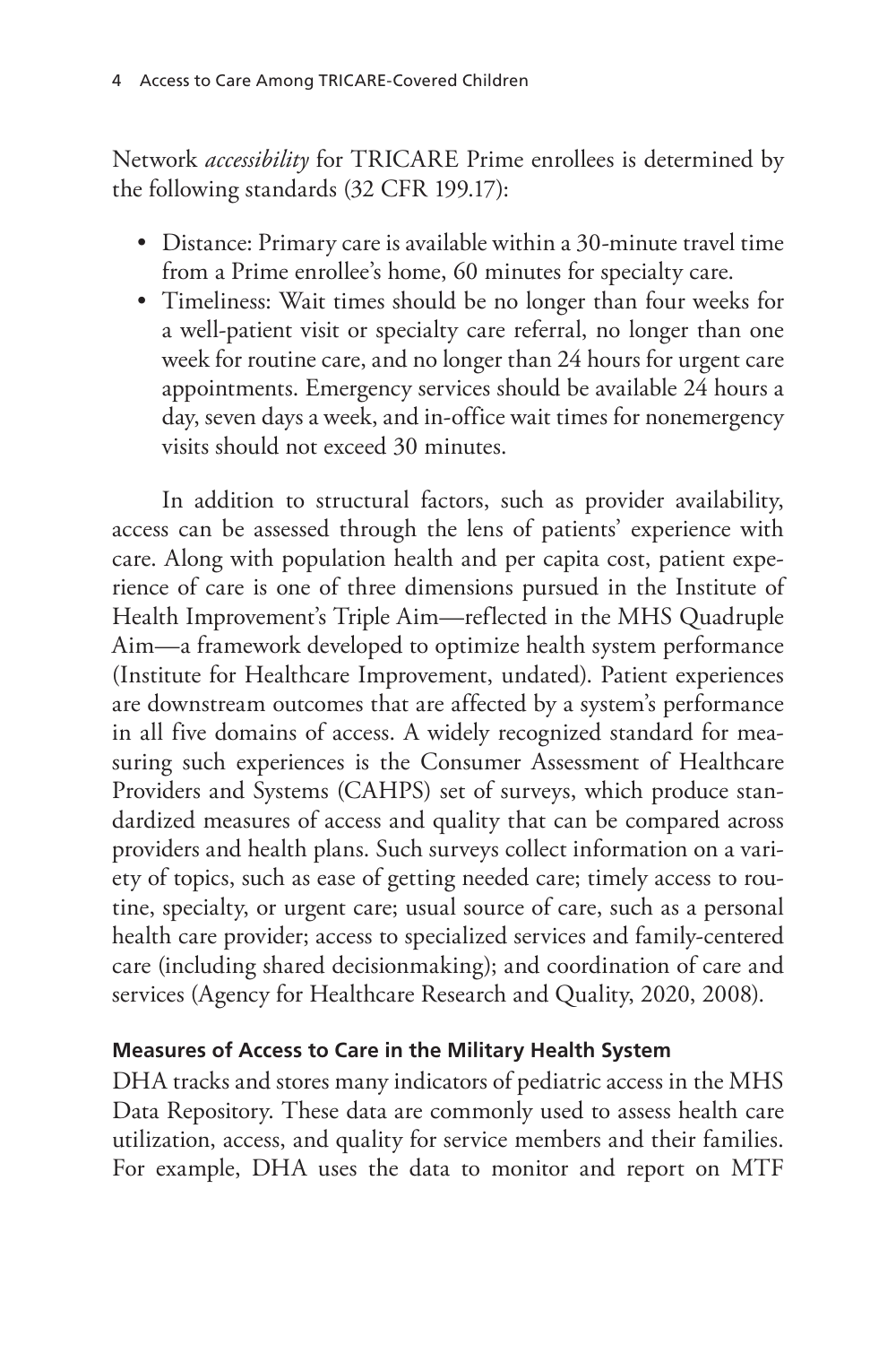Network *accessibility* for TRICARE Prime enrollees is determined by the following standards (32 CFR 199.17):

- Distance: Primary care is available within a 30-minute travel time from a Prime enrollee's home, 60 minutes for specialty care.
- Timeliness: Wait times should be no longer than four weeks for a well-patient visit or specialty care referral, no longer than one week for routine care, and no longer than 24 hours for urgent care appointments. Emergency services should be available 24 hours a day, seven days a week, and in-office wait times for nonemergency visits should not exceed 30 minutes.

In addition to structural factors, such as provider availability, access can be assessed through the lens of patients' experience with care. Along with population health and per capita cost, patient experience of care is one of three dimensions pursued in the Institute of Health Improvement's Triple Aim—reflected in the MHS Quadruple Aim—a framework developed to optimize health system performance (Institute for Healthcare Improvement, undated). Patient experiences are downstream outcomes that are affected by a system's performance in all five domains of access. A widely recognized standard for measuring such experiences is the Consumer Assessment of Healthcare Providers and Systems (CAHPS) set of surveys, which produce standardized measures of access and quality that can be compared across providers and health plans. Such surveys collect information on a variety of topics, such as ease of getting needed care; timely access to routine, specialty, or urgent care; usual source of care, such as a personal health care provider; access to specialized services and family-centered care (including shared decisionmaking); and coordination of care and services (Agency for Healthcare Research and Quality, 2020, 2008).

#### Measures of Access to Care in the Military Health System

DHA tracks and stores many indicators of pediatric access in the MHS Data Repository. These data are commonly used to assess health care utilization, access, and quality for service members and their families. For example, DHA uses the data to monitor and report on MTF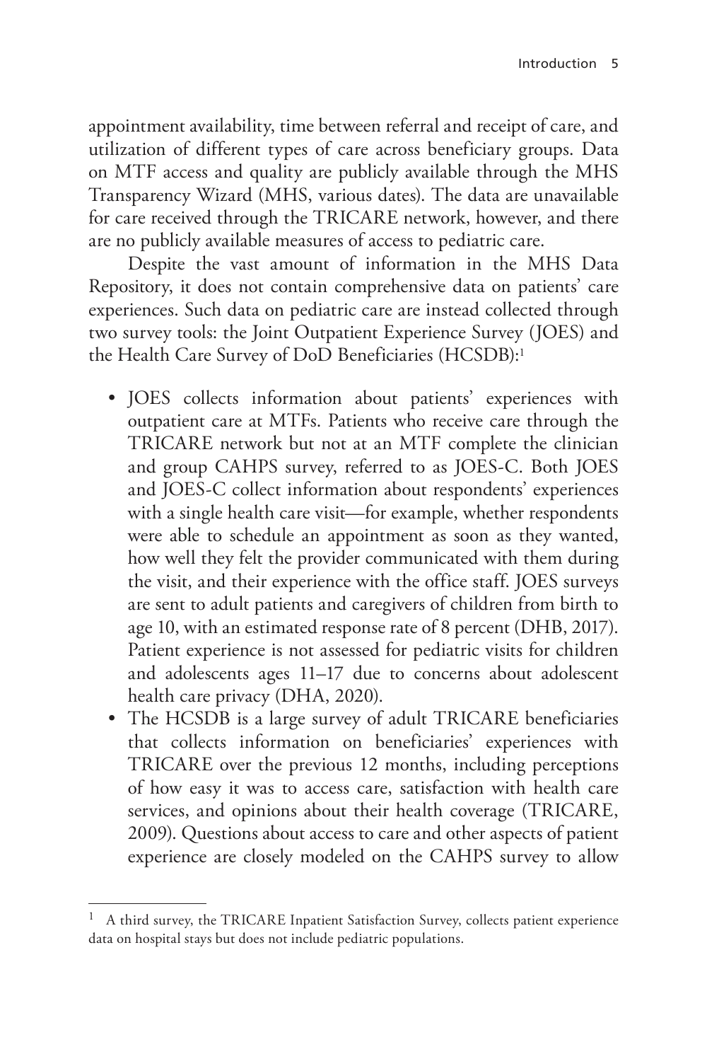appointment availability, time between referral and receipt of care, and utilization of different types of care across beneficiary groups. Data on MTF access and quality are publicly available through the MHS Transparency Wizard (MHS, various dates). The data are unavailable for care received through the TRICARE network, however, and there are no publicly available measures of access to pediatric care.

Despite the vast amount of information in the MHS Data Repository, it does not contain comprehensive data on patients' care experiences. Such data on pediatric care are instead collected through two survey tools: the Joint Outpatient Experience Survey (JOES) and the Health Care Survey of DoD Beneficiaries (HCSDB):[1]

- JOES collects information about patients' experiences with outpatient care at MTFs. Patients who receive care through the TRICARE network but not at an MTF complete the clinician and group CAHPS survey, referred to as JOES-C. Both JOES and JOES-C collect information about respondents' experiences with a single health care visit—for example, whether respondents were able to schedule an appointment as soon as they wanted, how well they felt the provider communicated with them during the visit, and their experience with the office staff. JOES surveys are sent to adult patients and caregivers of children from birth to age 10, with an estimated response rate of 8 percent (DHB, 2017). Patient experience is not assessed for pediatric visits for children and adolescents ages 11–17 due to concerns about adolescent health care privacy (DHA, 2020).
- The HCSDB is a large survey of adult TRICARE beneficiaries that collects information on beneficiaries' experiences with TRICARE over the previous 12 months, including perceptions of how easy it was to access care, satisfaction with health care services, and opinions about their health coverage (TRICARE, 2009). Questions about access to care and other aspects of patient experience are closely modeled on the CAHPS survey to allow

[1] A third survey, the TRICARE Inpatient Satisfaction Survey, collects patient experience data on hospital stays but does not include pediatric populations.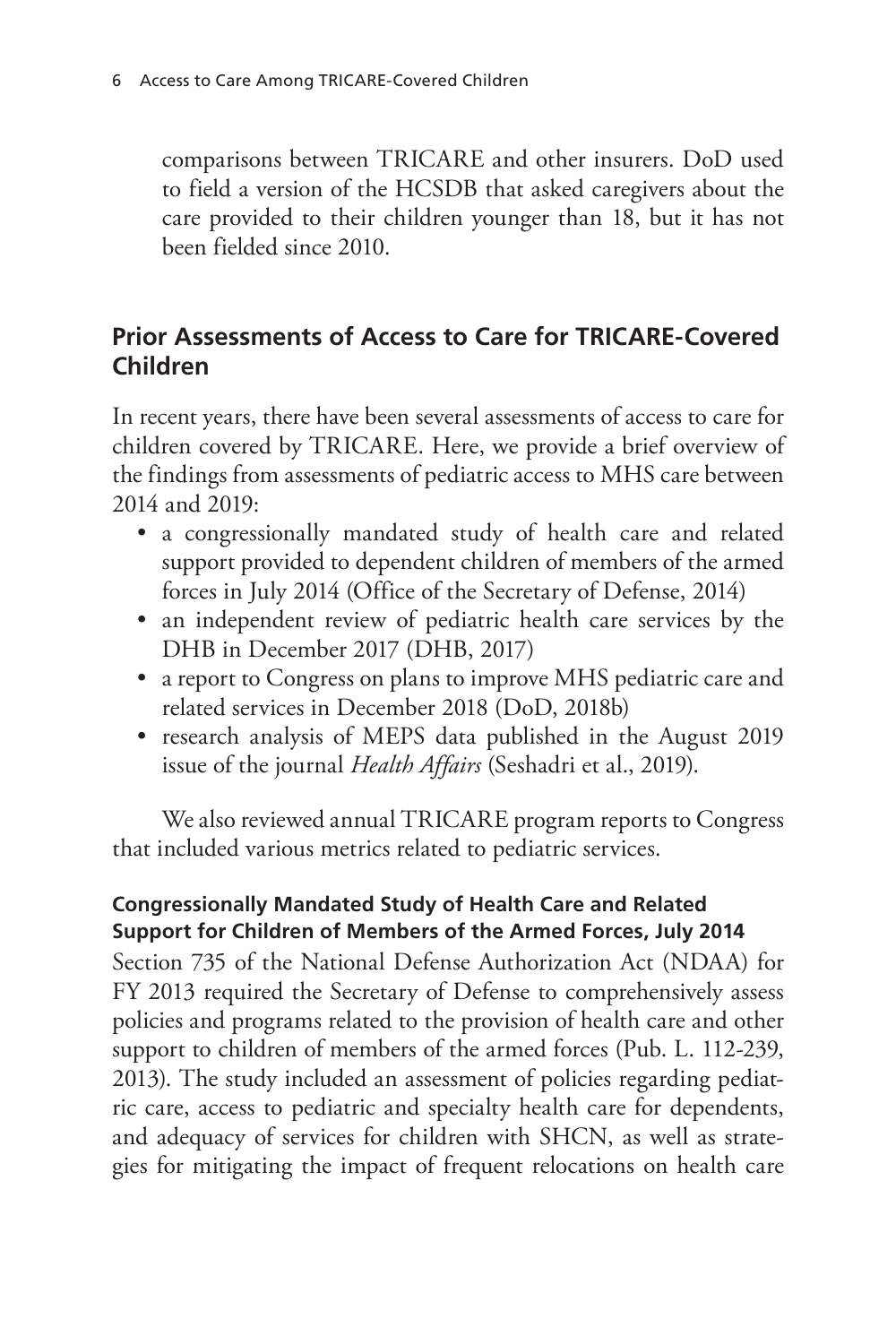comparisons between TRICARE and other insurers. DoD used to field a version of the HCSDB that asked caregivers about the care provided to their children younger than 18, but it has not been fielded since 2010.

## Prior Assessments of Access to Care for TRICARE-Covered Children

In recent years, there have been several assessments of access to care for children covered by TRICARE. Here, we provide a brief overview of the findings from assessments of pediatric access to MHS care between 2014 and 2019:

- a congressionally mandated study of health care and related support provided to dependent children of members of the armed forces in July 2014 (Office of the Secretary of Defense, 2014)
- an independent review of pediatric health care services by the DHB in December 2017 (DHB, 2017)
- a report to Congress on plans to improve MHS pediatric care and related services in December 2018 (DoD, 2018b)
- research analysis of MEPS data published in the August 2019 issue of the journal *Health Affairs* (Seshadri et al., 2019).

We also reviewed annual TRICARE program reports to Congress that included various metrics related to pediatric services.

### Congressionally Mandated Study of Health Care and Related Support for Children of Members of the Armed Forces, July 2014

Section 735 of the National Defense Authorization Act (NDAA) for FY 2013 required the Secretary of Defense to comprehensively assess policies and programs related to the provision of health care and other support to children of members of the armed forces (Pub. L. 112-239, 2013). The study included an assessment of policies regarding pediatric care, access to pediatric and specialty health care for dependents, and adequacy of services for children with SHCN, as well as strategies for mitigating the impact of frequent relocations on health care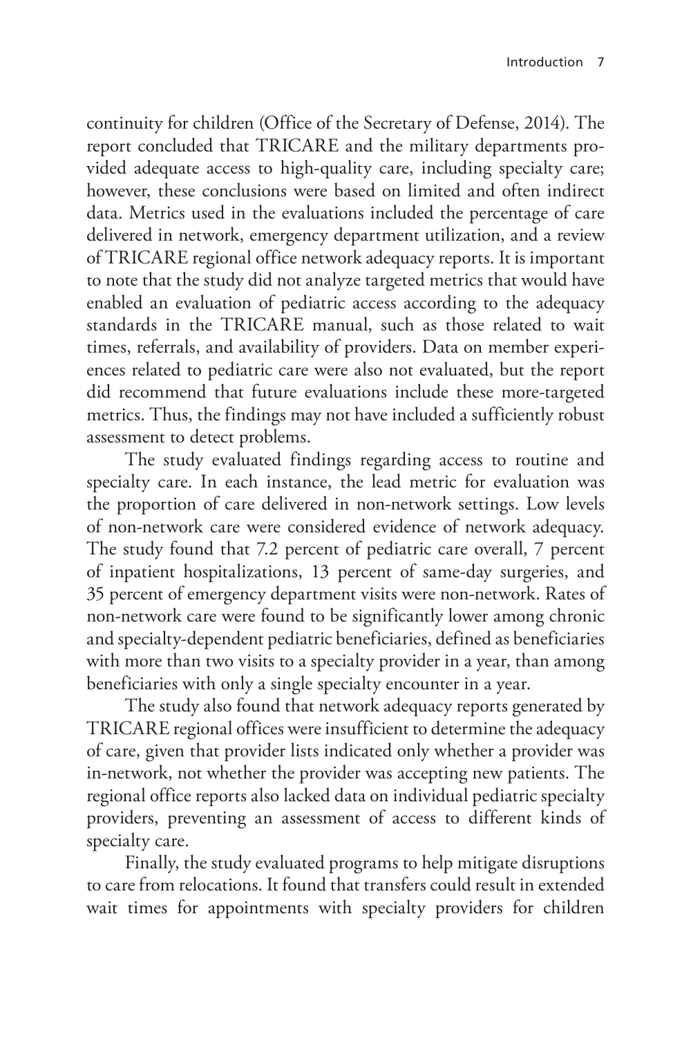continuity for children (Office of the Secretary of Defense, 2014). The report concluded that TRICARE and the military departments provided adequate access to high-quality care, including specialty care; however, these conclusions were based on limited and often indirect data. Metrics used in the evaluations included the percentage of care delivered in network, emergency department utilization, and a review of TRICARE regional office network adequacy reports. It is important to note that the study did not analyze targeted metrics that would have enabled an evaluation of pediatric access according to the adequacy standards in the TRICARE manual, such as those related to wait times, referrals, and availability of providers. Data on member experiences related to pediatric care were also not evaluated, but the report did recommend that future evaluations include these more-targeted metrics. Thus, the findings may not have included a sufficiently robust assessment to detect problems.

The study evaluated findings regarding access to routine and specialty care. In each instance, the lead metric for evaluation was the proportion of care delivered in non-network settings. Low levels of non-network care were considered evidence of network adequacy. The study found that 7.2 percent of pediatric care overall, 7 percent of inpatient hospitalizations, 13 percent of same-day surgeries, and 35 percent of emergency department visits were non-network. Rates of non-network care were found to be significantly lower among chronic and specialty-dependent pediatric beneficiaries, defined as beneficiaries with more than two visits to a specialty provider in a year, than among beneficiaries with only a single specialty encounter in a year.

The study also found that network adequacy reports generated by TRICARE regional offices were insufficient to determine the adequacy of care, given that provider lists indicated only whether a provider was in-network, not whether the provider was accepting new patients. The regional office reports also lacked data on individual pediatric specialty providers, preventing an assessment of access to different kinds of specialty care.

Finally, the study evaluated programs to help mitigate disruptions to care from relocations. It found that transfers could result in extended wait times for appointments with specialty providers for children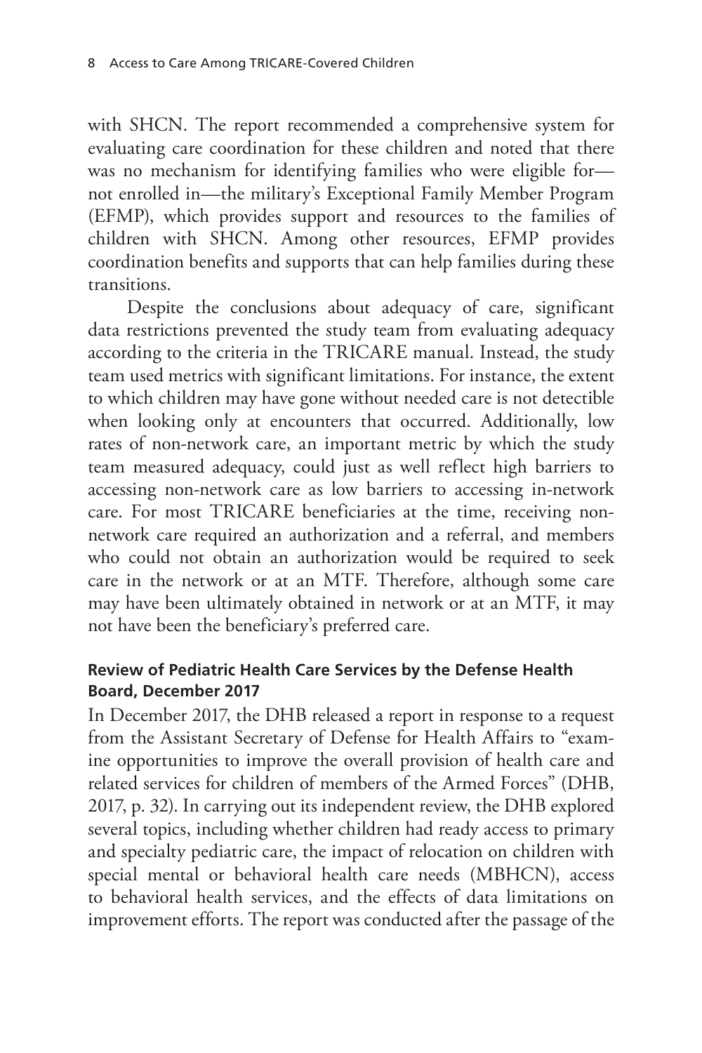with SHCN. The report recommended a comprehensive system for evaluating care coordination for these children and noted that there was no mechanism for identifying families who were eligible for—not enrolled in—the military's Exceptional Family Member Program (EFMP), which provides support and resources to the families of children with SHCN. Among other resources, EFMP provides coordination benefits and supports that can help families during these transitions.

Despite the conclusions about adequacy of care, significant data restrictions prevented the study team from evaluating adequacy according to the criteria in the TRICARE manual. Instead, the study team used metrics with significant limitations. For instance, the extent to which children may have gone without needed care is not detectible when looking only at encounters that occurred. Additionally, low rates of non-network care, an important metric by which the study team measured adequacy, could just as well reflect high barriers to accessing non-network care as low barriers to accessing in-network care. For most TRICARE beneficiaries at the time, receiving non-network care required an authorization and a referral, and members who could not obtain an authorization would be required to seek care in the network or at an MTF. Therefore, although some care may have been ultimately obtained in network or at an MTF, it may not have been the beneficiary's preferred care.

### Review of Pediatric Health Care Services by the Defense Health Board, December 2017

In December 2017, the DHB released a report in response to a request from the Assistant Secretary of Defense for Health Affairs to "examine opportunities to improve the overall provision of health care and related services for children of members of the Armed Forces" (DHB, 2017, p. 32). In carrying out its independent review, the DHB explored several topics, including whether children had ready access to primary and specialty pediatric care, the impact of relocation on children with special mental or behavioral health care needs (MBHCN), access to behavioral health services, and the effects of data limitations on improvement efforts. The report was conducted after the passage of the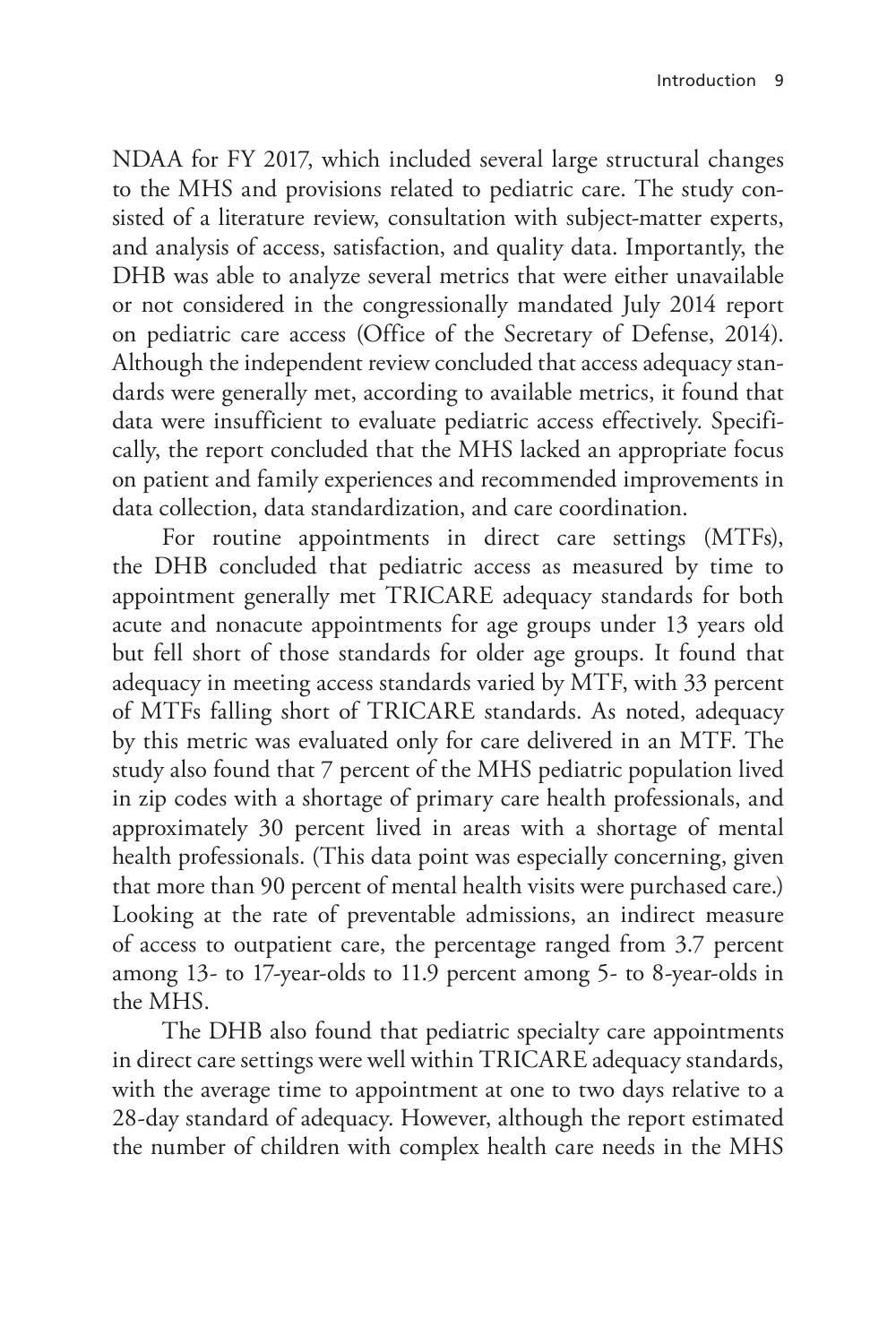NDAA for FY 2017, which included several large structural changes to the MHS and provisions related to pediatric care. The study consisted of a literature review, consultation with subject-matter experts, and analysis of access, satisfaction, and quality data. Importantly, the DHB was able to analyze several metrics that were either unavailable or not considered in the congressionally mandated July 2014 report on pediatric care access (Office of the Secretary of Defense, 2014). Although the independent review concluded that access adequacy standards were generally met, according to available metrics, it found that data were insufficient to evaluate pediatric access effectively. Specifically, the report concluded that the MHS lacked an appropriate focus on patient and family experiences and recommended improvements in data collection, data standardization, and care coordination.

For routine appointments in direct care settings (MTFs), the DHB concluded that pediatric access as measured by time to appointment generally met TRICARE adequacy standards for both acute and nonacute appointments for age groups under 13 years old but fell short of those standards for older age groups. It found that adequacy in meeting access standards varied by MTF, with 33 percent of MTFs falling short of TRICARE standards. As noted, adequacy by this metric was evaluated only for care delivered in an MTF. The study also found that 7 percent of the MHS pediatric population lived in zip codes with a shortage of primary care health professionals, and approximately 30 percent lived in areas with a shortage of mental health professionals. (This data point was especially concerning, given that more than 90 percent of mental health visits were purchased care.) Looking at the rate of preventable admissions, an indirect measure of access to outpatient care, the percentage ranged from 3.7 percent among 13- to 17-year-olds to 11.9 percent among 5- to 8-year-olds in the MHS.

The DHB also found that pediatric specialty care appointments in direct care settings were well within TRICARE adequacy standards, with the average time to appointment at one to two days relative to a 28-day standard of adequacy. However, although the report estimated the number of children with complex health care needs in the MHS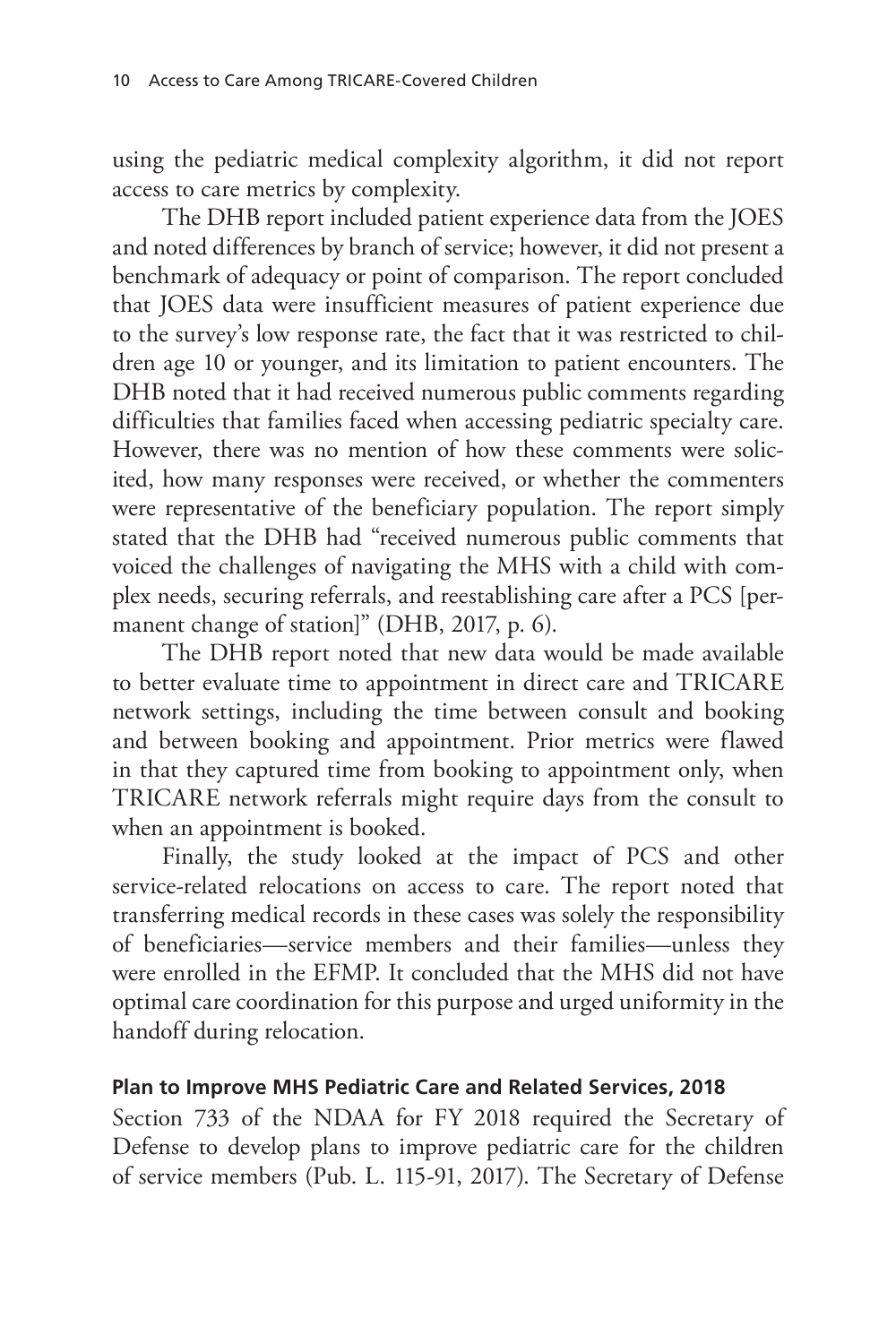using the pediatric medical complexity algorithm, it did not report access to care metrics by complexity.

The DHB report included patient experience data from the JOES and noted differences by branch of service; however, it did not present a benchmark of adequacy or point of comparison. The report concluded that JOES data were insufficient measures of patient experience due to the survey's low response rate, the fact that it was restricted to children age 10 or younger, and its limitation to patient encounters. The DHB noted that it had received numerous public comments regarding difficulties that families faced when accessing pediatric specialty care. However, there was no mention of how these comments were solicited, how many responses were received, or whether the commenters were representative of the beneficiary population. The report simply stated that the DHB had "received numerous public comments that voiced the challenges of navigating the MHS with a child with complex needs, securing referrals, and reestablishing care after a PCS [permanent change of station]" (DHB, 2017, p. 6).

The DHB report noted that new data would be made available to better evaluate time to appointment in direct care and TRICARE network settings, including the time between consult and booking and between booking and appointment. Prior metrics were flawed in that they captured time from booking to appointment only, when TRICARE network referrals might require days from the consult to when an appointment is booked.

Finally, the study looked at the impact of PCS and other service-related relocations on access to care. The report noted that transferring medical records in these cases was solely the responsibility of beneficiaries—service members and their families—unless they were enrolled in the EFMP. It concluded that the MHS did not have optimal care coordination for this purpose and urged uniformity in the handoff during relocation.

### Plan to Improve MHS Pediatric Care and Related Services, 2018

Section 733 of the NDAA for FY 2018 required the Secretary of Defense to develop plans to improve pediatric care for the children of service members (Pub. L. 115-91, 2017). The Secretary of Defense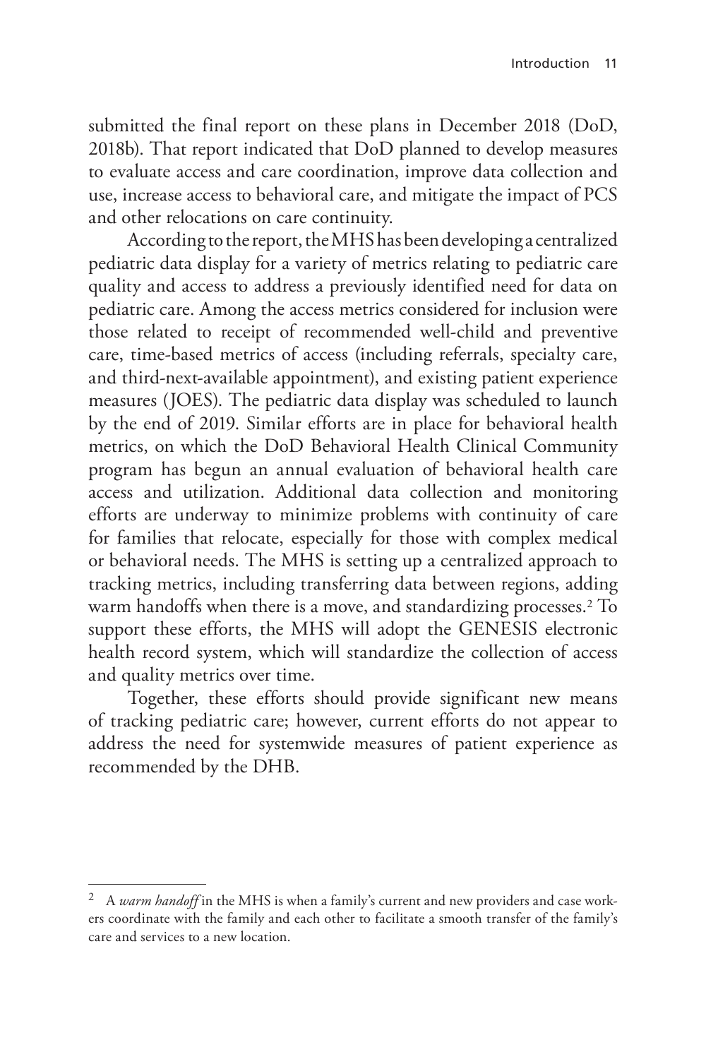submitted the final report on these plans in December 2018 (DoD, 2018b). That report indicated that DoD planned to develop measures to evaluate access and care coordination, improve data collection and use, increase access to behavioral care, and mitigate the impact of PCS and other relocations on care continuity.

According to the report, the MHS has been developing a centralized pediatric data display for a variety of metrics relating to pediatric care quality and access to address a previously identified need for data on pediatric care. Among the access metrics considered for inclusion were those related to receipt of recommended well-child and preventive care, time-based metrics of access (including referrals, specialty care, and third-next-available appointment), and existing patient experience measures (JOES). The pediatric data display was scheduled to launch by the end of 2019. Similar efforts are in place for behavioral health metrics, on which the DoD Behavioral Health Clinical Community program has begun an annual evaluation of behavioral health care access and utilization. Additional data collection and monitoring efforts are underway to minimize problems with continuity of care for families that relocate, especially for those with complex medical or behavioral needs. The MHS is setting up a centralized approach to tracking metrics, including transferring data between regions, adding warm handoffs when there is a move, and standardizing processes.[2] To support these efforts, the MHS will adopt the GENESIS electronic health record system, which will standardize the collection of access and quality metrics over time.

Together, these efforts should provide significant new means of tracking pediatric care; however, current efforts do not appear to address the need for systemwide measures of patient experience as recommended by the DHB.

---

[2] A *warm handoff* in the MHS is when a family's current and new providers and case workers coordinate with the family and each other to facilitate a smooth transfer of the family's care and services to a new location.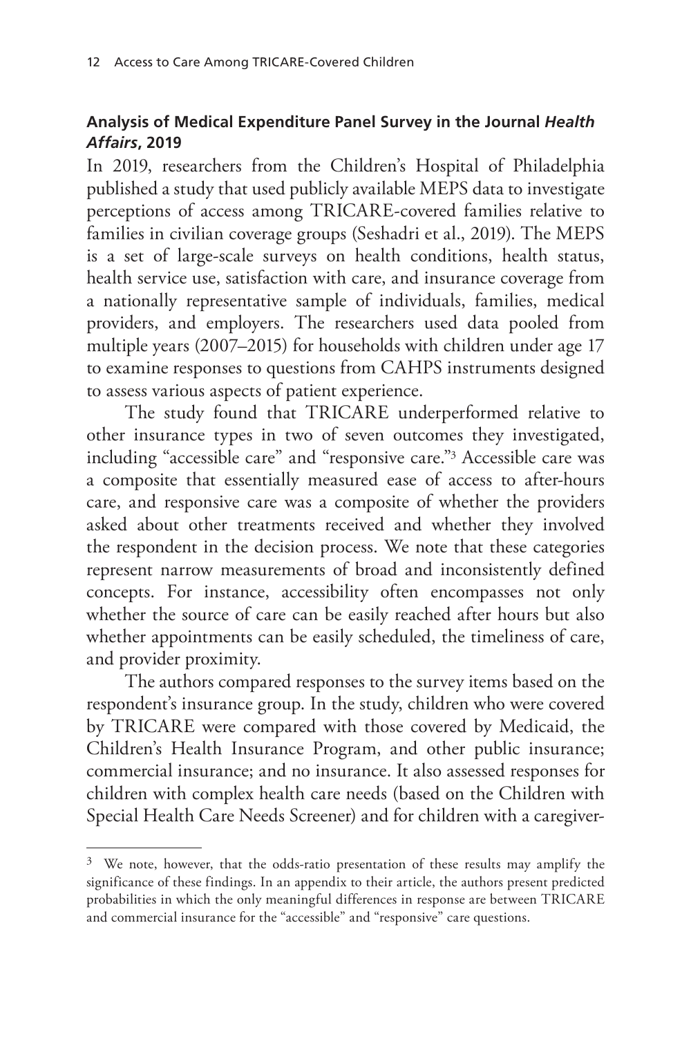### Analysis of Medical Expenditure Panel Survey in the Journal *Health Affairs*, 2019

In 2019, researchers from the Children's Hospital of Philadelphia published a study that used publicly available MEPS data to investigate perceptions of access among TRICARE-covered families relative to families in civilian coverage groups (Seshadri et al., 2019). The MEPS is a set of large-scale surveys on health conditions, health status, health service use, satisfaction with care, and insurance coverage from a nationally representative sample of individuals, families, medical providers, and employers. The researchers used data pooled from multiple years (2007–2015) for households with children under age 17 to examine responses to questions from CAHPS instruments designed to assess various aspects of patient experience.

The study found that TRICARE underperformed relative to other insurance types in two of seven outcomes they investigated, including "accessible care" and "responsive care."[3] Accessible care was a composite that essentially measured ease of access to after-hours care, and responsive care was a composite of whether the providers asked about other treatments received and whether they involved the respondent in the decision process. We note that these categories represent narrow measurements of broad and inconsistently defined concepts. For instance, accessibility often encompasses not only whether the source of care can be easily reached after hours but also whether appointments can be easily scheduled, the timeliness of care, and provider proximity.

The authors compared responses to the survey items based on the respondent's insurance group. In the study, children who were covered by TRICARE were compared with those covered by Medicaid, the Children's Health Insurance Program, and other public insurance; commercial insurance; and no insurance. It also assessed responses for children with complex health care needs (based on the Children with Special Health Care Needs Screener) and for children with a caregiver-

[3] We note, however, that the odds-ratio presentation of these results may amplify the significance of these findings. In an appendix to their article, the authors present predicted probabilities in which the only meaningful differences in response are between TRICARE and commercial insurance for the "accessible" and "responsive" care questions.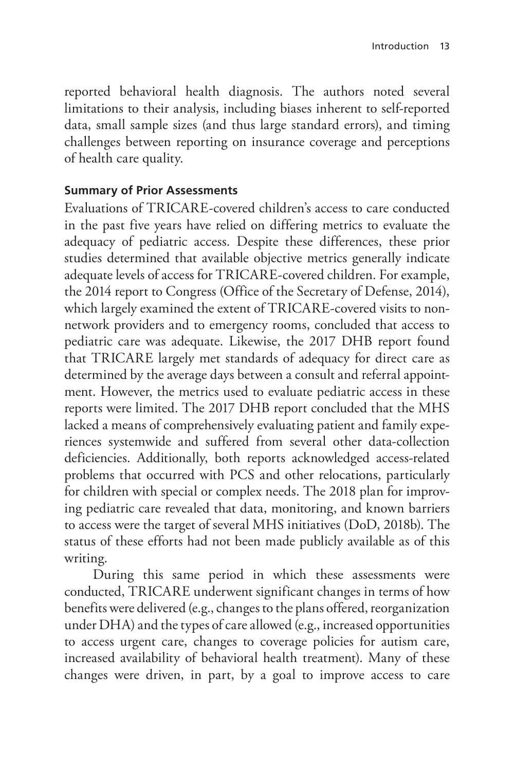reported behavioral health diagnosis. The authors noted several limitations to their analysis, including biases inherent to self-reported data, small sample sizes (and thus large standard errors), and timing challenges between reporting on insurance coverage and perceptions of health care quality.

### Summary of Prior Assessments

Evaluations of TRICARE-covered children's access to care conducted in the past five years have relied on differing metrics to evaluate the adequacy of pediatric access. Despite these differences, these prior studies determined that available objective metrics generally indicate adequate levels of access for TRICARE-covered children. For example, the 2014 report to Congress (Office of the Secretary of Defense, 2014), which largely examined the extent of TRICARE-covered visits to non-network providers and to emergency rooms, concluded that access to pediatric care was adequate. Likewise, the 2017 DHB report found that TRICARE largely met standards of adequacy for direct care as determined by the average days between a consult and referral appointment. However, the metrics used to evaluate pediatric access in these reports were limited. The 2017 DHB report concluded that the MHS lacked a means of comprehensively evaluating patient and family experiences systemwide and suffered from several other data-collection deficiencies. Additionally, both reports acknowledged access-related problems that occurred with PCS and other relocations, particularly for children with special or complex needs. The 2018 plan for improving pediatric care revealed that data, monitoring, and known barriers to access were the target of several MHS initiatives (DoD, 2018b). The status of these efforts had not been made publicly available as of this writing.

During this same period in which these assessments were conducted, TRICARE underwent significant changes in terms of how benefits were delivered (e.g., changes to the plans offered, reorganization under DHA) and the types of care allowed (e.g., increased opportunities to access urgent care, changes to coverage policies for autism care, increased availability of behavioral health treatment). Many of these changes were driven, in part, by a goal to improve access to care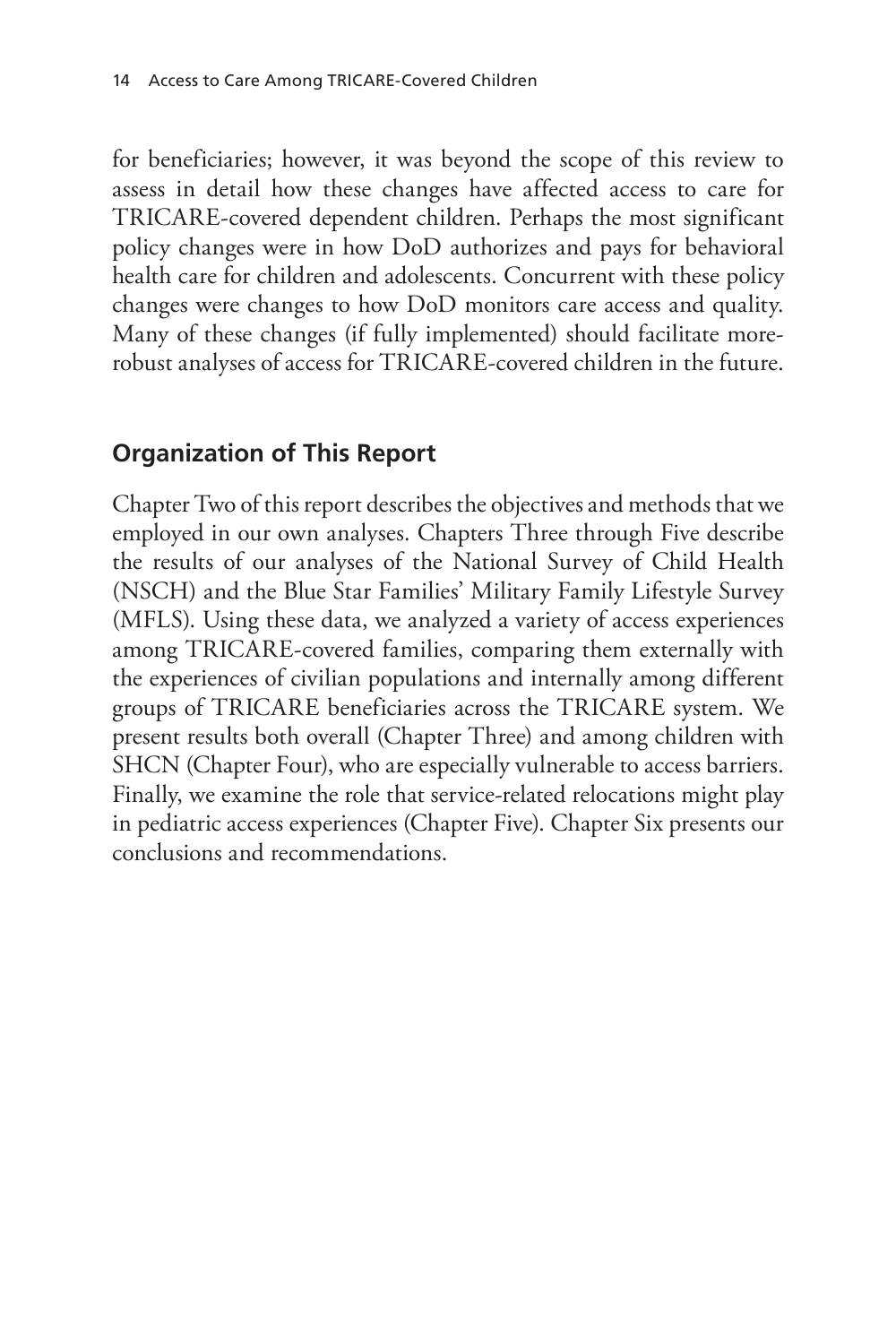for beneficiaries; however, it was beyond the scope of this review to assess in detail how these changes have affected access to care for TRICARE-covered dependent children. Perhaps the most significant policy changes were in how DoD authorizes and pays for behavioral health care for children and adolescents. Concurrent with these policy changes were changes to how DoD monitors care access and quality. Many of these changes (if fully implemented) should facilitate more-robust analyses of access for TRICARE-covered children in the future.

## Organization of This Report

Chapter Two of this report describes the objectives and methods that we employed in our own analyses. Chapters Three through Five describe the results of our analyses of the National Survey of Child Health (NSCH) and the Blue Star Families' Military Family Lifestyle Survey (MFLS). Using these data, we analyzed a variety of access experiences among TRICARE-covered families, comparing them externally with the experiences of civilian populations and internally among different groups of TRICARE beneficiaries across the TRICARE system. We present results both overall (Chapter Three) and among children with SHCN (Chapter Four), who are especially vulnerable to access barriers. Finally, we examine the role that service-related relocations might play in pediatric access experiences (Chapter Five). Chapter Six presents our conclusions and recommendations.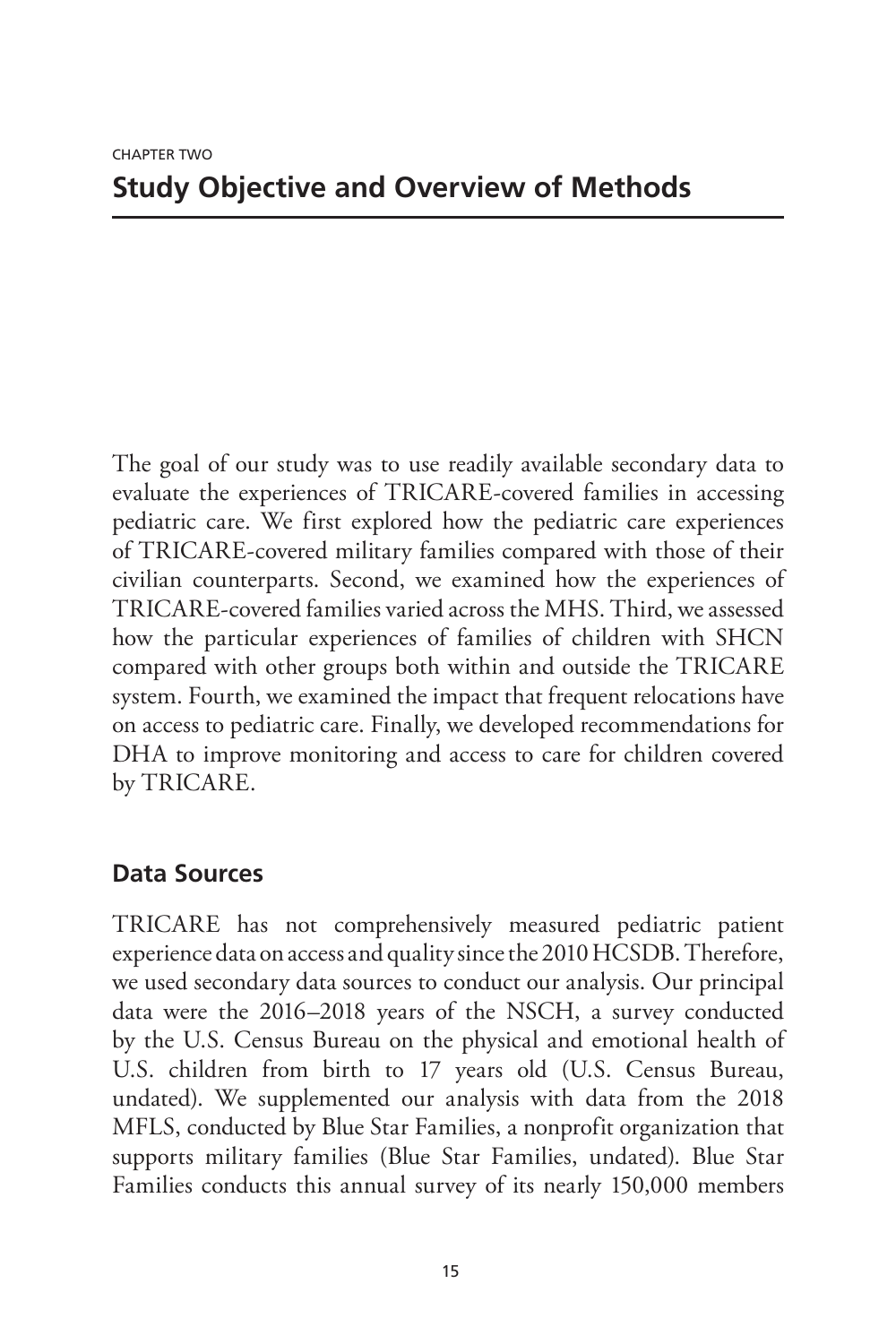CHAPTER TWO

# Study Objective and Overview of Methods

The goal of our study was to use readily available secondary data to evaluate the experiences of TRICARE-covered families in accessing pediatric care. We first explored how the pediatric care experiences of TRICARE-covered military families compared with those of their civilian counterparts. Second, we examined how the experiences of TRICARE-covered families varied across the MHS. Third, we assessed how the particular experiences of families of children with SHCN compared with other groups both within and outside the TRICARE system. Fourth, we examined the impact that frequent relocations have on access to pediatric care. Finally, we developed recommendations for DHA to improve monitoring and access to care for children covered by TRICARE.

## Data Sources

TRICARE has not comprehensively measured pediatric patient experience data on access and quality since the 2010 HCSDB. Therefore, we used secondary data sources to conduct our analysis. Our principal data were the 2016–2018 years of the NSCH, a survey conducted by the U.S. Census Bureau on the physical and emotional health of U.S. children from birth to 17 years old (U.S. Census Bureau, undated). We supplemented our analysis with data from the 2018 MFLS, conducted by Blue Star Families, a nonprofit organization that supports military families (Blue Star Families, undated). Blue Star Families conducts this annual survey of its nearly 150,000 members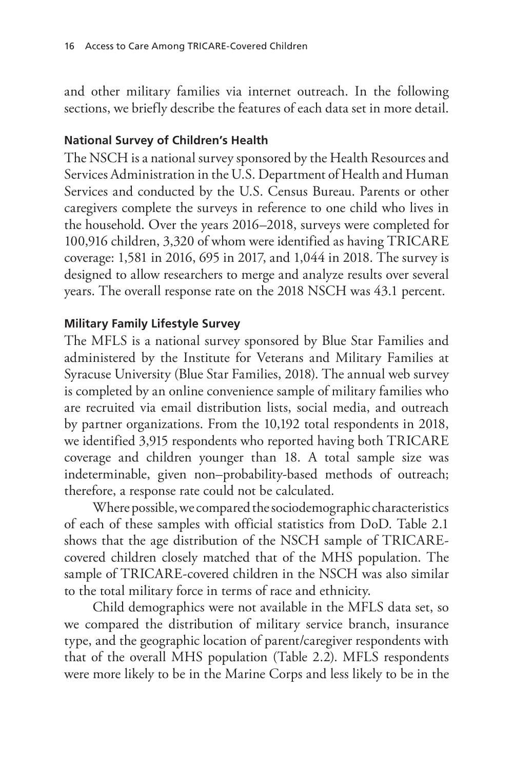and other military families via internet outreach. In the following sections, we briefly describe the features of each data set in more detail.

### National Survey of Children's Health

The NSCH is a national survey sponsored by the Health Resources and Services Administration in the U.S. Department of Health and Human Services and conducted by the U.S. Census Bureau. Parents or other caregivers complete the surveys in reference to one child who lives in the household. Over the years 2016–2018, surveys were completed for 100,916 children, 3,320 of whom were identified as having TRICARE coverage: 1,581 in 2016, 695 in 2017, and 1,044 in 2018. The survey is designed to allow researchers to merge and analyze results over several years. The overall response rate on the 2018 NSCH was 43.1 percent.

### Military Family Lifestyle Survey

The MFLS is a national survey sponsored by Blue Star Families and administered by the Institute for Veterans and Military Families at Syracuse University (Blue Star Families, 2018). The annual web survey is completed by an online convenience sample of military families who are recruited via email distribution lists, social media, and outreach by partner organizations. From the 10,192 total respondents in 2018, we identified 3,915 respondents who reported having both TRICARE coverage and children younger than 18. A total sample size was indeterminable, given non–probability-based methods of outreach; therefore, a response rate could not be calculated.

Where possible, we compared the sociodemographic characteristics of each of these samples with official statistics from DoD. Table 2.1 shows that the age distribution of the NSCH sample of TRICARE-covered children closely matched that of the MHS population. The sample of TRICARE-covered children in the NSCH was also similar to the total military force in terms of race and ethnicity.

Child demographics were not available in the MFLS data set, so we compared the distribution of military service branch, insurance type, and the geographic location of parent/caregiver respondents with that of the overall MHS population (Table 2.2). MFLS respondents were more likely to be in the Marine Corps and less likely to be in the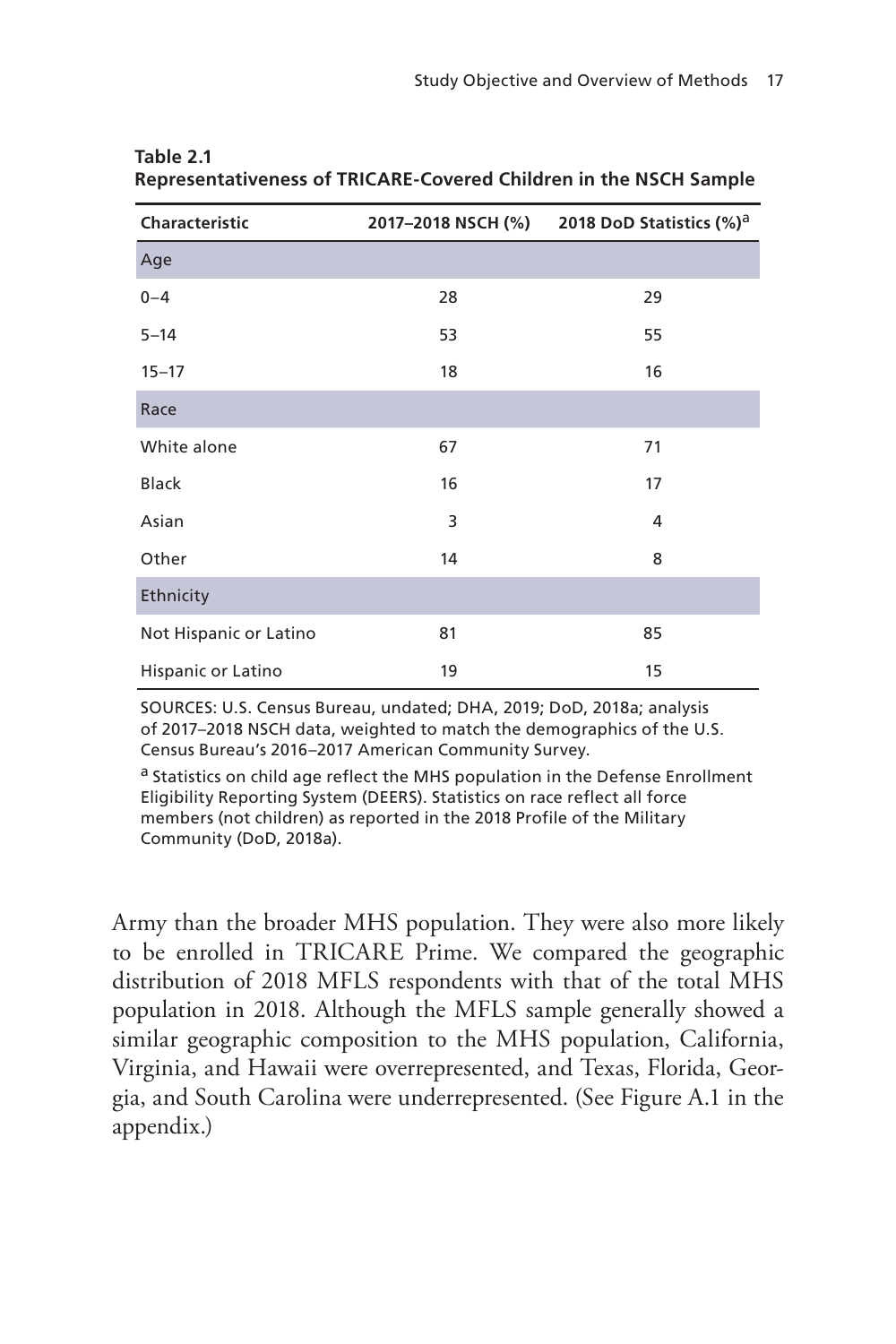**Table 2.1**
**Representativeness of TRICARE-Covered Children in the NSCH Sample**

| Characteristic | 2017–2018 NSCH (%) | 2018 DoD Statistics (%)[a] |
|---|---|---|
| Age | | |
| 0–4 | 28 | 29 |
| 5–14 | 53 | 55 |
| 15–17 | 18 | 16 |
| Race | | |
| White alone | 67 | 71 |
| Black | 16 | 17 |
| Asian | 3 | 4 |
| Other | 14 | 8 |
| Ethnicity | | |
| Not Hispanic or Latino | 81 | 85 |
| Hispanic or Latino | 19 | 15 |

SOURCES: U.S. Census Bureau, undated; DHA, 2019; DoD, 2018a; analysis of 2017–2018 NSCH data, weighted to match the demographics of the U.S. Census Bureau's 2016–2017 American Community Survey.

[a] Statistics on child age reflect the MHS population in the Defense Enrollment Eligibility Reporting System (DEERS). Statistics on race reflect all force members (not children) as reported in the 2018 Profile of the Military Community (DoD, 2018a).

Army than the broader MHS population. They were also more likely to be enrolled in TRICARE Prime. We compared the geographic distribution of 2018 MFLS respondents with that of the total MHS population in 2018. Although the MFLS sample generally showed a similar geographic composition to the MHS population, California, Virginia, and Hawaii were overrepresented, and Texas, Florida, Georgia, and South Carolina were underrepresented. (See Figure A.1 in the appendix.)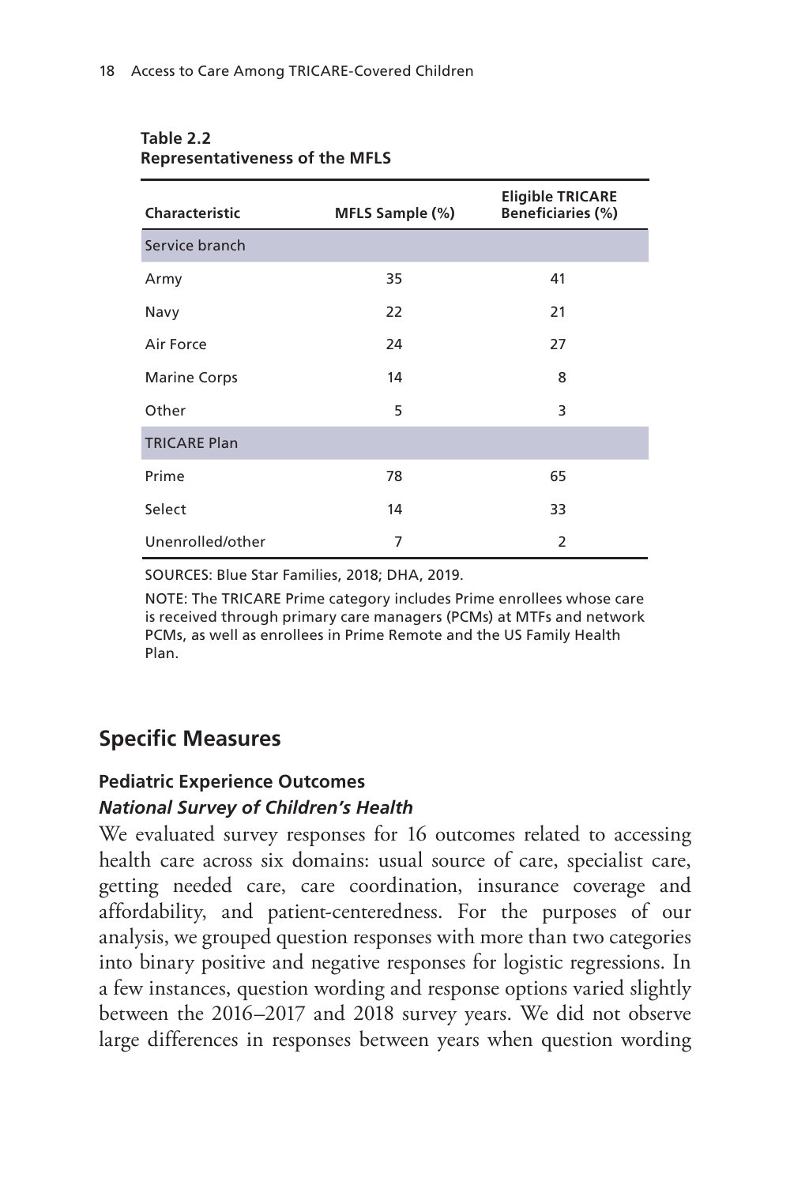**Table 2.2**
**Representativeness of the MFLS**

| Characteristic | MFLS Sample (%) | Eligible TRICARE Beneficiaries (%) |
|---|---|---|
| Service branch | | |
| Army | 35 | 41 |
| Navy | 22 | 21 |
| Air Force | 24 | 27 |
| Marine Corps | 14 | 8 |
| Other | 5 | 3 |
| TRICARE Plan | | |
| Prime | 78 | 65 |
| Select | 14 | 33 |
| Unenrolled/other | 7 | 2 |

SOURCES: Blue Star Families, 2018; DHA, 2019.

NOTE: The TRICARE Prime category includes Prime enrollees whose care is received through primary care managers (PCMs) at MTFs and network PCMs, as well as enrollees in Prime Remote and the US Family Health Plan.

## Specific Measures

### Pediatric Experience Outcomes

#### *National Survey of Children's Health*

We evaluated survey responses for 16 outcomes related to accessing health care across six domains: usual source of care, specialist care, getting needed care, care coordination, insurance coverage and affordability, and patient-centeredness. For the purposes of our analysis, we grouped question responses with more than two categories into binary positive and negative responses for logistic regressions. In a few instances, question wording and response options varied slightly between the 2016–2017 and 2018 survey years. We did not observe large differences in responses between years when question wording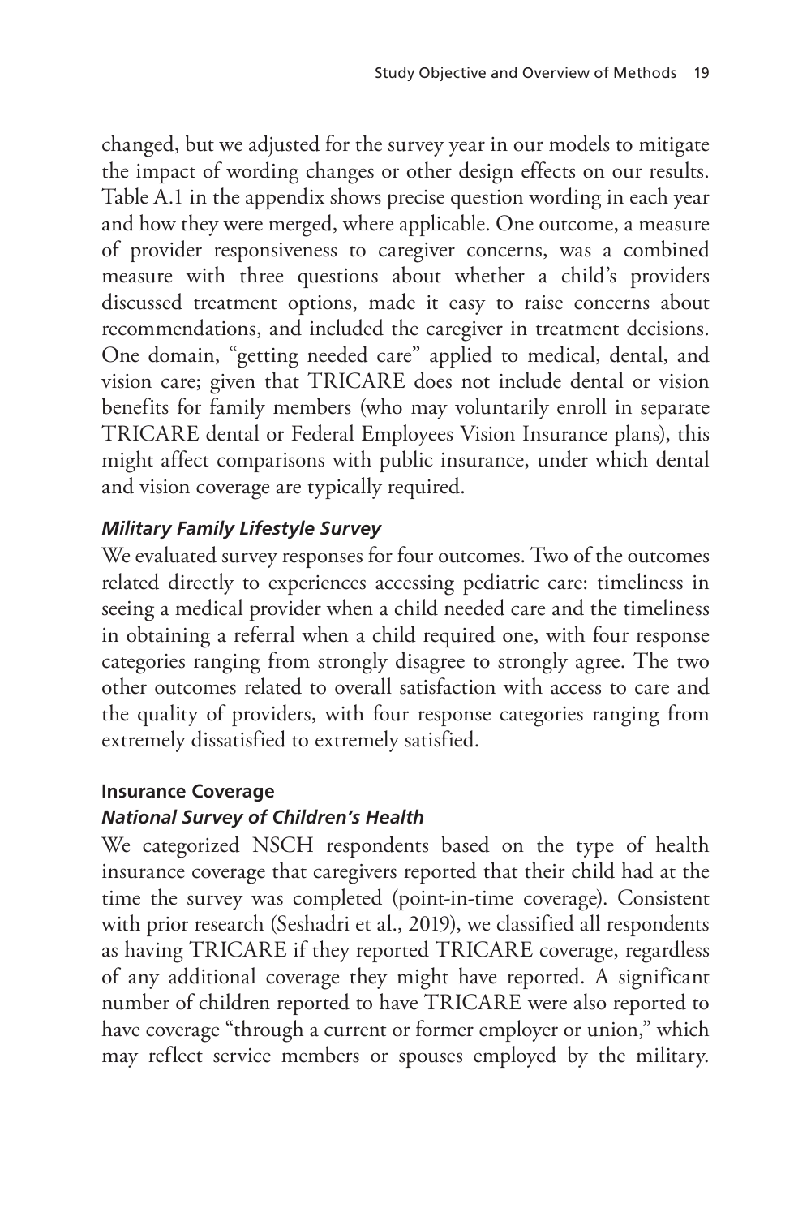changed, but we adjusted for the survey year in our models to mitigate the impact of wording changes or other design effects on our results. Table A.1 in the appendix shows precise question wording in each year and how they were merged, where applicable. One outcome, a measure of provider responsiveness to caregiver concerns, was a combined measure with three questions about whether a child's providers discussed treatment options, made it easy to raise concerns about recommendations, and included the caregiver in treatment decisions. One domain, "getting needed care" applied to medical, dental, and vision care; given that TRICARE does not include dental or vision benefits for family members (who may voluntarily enroll in separate TRICARE dental or Federal Employees Vision Insurance plans), this might affect comparisons with public insurance, under which dental and vision coverage are typically required.

#### *Military Family Lifestyle Survey*

We evaluated survey responses for four outcomes. Two of the outcomes related directly to experiences accessing pediatric care: timeliness in seeing a medical provider when a child needed care and the timeliness in obtaining a referral when a child required one, with four response categories ranging from strongly disagree to strongly agree. The two other outcomes related to overall satisfaction with access to care and the quality of providers, with four response categories ranging from extremely dissatisfied to extremely satisfied.

### Insurance Coverage

#### *National Survey of Children's Health*

We categorized NSCH respondents based on the type of health insurance coverage that caregivers reported that their child had at the time the survey was completed (point-in-time coverage). Consistent with prior research (Seshadri et al., 2019), we classified all respondents as having TRICARE if they reported TRICARE coverage, regardless of any additional coverage they might have reported. A significant number of children reported to have TRICARE were also reported to have coverage "through a current or former employer or union," which may reflect service members or spouses employed by the military.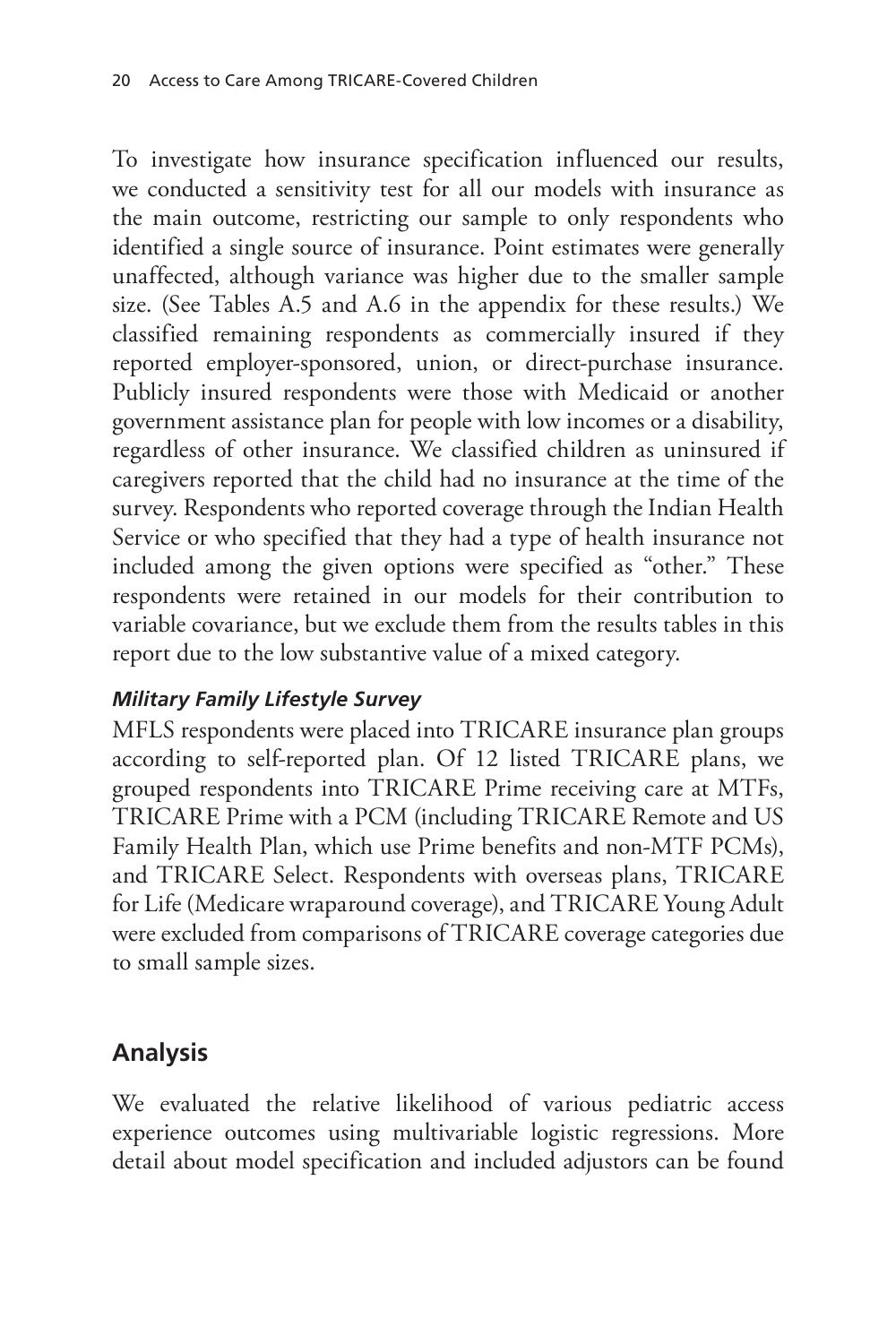To investigate how insurance specification influenced our results, we conducted a sensitivity test for all our models with insurance as the main outcome, restricting our sample to only respondents who identified a single source of insurance. Point estimates were generally unaffected, although variance was higher due to the smaller sample size. (See Tables A.5 and A.6 in the appendix for these results.) We classified remaining respondents as commercially insured if they reported employer-sponsored, union, or direct-purchase insurance. Publicly insured respondents were those with Medicaid or another government assistance plan for people with low incomes or a disability, regardless of other insurance. We classified children as uninsured if caregivers reported that the child had no insurance at the time of the survey. Respondents who reported coverage through the Indian Health Service or who specified that they had a type of health insurance not included among the given options were specified as "other." These respondents were retained in our models for their contribution to variable covariance, but we exclude them from the results tables in this report due to the low substantive value of a mixed category.

#### *Military Family Lifestyle Survey*

MFLS respondents were placed into TRICARE insurance plan groups according to self-reported plan. Of 12 listed TRICARE plans, we grouped respondents into TRICARE Prime receiving care at MTFs, TRICARE Prime with a PCM (including TRICARE Remote and US Family Health Plan, which use Prime benefits and non-MTF PCMs), and TRICARE Select. Respondents with overseas plans, TRICARE for Life (Medicare wraparound coverage), and TRICARE Young Adult were excluded from comparisons of TRICARE coverage categories due to small sample sizes.

## Analysis

We evaluated the relative likelihood of various pediatric access experience outcomes using multivariable logistic regressions. More detail about model specification and included adjustors can be found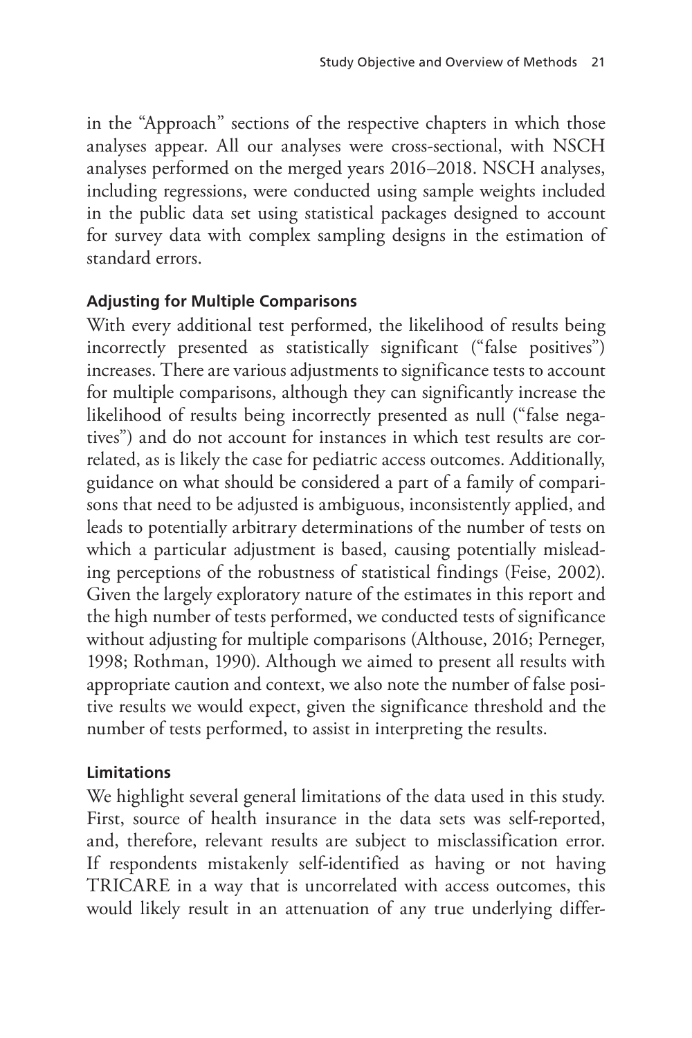in the "Approach" sections of the respective chapters in which those analyses appear. All our analyses were cross-sectional, with NSCH analyses performed on the merged years 2016–2018. NSCH analyses, including regressions, were conducted using sample weights included in the public data set using statistical packages designed to account for survey data with complex sampling designs in the estimation of standard errors.

### Adjusting for Multiple Comparisons

With every additional test performed, the likelihood of results being incorrectly presented as statistically significant ("false positives") increases. There are various adjustments to significance tests to account for multiple comparisons, although they can significantly increase the likelihood of results being incorrectly presented as null ("false negatives") and do not account for instances in which test results are correlated, as is likely the case for pediatric access outcomes. Additionally, guidance on what should be considered a part of a family of comparisons that need to be adjusted is ambiguous, inconsistently applied, and leads to potentially arbitrary determinations of the number of tests on which a particular adjustment is based, causing potentially misleading perceptions of the robustness of statistical findings (Feise, 2002). Given the largely exploratory nature of the estimates in this report and the high number of tests performed, we conducted tests of significance without adjusting for multiple comparisons (Althouse, 2016; Perneger, 1998; Rothman, 1990). Although we aimed to present all results with appropriate caution and context, we also note the number of false positive results we would expect, given the significance threshold and the number of tests performed, to assist in interpreting the results.

### Limitations

We highlight several general limitations of the data used in this study. First, source of health insurance in the data sets was self-reported, and, therefore, relevant results are subject to misclassification error. If respondents mistakenly self-identified as having or not having TRICARE in a way that is uncorrelated with access outcomes, this would likely result in an attenuation of any true underlying differ-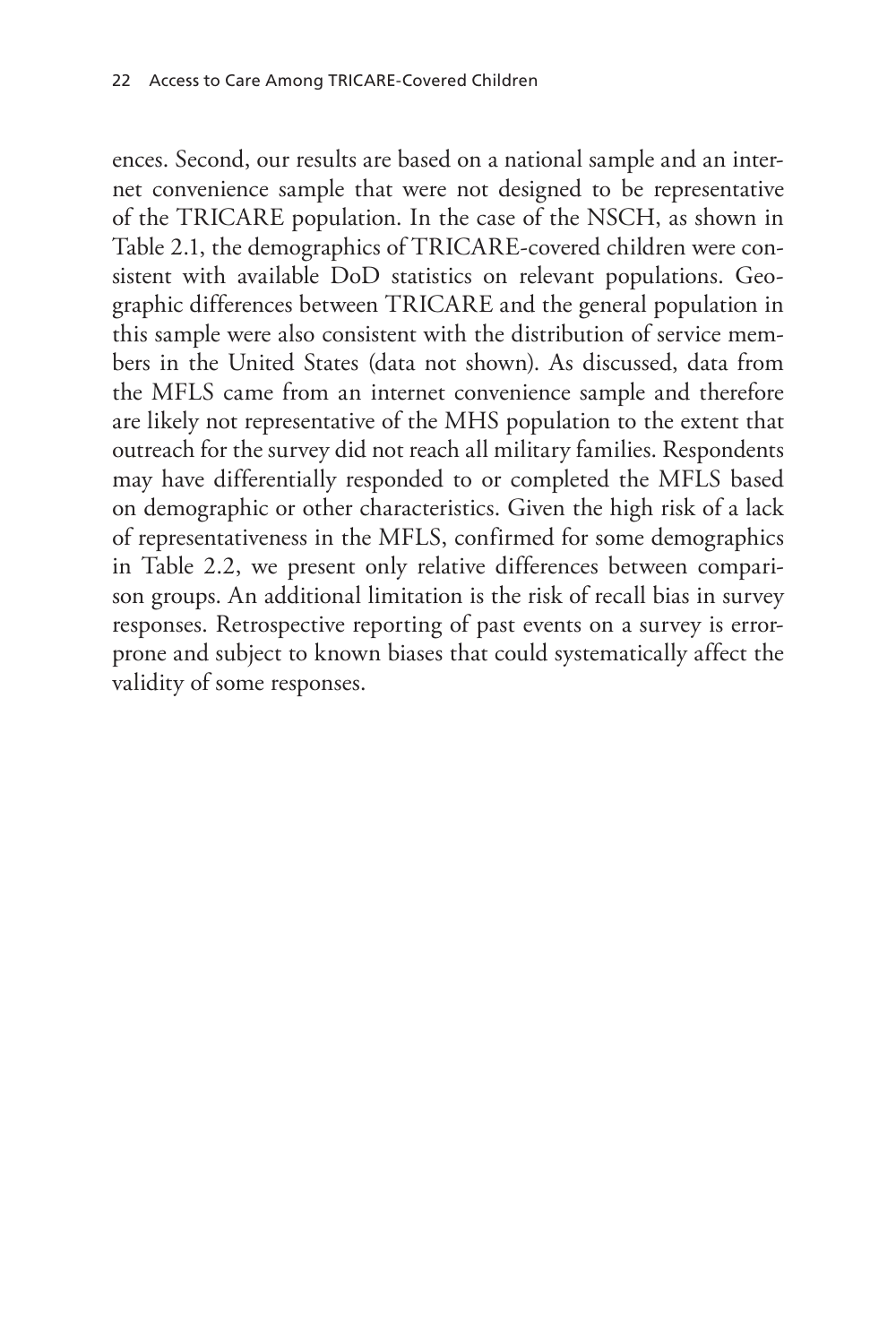ences. Second, our results are based on a national sample and an internet convenience sample that were not designed to be representative of the TRICARE population. In the case of the NSCH, as shown in Table 2.1, the demographics of TRICARE-covered children were consistent with available DoD statistics on relevant populations. Geographic differences between TRICARE and the general population in this sample were also consistent with the distribution of service members in the United States (data not shown). As discussed, data from the MFLS came from an internet convenience sample and therefore are likely not representative of the MHS population to the extent that outreach for the survey did not reach all military families. Respondents may have differentially responded to or completed the MFLS based on demographic or other characteristics. Given the high risk of a lack of representativeness in the MFLS, confirmed for some demographics in Table 2.2, we present only relative differences between comparison groups. An additional limitation is the risk of recall bias in survey responses. Retrospective reporting of past events on a survey is error-prone and subject to known biases that could systematically affect the validity of some responses.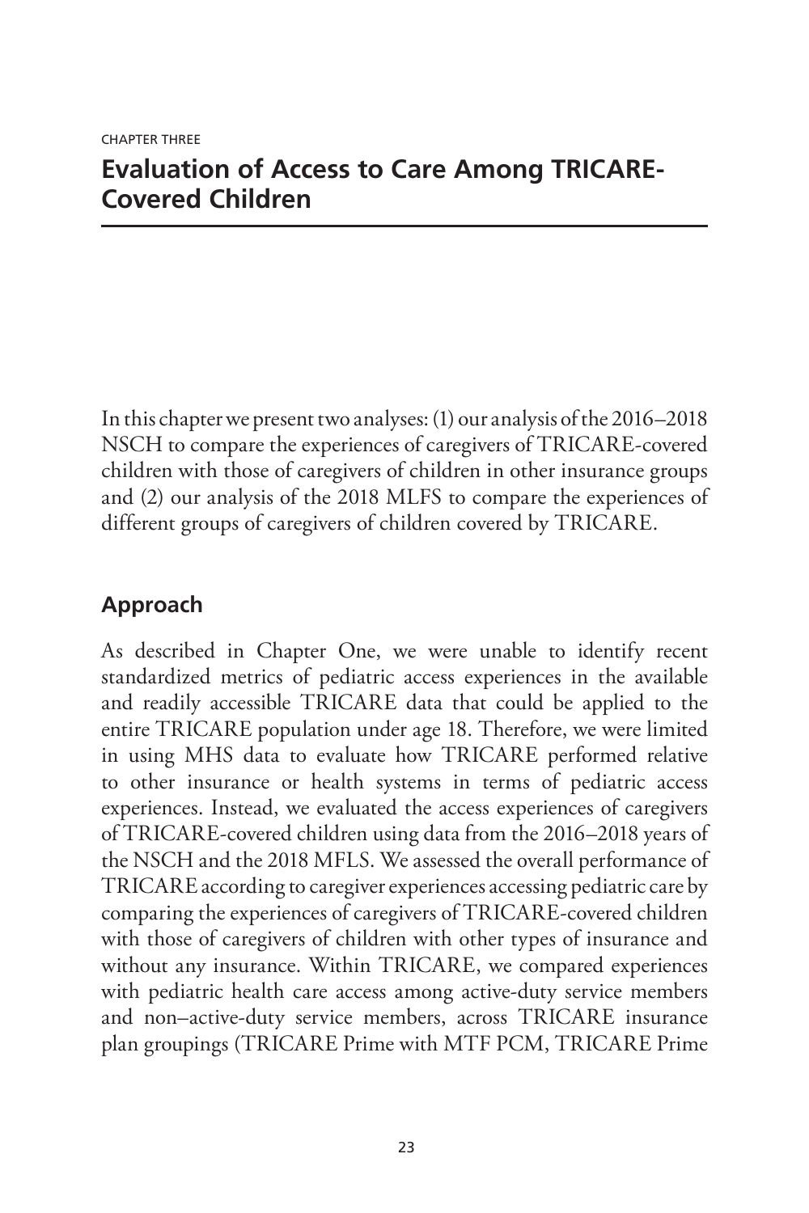CHAPTER THREE

# Evaluation of Access to Care Among TRICARE-Covered Children

In this chapter we present two analyses: (1) our analysis of the 2016–2018 NSCH to compare the experiences of caregivers of TRICARE-covered children with those of caregivers of children in other insurance groups and (2) our analysis of the 2018 MLFS to compare the experiences of different groups of caregivers of children covered by TRICARE.

## Approach

As described in Chapter One, we were unable to identify recent standardized metrics of pediatric access experiences in the available and readily accessible TRICARE data that could be applied to the entire TRICARE population under age 18. Therefore, we were limited in using MHS data to evaluate how TRICARE performed relative to other insurance or health systems in terms of pediatric access experiences. Instead, we evaluated the access experiences of caregivers of TRICARE-covered children using data from the 2016–2018 years of the NSCH and the 2018 MFLS. We assessed the overall performance of TRICARE according to caregiver experiences accessing pediatric care by comparing the experiences of caregivers of TRICARE-covered children with those of caregivers of children with other types of insurance and without any insurance. Within TRICARE, we compared experiences with pediatric health care access among active-duty service members and non–active-duty service members, across TRICARE insurance plan groupings (TRICARE Prime with MTF PCM, TRICARE Prime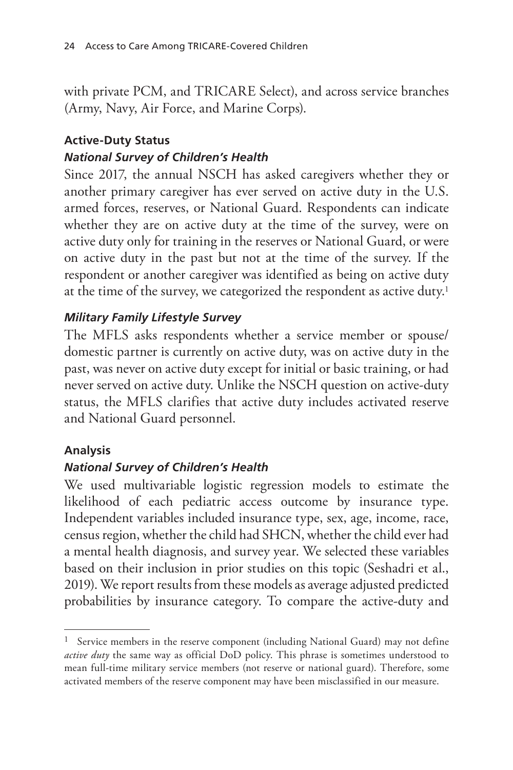with private PCM, and TRICARE Select), and across service branches (Army, Navy, Air Force, and Marine Corps).

### Active-Duty Status

#### *National Survey of Children's Health*

Since 2017, the annual NSCH has asked caregivers whether they or another primary caregiver has ever served on active duty in the U.S. armed forces, reserves, or National Guard. Respondents can indicate whether they are on active duty at the time of the survey, were on active duty only for training in the reserves or National Guard, or were on active duty in the past but not at the time of the survey. If the respondent or another caregiver was identified as being on active duty at the time of the survey, we categorized the respondent as active duty.[1]

#### *Military Family Lifestyle Survey*

The MFLS asks respondents whether a service member or spouse/domestic partner is currently on active duty, was on active duty in the past, was never on active duty except for initial or basic training, or had never served on active duty. Unlike the NSCH question on active-duty status, the MFLS clarifies that active duty includes activated reserve and National Guard personnel.

### Analysis

#### *National Survey of Children's Health*

We used multivariable logistic regression models to estimate the likelihood of each pediatric access outcome by insurance type. Independent variables included insurance type, sex, age, income, race, census region, whether the child had SHCN, whether the child ever had a mental health diagnosis, and survey year. We selected these variables based on their inclusion in prior studies on this topic (Seshadri et al., 2019). We report results from these models as average adjusted predicted probabilities by insurance category. To compare the active-duty and

---

[1] Service members in the reserve component (including National Guard) may not define *active duty* the same way as official DoD policy. This phrase is sometimes understood to mean full-time military service members (not reserve or national guard). Therefore, some activated members of the reserve component may have been misclassified in our measure.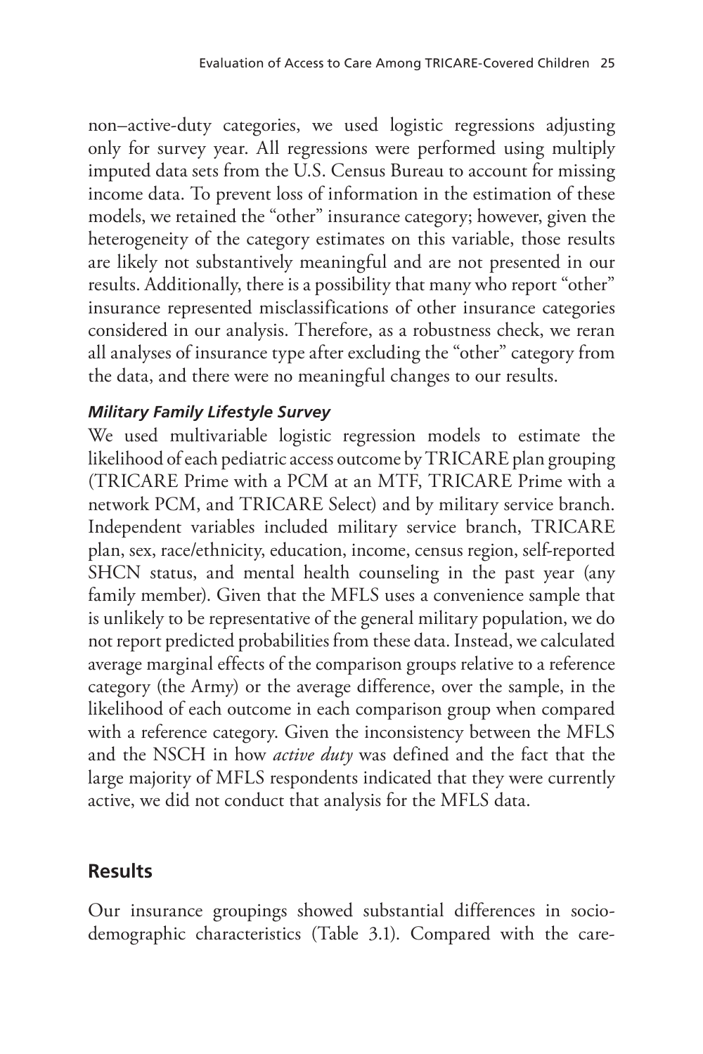non–active-duty categories, we used logistic regressions adjusting only for survey year. All regressions were performed using multiply imputed data sets from the U.S. Census Bureau to account for missing income data. To prevent loss of information in the estimation of these models, we retained the "other" insurance category; however, given the heterogeneity of the category estimates on this variable, those results are likely not substantively meaningful and are not presented in our results. Additionally, there is a possibility that many who report "other" insurance represented misclassifications of other insurance categories considered in our analysis. Therefore, as a robustness check, we reran all analyses of insurance type after excluding the "other" category from the data, and there were no meaningful changes to our results.

#### *Military Family Lifestyle Survey*

We used multivariable logistic regression models to estimate the likelihood of each pediatric access outcome by TRICARE plan grouping (TRICARE Prime with a PCM at an MTF, TRICARE Prime with a network PCM, and TRICARE Select) and by military service branch. Independent variables included military service branch, TRICARE plan, sex, race/ethnicity, education, income, census region, self-reported SHCN status, and mental health counseling in the past year (any family member). Given that the MFLS uses a convenience sample that is unlikely to be representative of the general military population, we do not report predicted probabilities from these data. Instead, we calculated average marginal effects of the comparison groups relative to a reference category (the Army) or the average difference, over the sample, in the likelihood of each outcome in each comparison group when compared with a reference category. Given the inconsistency between the MFLS and the NSCH in how *active duty* was defined and the fact that the large majority of MFLS respondents indicated that they were currently active, we did not conduct that analysis for the MFLS data.

## Results

Our insurance groupings showed substantial differences in sociodemographic characteristics (Table 3.1). Compared with the care-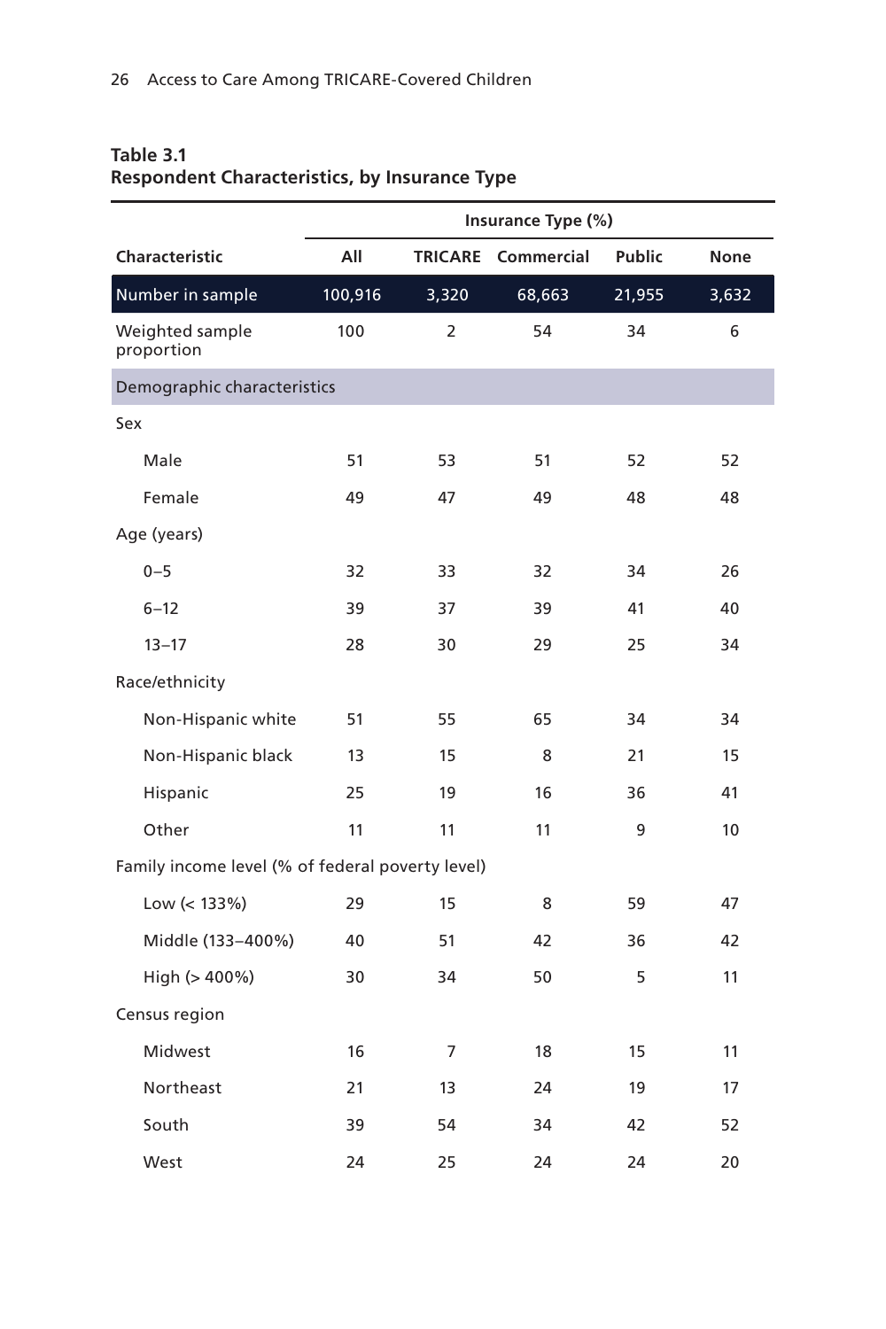**Table 3.1**
**Respondent Characteristics, by Insurance Type**

| | Insurance Type (%) | | | | |
|---|---|---|---|---|---|
| **Characteristic** | **All** | **TRICARE** | **Commercial** | **Public** | **None** |
| Number in sample | 100,916 | 3,320 | 68,663 | 21,955 | 3,632 |
| Weighted sample proportion | 100 | 2 | 54 | 34 | 6 |
| Demographic characteristics | | | | | |
| Sex | | | | | |
| Male | 51 | 53 | 51 | 52 | 52 |
| Female | 49 | 47 | 49 | 48 | 48 |
| Age (years) | | | | | |
| 0–5 | 32 | 33 | 32 | 34 | 26 |
| 6–12 | 39 | 37 | 39 | 41 | 40 |
| 13–17 | 28 | 30 | 29 | 25 | 34 |
| Race/ethnicity | | | | | |
| Non-Hispanic white | 51 | 55 | 65 | 34 | 34 |
| Non-Hispanic black | 13 | 15 | 8 | 21 | 15 |
| Hispanic | 25 | 19 | 16 | 36 | 41 |
| Other | 11 | 11 | 11 | 9 | 10 |
| Family income level (% of federal poverty level) | | | | | |
| Low (< 133%) | 29 | 15 | 8 | 59 | 47 |
| Middle (133–400%) | 40 | 51 | 42 | 36 | 42 |
| High (> 400%) | 30 | 34 | 50 | 5 | 11 |
| Census region | | | | | |
| Midwest | 16 | 7 | 18 | 15 | 11 |
| Northeast | 21 | 13 | 24 | 19 | 17 |
| South | 39 | 54 | 34 | 42 | 52 |
| West | 24 | 25 | 24 | 24 | 20 |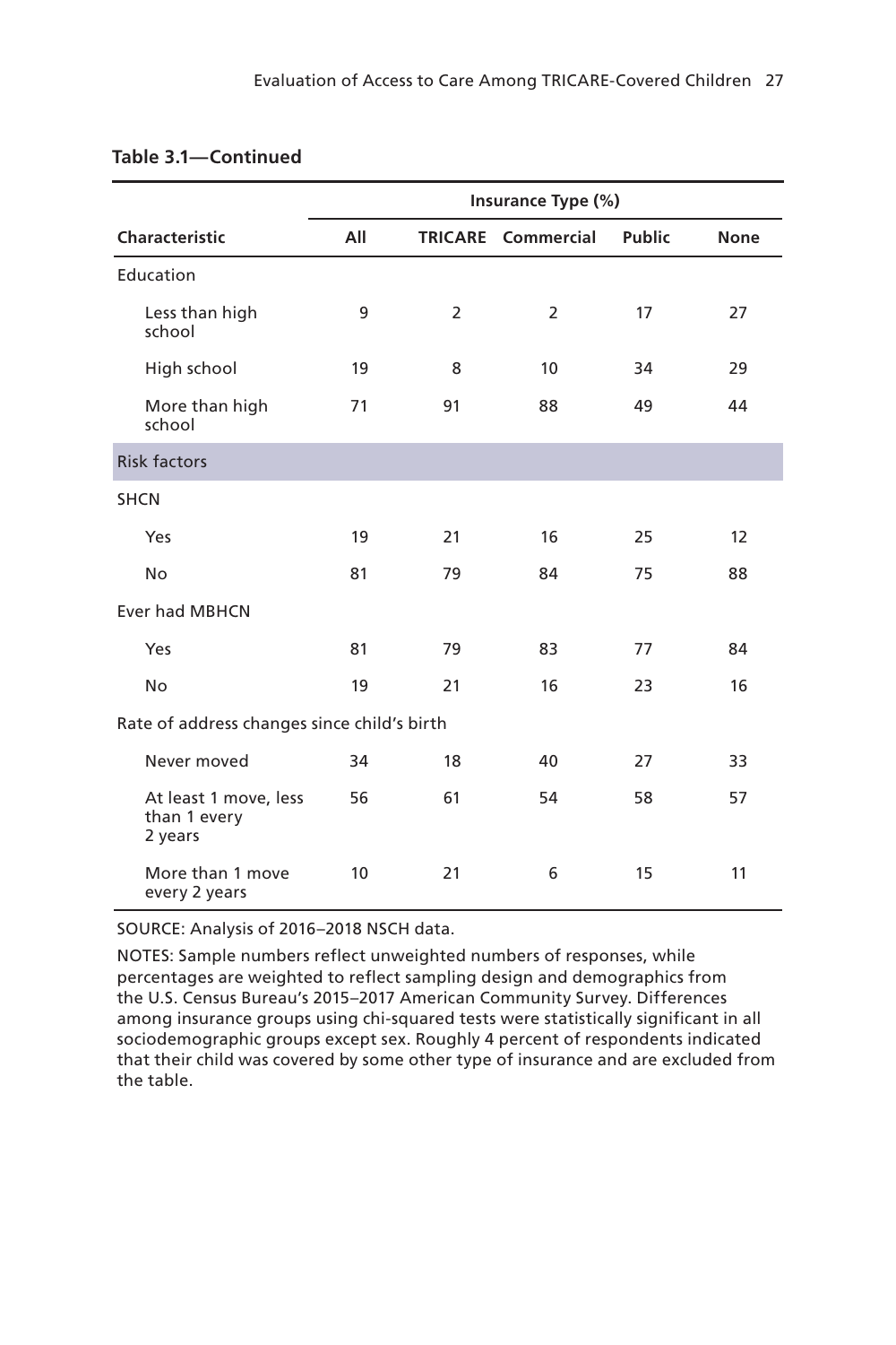**Table 3.1—Continued**

| Characteristic | Insurance Type (%) | | | | |
|---|---|---|---|---|---|
| | All | TRICARE | Commercial | Public | None |
| Education | | | | | |
| Less than high school | 9 | 2 | 2 | 17 | 27 |
| High school | 19 | 8 | 10 | 34 | 29 |
| More than high school | 71 | 91 | 88 | 49 | 44 |
| **Risk factors** | | | | | |
| SHCN | | | | | |
| Yes | 19 | 21 | 16 | 25 | 12 |
| No | 81 | 79 | 84 | 75 | 88 |
| Ever had MBHCN | | | | | |
| Yes | 81 | 79 | 83 | 77 | 84 |
| No | 19 | 21 | 16 | 23 | 16 |
| Rate of address changes since child's birth | | | | | |
| Never moved | 34 | 18 | 40 | 27 | 33 |
| At least 1 move, less than 1 every 2 years | 56 | 61 | 54 | 58 | 57 |
| More than 1 move every 2 years | 10 | 21 | 6 | 15 | 11 |

SOURCE: Analysis of 2016–2018 NSCH data.

NOTES: Sample numbers reflect unweighted numbers of responses, while percentages are weighted to reflect sampling design and demographics from the U.S. Census Bureau's 2015–2017 American Community Survey. Differences among insurance groups using chi-squared tests were statistically significant in all sociodemographic groups except sex. Roughly 4 percent of respondents indicated that their child was covered by some other type of insurance and are excluded from the table.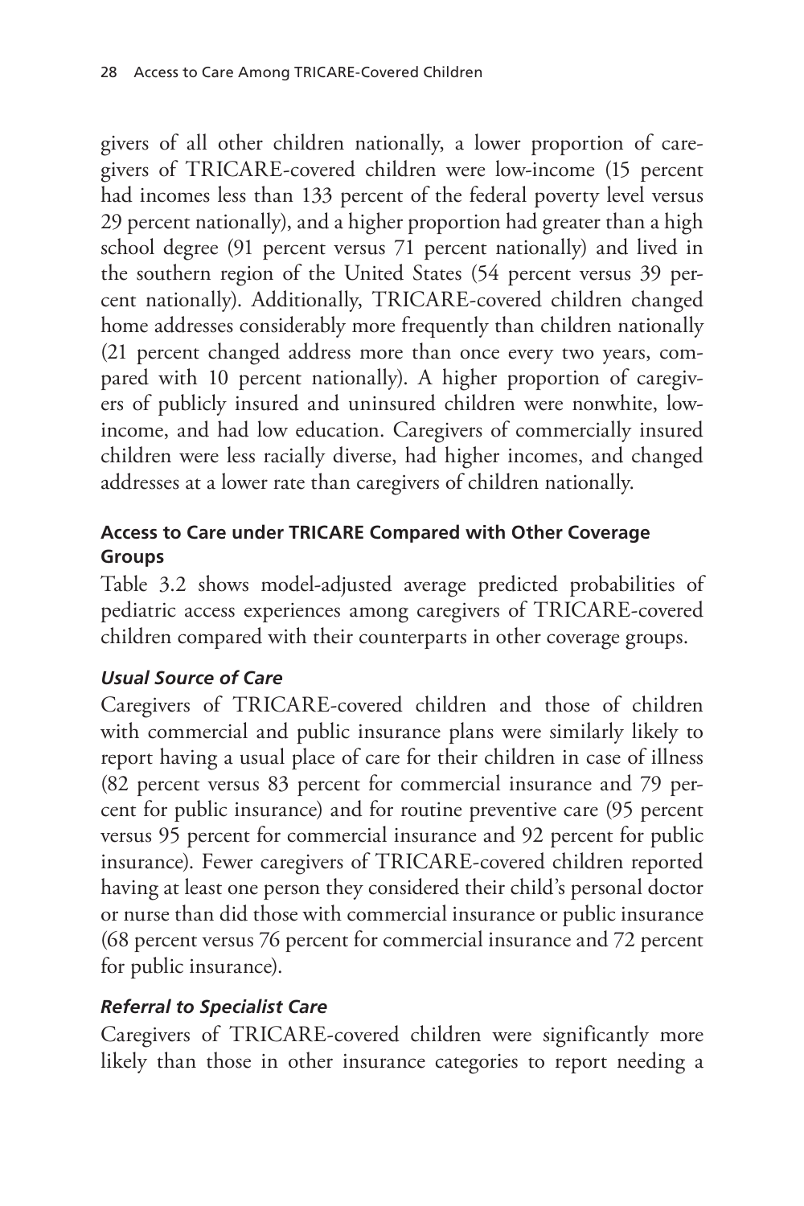givers of all other children nationally, a lower proportion of caregivers of TRICARE-covered children were low-income (15 percent had incomes less than 133 percent of the federal poverty level versus 29 percent nationally), and a higher proportion had greater than a high school degree (91 percent versus 71 percent nationally) and lived in the southern region of the United States (54 percent versus 39 percent nationally). Additionally, TRICARE-covered children changed home addresses considerably more frequently than children nationally (21 percent changed address more than once every two years, compared with 10 percent nationally). A higher proportion of caregivers of publicly insured and uninsured children were nonwhite, low-income, and had low education. Caregivers of commercially insured children were less racially diverse, had higher incomes, and changed addresses at a lower rate than caregivers of children nationally.

### Access to Care under TRICARE Compared with Other Coverage Groups

Table 3.2 shows model-adjusted average predicted probabilities of pediatric access experiences among caregivers of TRICARE-covered children compared with their counterparts in other coverage groups.

#### *Usual Source of Care*

Caregivers of TRICARE-covered children and those of children with commercial and public insurance plans were similarly likely to report having a usual place of care for their children in case of illness (82 percent versus 83 percent for commercial insurance and 79 percent for public insurance) and for routine preventive care (95 percent versus 95 percent for commercial insurance and 92 percent for public insurance). Fewer caregivers of TRICARE-covered children reported having at least one person they considered their child's personal doctor or nurse than did those with commercial insurance or public insurance (68 percent versus 76 percent for commercial insurance and 72 percent for public insurance).

#### *Referral to Specialist Care*

Caregivers of TRICARE-covered children were significantly more likely than those in other insurance categories to report needing a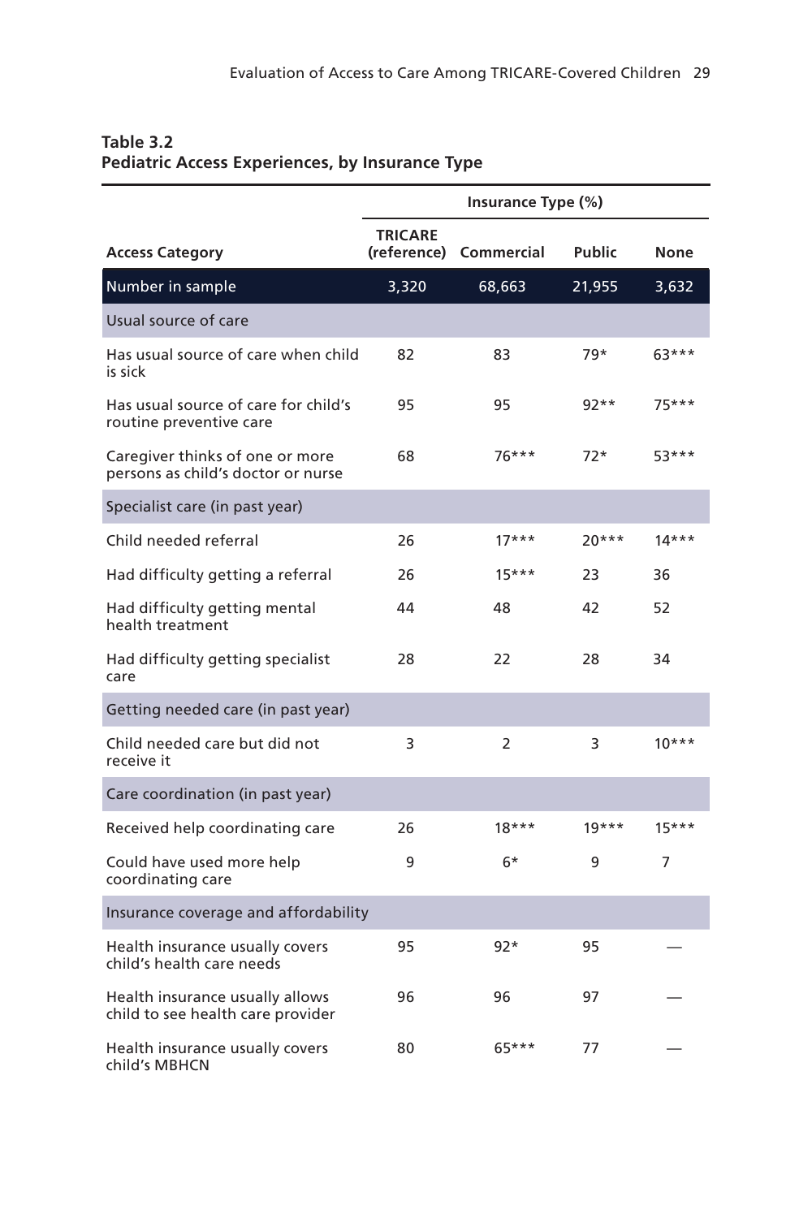**Table 3.2**
**Pediatric Access Experiences, by Insurance Type**

| Access Category | Insurance Type (%) | | | |
|---|---|---|---|---|
| | TRICARE (reference) | Commercial | Public | None |
| Number in sample | 3,320 | 68,663 | 21,955 | 3,632 |
| Usual source of care | | | | |
| Has usual source of care when child is sick | 82 | 83 | 79* | 63*** |
| Has usual source of care for child's routine preventive care | 95 | 95 | 92** | 75*** |
| Caregiver thinks of one or more persons as child's doctor or nurse | 68 | 76*** | 72* | 53*** |
| Specialist care (in past year) | | | | |
| Child needed referral | 26 | 17*** | 20*** | 14*** |
| Had difficulty getting a referral | 26 | 15*** | 23 | 36 |
| Had difficulty getting mental health treatment | 44 | 48 | 42 | 52 |
| Had difficulty getting specialist care | 28 | 22 | 28 | 34 |
| Getting needed care (in past year) | | | | |
| Child needed care but did not receive it | 3 | 2 | 3 | 10*** |
| Care coordination (in past year) | | | | |
| Received help coordinating care | 26 | 18*** | 19*** | 15*** |
| Could have used more help coordinating care | 9 | 6* | 9 | 7 |
| Insurance coverage and affordability | | | | |
| Health insurance usually covers child's health care needs | 95 | 92* | 95 | — |
| Health insurance usually allows child to see health care provider | 96 | 96 | 97 | — |
| Health insurance usually covers child's MBHCN | 80 | 65*** | 77 | — |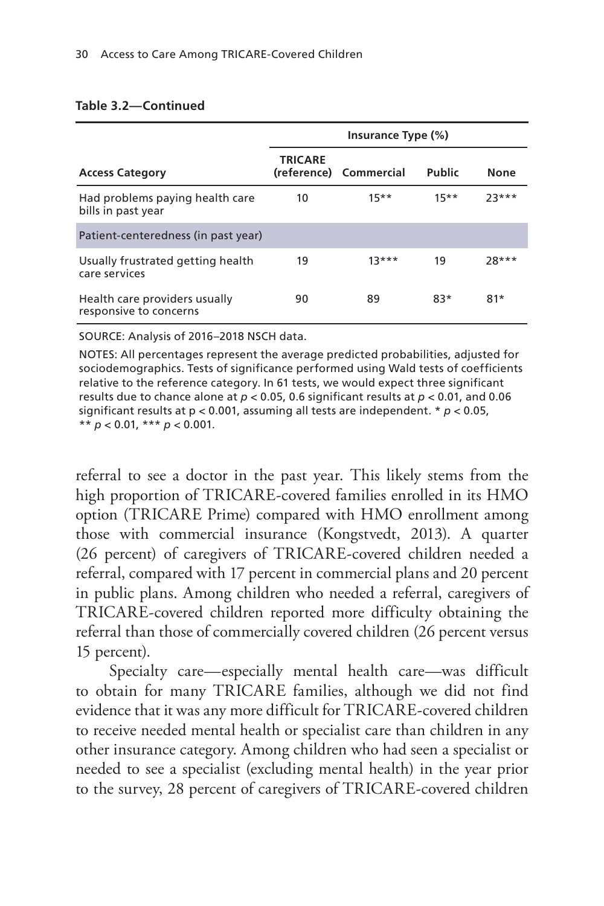**Table 3.2—Continued**

| Access Category | Insurance Type (%) | | | |
|---|---|---|---|---|
| | TRICARE (reference) | Commercial | Public | None |
| Had problems paying health care bills in past year | 10 | 15** | 15** | 23*** |
| Patient-centeredness (in past year) | | | | |
| Usually frustrated getting health care services | 19 | 13*** | 19 | 28*** |
| Health care providers usually responsive to concerns | 90 | 89 | 83* | 81* |

SOURCE: Analysis of 2016–2018 NSCH data.

NOTES: All percentages represent the average predicted probabilities, adjusted for sociodemographics. Tests of significance performed using Wald tests of coefficients relative to the reference category. In 61 tests, we would expect three significant results due to chance alone at $p < 0.05$, 0.6 significant results at $p < 0.01$, and 0.06 significant results at $p < 0.001$, assuming all tests are independent. * $p < 0.05$, ** $p < 0.01$, *** $p < 0.001$.

referral to see a doctor in the past year. This likely stems from the high proportion of TRICARE-covered families enrolled in its HMO option (TRICARE Prime) compared with HMO enrollment among those with commercial insurance (Kongstvedt, 2013). A quarter (26 percent) of caregivers of TRICARE-covered children needed a referral, compared with 17 percent in commercial plans and 20 percent in public plans. Among children who needed a referral, caregivers of TRICARE-covered children reported more difficulty obtaining the referral than those of commercially covered children (26 percent versus 15 percent).

Specialty care—especially mental health care—was difficult to obtain for many TRICARE families, although we did not find evidence that it was any more difficult for TRICARE-covered children to receive needed mental health or specialist care than children in any other insurance category. Among children who had seen a specialist or needed to see a specialist (excluding mental health) in the year prior to the survey, 28 percent of caregivers of TRICARE-covered children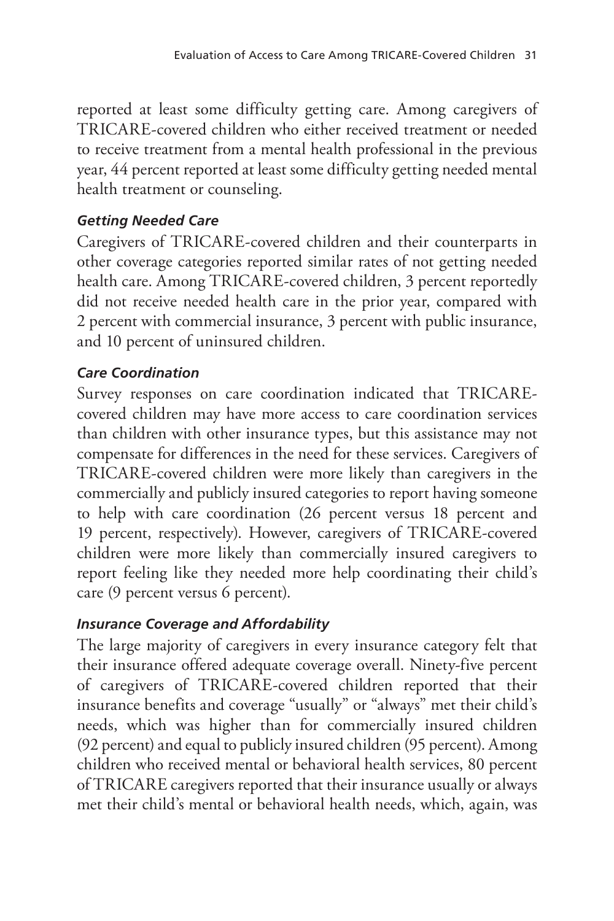reported at least some difficulty getting care. Among caregivers of TRICARE-covered children who either received treatment or needed to receive treatment from a mental health professional in the previous year, 44 percent reported at least some difficulty getting needed mental health treatment or counseling.

#### *Getting Needed Care*

Caregivers of TRICARE-covered children and their counterparts in other coverage categories reported similar rates of not getting needed health care. Among TRICARE-covered children, 3 percent reportedly did not receive needed health care in the prior year, compared with 2 percent with commercial insurance, 3 percent with public insurance, and 10 percent of uninsured children.

#### *Care Coordination*

Survey responses on care coordination indicated that TRICARE-covered children may have more access to care coordination services than children with other insurance types, but this assistance may not compensate for differences in the need for these services. Caregivers of TRICARE-covered children were more likely than caregivers in the commercially and publicly insured categories to report having someone to help with care coordination (26 percent versus 18 percent and 19 percent, respectively). However, caregivers of TRICARE-covered children were more likely than commercially insured caregivers to report feeling like they needed more help coordinating their child's care (9 percent versus 6 percent).

#### *Insurance Coverage and Affordability*

The large majority of caregivers in every insurance category felt that their insurance offered adequate coverage overall. Ninety-five percent of caregivers of TRICARE-covered children reported that their insurance benefits and coverage "usually" or "always" met their child's needs, which was higher than for commercially insured children (92 percent) and equal to publicly insured children (95 percent). Among children who received mental or behavioral health services, 80 percent of TRICARE caregivers reported that their insurance usually or always met their child's mental or behavioral health needs, which, again, was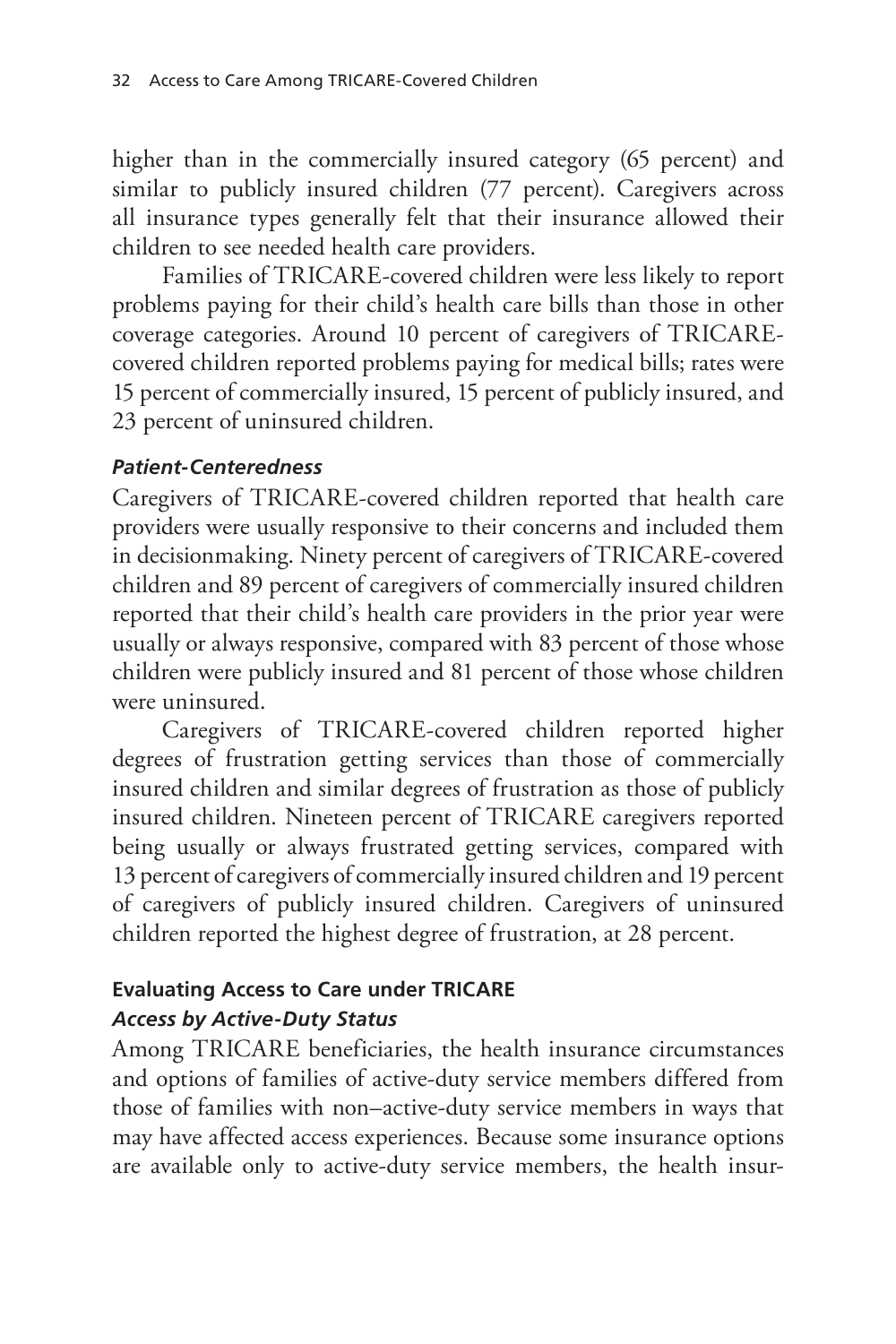higher than in the commercially insured category (65 percent) and similar to publicly insured children (77 percent). Caregivers across all insurance types generally felt that their insurance allowed their children to see needed health care providers.

Families of TRICARE-covered children were less likely to report problems paying for their child's health care bills than those in other coverage categories. Around 10 percent of caregivers of TRICARE-covered children reported problems paying for medical bills; rates were 15 percent of commercially insured, 15 percent of publicly insured, and 23 percent of uninsured children.

#### *Patient-Centeredness*

Caregivers of TRICARE-covered children reported that health care providers were usually responsive to their concerns and included them in decisionmaking. Ninety percent of caregivers of TRICARE-covered children and 89 percent of caregivers of commercially insured children reported that their child's health care providers in the prior year were usually or always responsive, compared with 83 percent of those whose children were publicly insured and 81 percent of those whose children were uninsured.

Caregivers of TRICARE-covered children reported higher degrees of frustration getting services than those of commercially insured children and similar degrees of frustration as those of publicly insured children. Nineteen percent of TRICARE caregivers reported being usually or always frustrated getting services, compared with 13 percent of caregivers of commercially insured children and 19 percent of caregivers of publicly insured children. Caregivers of uninsured children reported the highest degree of frustration, at 28 percent.

### Evaluating Access to Care under TRICARE

#### *Access by Active-Duty Status*

Among TRICARE beneficiaries, the health insurance circumstances and options of families of active-duty service members differed from those of families with non–active-duty service members in ways that may have affected access experiences. Because some insurance options are available only to active-duty service members, the health insur-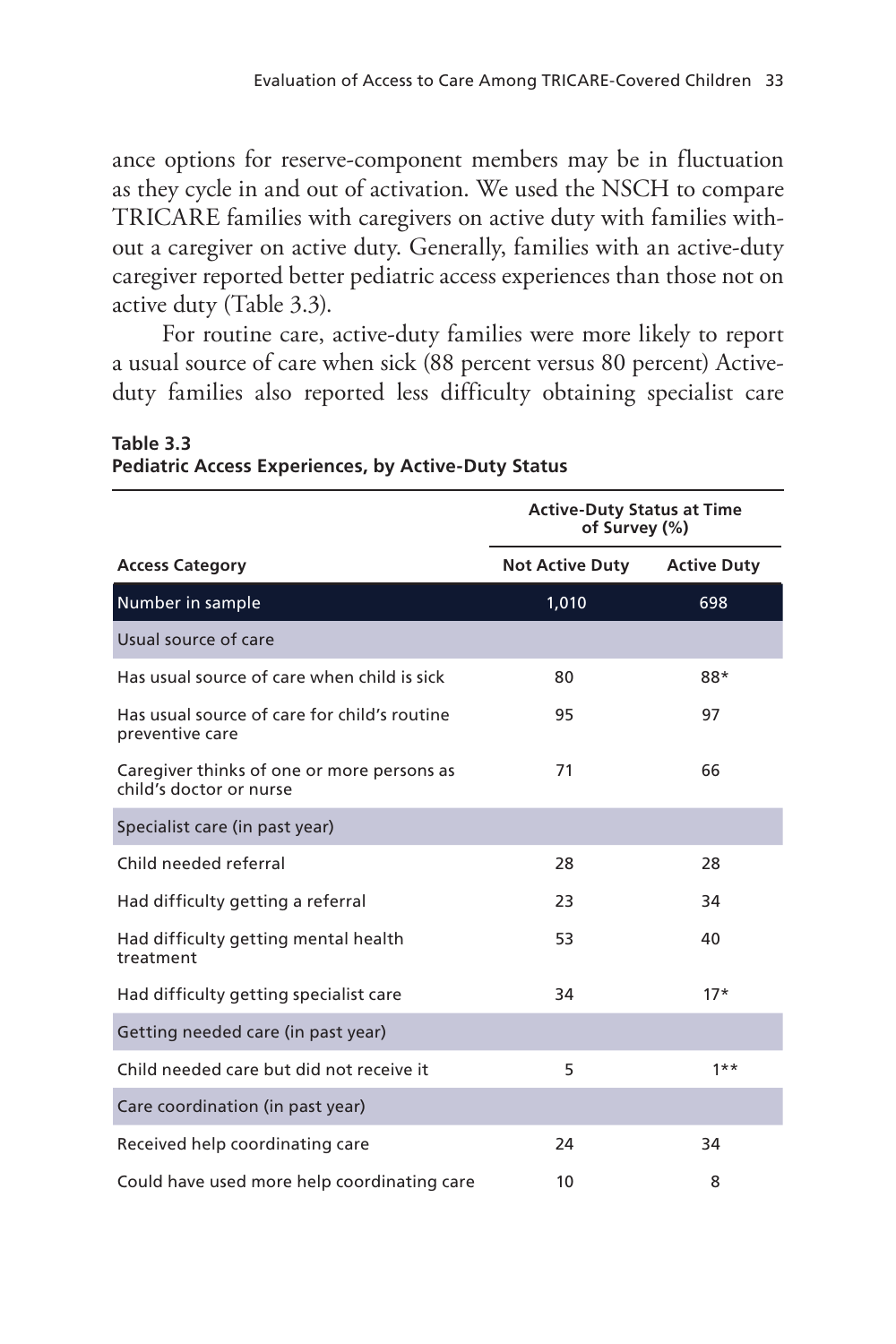ance options for reserve-component members may be in fluctuation as they cycle in and out of activation. We used the NSCH to compare TRICARE families with caregivers on active duty with families without a caregiver on active duty. Generally, families with an active-duty caregiver reported better pediatric access experiences than those not on active duty (Table 3.3).

For routine care, active-duty families were more likely to report a usual source of care when sick (88 percent versus 80 percent) Active-duty families also reported less difficulty obtaining specialist care

**Table 3.3**
**Pediatric Access Experiences, by Active-Duty Status**

| | Active-Duty Status at Time of Survey (%) | |
|---|---|---|
| **Access Category** | **Not Active Duty** | **Active Duty** |
| Number in sample | 1,010 | 698 |
| Usual source of care | | |
| Has usual source of care when child is sick | 80 | 88* |
| Has usual source of care for child's routine preventive care | 95 | 97 |
| Caregiver thinks of one or more persons as child's doctor or nurse | 71 | 66 |
| Specialist care (in past year) | | |
| Child needed referral | 28 | 28 |
| Had difficulty getting a referral | 23 | 34 |
| Had difficulty getting mental health treatment | 53 | 40 |
| Had difficulty getting specialist care | 34 | 17* |
| Getting needed care (in past year) | | |
| Child needed care but did not receive it | 5 | 1** |
| Care coordination (in past year) | | |
| Received help coordinating care | 24 | 34 |
| Could have used more help coordinating care | 10 | 8 |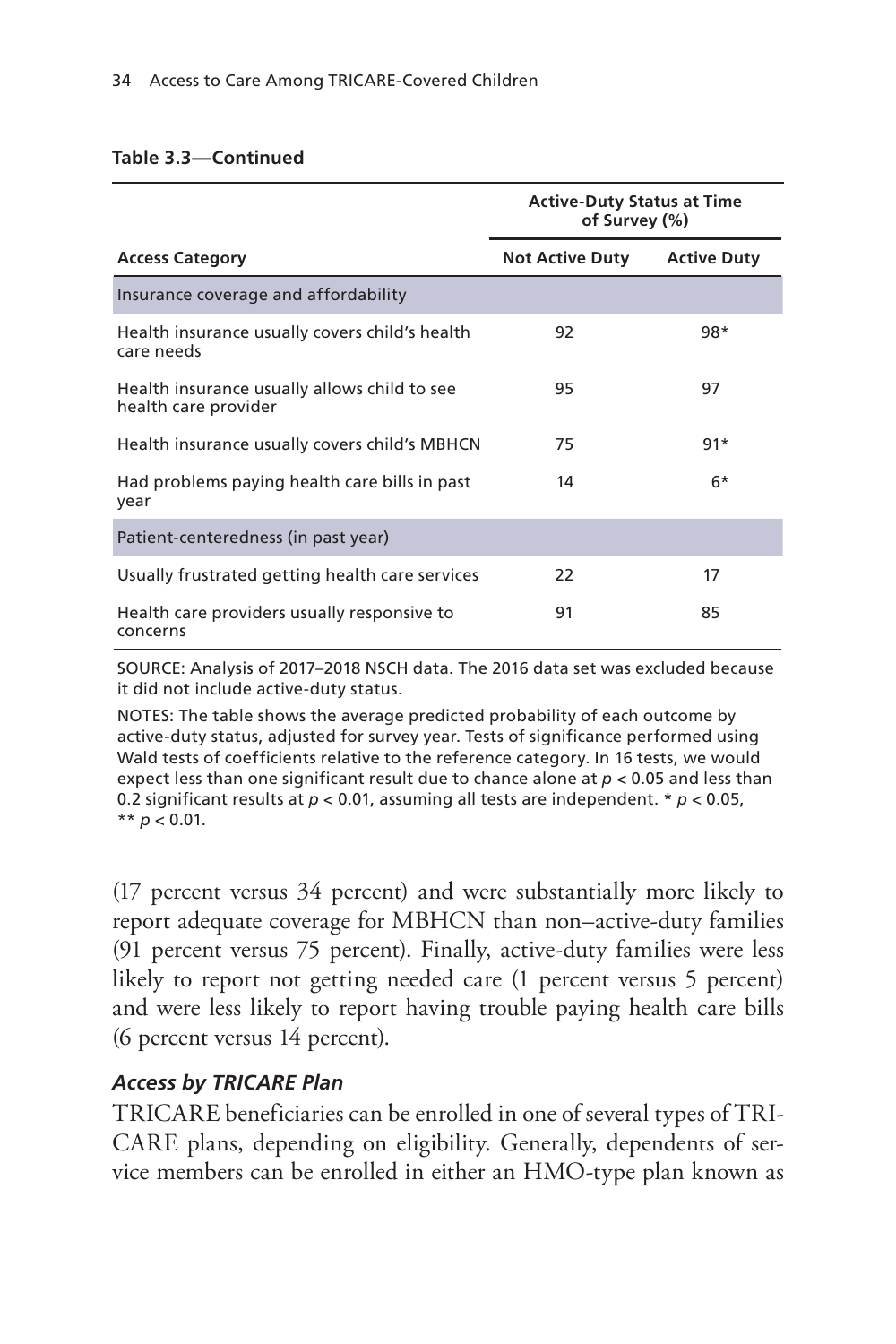**Table 3.3—Continued**

| | Active-Duty Status at Time of Survey (%) | |
|---|---|---|
| **Access Category** | **Not Active Duty** | **Active Duty** |
| Insurance coverage and affordability | | |
| Health insurance usually covers child's health care needs | 92 | 98* |
| Health insurance usually allows child to see health care provider | 95 | 97 |
| Health insurance usually covers child's MBHCN | 75 | 91* |
| Had problems paying health care bills in past year | 14 | 6* |
| Patient-centeredness (in past year) | | |
| Usually frustrated getting health care services | 22 | 17 |
| Health care providers usually responsive to concerns | 91 | 85 |

SOURCE: Analysis of 2017–2018 NSCH data. The 2016 data set was excluded because it did not include active-duty status.

NOTES: The table shows the average predicted probability of each outcome by active-duty status, adjusted for survey year. Tests of significance performed using Wald tests of coefficients relative to the reference category. In 16 tests, we would expect less than one significant result due to chance alone at $p < 0.05$ and less than 0.2 significant results at $p < 0.01$, assuming all tests are independent. * $p < 0.05$, ** $p < 0.01$.

(17 percent versus 34 percent) and were substantially more likely to report adequate coverage for MBHCN than non–active-duty families (91 percent versus 75 percent). Finally, active-duty families were less likely to report not getting needed care (1 percent versus 5 percent) and were less likely to report having trouble paying health care bills (6 percent versus 14 percent).

### *Access by TRICARE Plan*

TRICARE beneficiaries can be enrolled in one of several types of TRICARE plans, depending on eligibility. Generally, dependents of service members can be enrolled in either an HMO-type plan known as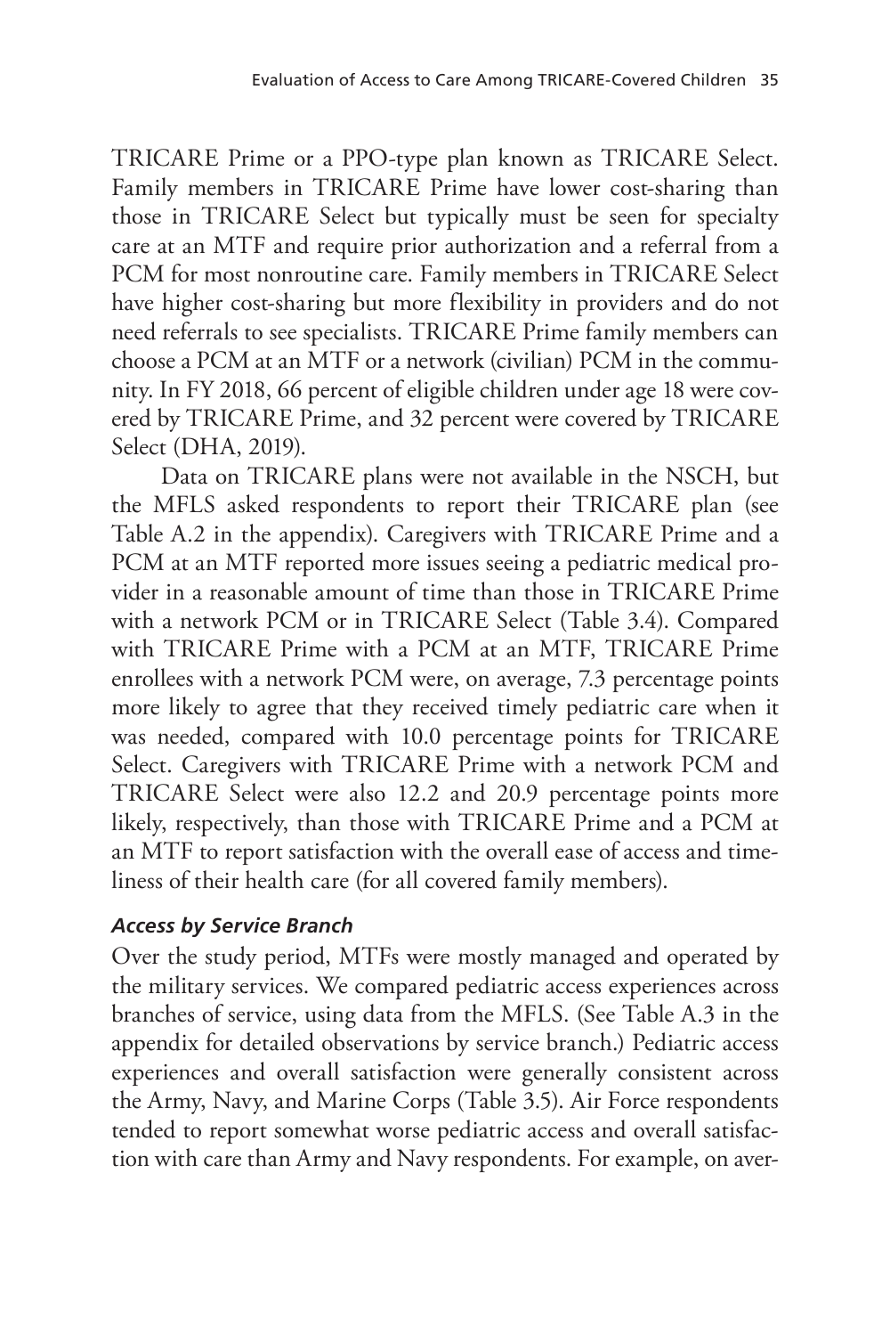TRICARE Prime or a PPO-type plan known as TRICARE Select. Family members in TRICARE Prime have lower cost-sharing than those in TRICARE Select but typically must be seen for specialty care at an MTF and require prior authorization and a referral from a PCM for most nonroutine care. Family members in TRICARE Select have higher cost-sharing but more flexibility in providers and do not need referrals to see specialists. TRICARE Prime family members can choose a PCM at an MTF or a network (civilian) PCM in the community. In FY 2018, 66 percent of eligible children under age 18 were covered by TRICARE Prime, and 32 percent were covered by TRICARE Select (DHA, 2019).

Data on TRICARE plans were not available in the NSCH, but the MFLS asked respondents to report their TRICARE plan (see Table A.2 in the appendix). Caregivers with TRICARE Prime and a PCM at an MTF reported more issues seeing a pediatric medical provider in a reasonable amount of time than those in TRICARE Prime with a network PCM or in TRICARE Select (Table 3.4). Compared with TRICARE Prime with a PCM at an MTF, TRICARE Prime enrollees with a network PCM were, on average, 7.3 percentage points more likely to agree that they received timely pediatric care when it was needed, compared with 10.0 percentage points for TRICARE Select. Caregivers with TRICARE Prime with a network PCM and TRICARE Select were also 12.2 and 20.9 percentage points more likely, respectively, than those with TRICARE Prime and a PCM at an MTF to report satisfaction with the overall ease of access and timeliness of their health care (for all covered family members).

### *Access by Service Branch*

Over the study period, MTFs were mostly managed and operated by the military services. We compared pediatric access experiences across branches of service, using data from the MFLS. (See Table A.3 in the appendix for detailed observations by service branch.) Pediatric access experiences and overall satisfaction were generally consistent across the Army, Navy, and Marine Corps (Table 3.5). Air Force respondents tended to report somewhat worse pediatric access and overall satisfaction with care than Army and Navy respondents. For example, on aver-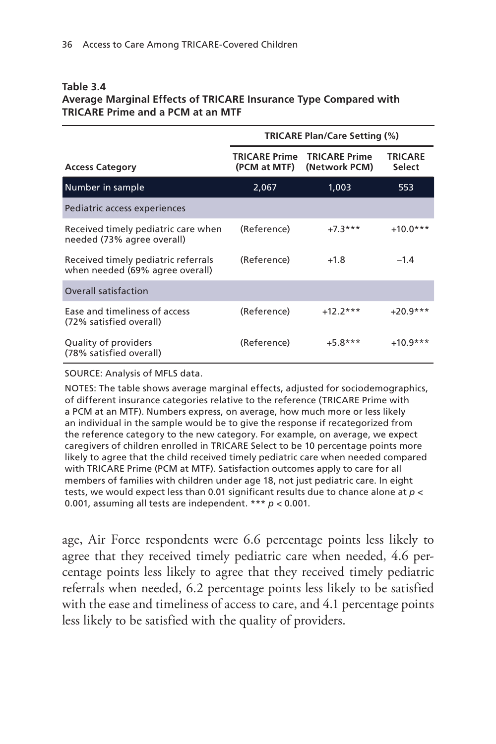**Table 3.4**
**Average Marginal Effects of TRICARE Insurance Type Compared with TRICARE Prime and a PCM at an MTF**

| | TRICARE Plan/Care Setting (%) | | |
|---|---|---|---|
| **Access Category** | **TRICARE Prime (PCM at MTF)** | **TRICARE Prime (Network PCM)** | **TRICARE Select** |
| Number in sample | 2,067 | 1,003 | 553 |
| Pediatric access experiences | | | |
| Received timely pediatric care when needed (73% agree overall) | (Reference) | +7.3*** | +10.0*** |
| Received timely pediatric referrals when needed (69% agree overall) | (Reference) | +1.8 | –1.4 |
| Overall satisfaction | | | |
| Ease and timeliness of access (72% satisfied overall) | (Reference) | +12.2*** | +20.9*** |
| Quality of providers (78% satisfied overall) | (Reference) | +5.8*** | +10.9*** |

SOURCE: Analysis of MFLS data.

NOTES: The table shows average marginal effects, adjusted for sociodemographics, of different insurance categories relative to the reference (TRICARE Prime with a PCM at an MTF). Numbers express, on average, how much more or less likely an individual in the sample would be to give the response if recategorized from the reference category to the new category. For example, on average, we expect caregivers of children enrolled in TRICARE Select to be 10 percentage points more likely to agree that the child received timely pediatric care when needed compared with TRICARE Prime (PCM at MTF). Satisfaction outcomes apply to care for all members of families with children under age 18, not just pediatric care. In eight tests, we would expect less than 0.01 significant results due to chance alone at $p < 0.001$, assuming all tests are independent. *** $p < 0.001$.

age, Air Force respondents were 6.6 percentage points less likely to agree that they received timely pediatric care when needed, 4.6 percentage points less likely to agree that they received timely pediatric referrals when needed, 6.2 percentage points less likely to be satisfied with the ease and timeliness of access to care, and 4.1 percentage points less likely to be satisfied with the quality of providers.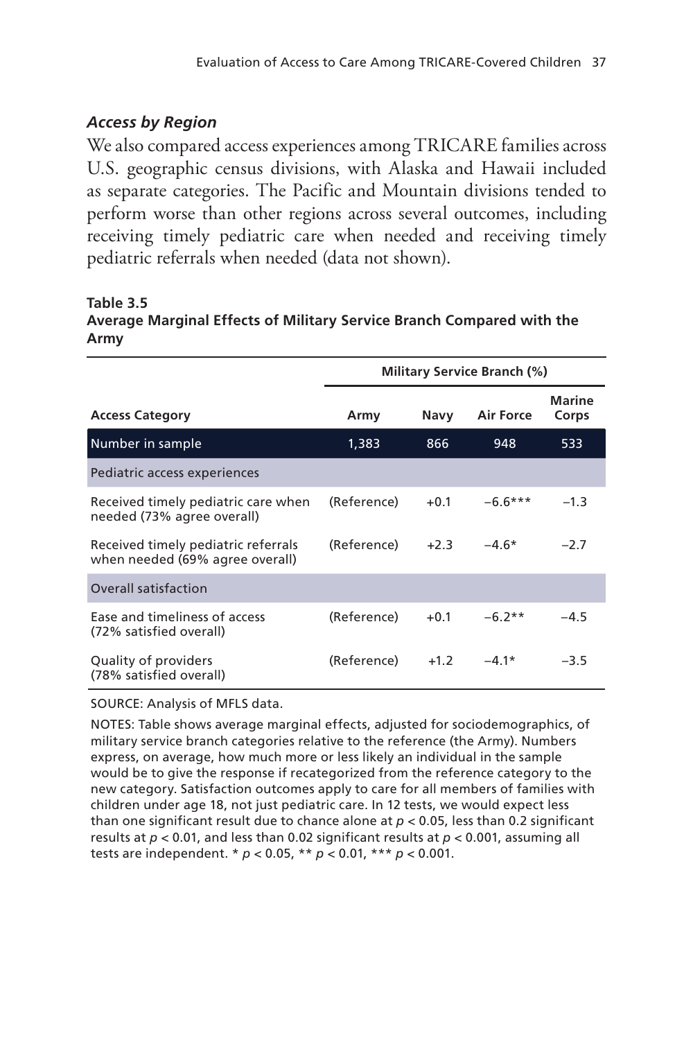### *Access by Region*

We also compared access experiences among TRICARE families across U.S. geographic census divisions, with Alaska and Hawaii included as separate categories. The Pacific and Mountain divisions tended to perform worse than other regions across several outcomes, including receiving timely pediatric care when needed and receiving timely pediatric referrals when needed (data not shown).

**Table 3.5**
**Average Marginal Effects of Military Service Branch Compared with the Army**

| | Military Service Branch (%) | | | |
|---|---|---|---|---|
| **Access Category** | **Army** | **Navy** | **Air Force** | **Marine Corps** |
| Number in sample | 1,383 | 866 | 948 | 533 |
| Pediatric access experiences | | | | |
| Received timely pediatric care when needed (73% agree overall) | (Reference) | +0.1 | −6.6*** | −1.3 |
| Received timely pediatric referrals when needed (69% agree overall) | (Reference) | +2.3 | −4.6* | −2.7 |
| Overall satisfaction | | | | |
| Ease and timeliness of access (72% satisfied overall) | (Reference) | +0.1 | −6.2** | −4.5 |
| Quality of providers (78% satisfied overall) | (Reference) | +1.2 | −4.1* | −3.5 |

SOURCE: Analysis of MFLS data.

NOTES: Table shows average marginal effects, adjusted for sociodemographics, of military service branch categories relative to the reference (the Army). Numbers express, on average, how much more or less likely an individual in the sample would be to give the response if recategorized from the reference category to the new category. Satisfaction outcomes apply to care for all members of families with children under age 18, not just pediatric care. In 12 tests, we would expect less than one significant result due to chance alone at $p < 0.05$, less than 0.2 significant results at $p < 0.01$, and less than 0.02 significant results at $p < 0.001$, assuming all tests are independent. * $p < 0.05$, ** $p < 0.01$, *** $p < 0.001$.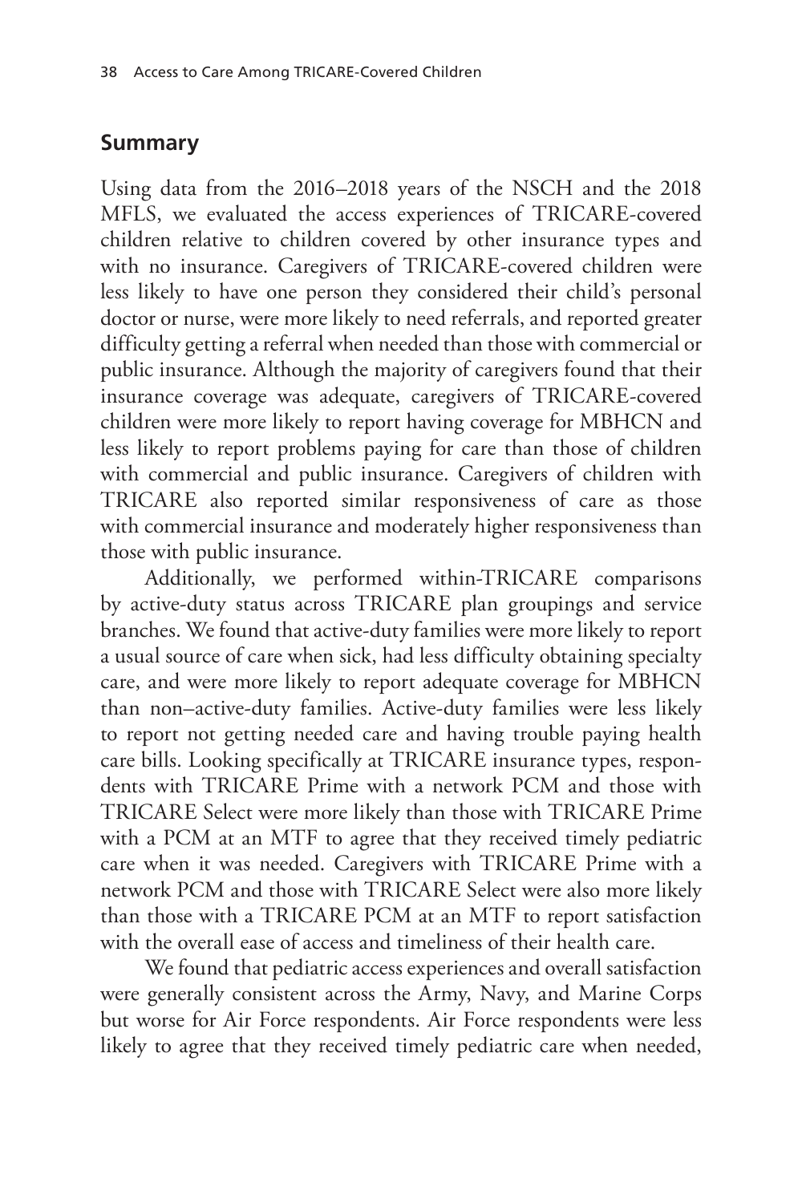## Summary

Using data from the 2016–2018 years of the NSCH and the 2018 MFLS, we evaluated the access experiences of TRICARE-covered children relative to children covered by other insurance types and with no insurance. Caregivers of TRICARE-covered children were less likely to have one person they considered their child's personal doctor or nurse, were more likely to need referrals, and reported greater difficulty getting a referral when needed than those with commercial or public insurance. Although the majority of caregivers found that their insurance coverage was adequate, caregivers of TRICARE-covered children were more likely to report having coverage for MBHCN and less likely to report problems paying for care than those of children with commercial and public insurance. Caregivers of children with TRICARE also reported similar responsiveness of care as those with commercial insurance and moderately higher responsiveness than those with public insurance.

Additionally, we performed within-TRICARE comparisons by active-duty status across TRICARE plan groupings and service branches. We found that active-duty families were more likely to report a usual source of care when sick, had less difficulty obtaining specialty care, and were more likely to report adequate coverage for MBHCN than non–active-duty families. Active-duty families were less likely to report not getting needed care and having trouble paying health care bills. Looking specifically at TRICARE insurance types, respondents with TRICARE Prime with a network PCM and those with TRICARE Select were more likely than those with TRICARE Prime with a PCM at an MTF to agree that they received timely pediatric care when it was needed. Caregivers with TRICARE Prime with a network PCM and those with TRICARE Select were also more likely than those with a TRICARE PCM at an MTF to report satisfaction with the overall ease of access and timeliness of their health care.

We found that pediatric access experiences and overall satisfaction were generally consistent across the Army, Navy, and Marine Corps but worse for Air Force respondents. Air Force respondents were less likely to agree that they received timely pediatric care when needed,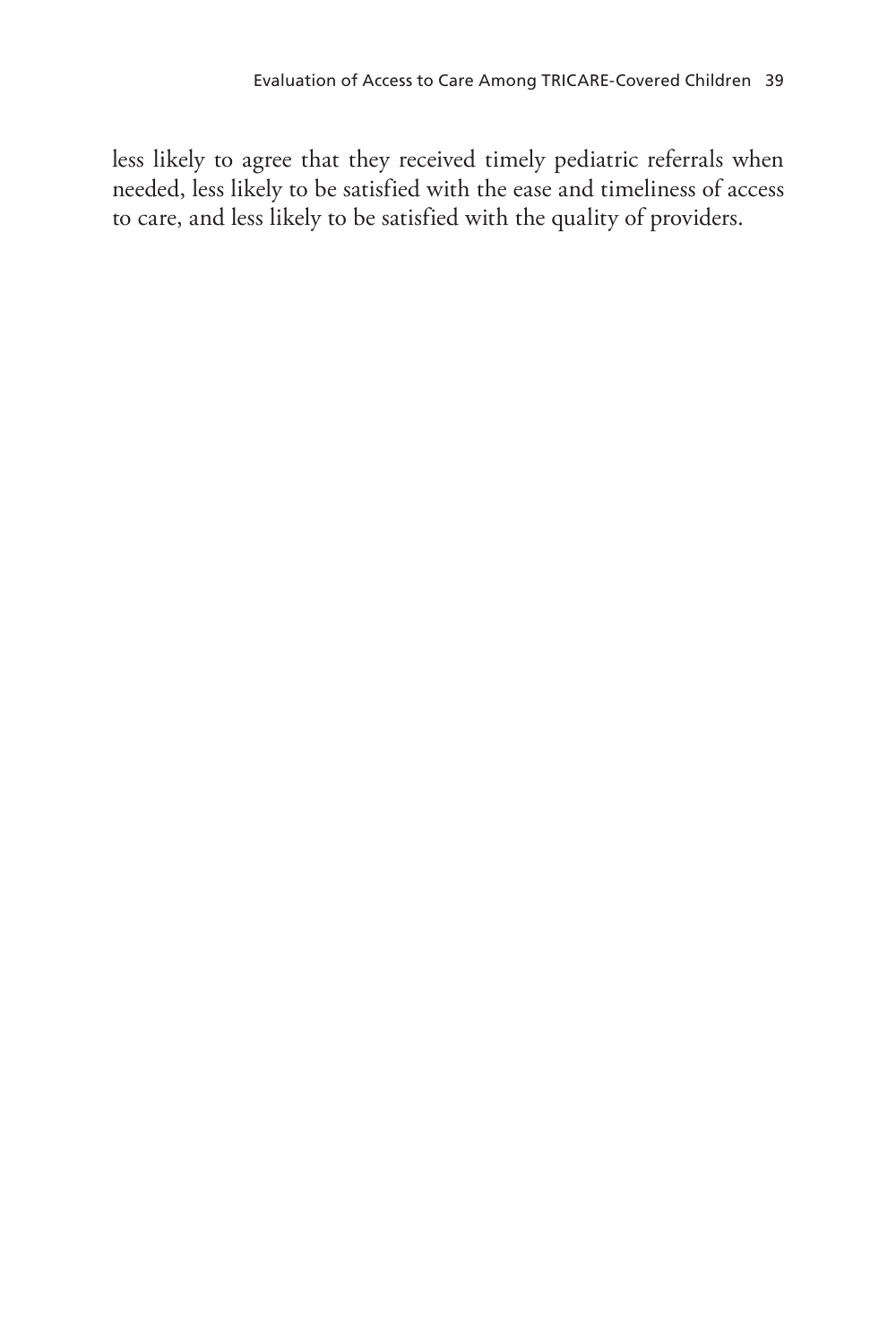less likely to agree that they received timely pediatric referrals when needed, less likely to be satisfied with the ease and timeliness of access to care, and less likely to be satisfied with the quality of providers.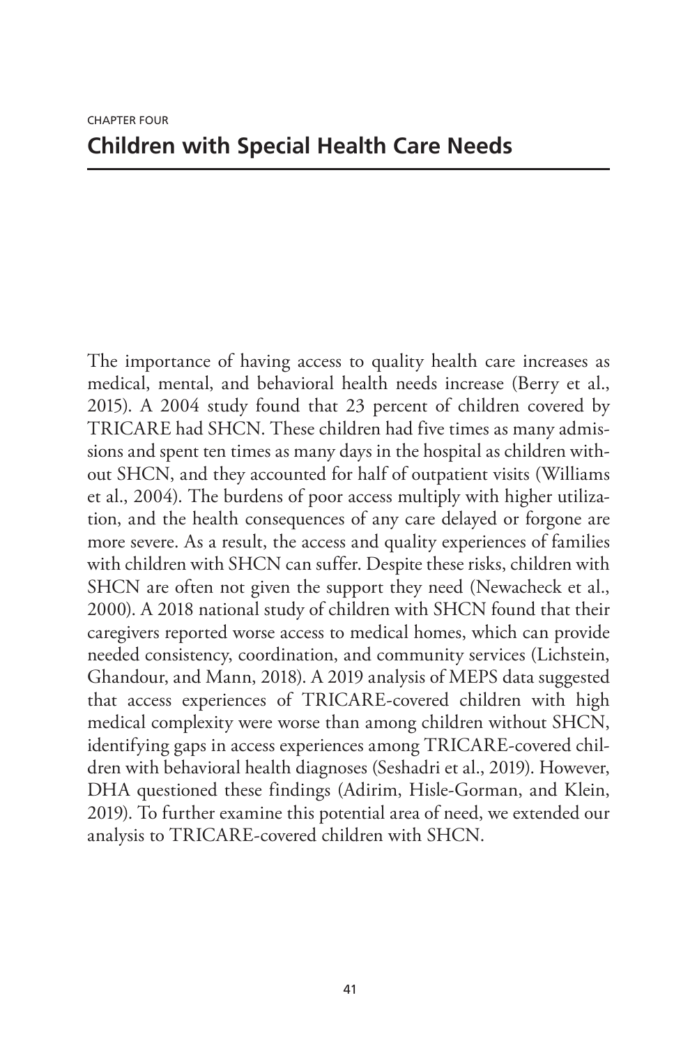CHAPTER FOUR

# Children with Special Health Care Needs

The importance of having access to quality health care increases as medical, mental, and behavioral health needs increase (Berry et al., 2015). A 2004 study found that 23 percent of children covered by TRICARE had SHCN. These children had five times as many admissions and spent ten times as many days in the hospital as children without SHCN, and they accounted for half of outpatient visits (Williams et al., 2004). The burdens of poor access multiply with higher utilization, and the health consequences of any care delayed or forgone are more severe. As a result, the access and quality experiences of families with children with SHCN can suffer. Despite these risks, children with SHCN are often not given the support they need (Newacheck et al., 2000). A 2018 national study of children with SHCN found that their caregivers reported worse access to medical homes, which can provide needed consistency, coordination, and community services (Lichstein, Ghandour, and Mann, 2018). A 2019 analysis of MEPS data suggested that access experiences of TRICARE-covered children with high medical complexity were worse than among children without SHCN, identifying gaps in access experiences among TRICARE-covered children with behavioral health diagnoses (Seshadri et al., 2019). However, DHA questioned these findings (Adirim, Hisle-Gorman, and Klein, 2019). To further examine this potential area of need, we extended our analysis to TRICARE-covered children with SHCN.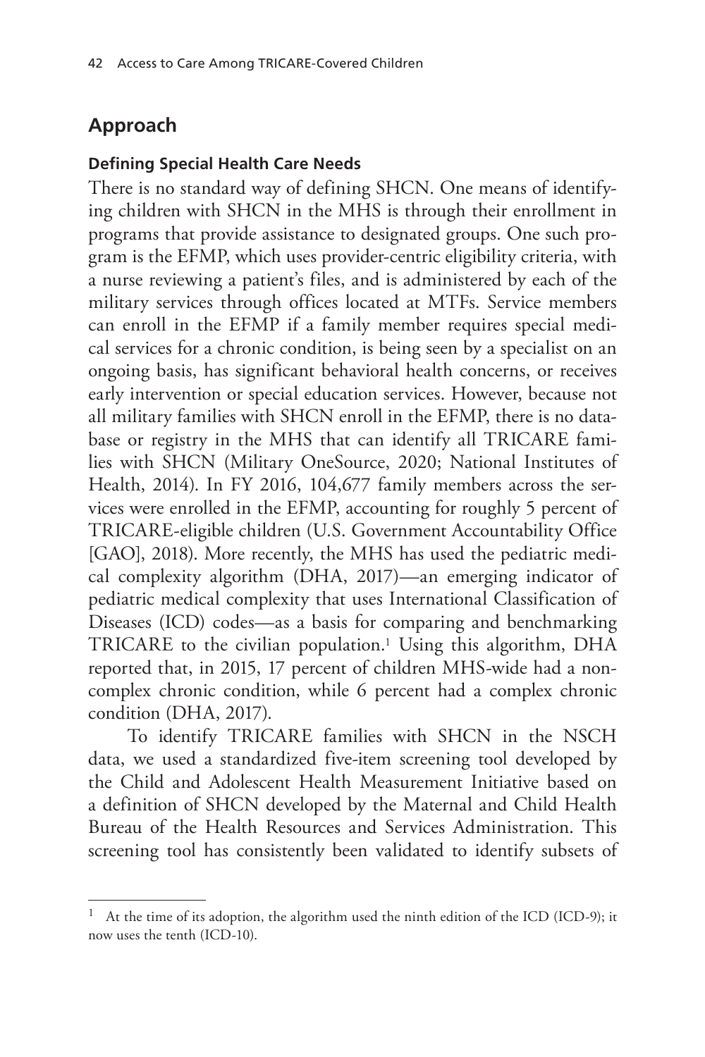## Approach

### Defining Special Health Care Needs

There is no standard way of defining SHCN. One means of identifying children with SHCN in the MHS is through their enrollment in programs that provide assistance to designated groups. One such program is the EFMP, which uses provider-centric eligibility criteria, with a nurse reviewing a patient's files, and is administered by each of the military services through offices located at MTFs. Service members can enroll in the EFMP if a family member requires special medical services for a chronic condition, is being seen by a specialist on an ongoing basis, has significant behavioral health concerns, or receives early intervention or special education services. However, because not all military families with SHCN enroll in the EFMP, there is no database or registry in the MHS that can identify all TRICARE families with SHCN (Military OneSource, 2020; National Institutes of Health, 2014). In FY 2016, 104,677 family members across the services were enrolled in the EFMP, accounting for roughly 5 percent of TRICARE-eligible children (U.S. Government Accountability Office [GAO], 2018). More recently, the MHS has used the pediatric medical complexity algorithm (DHA, 2017)—an emerging indicator of pediatric medical complexity that uses International Classification of Diseases (ICD) codes—as a basis for comparing and benchmarking TRICARE to the civilian population.[1] Using this algorithm, DHA reported that, in 2015, 17 percent of children MHS-wide had a noncomplex chronic condition, while 6 percent had a complex chronic condition (DHA, 2017).

To identify TRICARE families with SHCN in the NSCH data, we used a standardized five-item screening tool developed by the Child and Adolescent Health Measurement Initiative based on a definition of SHCN developed by the Maternal and Child Health Bureau of the Health Resources and Services Administration. This screening tool has consistently been validated to identify subsets of

[1] At the time of its adoption, the algorithm used the ninth edition of the ICD (ICD-9); it now uses the tenth (ICD-10).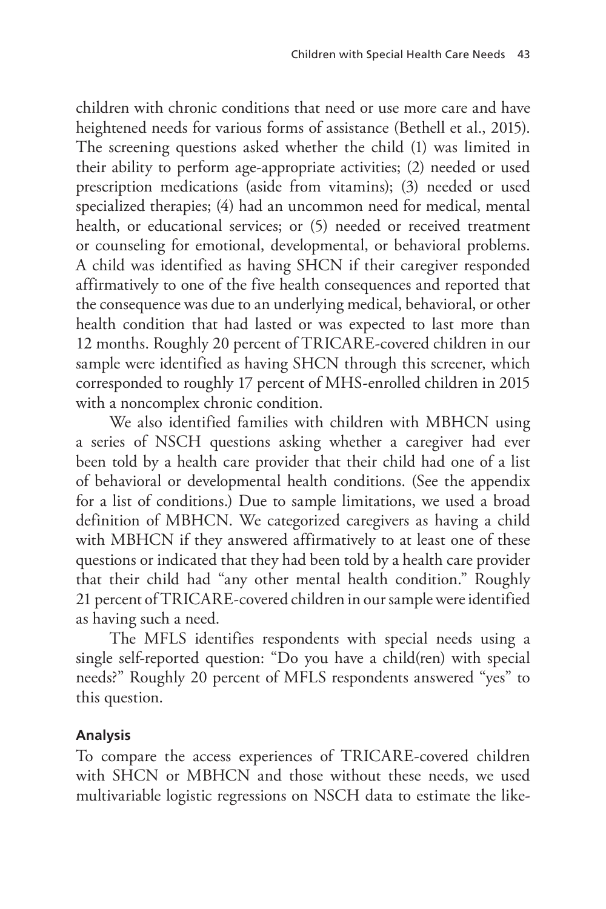children with chronic conditions that need or use more care and have heightened needs for various forms of assistance (Bethell et al., 2015). The screening questions asked whether the child (1) was limited in their ability to perform age-appropriate activities; (2) needed or used prescription medications (aside from vitamins); (3) needed or used specialized therapies; (4) had an uncommon need for medical, mental health, or educational services; or (5) needed or received treatment or counseling for emotional, developmental, or behavioral problems. A child was identified as having SHCN if their caregiver responded affirmatively to one of the five health consequences and reported that the consequence was due to an underlying medical, behavioral, or other health condition that had lasted or was expected to last more than 12 months. Roughly 20 percent of TRICARE-covered children in our sample were identified as having SHCN through this screener, which corresponded to roughly 17 percent of MHS-enrolled children in 2015 with a noncomplex chronic condition.

We also identified families with children with MBHCN using a series of NSCH questions asking whether a caregiver had ever been told by a health care provider that their child had one of a list of behavioral or developmental health conditions. (See the appendix for a list of conditions.) Due to sample limitations, we used a broad definition of MBHCN. We categorized caregivers as having a child with MBHCN if they answered affirmatively to at least one of these questions or indicated that they had been told by a health care provider that their child had "any other mental health condition." Roughly 21 percent of TRICARE-covered children in our sample were identified as having such a need.

The MFLS identifies respondents with special needs using a single self-reported question: "Do you have a child(ren) with special needs?" Roughly 20 percent of MFLS respondents answered "yes" to this question.

#### Analysis

To compare the access experiences of TRICARE-covered children with SHCN or MBHCN and those without these needs, we used multivariable logistic regressions on NSCH data to estimate the like-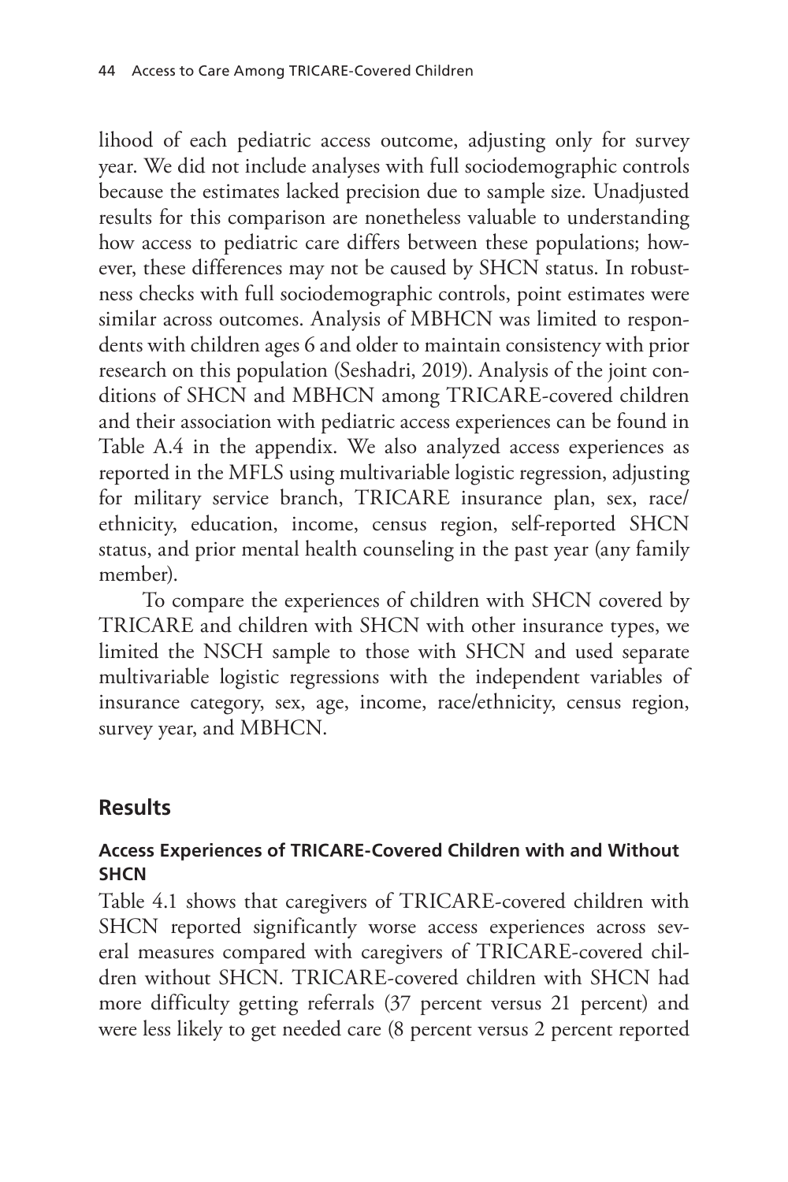lihood of each pediatric access outcome, adjusting only for survey year. We did not include analyses with full sociodemographic controls because the estimates lacked precision due to sample size. Unadjusted results for this comparison are nonetheless valuable to understanding how access to pediatric care differs between these populations; however, these differences may not be caused by SHCN status. In robustness checks with full sociodemographic controls, point estimates were similar across outcomes. Analysis of MBHCN was limited to respondents with children ages 6 and older to maintain consistency with prior research on this population (Seshadri, 2019). Analysis of the joint conditions of SHCN and MBHCN among TRICARE-covered children and their association with pediatric access experiences can be found in Table A.4 in the appendix. We also analyzed access experiences as reported in the MFLS using multivariable logistic regression, adjusting for military service branch, TRICARE insurance plan, sex, race/ethnicity, education, income, census region, self-reported SHCN status, and prior mental health counseling in the past year (any family member).

To compare the experiences of children with SHCN covered by TRICARE and children with SHCN with other insurance types, we limited the NSCH sample to those with SHCN and used separate multivariable logistic regressions with the independent variables of insurance category, sex, age, income, race/ethnicity, census region, survey year, and MBHCN.

## Results

### Access Experiences of TRICARE-Covered Children with and Without SHCN

Table 4.1 shows that caregivers of TRICARE-covered children with SHCN reported significantly worse access experiences across several measures compared with caregivers of TRICARE-covered children without SHCN. TRICARE-covered children with SHCN had more difficulty getting referrals (37 percent versus 21 percent) and were less likely to get needed care (8 percent versus 2 percent reported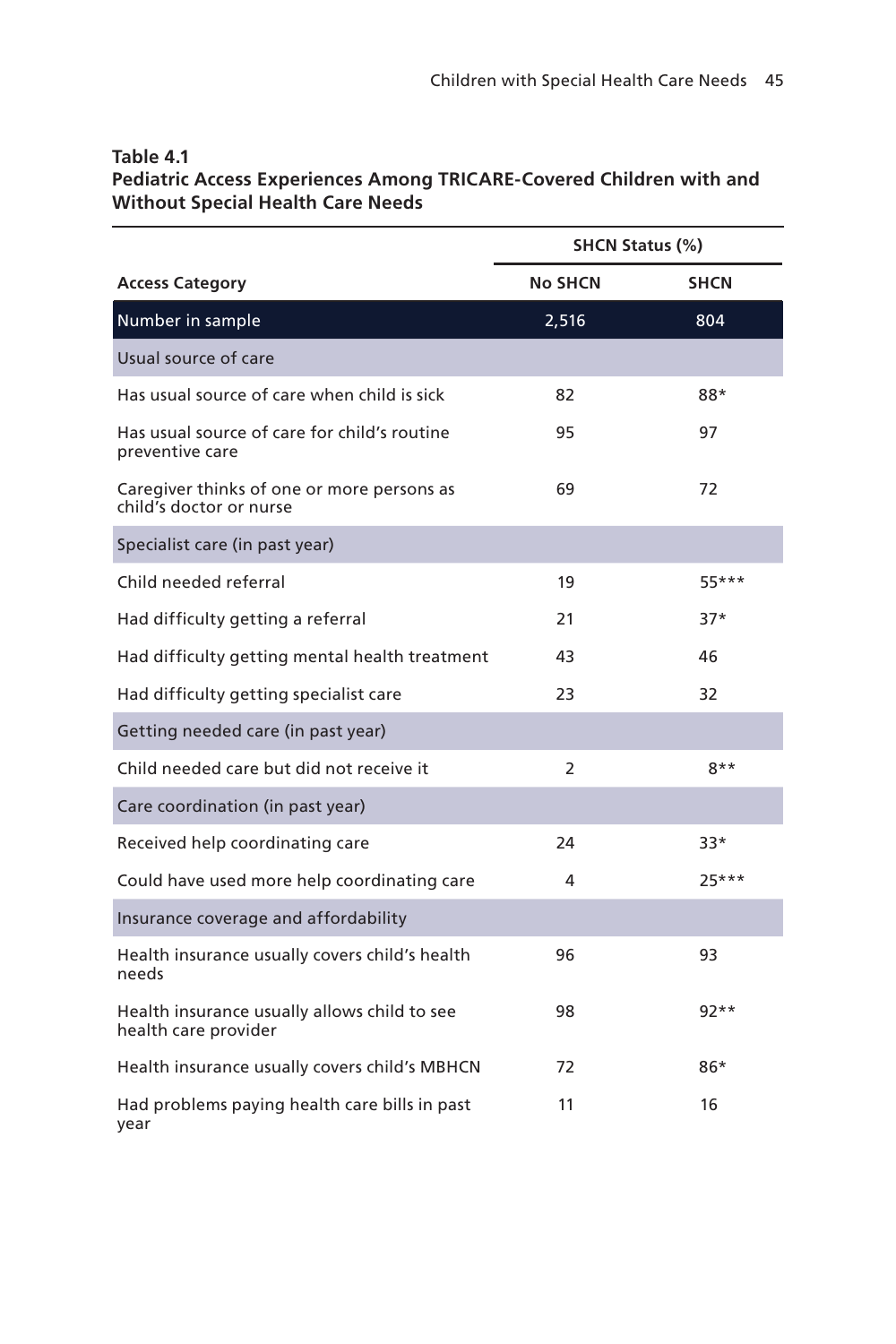**Table 4.1**
**Pediatric Access Experiences Among TRICARE-Covered Children with and Without Special Health Care Needs**

| | SHCN Status (%) | |
|---|---|---|
| **Access Category** | **No SHCN** | **SHCN** |
| Number in sample | 2,516 | 804 |
| Usual source of care | | |
| Has usual source of care when child is sick | 82 | 88* |
| Has usual source of care for child's routine preventive care | 95 | 97 |
| Caregiver thinks of one or more persons as child's doctor or nurse | 69 | 72 |
| Specialist care (in past year) | | |
| Child needed referral | 19 | 55*** |
| Had difficulty getting a referral | 21 | 37* |
| Had difficulty getting mental health treatment | 43 | 46 |
| Had difficulty getting specialist care | 23 | 32 |
| Getting needed care (in past year) | | |
| Child needed care but did not receive it | 2 | 8** |
| Care coordination (in past year) | | |
| Received help coordinating care | 24 | 33* |
| Could have used more help coordinating care | 4 | 25*** |
| Insurance coverage and affordability | | |
| Health insurance usually covers child's health needs | 96 | 93 |
| Health insurance usually allows child to see health care provider | 98 | 92** |
| Health insurance usually covers child's MBHCN | 72 | 86* |
| Had problems paying health care bills in past year | 11 | 16 |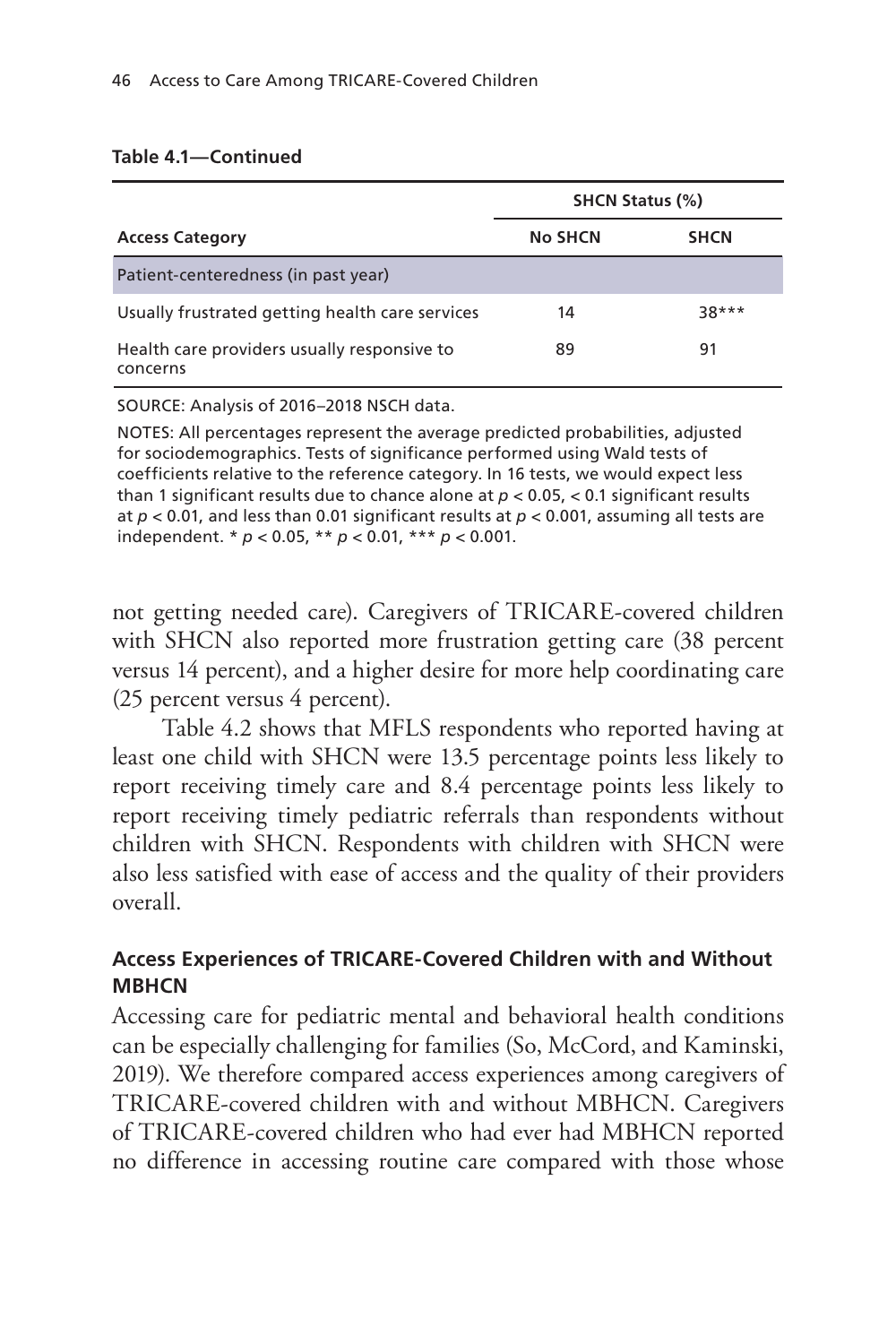**Table 4.1—Continued**

| Access Category | SHCN Status (%) | |
|---|---|---|
| | No SHCN | SHCN |
| Patient-centeredness (in past year) | | |
| Usually frustrated getting health care services | 14 | 38*** |
| Health care providers usually responsive to concerns | 89 | 91 |

SOURCE: Analysis of 2016–2018 NSCH data.

NOTES: All percentages represent the average predicted probabilities, adjusted for sociodemographics. Tests of significance performed using Wald tests of coefficients relative to the reference category. In 16 tests, we would expect less than 1 significant results due to chance alone at $p < 0.05$, < 0.1 significant results at $p < 0.01$, and less than 0.01 significant results at $p < 0.001$, assuming all tests are independent. * $p < 0.05$, ** $p < 0.01$, *** $p < 0.001$.

not getting needed care). Caregivers of TRICARE-covered children with SHCN also reported more frustration getting care (38 percent versus 14 percent), and a higher desire for more help coordinating care (25 percent versus 4 percent).

Table 4.2 shows that MFLS respondents who reported having at least one child with SHCN were 13.5 percentage points less likely to report receiving timely care and 8.4 percentage points less likely to report receiving timely pediatric referrals than respondents without children with SHCN. Respondents with children with SHCN were also less satisfied with ease of access and the quality of their providers overall.

### Access Experiences of TRICARE-Covered Children with and Without MBHCN

Accessing care for pediatric mental and behavioral health conditions can be especially challenging for families (So, McCord, and Kaminski, 2019). We therefore compared access experiences among caregivers of TRICARE-covered children with and without MBHCN. Caregivers of TRICARE-covered children who had ever had MBHCN reported no difference in accessing routine care compared with those whose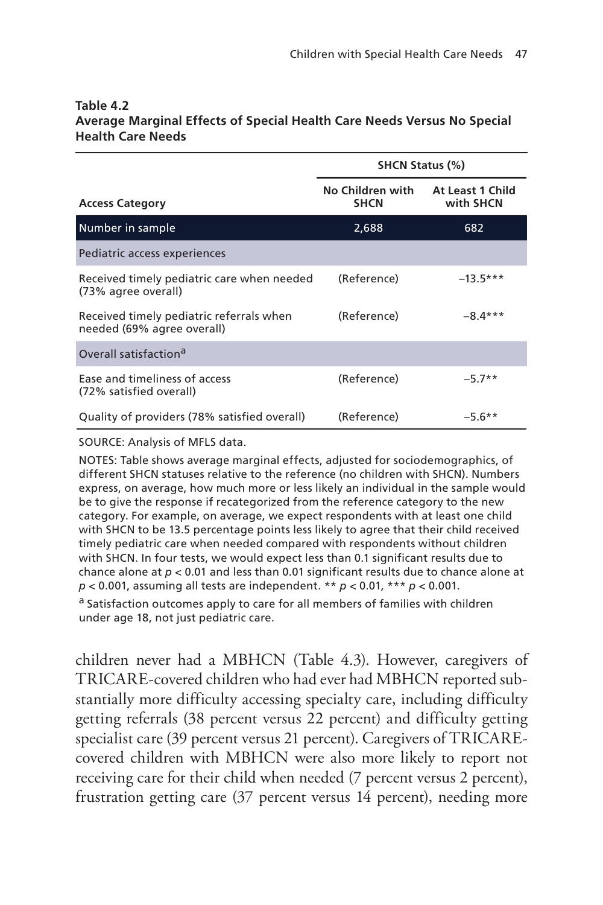**Table 4.2**
**Average Marginal Effects of Special Health Care Needs Versus No Special Health Care Needs**

| | SHCN Status (%) | |
|---|---|---|
| **Access Category** | **No Children with SHCN** | **At Least 1 Child with SHCN** |
| Number in sample | 2,688 | 682 |
| Pediatric access experiences | | |
| Received timely pediatric care when needed (73% agree overall) | (Reference) | –13.5*** |
| Received timely pediatric referrals when needed (69% agree overall) | (Reference) | –8.4*** |
| Overall satisfaction[a] | | |
| Ease and timeliness of access (72% satisfied overall) | (Reference) | –5.7** |
| Quality of providers (78% satisfied overall) | (Reference) | –5.6** |

SOURCE: Analysis of MFLS data.

NOTES: Table shows average marginal effects, adjusted for sociodemographics, of different SHCN statuses relative to the reference (no children with SHCN). Numbers express, on average, how much more or less likely an individual in the sample would be to give the response if recategorized from the reference category to the new category. For example, on average, we expect respondents with at least one child with SHCN to be 13.5 percentage points less likely to agree that their child received timely pediatric care when needed compared with respondents without children with SHCN. In four tests, we would expect less than 0.1 significant results due to chance alone at $p < 0.01$ and less than 0.01 significant results due to chance alone at $p < 0.001$, assuming all tests are independent. ** $p < 0.01$, *** $p < 0.001$.

[a] Satisfaction outcomes apply to care for all members of families with children under age 18, not just pediatric care.

children never had a MBHCN (Table 4.3). However, caregivers of TRICARE-covered children who had ever had MBHCN reported substantially more difficulty accessing specialty care, including difficulty getting referrals (38 percent versus 22 percent) and difficulty getting specialist care (39 percent versus 21 percent). Caregivers of TRICARE-covered children with MBHCN were also more likely to report not receiving care for their child when needed (7 percent versus 2 percent), frustration getting care (37 percent versus 14 percent), needing more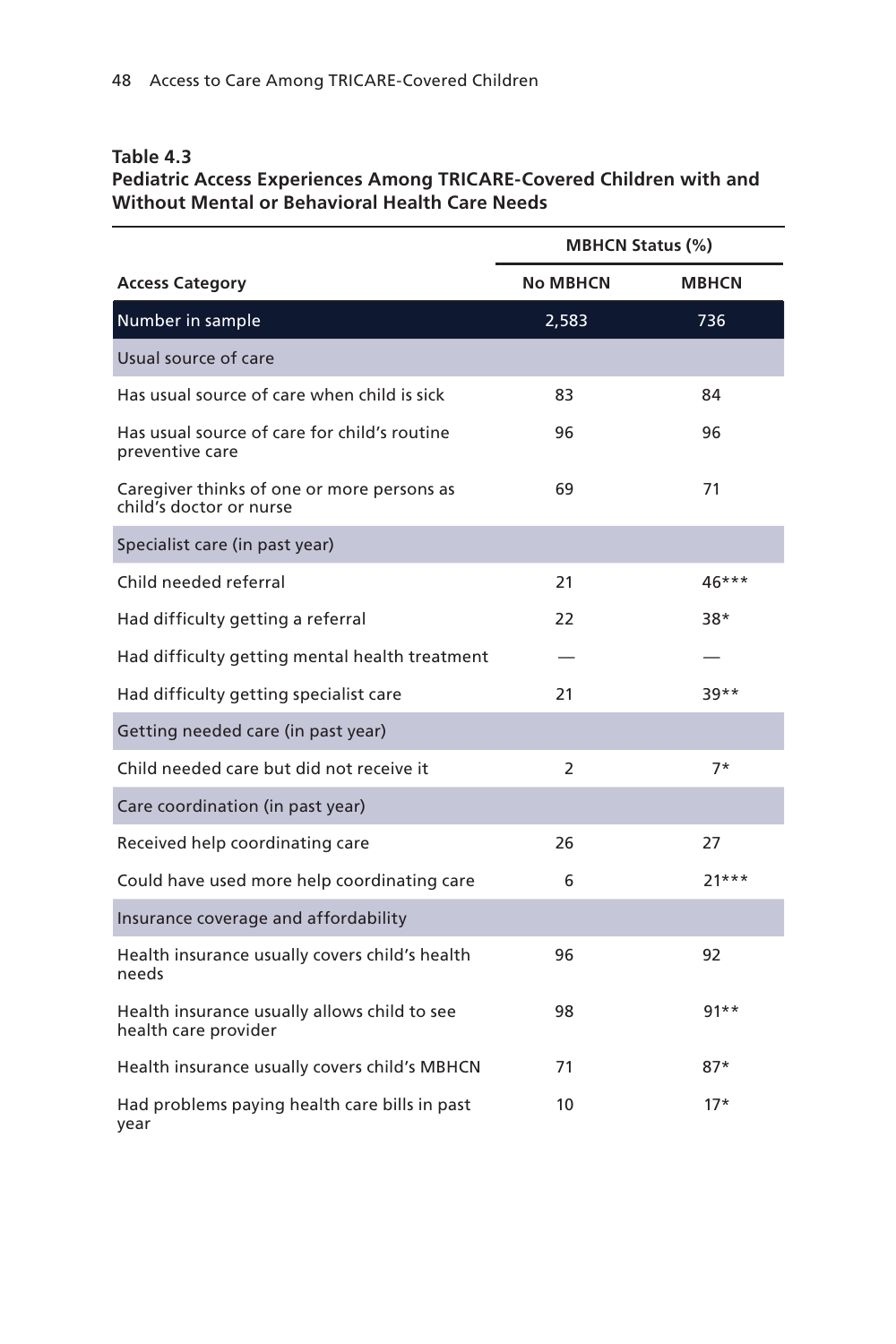**Table 4.3**
**Pediatric Access Experiences Among TRICARE-Covered Children with and Without Mental or Behavioral Health Care Needs**

| Access Category | MBHCN Status (%) | |
|---|---|---|
| | No MBHCN | MBHCN |
| Number in sample | 2,583 | 736 |
| Usual source of care | | |
| Has usual source of care when child is sick | 83 | 84 |
| Has usual source of care for child's routine preventive care | 96 | 96 |
| Caregiver thinks of one or more persons as child's doctor or nurse | 69 | 71 |
| Specialist care (in past year) | | |
| Child needed referral | 21 | 46*** |
| Had difficulty getting a referral | 22 | 38* |
| Had difficulty getting mental health treatment | — | — |
| Had difficulty getting specialist care | 21 | 39** |
| Getting needed care (in past year) | | |
| Child needed care but did not receive it | 2 | 7* |
| Care coordination (in past year) | | |
| Received help coordinating care | 26 | 27 |
| Could have used more help coordinating care | 6 | 21*** |
| Insurance coverage and affordability | | |
| Health insurance usually covers child's health needs | 96 | 92 |
| Health insurance usually allows child to see health care provider | 98 | 91** |
| Health insurance usually covers child's MBHCN | 71 | 87* |
| Had problems paying health care bills in past year | 10 | 17* |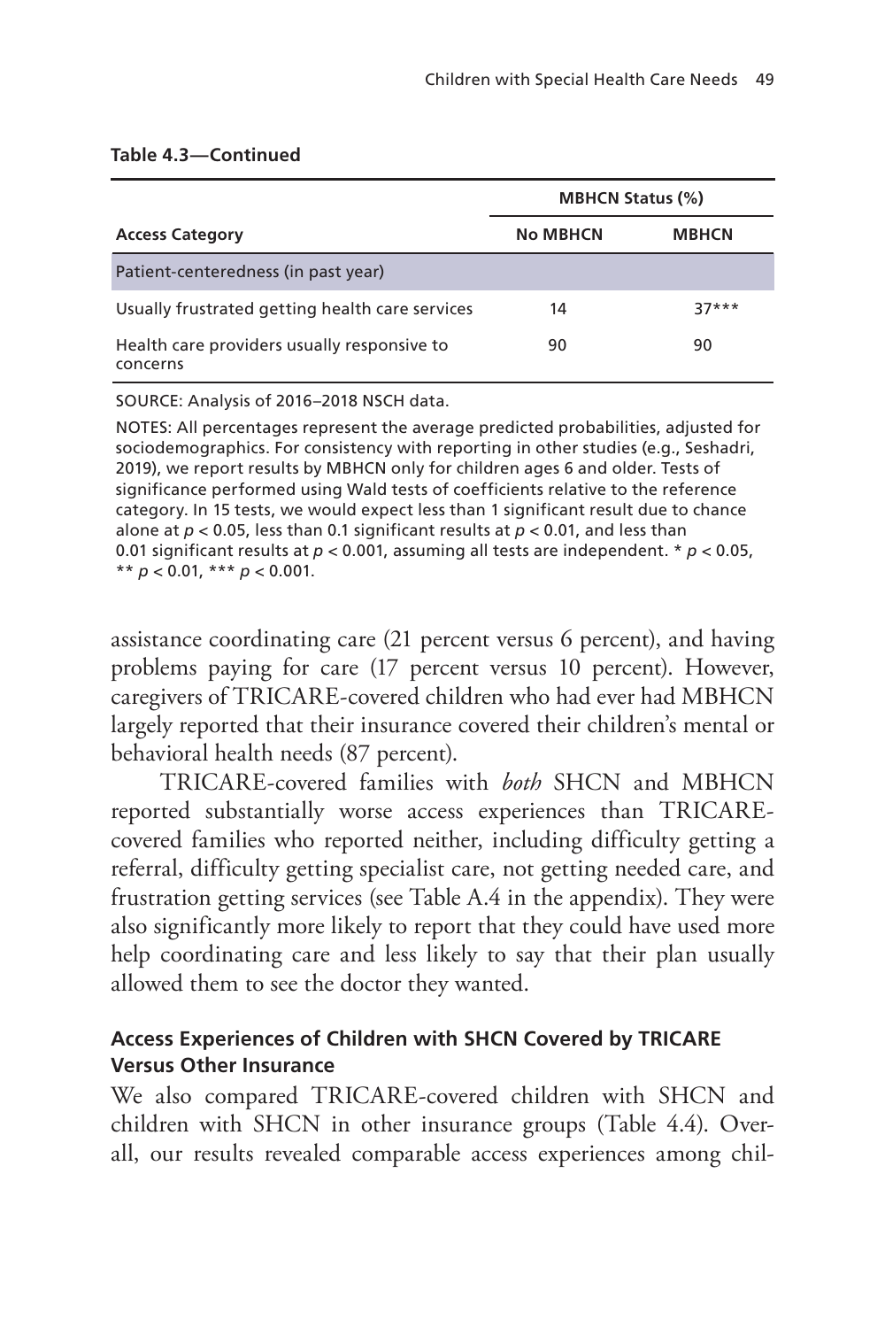**Table 4.3—Continued**

| Access Category | MBHCN Status (%) | |
|---|---|---|
| | **No MBHCN** | **MBHCN** |
| Patient-centeredness (in past year) | | |
| Usually frustrated getting health care services | 14 | 37*** |
| Health care providers usually responsive to concerns | 90 | 90 |

SOURCE: Analysis of 2016–2018 NSCH data.

NOTES: All percentages represent the average predicted probabilities, adjusted for sociodemographics. For consistency with reporting in other studies (e.g., Seshadri, 2019), we report results by MBHCN only for children ages 6 and older. Tests of significance performed using Wald tests of coefficients relative to the reference category. In 15 tests, we would expect less than 1 significant result due to chance alone at $p < 0.05$, less than 0.1 significant results at $p < 0.01$, and less than 0.01 significant results at $p < 0.001$, assuming all tests are independent. * $p < 0.05$, ** $p < 0.01$, *** $p < 0.001$.

assistance coordinating care (21 percent versus 6 percent), and having problems paying for care (17 percent versus 10 percent). However, caregivers of TRICARE-covered children who had ever had MBHCN largely reported that their insurance covered their children's mental or behavioral health needs (87 percent).

TRICARE-covered families with *both* SHCN and MBHCN reported substantially worse access experiences than TRICARE-covered families who reported neither, including difficulty getting a referral, difficulty getting specialist care, not getting needed care, and frustration getting services (see Table A.4 in the appendix). They were also significantly more likely to report that they could have used more help coordinating care and less likely to say that their plan usually allowed them to see the doctor they wanted.

### Access Experiences of Children with SHCN Covered by TRICARE Versus Other Insurance

We also compared TRICARE-covered children with SHCN and children with SHCN in other insurance groups (Table 4.4). Overall, our results revealed comparable access experiences among chil-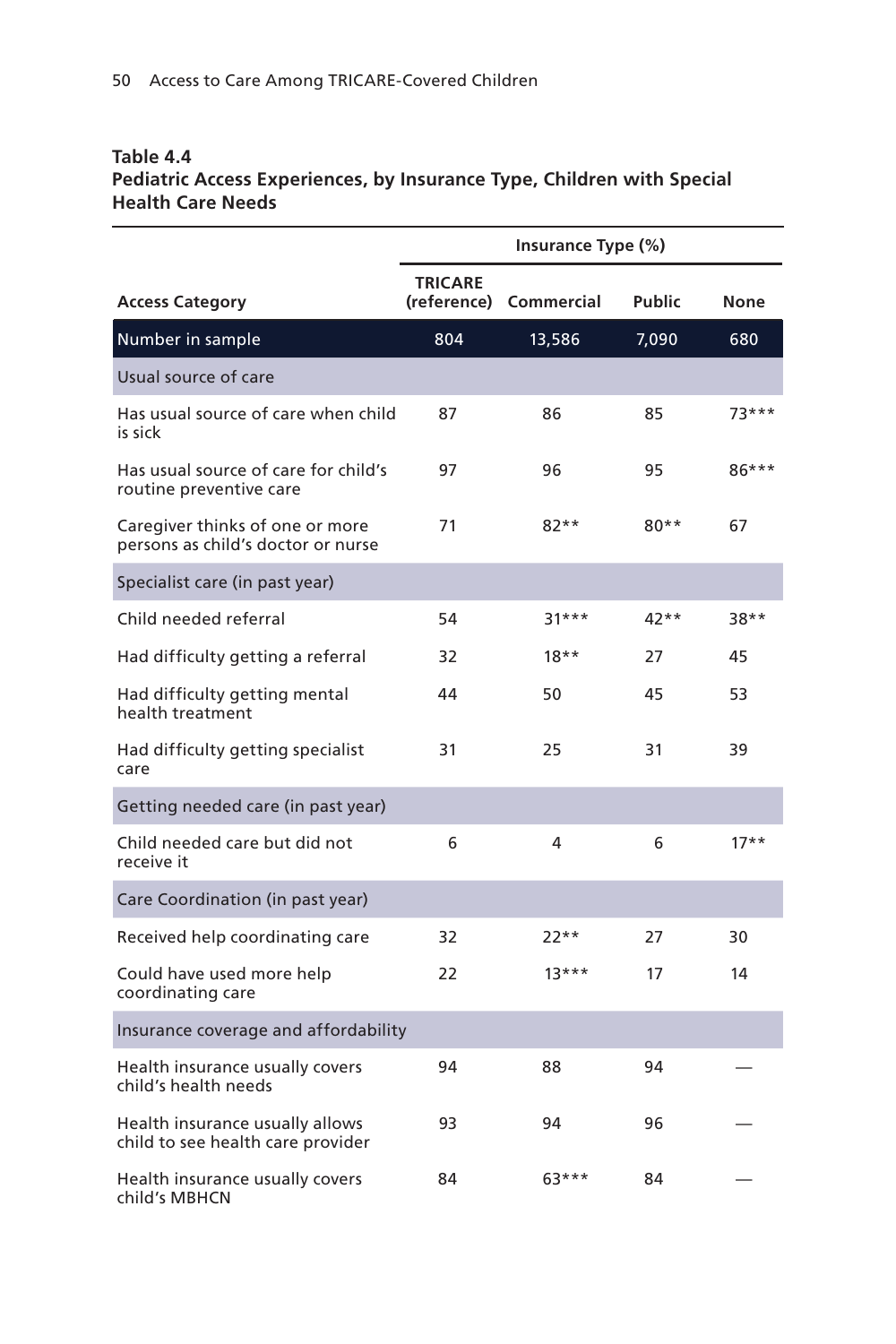**Table 4.4**
**Pediatric Access Experiences, by Insurance Type, Children with Special Health Care Needs**

| | Insurance Type (%) | | | |
|---|---|---|---|---|
| **Access Category** | **TRICARE (reference)** | **Commercial** | **Public** | **None** |
| Number in sample | 804 | 13,586 | 7,090 | 680 |
| *Usual source of care* | | | | |
| Has usual source of care when child is sick | 87 | 86 | 85 | 73*** |
| Has usual source of care for child's routine preventive care | 97 | 96 | 95 | 86*** |
| Caregiver thinks of one or more persons as child's doctor or nurse | 71 | 82** | 80** | 67 |
| *Specialist care (in past year)* | | | | |
| Child needed referral | 54 | 31*** | 42** | 38** |
| Had difficulty getting a referral | 32 | 18** | 27 | 45 |
| Had difficulty getting mental health treatment | 44 | 50 | 45 | 53 |
| Had difficulty getting specialist care | 31 | 25 | 31 | 39 |
| *Getting needed care (in past year)* | | | | |
| Child needed care but did not receive it | 6 | 4 | 6 | 17** |
| *Care Coordination (in past year)* | | | | |
| Received help coordinating care | 32 | 22** | 27 | 30 |
| Could have used more help coordinating care | 22 | 13*** | 17 | 14 |
| *Insurance coverage and affordability* | | | | |
| Health insurance usually covers child's health needs | 94 | 88 | 94 | — |
| Health insurance usually allows child to see health care provider | 93 | 94 | 96 | — |
| Health insurance usually covers child's MBHCN | 84 | 63*** | 84 | — |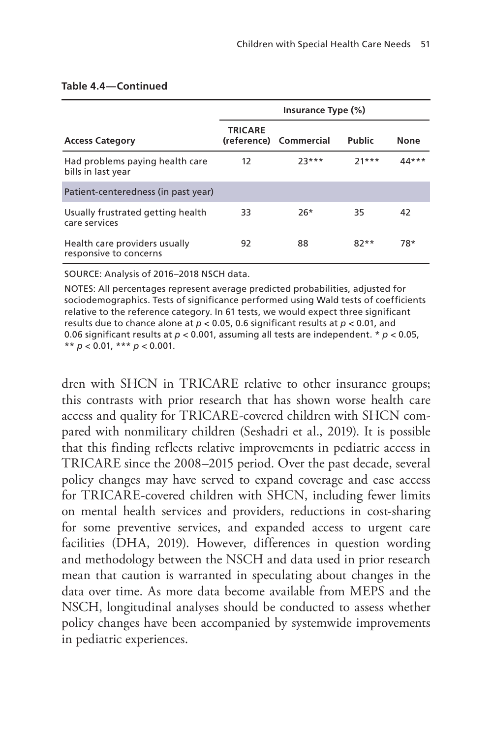**Table 4.4—Continued**

| Access Category | Insurance Type (%) | | | |
|---|---|---|---|---|
| | TRICARE (reference) | Commercial | Public | None |
| Had problems paying health care bills in last year | 12 | 23*** | 21*** | 44*** |
| Patient-centeredness (in past year) | | | | |
| Usually frustrated getting health care services | 33 | 26* | 35 | 42 |
| Health care providers usually responsive to concerns | 92 | 88 | 82** | 78* |

SOURCE: Analysis of 2016–2018 NSCH data.

NOTES: All percentages represent average predicted probabilities, adjusted for sociodemographics. Tests of significance performed using Wald tests of coefficients relative to the reference category. In 61 tests, we would expect three significant results due to chance alone at $p < 0.05$, 0.6 significant results at $p < 0.01$, and 0.06 significant results at $p < 0.001$, assuming all tests are independent. * $p < 0.05$, ** $p < 0.01$, *** $p < 0.001$.

dren with SHCN in TRICARE relative to other insurance groups; this contrasts with prior research that has shown worse health care access and quality for TRICARE-covered children with SHCN compared with nonmilitary children (Seshadri et al., 2019). It is possible that this finding reflects relative improvements in pediatric access in TRICARE since the 2008–2015 period. Over the past decade, several policy changes may have served to expand coverage and ease access for TRICARE-covered children with SHCN, including fewer limits on mental health services and providers, reductions in cost-sharing for some preventive services, and expanded access to urgent care facilities (DHA, 2019). However, differences in question wording and methodology between the NSCH and data used in prior research mean that caution is warranted in speculating about changes in the data over time. As more data become available from MEPS and the NSCH, longitudinal analyses should be conducted to assess whether policy changes have been accompanied by systemwide improvements in pediatric experiences.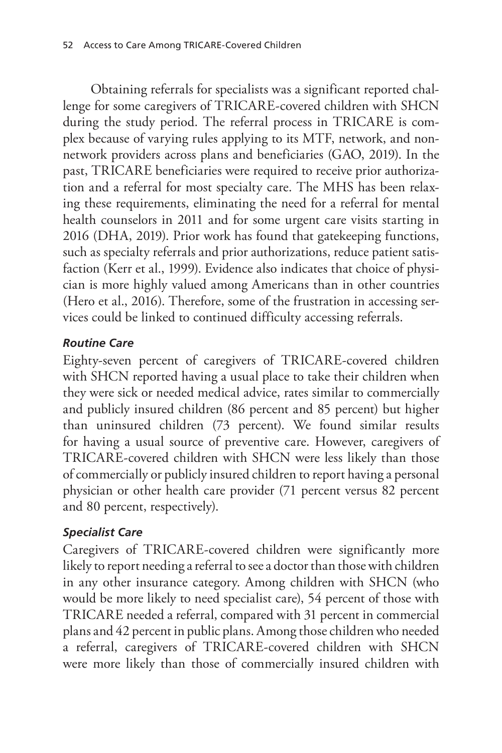Obtaining referrals for specialists was a significant reported challenge for some caregivers of TRICARE-covered children with SHCN during the study period. The referral process in TRICARE is complex because of varying rules applying to its MTF, network, and nonnetwork providers across plans and beneficiaries (GAO, 2019). In the past, TRICARE beneficiaries were required to receive prior authorization and a referral for most specialty care. The MHS has been relaxing these requirements, eliminating the need for a referral for mental health counselors in 2011 and for some urgent care visits starting in 2016 (DHA, 2019). Prior work has found that gatekeeping functions, such as specialty referrals and prior authorizations, reduce patient satisfaction (Kerr et al., 1999). Evidence also indicates that choice of physician is more highly valued among Americans than in other countries (Hero et al., 2016). Therefore, some of the frustration in accessing services could be linked to continued difficulty accessing referrals.

### *Routine Care*

Eighty-seven percent of caregivers of TRICARE-covered children with SHCN reported having a usual place to take their children when they were sick or needed medical advice, rates similar to commercially and publicly insured children (86 percent and 85 percent) but higher than uninsured children (73 percent). We found similar results for having a usual source of preventive care. However, caregivers of TRICARE-covered children with SHCN were less likely than those of commercially or publicly insured children to report having a personal physician or other health care provider (71 percent versus 82 percent and 80 percent, respectively).

### *Specialist Care*

Caregivers of TRICARE-covered children were significantly more likely to report needing a referral to see a doctor than those with children in any other insurance category. Among children with SHCN (who would be more likely to need specialist care), 54 percent of those with TRICARE needed a referral, compared with 31 percent in commercial plans and 42 percent in public plans. Among those children who needed a referral, caregivers of TRICARE-covered children with SHCN were more likely than those of commercially insured children with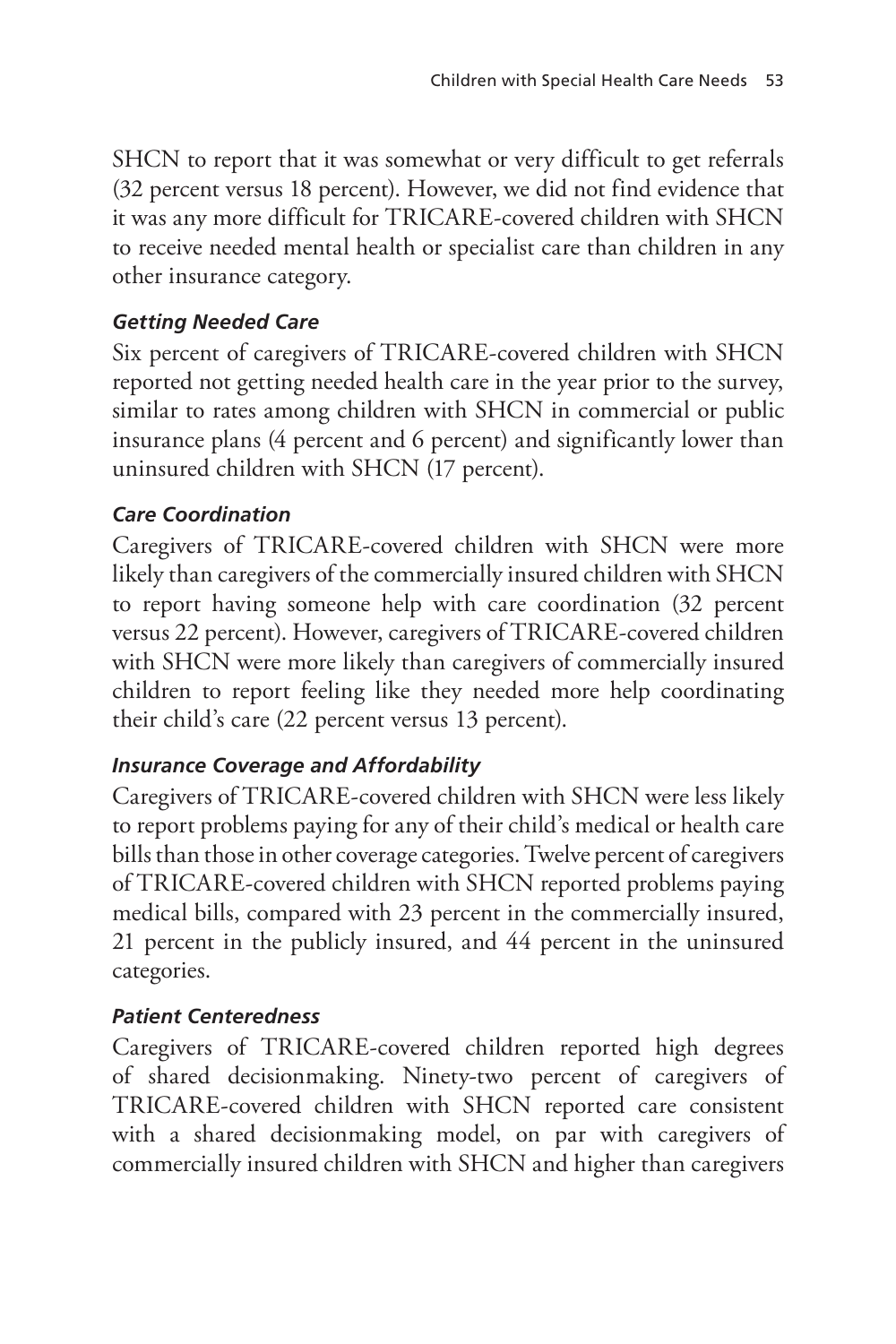SHCN to report that it was somewhat or very difficult to get referrals (32 percent versus 18 percent). However, we did not find evidence that it was any more difficult for TRICARE-covered children with SHCN to receive needed mental health or specialist care than children in any other insurance category.

#### *Getting Needed Care*

Six percent of caregivers of TRICARE-covered children with SHCN reported not getting needed health care in the year prior to the survey, similar to rates among children with SHCN in commercial or public insurance plans (4 percent and 6 percent) and significantly lower than uninsured children with SHCN (17 percent).

#### *Care Coordination*

Caregivers of TRICARE-covered children with SHCN were more likely than caregivers of the commercially insured children with SHCN to report having someone help with care coordination (32 percent versus 22 percent). However, caregivers of TRICARE-covered children with SHCN were more likely than caregivers of commercially insured children to report feeling like they needed more help coordinating their child's care (22 percent versus 13 percent).

#### *Insurance Coverage and Affordability*

Caregivers of TRICARE-covered children with SHCN were less likely to report problems paying for any of their child's medical or health care bills than those in other coverage categories. Twelve percent of caregivers of TRICARE-covered children with SHCN reported problems paying medical bills, compared with 23 percent in the commercially insured, 21 percent in the publicly insured, and 44 percent in the uninsured categories.

#### *Patient Centeredness*

Caregivers of TRICARE-covered children reported high degrees of shared decisionmaking. Ninety-two percent of caregivers of TRICARE-covered children with SHCN reported care consistent with a shared decisionmaking model, on par with caregivers of commercially insured children with SHCN and higher than caregivers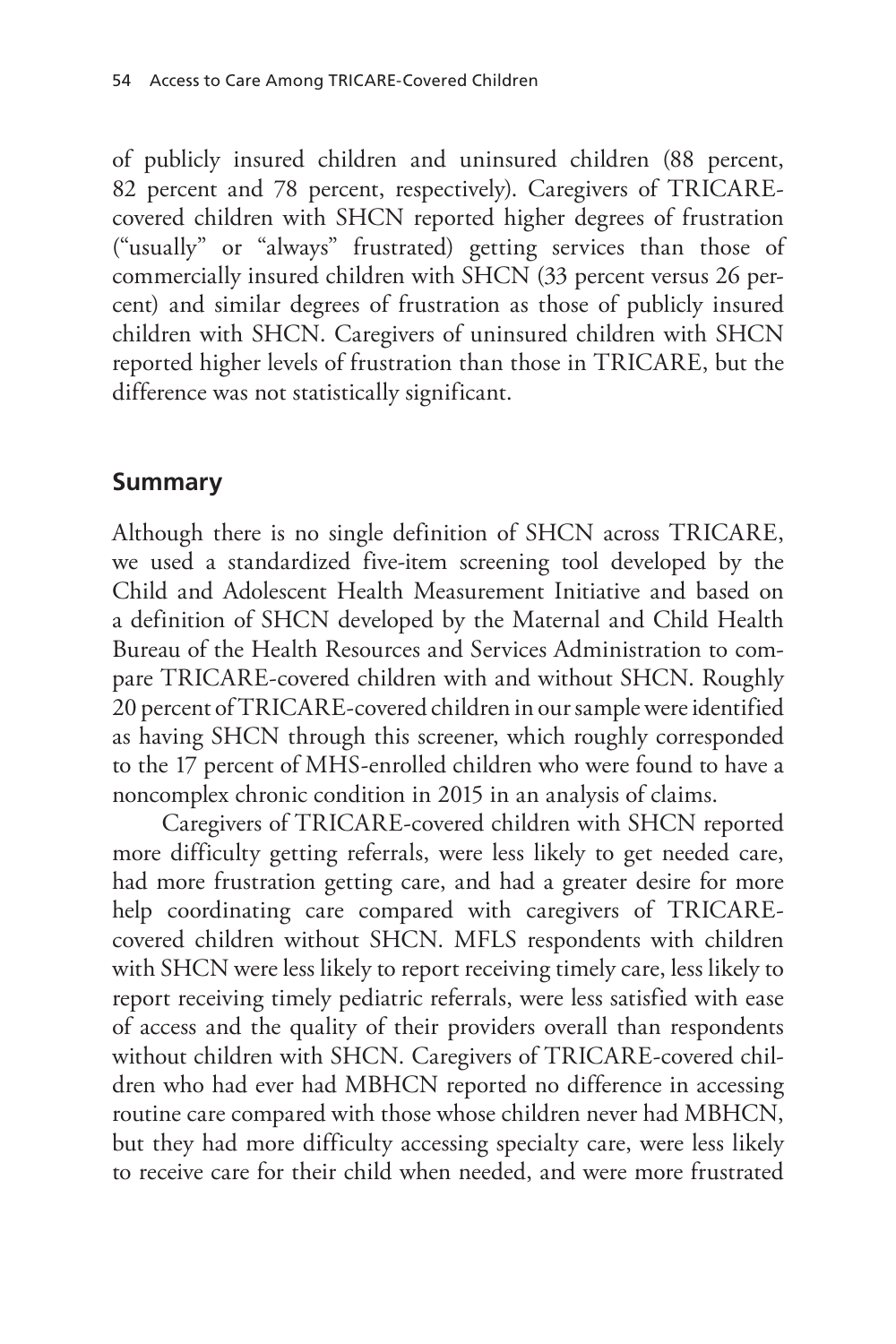of publicly insured children and uninsured children (88 percent, 82 percent and 78 percent, respectively). Caregivers of TRICARE-covered children with SHCN reported higher degrees of frustration ("usually" or "always" frustrated) getting services than those of commercially insured children with SHCN (33 percent versus 26 percent) and similar degrees of frustration as those of publicly insured children with SHCN. Caregivers of uninsured children with SHCN reported higher levels of frustration than those in TRICARE, but the difference was not statistically significant.

## Summary

Although there is no single definition of SHCN across TRICARE, we used a standardized five-item screening tool developed by the Child and Adolescent Health Measurement Initiative and based on a definition of SHCN developed by the Maternal and Child Health Bureau of the Health Resources and Services Administration to compare TRICARE-covered children with and without SHCN. Roughly 20 percent of TRICARE-covered children in our sample were identified as having SHCN through this screener, which roughly corresponded to the 17 percent of MHS-enrolled children who were found to have a noncomplex chronic condition in 2015 in an analysis of claims.

Caregivers of TRICARE-covered children with SHCN reported more difficulty getting referrals, were less likely to get needed care, had more frustration getting care, and had a greater desire for more help coordinating care compared with caregivers of TRICARE-covered children without SHCN. MFLS respondents with children with SHCN were less likely to report receiving timely care, less likely to report receiving timely pediatric referrals, were less satisfied with ease of access and the quality of their providers overall than respondents without children with SHCN. Caregivers of TRICARE-covered children who had ever had MBHCN reported no difference in accessing routine care compared with those whose children never had MBHCN, but they had more difficulty accessing specialty care, were less likely to receive care for their child when needed, and were more frustrated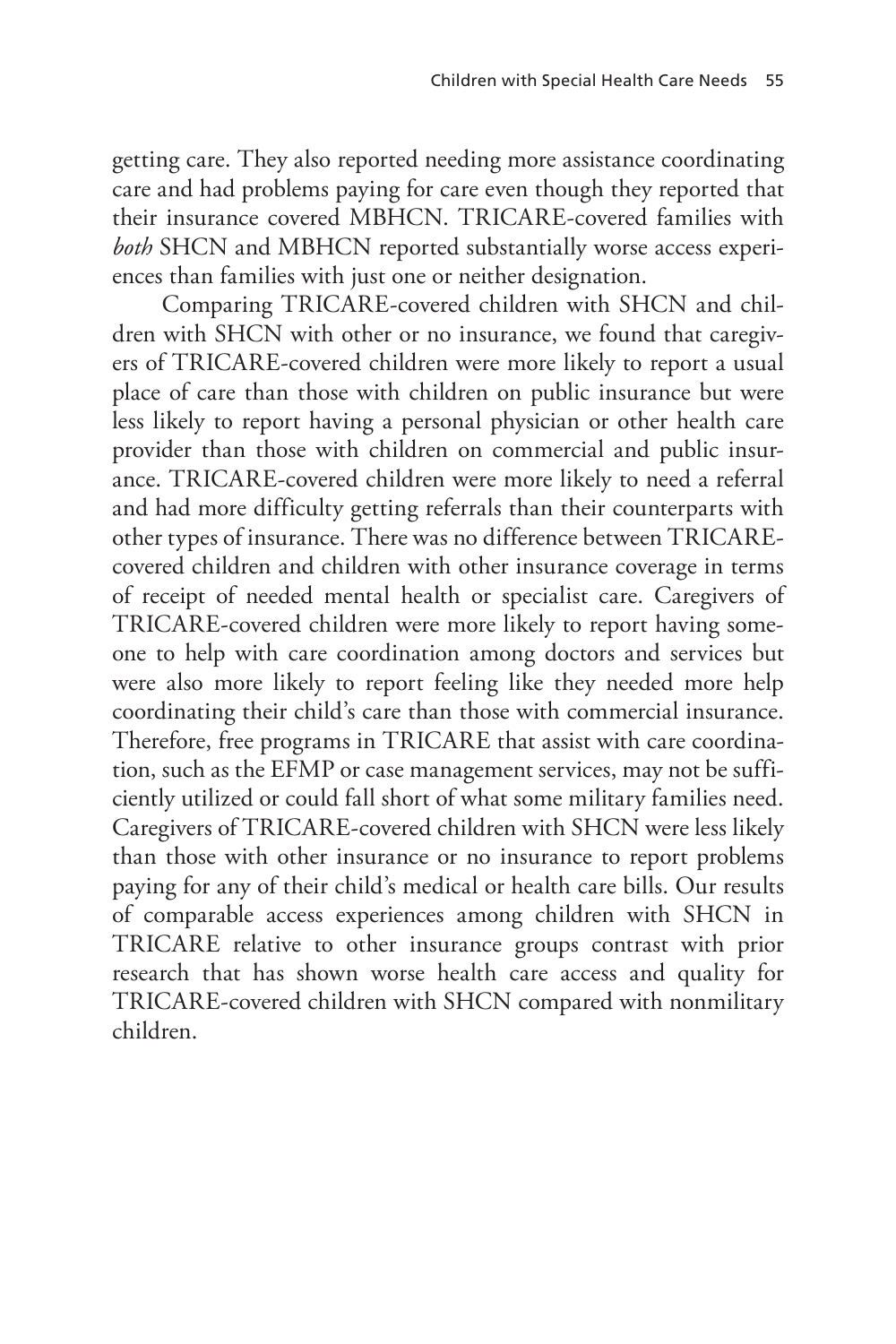getting care. They also reported needing more assistance coordinating care and had problems paying for care even though they reported that their insurance covered MBHCN. TRICARE-covered families with *both* SHCN and MBHCN reported substantially worse access experiences than families with just one or neither designation.

Comparing TRICARE-covered children with SHCN and children with SHCN with other or no insurance, we found that caregivers of TRICARE-covered children were more likely to report a usual place of care than those with children on public insurance but were less likely to report having a personal physician or other health care provider than those with children on commercial and public insurance. TRICARE-covered children were more likely to need a referral and had more difficulty getting referrals than their counterparts with other types of insurance. There was no difference between TRICARE-covered children and children with other insurance coverage in terms of receipt of needed mental health or specialist care. Caregivers of TRICARE-covered children were more likely to report having someone to help with care coordination among doctors and services but were also more likely to report feeling like they needed more help coordinating their child's care than those with commercial insurance. Therefore, free programs in TRICARE that assist with care coordination, such as the EFMP or case management services, may not be sufficiently utilized or could fall short of what some military families need. Caregivers of TRICARE-covered children with SHCN were less likely than those with other insurance or no insurance to report problems paying for any of their child's medical or health care bills. Our results of comparable access experiences among children with SHCN in TRICARE relative to other insurance groups contrast with prior research that has shown worse health care access and quality for TRICARE-covered children with SHCN compared with nonmilitary children.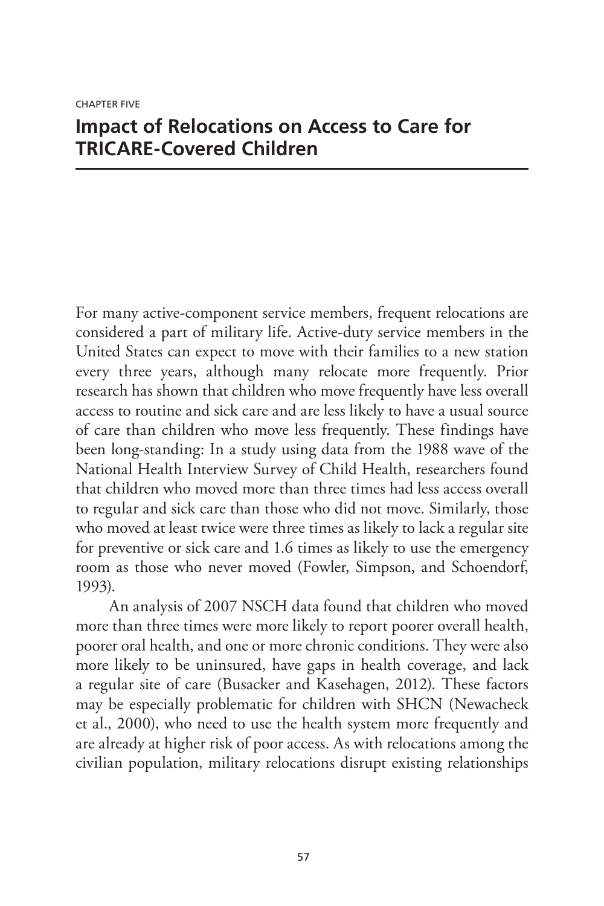CHAPTER FIVE

# Impact of Relocations on Access to Care for TRICARE-Covered Children

For many active-component service members, frequent relocations are considered a part of military life. Active-duty service members in the United States can expect to move with their families to a new station every three years, although many relocate more frequently. Prior research has shown that children who move frequently have less overall access to routine and sick care and are less likely to have a usual source of care than children who move less frequently. These findings have been long-standing: In a study using data from the 1988 wave of the National Health Interview Survey of Child Health, researchers found that children who moved more than three times had less access overall to regular and sick care than those who did not move. Similarly, those who moved at least twice were three times as likely to lack a regular site for preventive or sick care and 1.6 times as likely to use the emergency room as those who never moved (Fowler, Simpson, and Schoendorf, 1993).

An analysis of 2007 NSCH data found that children who moved more than three times were more likely to report poorer overall health, poorer oral health, and one or more chronic conditions. They were also more likely to be uninsured, have gaps in health coverage, and lack a regular site of care (Busacker and Kasehagen, 2012). These factors may be especially problematic for children with SHCN (Newacheck et al., 2000), who need to use the health system more frequently and are already at higher risk of poor access. As with relocations among the civilian population, military relocations disrupt existing relationships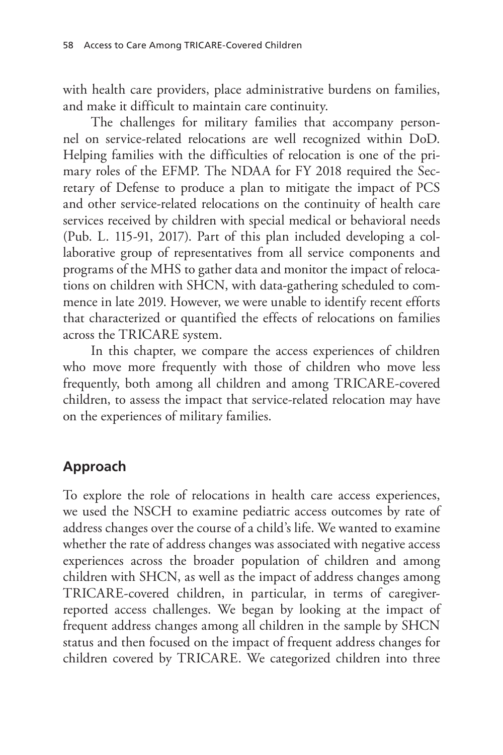with health care providers, place administrative burdens on families, and make it difficult to maintain care continuity.

The challenges for military families that accompany personnel on service-related relocations are well recognized within DoD. Helping families with the difficulties of relocation is one of the primary roles of the EFMP. The NDAA for FY 2018 required the Secretary of Defense to produce a plan to mitigate the impact of PCS and other service-related relocations on the continuity of health care services received by children with special medical or behavioral needs (Pub. L. 115-91, 2017). Part of this plan included developing a collaborative group of representatives from all service components and programs of the MHS to gather data and monitor the impact of relocations on children with SHCN, with data-gathering scheduled to commence in late 2019. However, we were unable to identify recent efforts that characterized or quantified the effects of relocations on families across the TRICARE system.

In this chapter, we compare the access experiences of children who move more frequently with those of children who move less frequently, both among all children and among TRICARE-covered children, to assess the impact that service-related relocation may have on the experiences of military families.

## Approach

To explore the role of relocations in health care access experiences, we used the NSCH to examine pediatric access outcomes by rate of address changes over the course of a child's life. We wanted to examine whether the rate of address changes was associated with negative access experiences across the broader population of children and among children with SHCN, as well as the impact of address changes among TRICARE-covered children, in particular, in terms of caregiver-reported access challenges. We began by looking at the impact of frequent address changes among all children in the sample by SHCN status and then focused on the impact of frequent address changes for children covered by TRICARE. We categorized children into three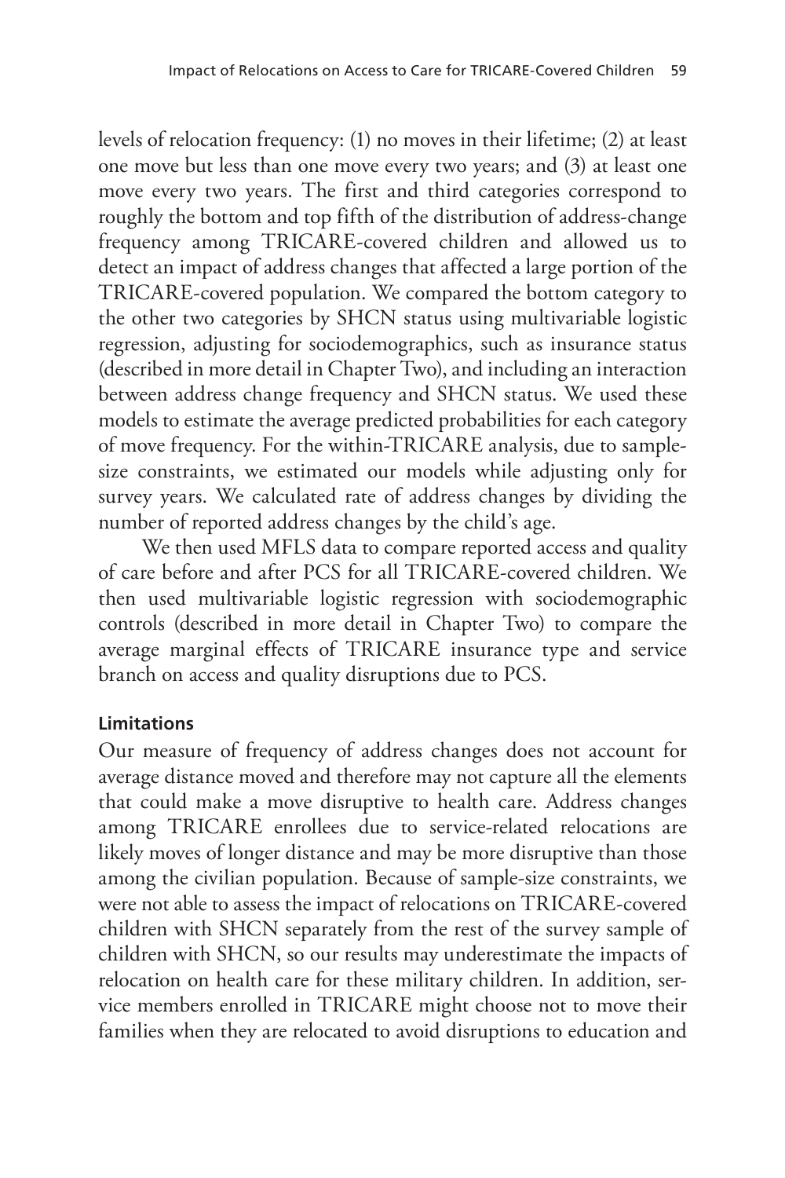levels of relocation frequency: (1) no moves in their lifetime; (2) at least one move but less than one move every two years; and (3) at least one move every two years. The first and third categories correspond to roughly the bottom and top fifth of the distribution of address-change frequency among TRICARE-covered children and allowed us to detect an impact of address changes that affected a large portion of the TRICARE-covered population. We compared the bottom category to the other two categories by SHCN status using multivariable logistic regression, adjusting for sociodemographics, such as insurance status (described in more detail in Chapter Two), and including an interaction between address change frequency and SHCN status. We used these models to estimate the average predicted probabilities for each category of move frequency. For the within-TRICARE analysis, due to sample-size constraints, we estimated our models while adjusting only for survey years. We calculated rate of address changes by dividing the number of reported address changes by the child's age.

We then used MFLS data to compare reported access and quality of care before and after PCS for all TRICARE-covered children. We then used multivariable logistic regression with sociodemographic controls (described in more detail in Chapter Two) to compare the average marginal effects of TRICARE insurance type and service branch on access and quality disruptions due to PCS.

#### Limitations

Our measure of frequency of address changes does not account for average distance moved and therefore may not capture all the elements that could make a move disruptive to health care. Address changes among TRICARE enrollees due to service-related relocations are likely moves of longer distance and may be more disruptive than those among the civilian population. Because of sample-size constraints, we were not able to assess the impact of relocations on TRICARE-covered children with SHCN separately from the rest of the survey sample of children with SHCN, so our results may underestimate the impacts of relocation on health care for these military children. In addition, service members enrolled in TRICARE might choose not to move their families when they are relocated to avoid disruptions to education and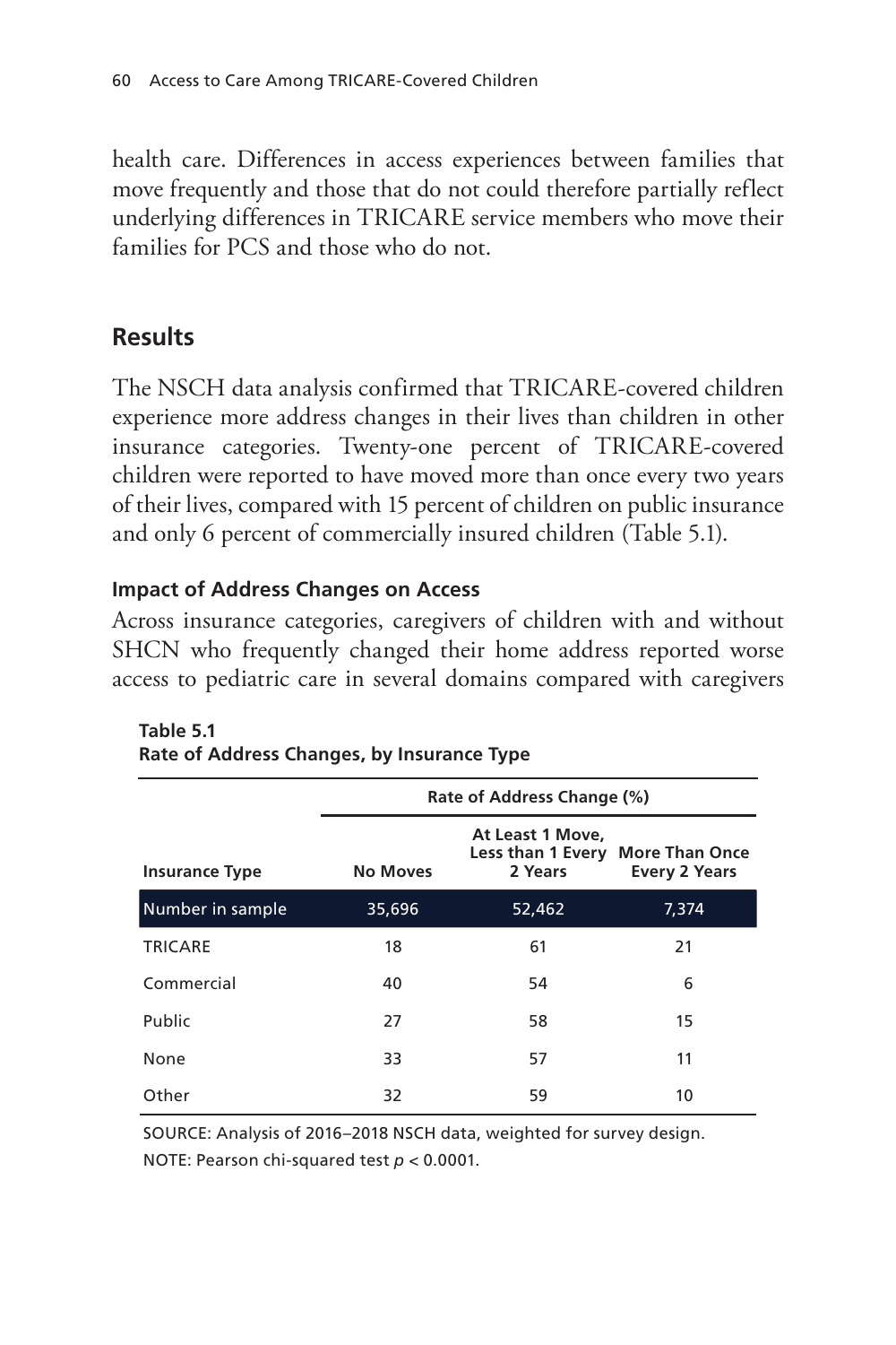health care. Differences in access experiences between families that move frequently and those that do not could therefore partially reflect underlying differences in TRICARE service members who move their families for PCS and those who do not.

## Results

The NSCH data analysis confirmed that TRICARE-covered children experience more address changes in their lives than children in other insurance categories. Twenty-one percent of TRICARE-covered children were reported to have moved more than once every two years of their lives, compared with 15 percent of children on public insurance and only 6 percent of commercially insured children (Table 5.1).

### Impact of Address Changes on Access

Across insurance categories, caregivers of children with and without SHCN who frequently changed their home address reported worse access to pediatric care in several domains compared with caregivers

**Table 5.1**
**Rate of Address Changes, by Insurance Type**

| | Rate of Address Change (%) | | |
|---|---|---|---|
| **Insurance Type** | **No Moves** | **At Least 1 Move, Less than 1 Every 2 Years** | **More Than Once Every 2 Years** |
| Number in sample | 35,696 | 52,462 | 7,374 |
| TRICARE | 18 | 61 | 21 |
| Commercial | 40 | 54 | 6 |
| Public | 27 | 58 | 15 |
| None | 33 | 57 | 11 |
| Other | 32 | 59 | 10 |

SOURCE: Analysis of 2016–2018 NSCH data, weighted for survey design.

NOTE: Pearson chi-squared test $p < 0.0001$.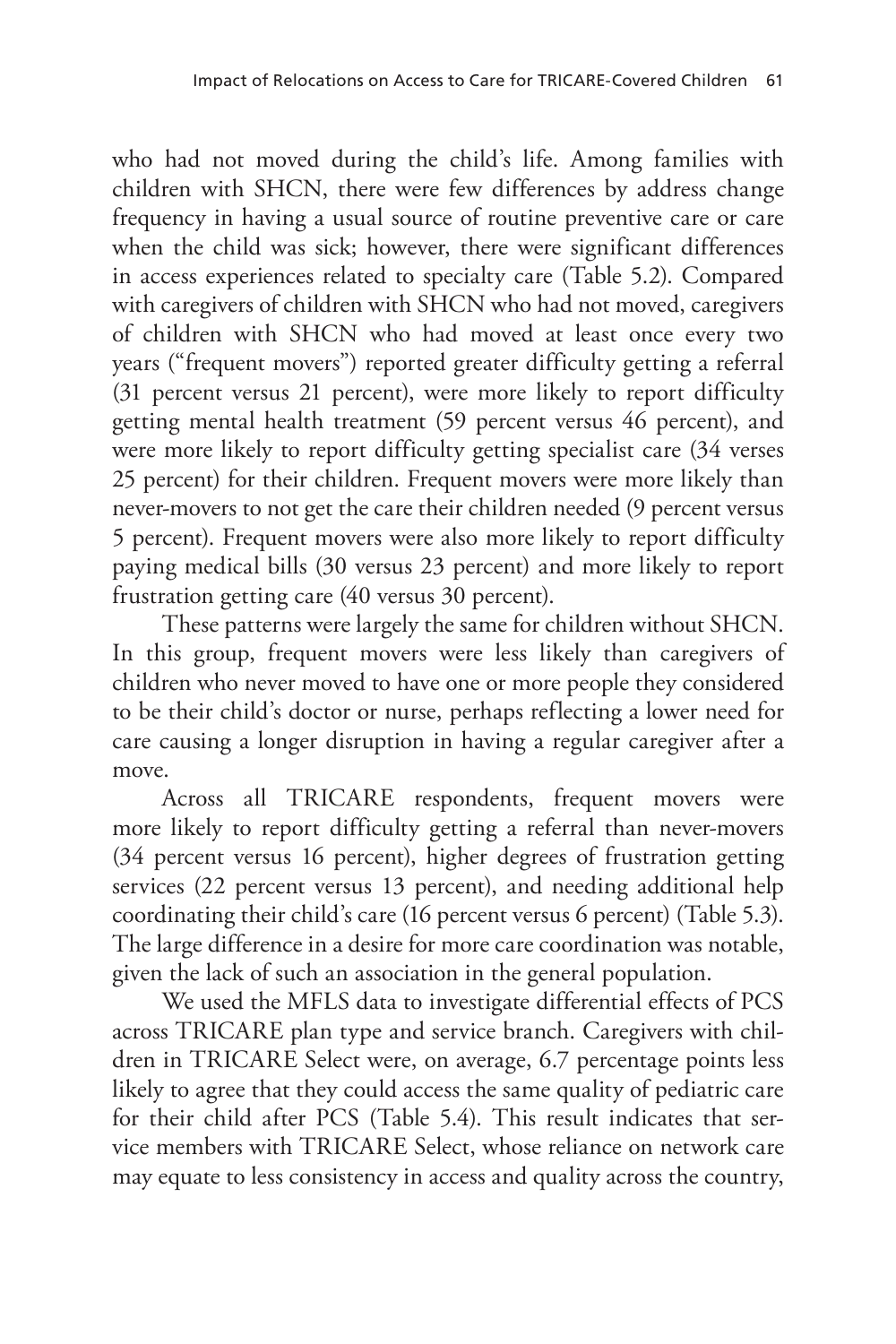who had not moved during the child's life. Among families with children with SHCN, there were few differences by address change frequency in having a usual source of routine preventive care or care when the child was sick; however, there were significant differences in access experiences related to specialty care (Table 5.2). Compared with caregivers of children with SHCN who had not moved, caregivers of children with SHCN who had moved at least once every two years ("frequent movers") reported greater difficulty getting a referral (31 percent versus 21 percent), were more likely to report difficulty getting mental health treatment (59 percent versus 46 percent), and were more likely to report difficulty getting specialist care (34 verses 25 percent) for their children. Frequent movers were more likely than never-movers to not get the care their children needed (9 percent versus 5 percent). Frequent movers were also more likely to report difficulty paying medical bills (30 versus 23 percent) and more likely to report frustration getting care (40 versus 30 percent).

These patterns were largely the same for children without SHCN. In this group, frequent movers were less likely than caregivers of children who never moved to have one or more people they considered to be their child's doctor or nurse, perhaps reflecting a lower need for care causing a longer disruption in having a regular caregiver after a move.

Across all TRICARE respondents, frequent movers were more likely to report difficulty getting a referral than never-movers (34 percent versus 16 percent), higher degrees of frustration getting services (22 percent versus 13 percent), and needing additional help coordinating their child's care (16 percent versus 6 percent) (Table 5.3). The large difference in a desire for more care coordination was notable, given the lack of such an association in the general population.

We used the MFLS data to investigate differential effects of PCS across TRICARE plan type and service branch. Caregivers with children in TRICARE Select were, on average, 6.7 percentage points less likely to agree that they could access the same quality of pediatric care for their child after PCS (Table 5.4). This result indicates that service members with TRICARE Select, whose reliance on network care may equate to less consistency in access and quality across the country,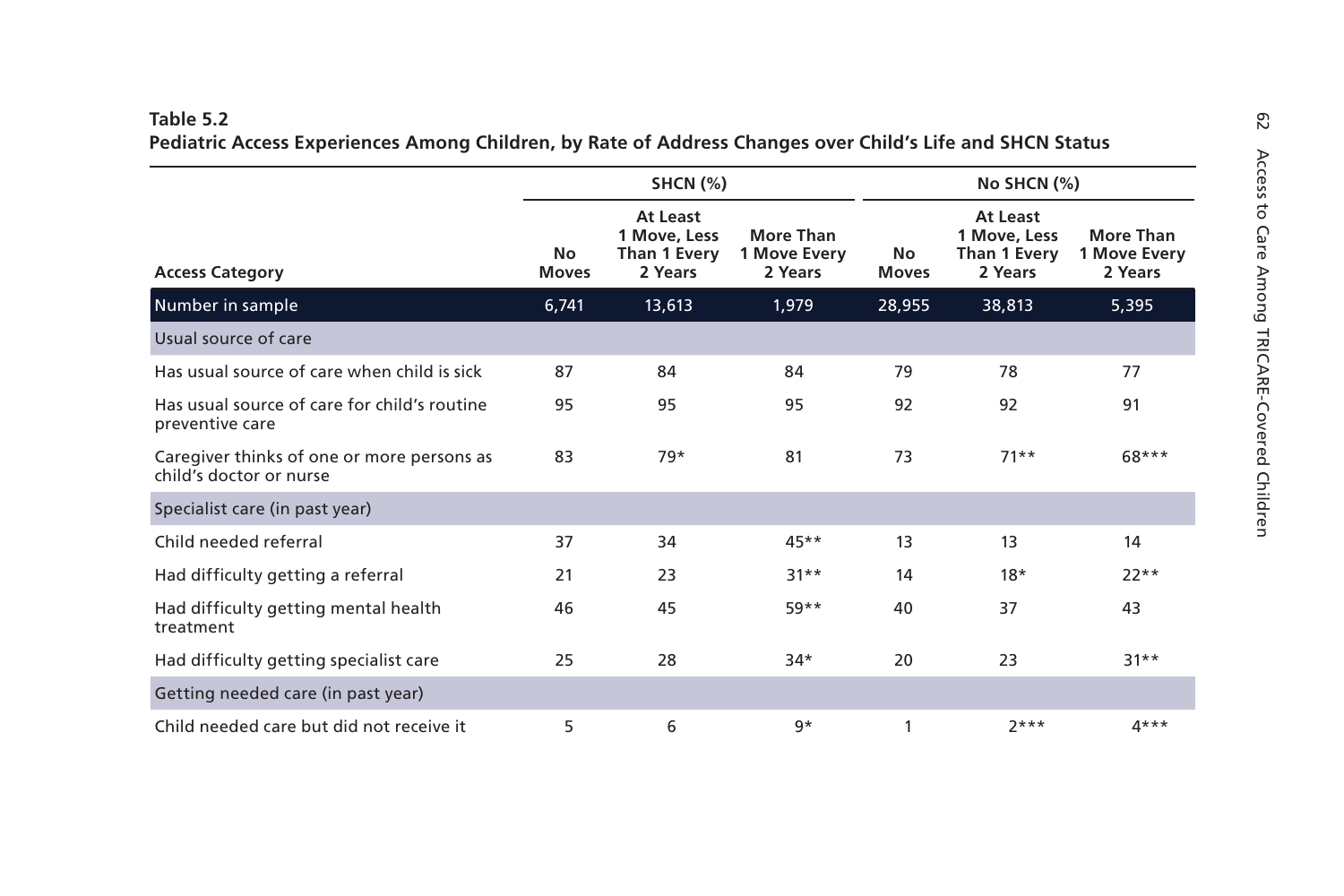**Table 5.2**
**Pediatric Access Experiences Among Children, by Rate of Address Changes over Child's Life and SHCN Status**

| Access Category | SHCN (%) | | | No SHCN (%) | | |
|---|---|---|---|---|---|---|
| | No Moves | At Least 1 Move, Less Than 1 Every 2 Years | More Than 1 Move Every 2 Years | No Moves | At Least 1 Move, Less Than 1 Every 2 Years | More Than 1 Move Every 2 Years |
| Number in sample | 6,741 | 13,613 | 1,979 | 28,955 | 38,813 | 5,395 |
| Usual source of care | | | | | | |
| Has usual source of care when child is sick | 87 | 84 | 84 | 79 | 78 | 77 |
| Has usual source of care for child's routine preventive care | 95 | 95 | 95 | 92 | 92 | 91 |
| Caregiver thinks of one or more persons as child's doctor or nurse | 83 | 79* | 81 | 73 | 71** | 68*** |
| Specialist care (in past year) | | | | | | |
| Child needed referral | 37 | 34 | 45** | 13 | 13 | 14 |
| Had difficulty getting a referral | 21 | 23 | 31** | 14 | 18* | 22** |
| Had difficulty getting mental health treatment | 46 | 45 | 59** | 40 | 37 | 43 |
| Had difficulty getting specialist care | 25 | 28 | 34* | 20 | 23 | 31** |
| Getting needed care (in past year) | | | | | | |
| Child needed care but did not receive it | 5 | 6 | 9* | 1 | 2*** | 4*** |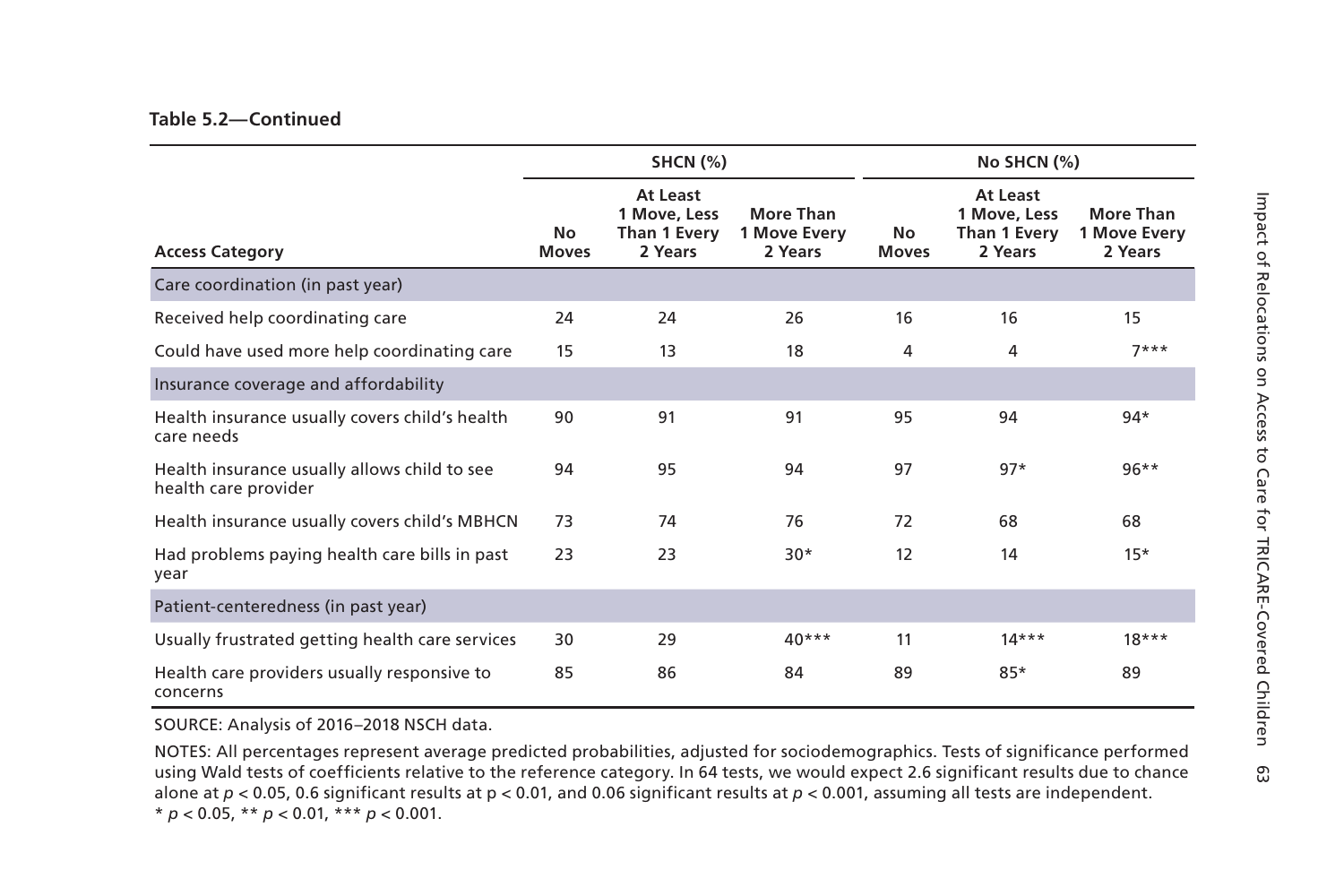**Table 5.2—Continued**

| | SHCN (%) | | | No SHCN (%) | | |
|---|---|---|---|---|---|---|
| **Access Category** | **No Moves** | **At Least 1 Move, Less Than 1 Every 2 Years** | **More Than 1 Move Every 2 Years** | **No Moves** | **At Least 1 Move, Less Than 1 Every 2 Years** | **More Than 1 Move Every 2 Years** |
| Care coordination (in past year) | | | | | | |
| Received help coordinating care | 24 | 24 | 26 | 16 | 16 | 15 |
| Could have used more help coordinating care | 15 | 13 | 18 | 4 | 4 | 7*** |
| Insurance coverage and affordability | | | | | | |
| Health insurance usually covers child's health care needs | 90 | 91 | 91 | 95 | 94 | 94* |
| Health insurance usually allows child to see health care provider | 94 | 95 | 94 | 97 | 97* | 96** |
| Health insurance usually covers child's MBHCN | 73 | 74 | 76 | 72 | 68 | 68 |
| Had problems paying health care bills in past year | 23 | 23 | 30* | 12 | 14 | 15* |
| Patient-centeredness (in past year) | | | | | | |
| Usually frustrated getting health care services | 30 | 29 | 40*** | 11 | 14*** | 18*** |
| Health care providers usually responsive to concerns | 85 | 86 | 84 | 89 | 85* | 89 |

SOURCE: Analysis of 2016–2018 NSCH data.

NOTES: All percentages represent average predicted probabilities, adjusted for sociodemographics. Tests of significance performed using Wald tests of coefficients relative to the reference category. In 64 tests, we would expect 2.6 significant results due to chance alone at $p < 0.05$, 0.6 significant results at $p < 0.01$, and 0.06 significant results at $p < 0.001$, assuming all tests are independent.
* $p < 0.05$, ** $p < 0.01$, *** $p < 0.001$.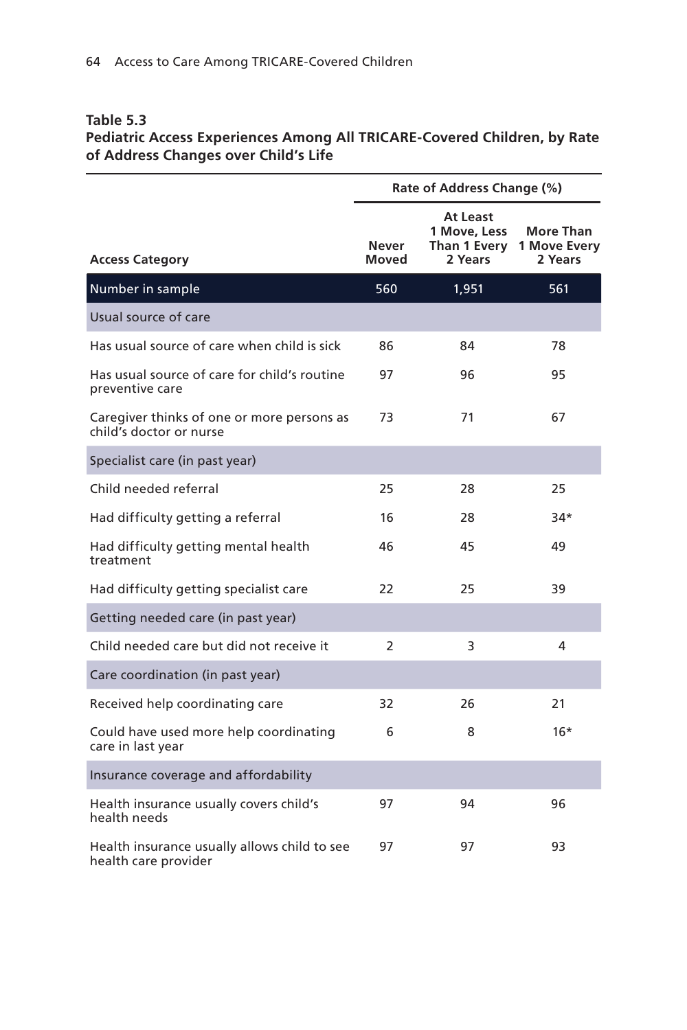**Table 5.3**
**Pediatric Access Experiences Among All TRICARE-Covered Children, by Rate of Address Changes over Child's Life**

| Access Category | Rate of Address Change (%) | | |
|---|---|---|---|
| | Never Moved | At Least 1 Move, Less Than 1 Every 2 Years | More Than 1 Move Every 2 Years |
| Number in sample | 560 | 1,951 | 561 |
| Usual source of care | | | |
| Has usual source of care when child is sick | 86 | 84 | 78 |
| Has usual source of care for child's routine preventive care | 97 | 96 | 95 |
| Caregiver thinks of one or more persons as child's doctor or nurse | 73 | 71 | 67 |
| Specialist care (in past year) | | | |
| Child needed referral | 25 | 28 | 25 |
| Had difficulty getting a referral | 16 | 28 | 34* |
| Had difficulty getting mental health treatment | 46 | 45 | 49 |
| Had difficulty getting specialist care | 22 | 25 | 39 |
| Getting needed care (in past year) | | | |
| Child needed care but did not receive it | 2 | 3 | 4 |
| Care coordination (in past year) | | | |
| Received help coordinating care | 32 | 26 | 21 |
| Could have used more help coordinating care in last year | 6 | 8 | 16* |
| Insurance coverage and affordability | | | |
| Health insurance usually covers child's health needs | 97 | 94 | 96 |
| Health insurance usually allows child to see health care provider | 97 | 97 | 93 |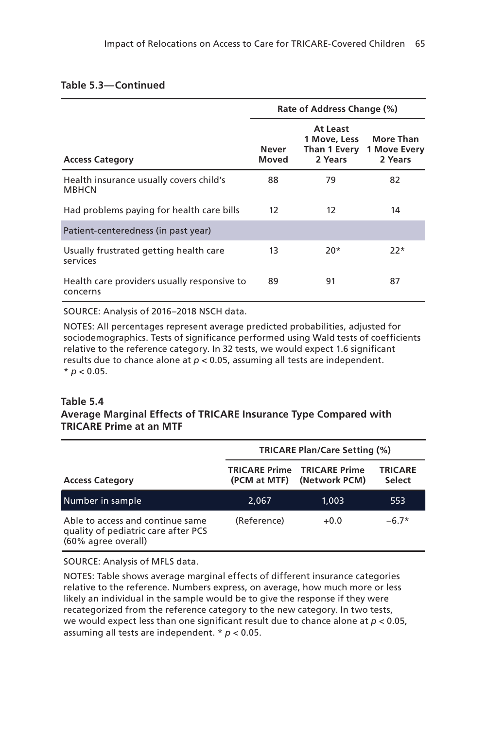**Table 5.3—Continued**

| Access Category | Rate of Address Change (%) | | |
|---|---|---|---|
| | Never Moved | At Least 1 Move, Less Than 1 Every 2 Years | More Than 1 Move Every 2 Years |
| Health insurance usually covers child's MBHCN | 88 | 79 | 82 |
| Had problems paying for health care bills | 12 | 12 | 14 |
| Patient-centeredness (in past year) | | | |
| Usually frustrated getting health care services | 13 | 20* | 22* |
| Health care providers usually responsive to concerns | 89 | 91 | 87 |

SOURCE: Analysis of 2016–2018 NSCH data.

NOTES: All percentages represent average predicted probabilities, adjusted for sociodemographics. Tests of significance performed using Wald tests of coefficients relative to the reference category. In 32 tests, we would expect 1.6 significant results due to chance alone at $p < 0.05$, assuming all tests are independent.
* $p < 0.05$.

**Table 5.4**
**Average Marginal Effects of TRICARE Insurance Type Compared with TRICARE Prime at an MTF**

| Access Category | TRICARE Plan/Care Setting (%) | | |
|---|---|---|---|
| | TRICARE Prime (PCM at MTF) | TRICARE Prime (Network PCM) | TRICARE Select |
| Number in sample | 2,067 | 1,003 | 553 |
| Able to access and continue same quality of pediatric care after PCS (60% agree overall) | (Reference) | +0.0 | −6.7* |

SOURCE: Analysis of MFLS data.

NOTES: Table shows average marginal effects of different insurance categories relative to the reference. Numbers express, on average, how much more or less likely an individual in the sample would be to give the response if they were recategorized from the reference category to the new category. In two tests, we would expect less than one significant result due to chance alone at $p < 0.05$, assuming all tests are independent. * $p < 0.05$.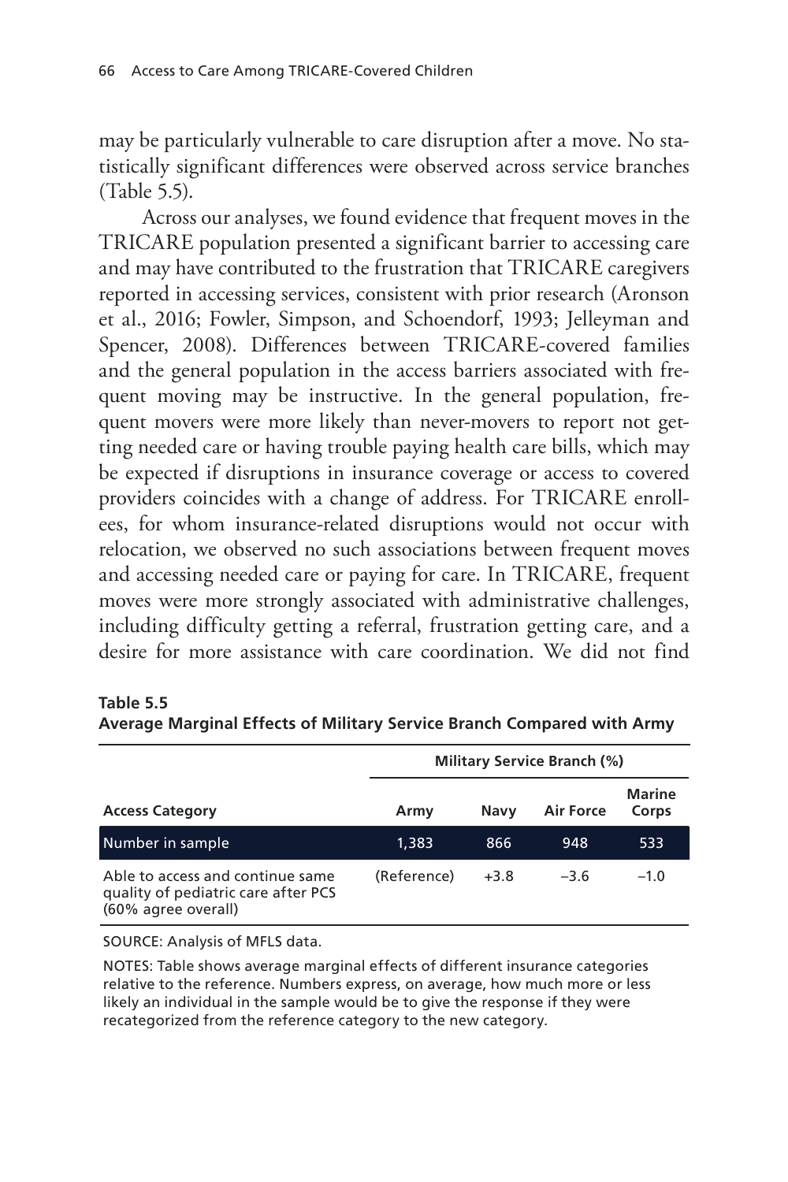may be particularly vulnerable to care disruption after a move. No statistically significant differences were observed across service branches (Table 5.5).

Across our analyses, we found evidence that frequent moves in the TRICARE population presented a significant barrier to accessing care and may have contributed to the frustration that TRICARE caregivers reported in accessing services, consistent with prior research (Aronson et al., 2016; Fowler, Simpson, and Schoendorf, 1993; Jelleyman and Spencer, 2008). Differences between TRICARE-covered families and the general population in the access barriers associated with frequent moving may be instructive. In the general population, frequent movers were more likely than never-movers to report not getting needed care or having trouble paying health care bills, which may be expected if disruptions in insurance coverage or access to covered providers coincides with a change of address. For TRICARE enrollees, for whom insurance-related disruptions would not occur with relocation, we observed no such associations between frequent moves and accessing needed care or paying for care. In TRICARE, frequent moves were more strongly associated with administrative challenges, including difficulty getting a referral, frustration getting care, and a desire for more assistance with care coordination. We did not find

**Table 5.5**
**Average Marginal Effects of Military Service Branch Compared with Army**

| | Military Service Branch (%) | | | |
|---|---|---|---|---|
| **Access Category** | **Army** | **Navy** | **Air Force** | **Marine Corps** |
| Number in sample | 1,383 | 866 | 948 | 533 |
| Able to access and continue same quality of pediatric care after PCS (60% agree overall) | (Reference) | +3.8 | −3.6 | −1.0 |

SOURCE: Analysis of MFLS data.

NOTES: Table shows average marginal effects of different insurance categories relative to the reference. Numbers express, on average, how much more or less likely an individual in the sample would be to give the response if they were recategorized from the reference category to the new category.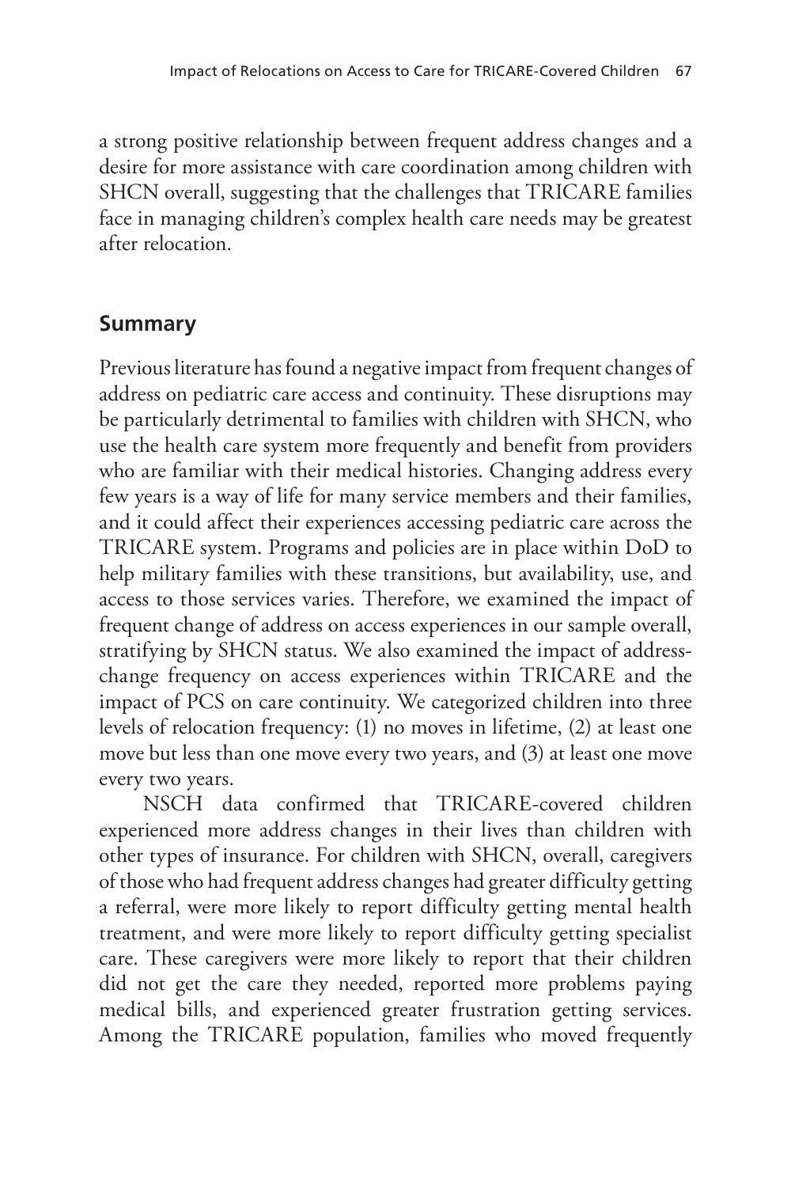a strong positive relationship between frequent address changes and a desire for more assistance with care coordination among children with SHCN overall, suggesting that the challenges that TRICARE families face in managing children's complex health care needs may be greatest after relocation.

## Summary

Previous literature has found a negative impact from frequent changes of address on pediatric care access and continuity. These disruptions may be particularly detrimental to families with children with SHCN, who use the health care system more frequently and benefit from providers who are familiar with their medical histories. Changing address every few years is a way of life for many service members and their families, and it could affect their experiences accessing pediatric care across the TRICARE system. Programs and policies are in place within DoD to help military families with these transitions, but availability, use, and access to those services varies. Therefore, we examined the impact of frequent change of address on access experiences in our sample overall, stratifying by SHCN status. We also examined the impact of address-change frequency on access experiences within TRICARE and the impact of PCS on care continuity. We categorized children into three levels of relocation frequency: (1) no moves in lifetime, (2) at least one move but less than one move every two years, and (3) at least one move every two years.

NSCH data confirmed that TRICARE-covered children experienced more address changes in their lives than children with other types of insurance. For children with SHCN, overall, caregivers of those who had frequent address changes had greater difficulty getting a referral, were more likely to report difficulty getting mental health treatment, and were more likely to report difficulty getting specialist care. These caregivers were more likely to report that their children did not get the care they needed, reported more problems paying medical bills, and experienced greater frustration getting services. Among the TRICARE population, families who moved frequently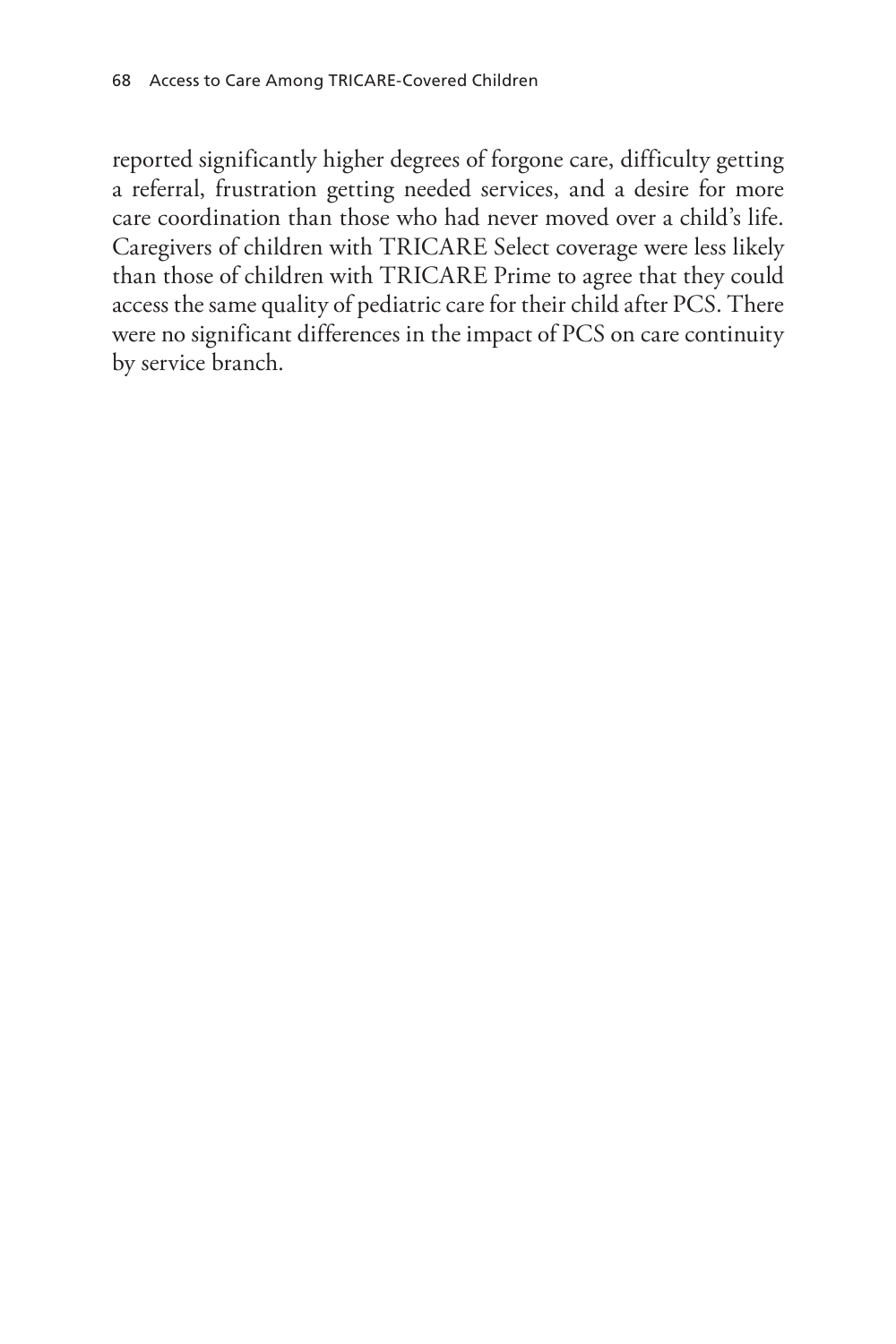reported significantly higher degrees of forgone care, difficulty getting a referral, frustration getting needed services, and a desire for more care coordination than those who had never moved over a child's life. Caregivers of children with TRICARE Select coverage were less likely than those of children with TRICARE Prime to agree that they could access the same quality of pediatric care for their child after PCS. There were no significant differences in the impact of PCS on care continuity by service branch.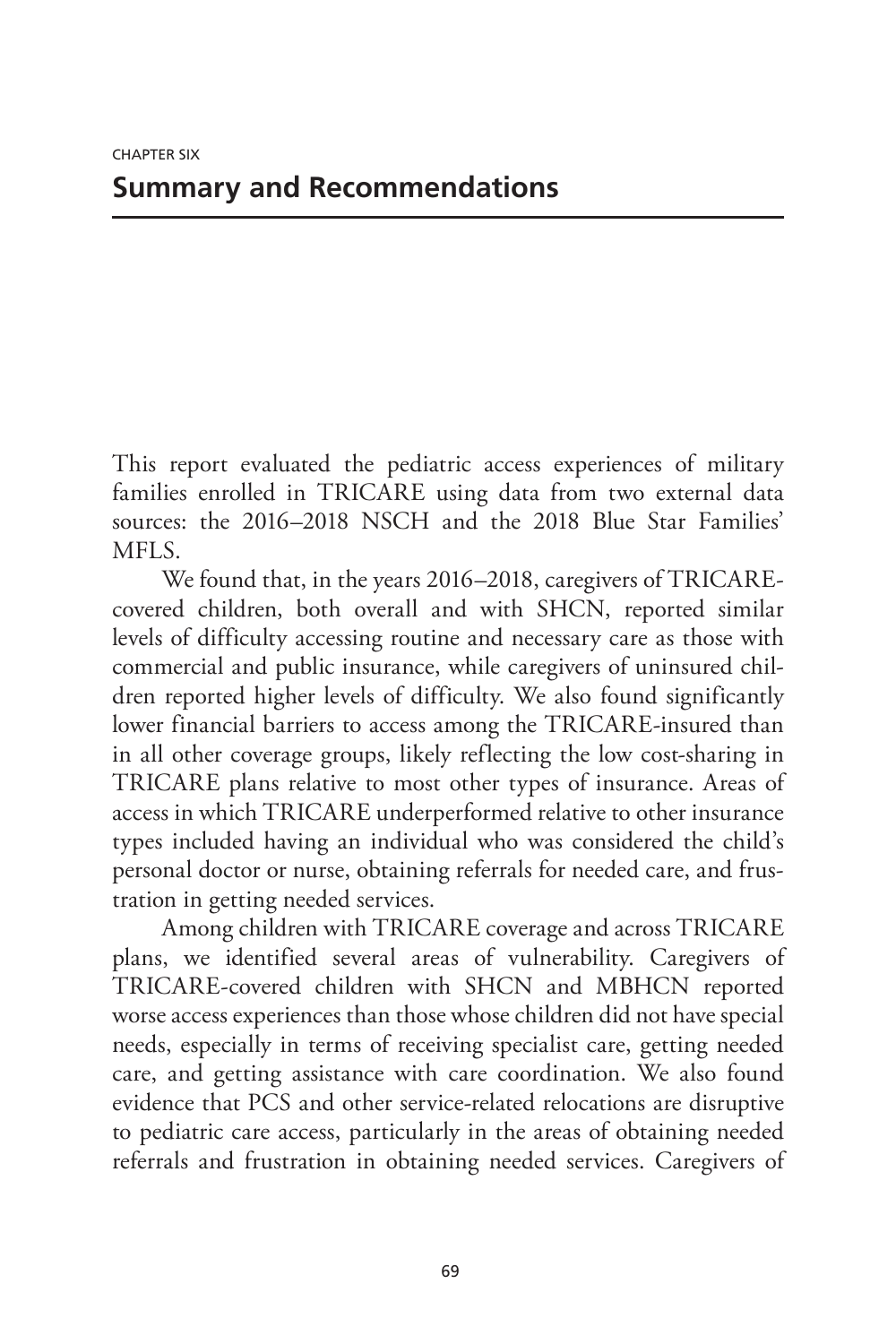CHAPTER SIX

# Summary and Recommendations

This report evaluated the pediatric access experiences of military families enrolled in TRICARE using data from two external data sources: the 2016–2018 NSCH and the 2018 Blue Star Families' MFLS.

We found that, in the years 2016–2018, caregivers of TRICARE-covered children, both overall and with SHCN, reported similar levels of difficulty accessing routine and necessary care as those with commercial and public insurance, while caregivers of uninsured children reported higher levels of difficulty. We also found significantly lower financial barriers to access among the TRICARE-insured than in all other coverage groups, likely reflecting the low cost-sharing in TRICARE plans relative to most other types of insurance. Areas of access in which TRICARE underperformed relative to other insurance types included having an individual who was considered the child's personal doctor or nurse, obtaining referrals for needed care, and frustration in getting needed services.

Among children with TRICARE coverage and across TRICARE plans, we identified several areas of vulnerability. Caregivers of TRICARE-covered children with SHCN and MBHCN reported worse access experiences than those whose children did not have special needs, especially in terms of receiving specialist care, getting needed care, and getting assistance with care coordination. We also found evidence that PCS and other service-related relocations are disruptive to pediatric care access, particularly in the areas of obtaining needed referrals and frustration in obtaining needed services. Caregivers of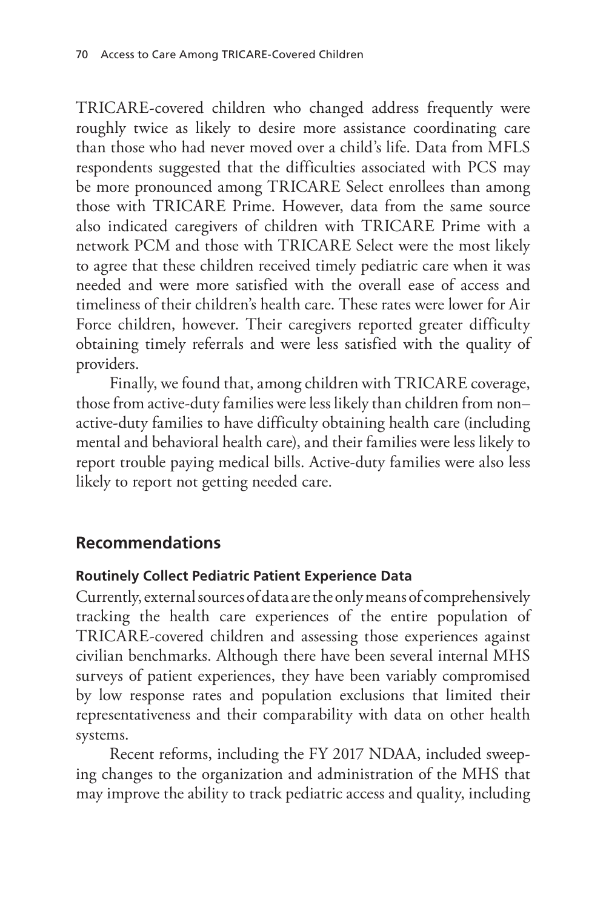TRICARE-covered children who changed address frequently were roughly twice as likely to desire more assistance coordinating care than those who had never moved over a child's life. Data from MFLS respondents suggested that the difficulties associated with PCS may be more pronounced among TRICARE Select enrollees than among those with TRICARE Prime. However, data from the same source also indicated caregivers of children with TRICARE Prime with a network PCM and those with TRICARE Select were the most likely to agree that these children received timely pediatric care when it was needed and were more satisfied with the overall ease of access and timeliness of their children's health care. These rates were lower for Air Force children, however. Their caregivers reported greater difficulty obtaining timely referrals and were less satisfied with the quality of providers.

Finally, we found that, among children with TRICARE coverage, those from active-duty families were less likely than children from non–active-duty families to have difficulty obtaining health care (including mental and behavioral health care), and their families were less likely to report trouble paying medical bills. Active-duty families were also less likely to report not getting needed care.

## Recommendations

### Routinely Collect Pediatric Patient Experience Data

Currently, external sources of data are the only means of comprehensively tracking the health care experiences of the entire population of TRICARE-covered children and assessing those experiences against civilian benchmarks. Although there have been several internal MHS surveys of patient experiences, they have been variably compromised by low response rates and population exclusions that limited their representativeness and their comparability with data on other health systems.

Recent reforms, including the FY 2017 NDAA, included sweeping changes to the organization and administration of the MHS that may improve the ability to track pediatric access and quality, including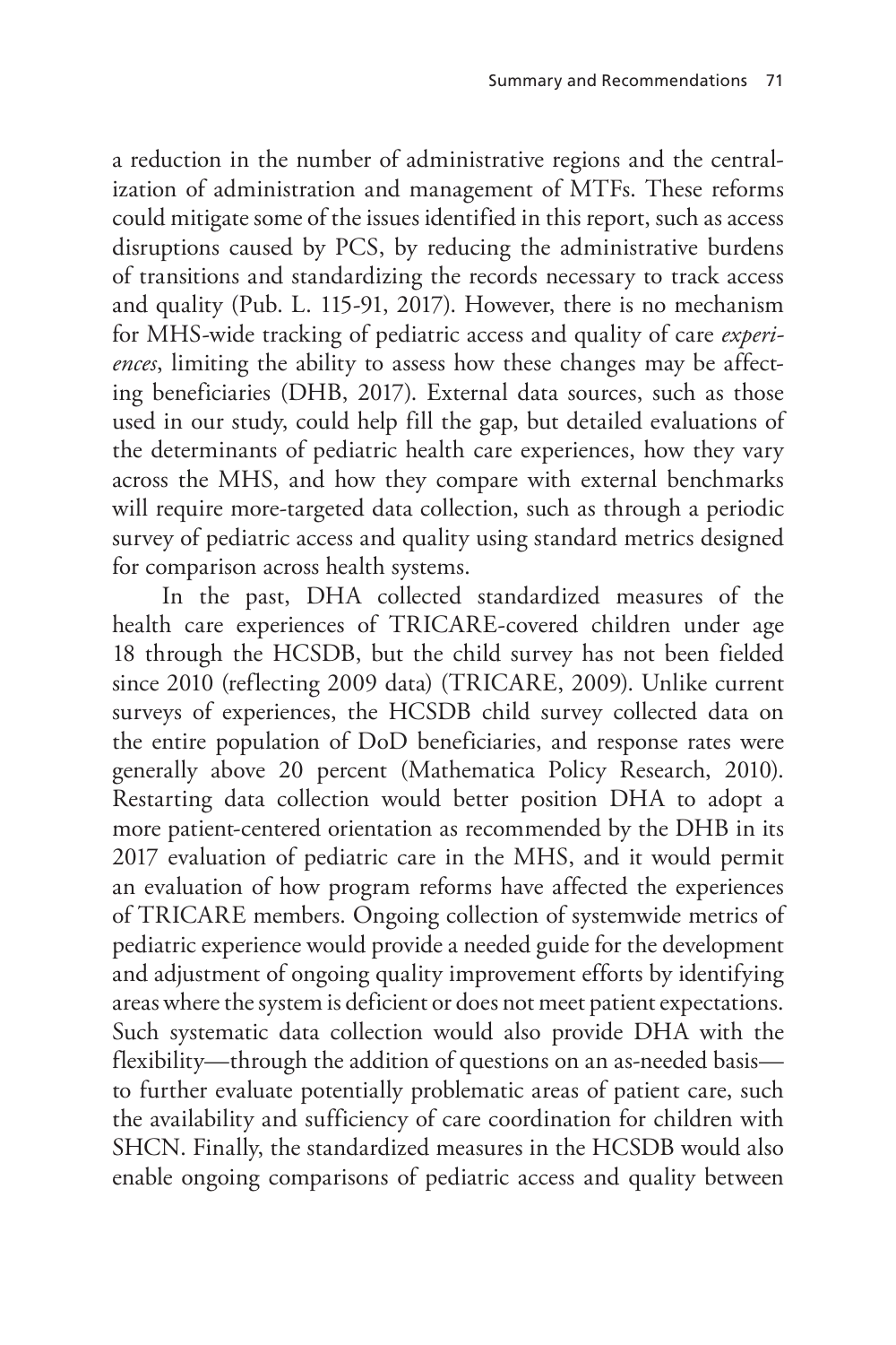a reduction in the number of administrative regions and the centralization of administration and management of MTFs. These reforms could mitigate some of the issues identified in this report, such as access disruptions caused by PCS, by reducing the administrative burdens of transitions and standardizing the records necessary to track access and quality (Pub. L. 115-91, 2017). However, there is no mechanism for MHS-wide tracking of pediatric access and quality of care *experiences*, limiting the ability to assess how these changes may be affecting beneficiaries (DHB, 2017). External data sources, such as those used in our study, could help fill the gap, but detailed evaluations of the determinants of pediatric health care experiences, how they vary across the MHS, and how they compare with external benchmarks will require more-targeted data collection, such as through a periodic survey of pediatric access and quality using standard metrics designed for comparison across health systems.

In the past, DHA collected standardized measures of the health care experiences of TRICARE-covered children under age 18 through the HCSDB, but the child survey has not been fielded since 2010 (reflecting 2009 data) (TRICARE, 2009). Unlike current surveys of experiences, the HCSDB child survey collected data on the entire population of DoD beneficiaries, and response rates were generally above 20 percent (Mathematica Policy Research, 2010). Restarting data collection would better position DHA to adopt a more patient-centered orientation as recommended by the DHB in its 2017 evaluation of pediatric care in the MHS, and it would permit an evaluation of how program reforms have affected the experiences of TRICARE members. Ongoing collection of systemwide metrics of pediatric experience would provide a needed guide for the development and adjustment of ongoing quality improvement efforts by identifying areas where the system is deficient or does not meet patient expectations. Such systematic data collection would also provide DHA with the flexibility—through the addition of questions on an as-needed basis—to further evaluate potentially problematic areas of patient care, such the availability and sufficiency of care coordination for children with SHCN. Finally, the standardized measures in the HCSDB would also enable ongoing comparisons of pediatric access and quality between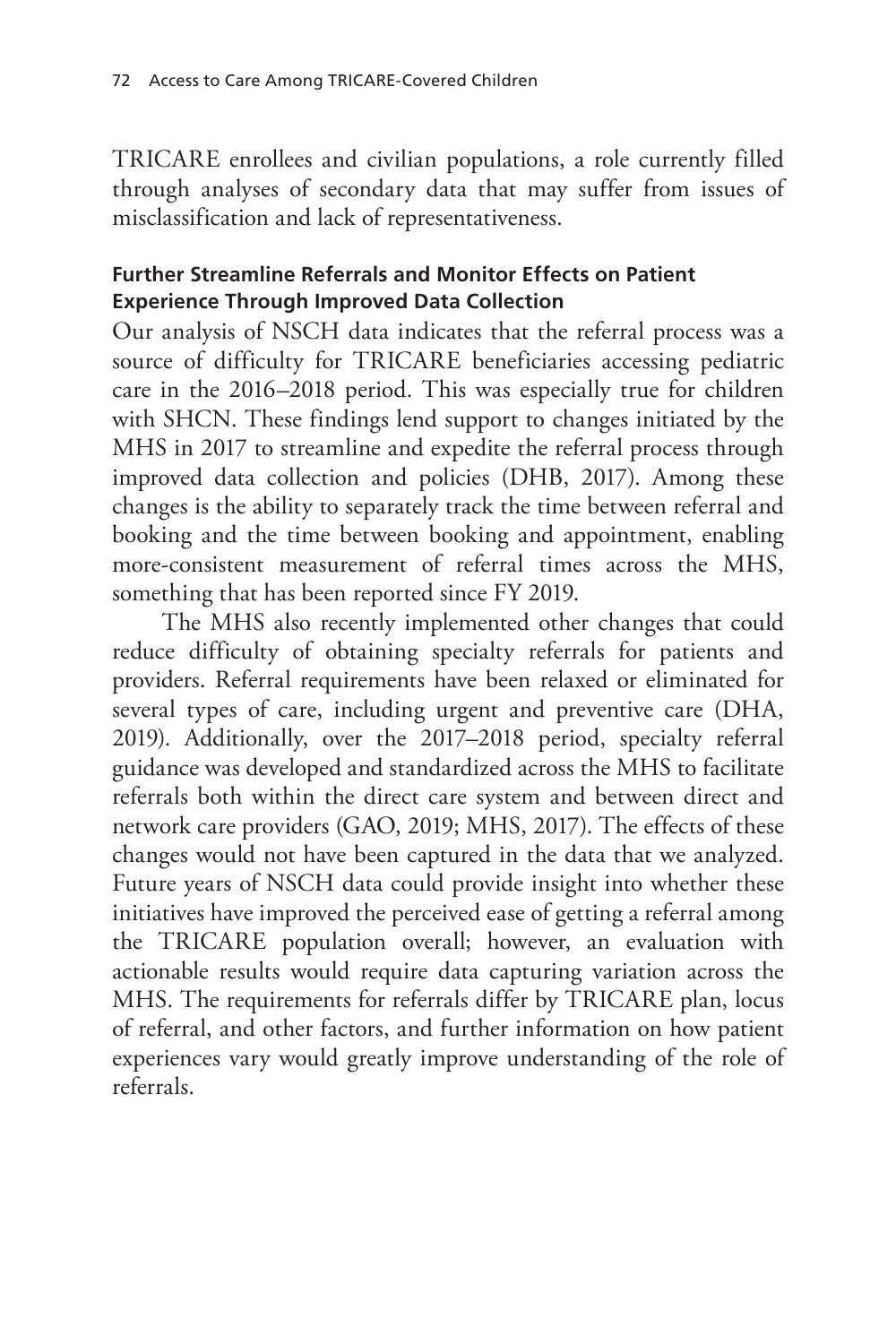TRICARE enrollees and civilian populations, a role currently filled through analyses of secondary data that may suffer from issues of misclassification and lack of representativeness.

### Further Streamline Referrals and Monitor Effects on Patient Experience Through Improved Data Collection

Our analysis of NSCH data indicates that the referral process was a source of difficulty for TRICARE beneficiaries accessing pediatric care in the 2016–2018 period. This was especially true for children with SHCN. These findings lend support to changes initiated by the MHS in 2017 to streamline and expedite the referral process through improved data collection and policies (DHB, 2017). Among these changes is the ability to separately track the time between referral and booking and the time between booking and appointment, enabling more-consistent measurement of referral times across the MHS, something that has been reported since FY 2019.

The MHS also recently implemented other changes that could reduce difficulty of obtaining specialty referrals for patients and providers. Referral requirements have been relaxed or eliminated for several types of care, including urgent and preventive care (DHA, 2019). Additionally, over the 2017–2018 period, specialty referral guidance was developed and standardized across the MHS to facilitate referrals both within the direct care system and between direct and network care providers (GAO, 2019; MHS, 2017). The effects of these changes would not have been captured in the data that we analyzed. Future years of NSCH data could provide insight into whether these initiatives have improved the perceived ease of getting a referral among the TRICARE population overall; however, an evaluation with actionable results would require data capturing variation across the MHS. The requirements for referrals differ by TRICARE plan, locus of referral, and other factors, and further information on how patient experiences vary would greatly improve understanding of the role of referrals.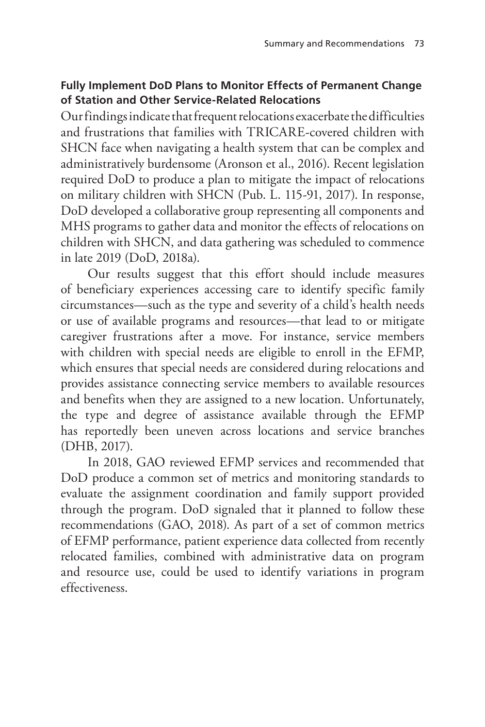### Fully Implement DoD Plans to Monitor Effects of Permanent Change of Station and Other Service-Related Relocations

Our findings indicate that frequent relocations exacerbate the difficulties and frustrations that families with TRICARE-covered children with SHCN face when navigating a health system that can be complex and administratively burdensome (Aronson et al., 2016). Recent legislation required DoD to produce a plan to mitigate the impact of relocations on military children with SHCN (Pub. L. 115-91, 2017). In response, DoD developed a collaborative group representing all components and MHS programs to gather data and monitor the effects of relocations on children with SHCN, and data gathering was scheduled to commence in late 2019 (DoD, 2018a).

Our results suggest that this effort should include measures of beneficiary experiences accessing care to identify specific family circumstances—such as the type and severity of a child's health needs or use of available programs and resources—that lead to or mitigate caregiver frustrations after a move. For instance, service members with children with special needs are eligible to enroll in the EFMP, which ensures that special needs are considered during relocations and provides assistance connecting service members to available resources and benefits when they are assigned to a new location. Unfortunately, the type and degree of assistance available through the EFMP has reportedly been uneven across locations and service branches (DHB, 2017).

In 2018, GAO reviewed EFMP services and recommended that DoD produce a common set of metrics and monitoring standards to evaluate the assignment coordination and family support provided through the program. DoD signaled that it planned to follow these recommendations (GAO, 2018). As part of a set of common metrics of EFMP performance, patient experience data collected from recently relocated families, combined with administrative data on program and resource use, could be used to identify variations in program effectiveness.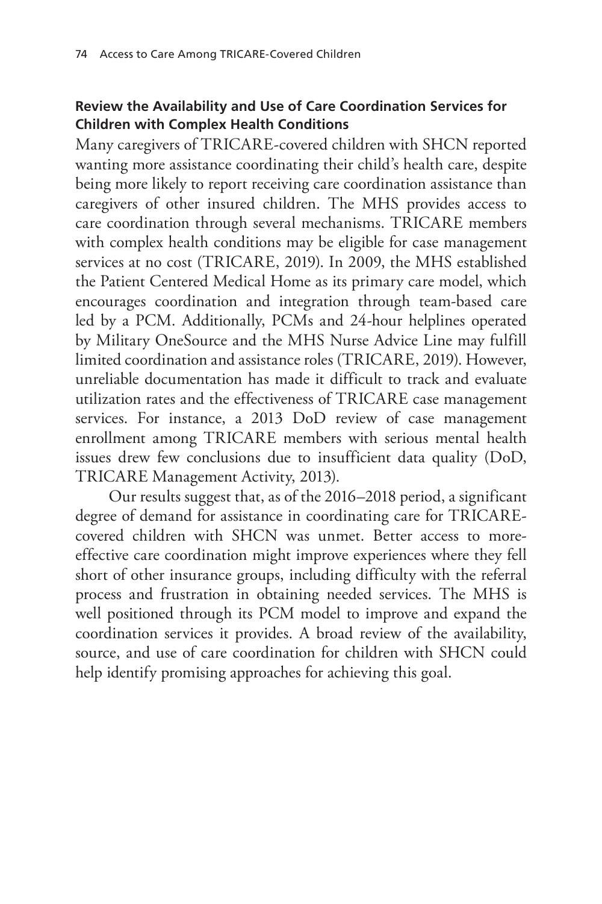### Review the Availability and Use of Care Coordination Services for Children with Complex Health Conditions

Many caregivers of TRICARE-covered children with SHCN reported wanting more assistance coordinating their child's health care, despite being more likely to report receiving care coordination assistance than caregivers of other insured children. The MHS provides access to care coordination through several mechanisms. TRICARE members with complex health conditions may be eligible for case management services at no cost (TRICARE, 2019). In 2009, the MHS established the Patient Centered Medical Home as its primary care model, which encourages coordination and integration through team-based care led by a PCM. Additionally, PCMs and 24-hour helplines operated by Military OneSource and the MHS Nurse Advice Line may fulfill limited coordination and assistance roles (TRICARE, 2019). However, unreliable documentation has made it difficult to track and evaluate utilization rates and the effectiveness of TRICARE case management services. For instance, a 2013 DoD review of case management enrollment among TRICARE members with serious mental health issues drew few conclusions due to insufficient data quality (DoD, TRICARE Management Activity, 2013).

Our results suggest that, as of the 2016–2018 period, a significant degree of demand for assistance in coordinating care for TRICARE-covered children with SHCN was unmet. Better access to more-effective care coordination might improve experiences where they fell short of other insurance groups, including difficulty with the referral process and frustration in obtaining needed services. The MHS is well positioned through its PCM model to improve and expand the coordination services it provides. A broad review of the availability, source, and use of care coordination for children with SHCN could help identify promising approaches for achieving this goal.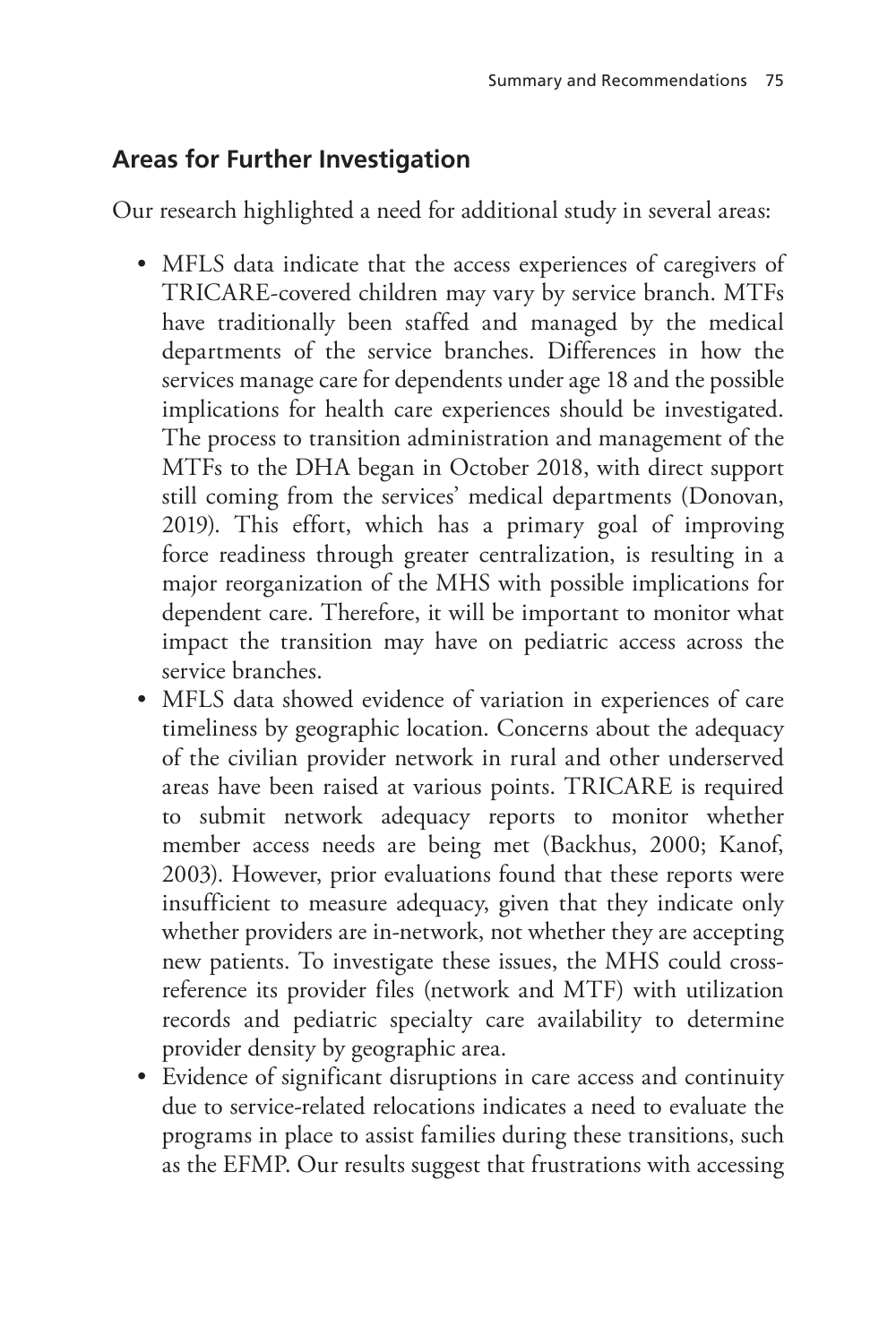## Areas for Further Investigation

Our research highlighted a need for additional study in several areas:

- MFLS data indicate that the access experiences of caregivers of TRICARE-covered children may vary by service branch. MTFs have traditionally been staffed and managed by the medical departments of the service branches. Differences in how the services manage care for dependents under age 18 and the possible implications for health care experiences should be investigated. The process to transition administration and management of the MTFs to the DHA began in October 2018, with direct support still coming from the services' medical departments (Donovan, 2019). This effort, which has a primary goal of improving force readiness through greater centralization, is resulting in a major reorganization of the MHS with possible implications for dependent care. Therefore, it will be important to monitor what impact the transition may have on pediatric access across the service branches.
- MFLS data showed evidence of variation in experiences of care timeliness by geographic location. Concerns about the adequacy of the civilian provider network in rural and other underserved areas have been raised at various points. TRICARE is required to submit network adequacy reports to monitor whether member access needs are being met (Backhus, 2000; Kanof, 2003). However, prior evaluations found that these reports were insufficient to measure adequacy, given that they indicate only whether providers are in-network, not whether they are accepting new patients. To investigate these issues, the MHS could cross-reference its provider files (network and MTF) with utilization records and pediatric specialty care availability to determine provider density by geographic area.
- Evidence of significant disruptions in care access and continuity due to service-related relocations indicates a need to evaluate the programs in place to assist families during these transitions, such as the EFMP. Our results suggest that frustrations with accessing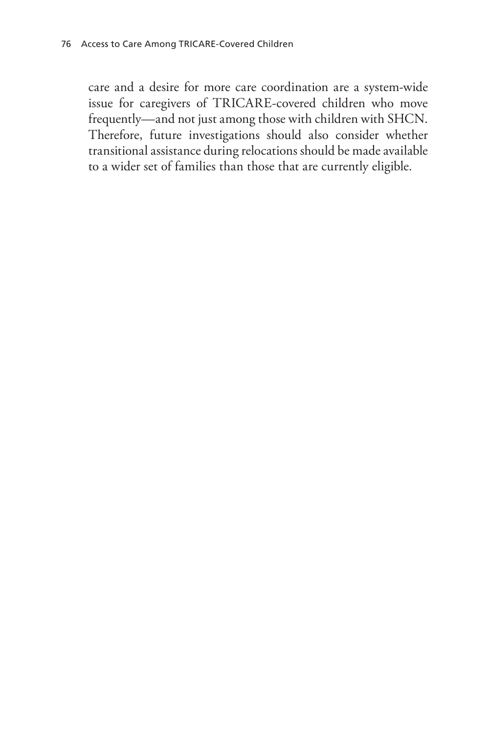care and a desire for more care coordination are a system-wide issue for caregivers of TRICARE-covered children who move frequently—and not just among those with children with SHCN. Therefore, future investigations should also consider whether transitional assistance during relocations should be made available to a wider set of families than those that are currently eligible.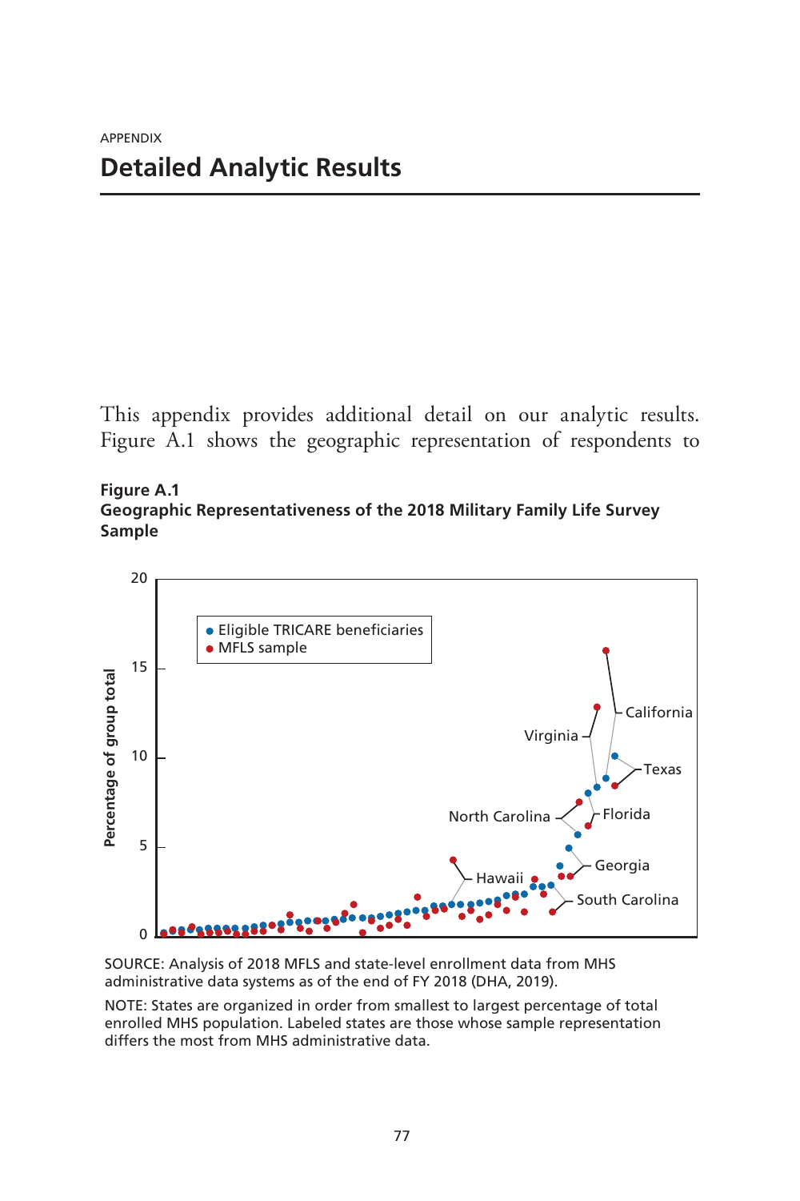APPENDIX

# Detailed Analytic Results

This appendix provides additional detail on our analytic results. Figure A.1 shows the geographic representation of respondents to

**Figure A.1**
**Geographic Representativeness of the 2018 Military Family Life Survey Sample**

SOURCE: Analysis of 2018 MFLS and state-level enrollment data from MHS administrative data systems as of the end of FY 2018 (DHA, 2019).

NOTE: States are organized in order from smallest to largest percentage of total enrolled MHS population. Labeled states are those whose sample representation differs the most from MHS administrative data.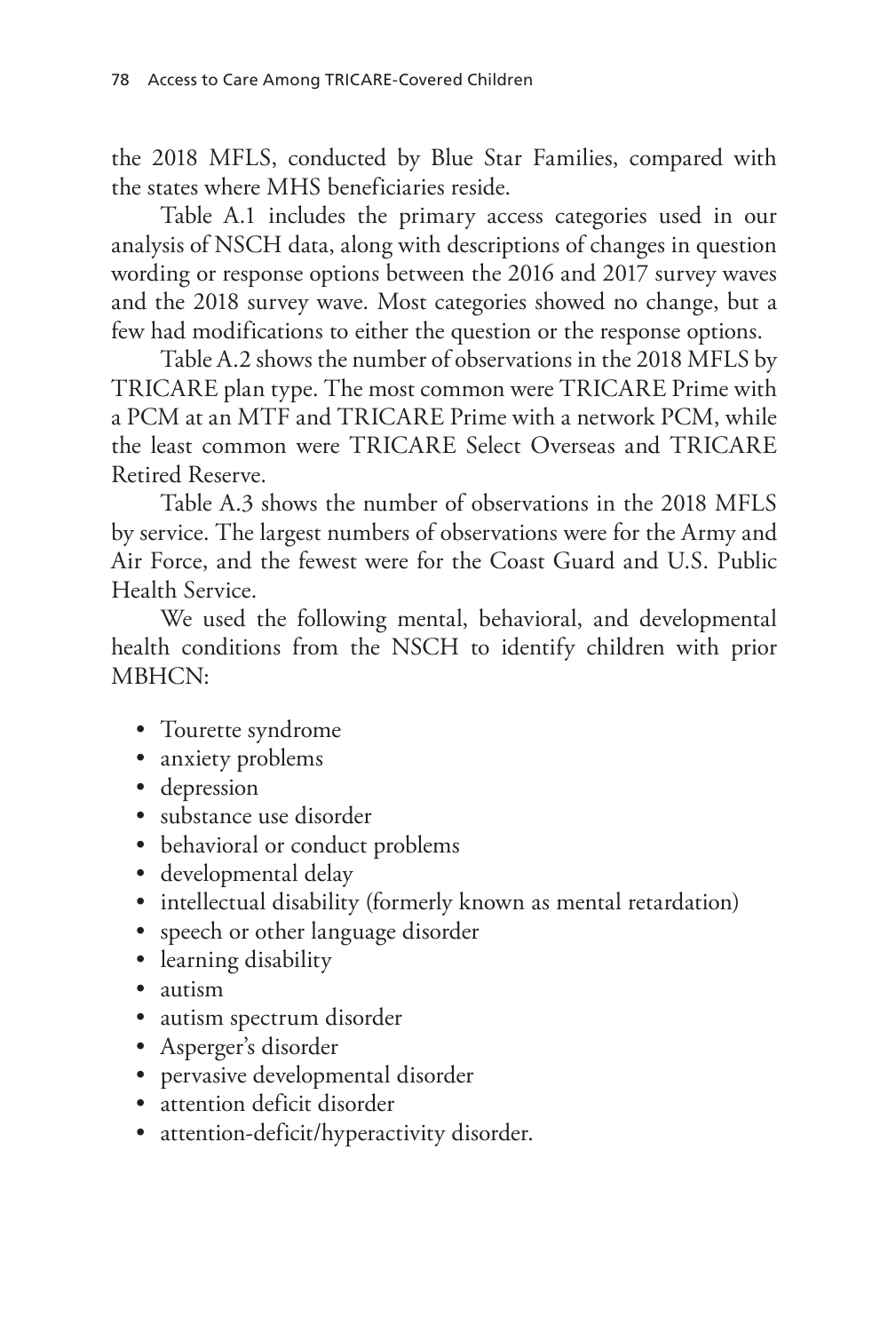the 2018 MFLS, conducted by Blue Star Families, compared with the states where MHS beneficiaries reside.

Table A.1 includes the primary access categories used in our analysis of NSCH data, along with descriptions of changes in question wording or response options between the 2016 and 2017 survey waves and the 2018 survey wave. Most categories showed no change, but a few had modifications to either the question or the response options.

Table A.2 shows the number of observations in the 2018 MFLS by TRICARE plan type. The most common were TRICARE Prime with a PCM at an MTF and TRICARE Prime with a network PCM, while the least common were TRICARE Select Overseas and TRICARE Retired Reserve.

Table A.3 shows the number of observations in the 2018 MFLS by service. The largest numbers of observations were for the Army and Air Force, and the fewest were for the Coast Guard and U.S. Public Health Service.

We used the following mental, behavioral, and developmental health conditions from the NSCH to identify children with prior MBHCN:

- Tourette syndrome
- anxiety problems
- depression
- substance use disorder
- behavioral or conduct problems
- developmental delay
- intellectual disability (formerly known as mental retardation)
- speech or other language disorder
- learning disability
- autism
- autism spectrum disorder
- Asperger's disorder
- pervasive developmental disorder
- attention deficit disorder
- attention-deficit/hyperactivity disorder.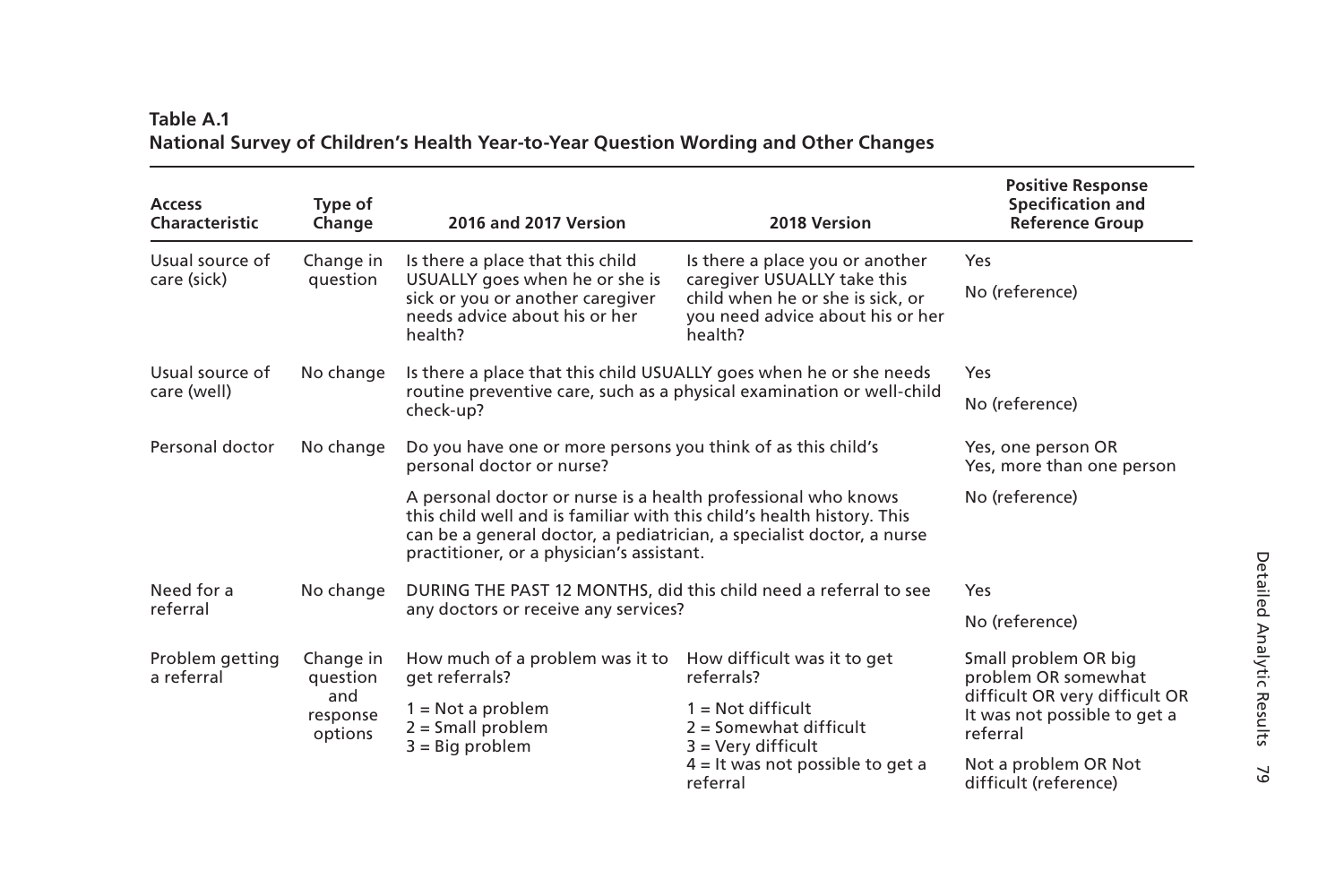**Table A.1**
**National Survey of Children's Health Year-to-Year Question Wording and Other Changes**

| Access Characteristic | Type of Change | 2016 and 2017 Version | 2018 Version | Positive Response Specification and Reference Group |
|---|---|---|---|---|
| Usual source of care (sick) | Change in question | Is there a place that this child USUALLY goes when he or she is sick or you or another caregiver needs advice about his or her health? | Is there a place you or another caregiver USUALLY take this child when he or she is sick, or you need advice about his or her health? | Yes<br>No (reference) |
| Usual source of care (well) | No change | Is there a place that this child USUALLY goes when he or she needs routine preventive care, such as a physical examination or well-child check-up? | | Yes<br>No (reference) |
| Personal doctor | No change | Do you have one or more persons you think of as this child's personal doctor or nurse?<br>A personal doctor or nurse is a health professional who knows this child well and is familiar with this child's health history. This can be a general doctor, a pediatrician, a specialist doctor, a nurse practitioner, or a physician's assistant. | | Yes, one person OR Yes, more than one person<br>No (reference) |
| Need for a referral | No change | DURING THE PAST 12 MONTHS, did this child need a referral to see any doctors or receive any services? | | Yes<br>No (reference) |
| Problem getting a referral | Change in question and response options | How much of a problem was it to get referrals?<br>1 = Not a problem<br>2 = Small problem<br>3 = Big problem | How difficult was it to get referrals?<br>1 = Not difficult<br>2 = Somewhat difficult<br>3 = Very difficult<br>4 = It was not possible to get a referral | Small problem OR big problem OR somewhat difficult OR very difficult OR It was not possible to get a referral<br>Not a problem OR Not difficult (reference) |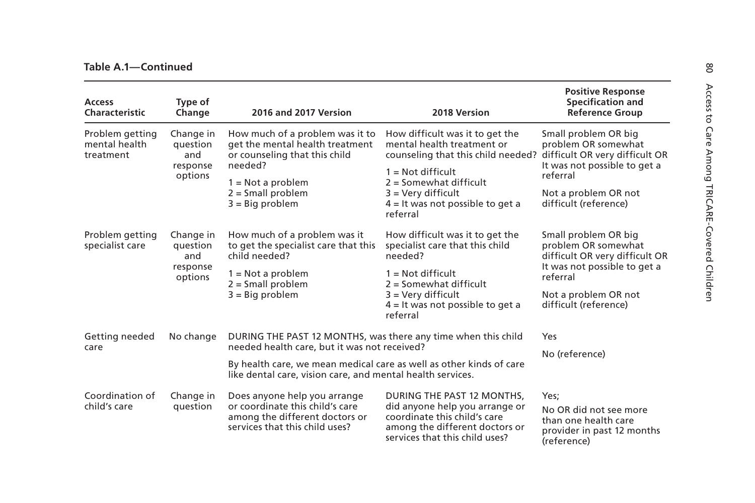**Table A.1—Continued**

| Access Characteristic | Type of Change | 2016 and 2017 Version | 2018 Version | Positive Response Specification and Reference Group |
|---|---|---|---|---|
| Problem getting mental health treatment | Change in question and response options | How much of a problem was it to get the mental health treatment or counseling that this child needed?<br>1 = Not a problem<br>2 = Small problem<br>3 = Big problem | How difficult was it to get the mental health treatment or counseling that this child needed?<br>1 = Not difficult<br>2 = Somewhat difficult<br>3 = Very difficult<br>4 = It was not possible to get a referral | Small problem OR big problem OR somewhat difficult OR very difficult OR It was not possible to get a referral<br>Not a problem OR not difficult (reference) |
| Problem getting specialist care | Change in question and response options | How much of a problem was it to get the specialist care that this child needed?<br>1 = Not a problem<br>2 = Small problem<br>3 = Big problem | How difficult was it to get the specialist care that this child needed?<br>1 = Not difficult<br>2 = Somewhat difficult<br>3 = Very difficult<br>4 = It was not possible to get a referral | Small problem OR big problem OR somewhat difficult OR very difficult OR It was not possible to get a referral<br>Not a problem OR not difficult (reference) |
| Getting needed care | No change | DURING THE PAST 12 MONTHS, was there any time when this child needed health care, but it was not received?<br>By health care, we mean medical care as well as other kinds of care like dental care, vision care, and mental health services. | | Yes<br>No (reference) |
| Coordination of child's care | Change in question | Does anyone help you arrange or coordinate this child's care among the different doctors or services that this child uses? | DURING THE PAST 12 MONTHS, did anyone help you arrange or coordinate this child's care among the different doctors or services that this child uses? | Yes;<br>No OR did not see more than one health care provider in past 12 months (reference) |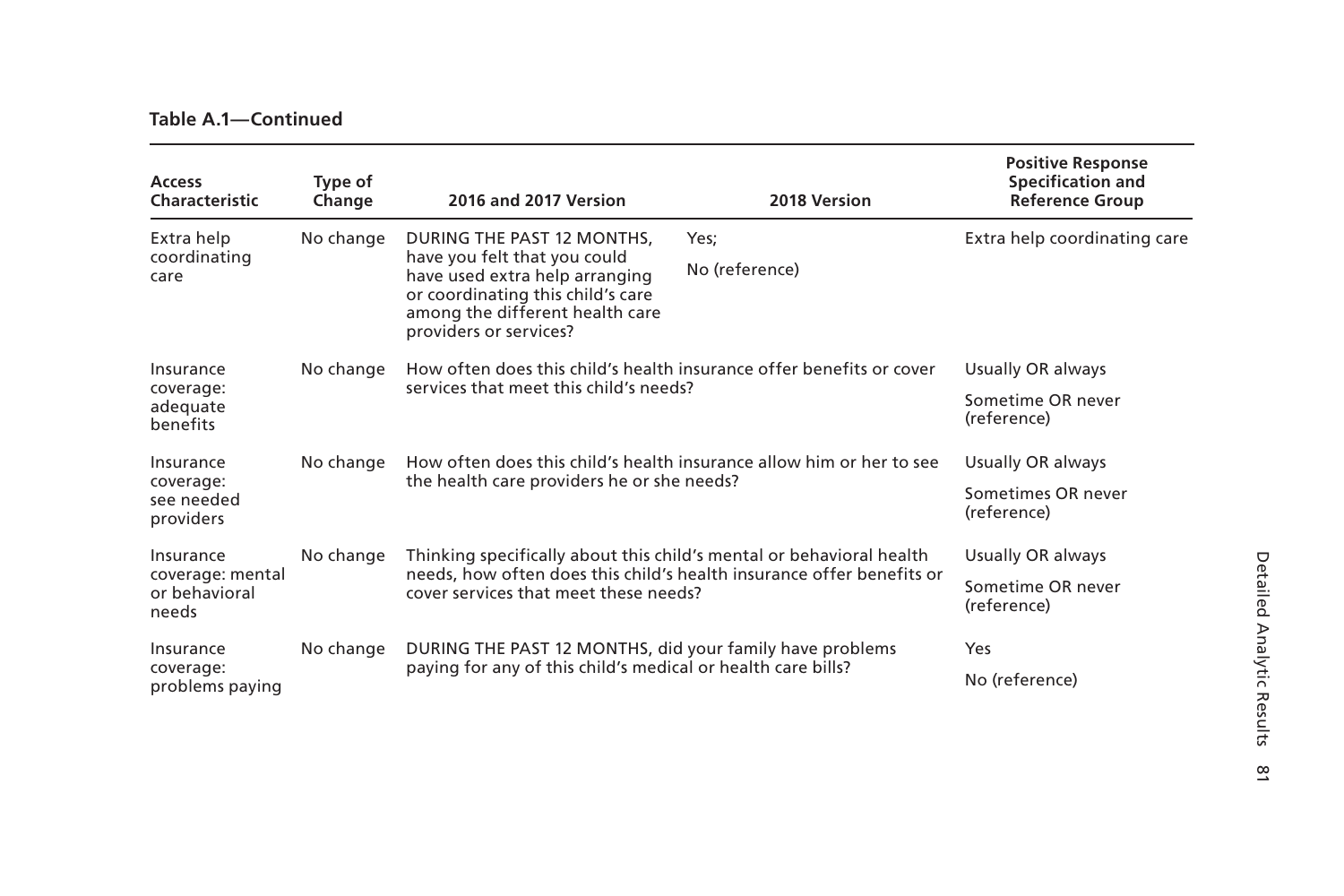**Table A.1—Continued**

| Access Characteristic | Type of Change | 2016 and 2017 Version | 2018 Version | Positive Response Specification and Reference Group |
|---|---|---|---|---|
| Extra help coordinating care | No change | DURING THE PAST 12 MONTHS, have you felt that you could have used extra help arranging or coordinating this child's care among the different health care providers or services? | Yes; No (reference) | Extra help coordinating care |
| Insurance coverage: adequate benefits | No change | How often does this child's health insurance offer benefits or cover services that meet this child's needs? | | Usually OR always; Sometime OR never (reference) |
| Insurance coverage: see needed providers | No change | How often does this child's health insurance allow him or her to see the health care providers he or she needs? | | Usually OR always; Sometimes OR never (reference) |
| Insurance coverage: mental or behavioral needs | No change | Thinking specifically about this child's mental or behavioral health needs, how often does this child's health insurance offer benefits or cover services that meet these needs? | | Usually OR always; Sometime OR never (reference) |
| Insurance coverage: problems paying | No change | DURING THE PAST 12 MONTHS, did your family have problems paying for any of this child's medical or health care bills? | | Yes; No (reference) |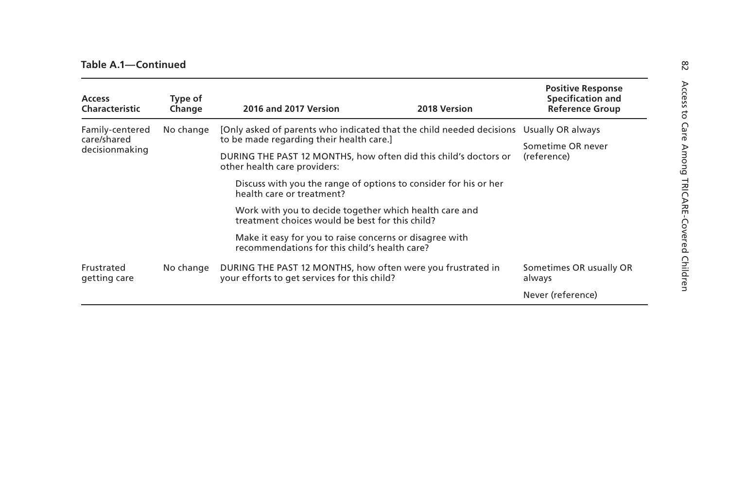**Table A.1—Continued**

| Access Characteristic | Type of Change | 2016 and 2017 Version | 2018 Version | Positive Response Specification and Reference Group |
|---|---|---|---|---|
| Family-centered care/shared decisionmaking | No change | [Only asked of parents who indicated that the child needed decisions to be made regarding their health care.] | | Usually OR always |
| | | DURING THE PAST 12 MONTHS, how often did this child's doctors or other health care providers: | | Sometime OR never (reference) |
| | | Discuss with you the range of options to consider for his or her health care or treatment? | | |
| | | Work with you to decide together which health care and treatment choices would be best for this child? | | |
| | | Make it easy for you to raise concerns or disagree with recommendations for this child's health care? | | |
| Frustrated getting care | No change | DURING THE PAST 12 MONTHS, how often were you frustrated in your efforts to get services for this child? | | Sometimes OR usually OR always |
| | | | | Never (reference) |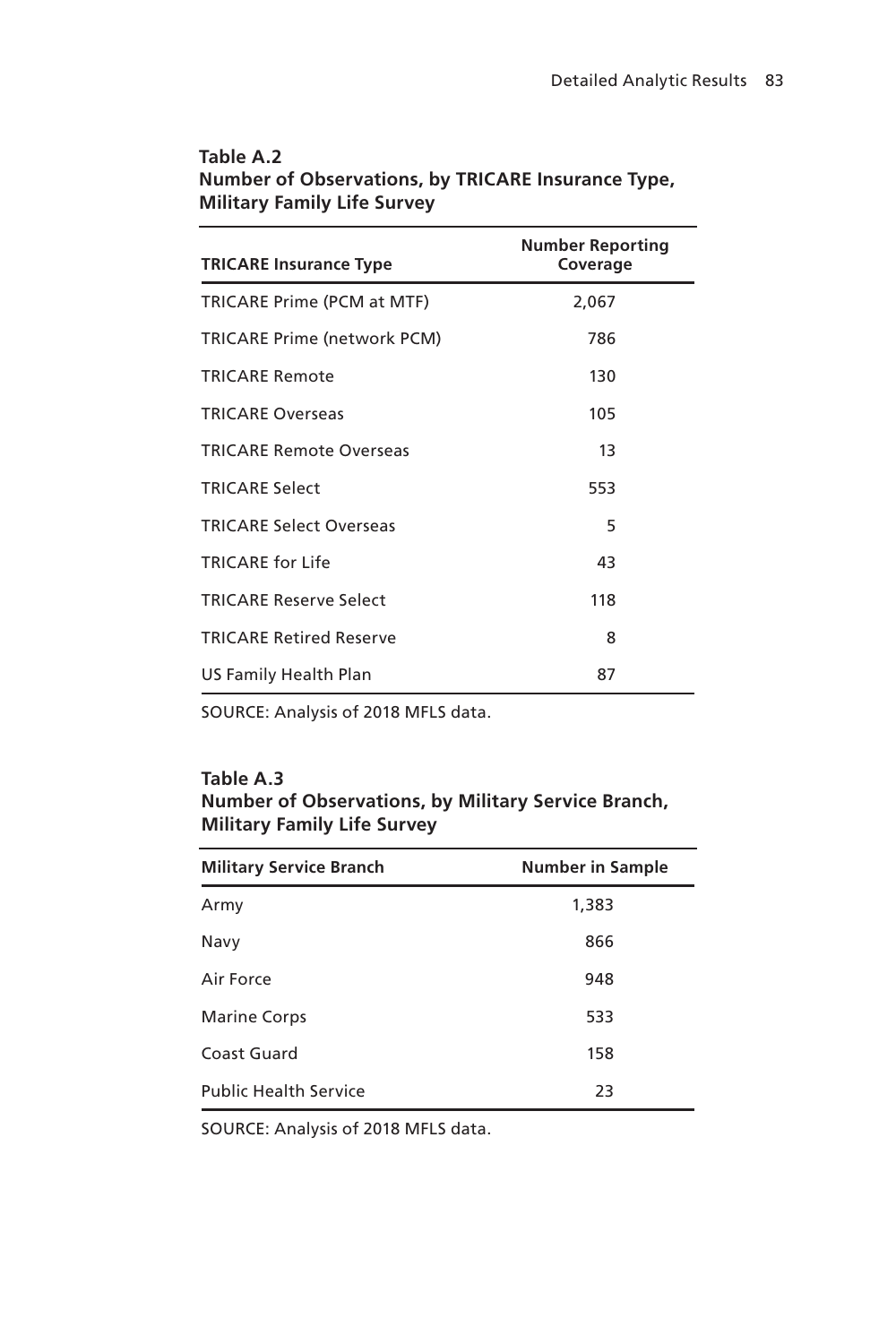**Table A.2**
**Number of Observations, by TRICARE Insurance Type, Military Family Life Survey**

| TRICARE Insurance Type | Number Reporting Coverage |
|---|---|
| TRICARE Prime (PCM at MTF) | 2,067 |
| TRICARE Prime (network PCM) | 786 |
| TRICARE Remote | 130 |
| TRICARE Overseas | 105 |
| TRICARE Remote Overseas | 13 |
| TRICARE Select | 553 |
| TRICARE Select Overseas | 5 |
| TRICARE for Life | 43 |
| TRICARE Reserve Select | 118 |
| TRICARE Retired Reserve | 8 |
| US Family Health Plan | 87 |

SOURCE: Analysis of 2018 MFLS data.

**Table A.3**
**Number of Observations, by Military Service Branch, Military Family Life Survey**

| Military Service Branch | Number in Sample |
|---|---|
| Army | 1,383 |
| Navy | 866 |
| Air Force | 948 |
| Marine Corps | 533 |
| Coast Guard | 158 |
| Public Health Service | 23 |

SOURCE: Analysis of 2018 MFLS data.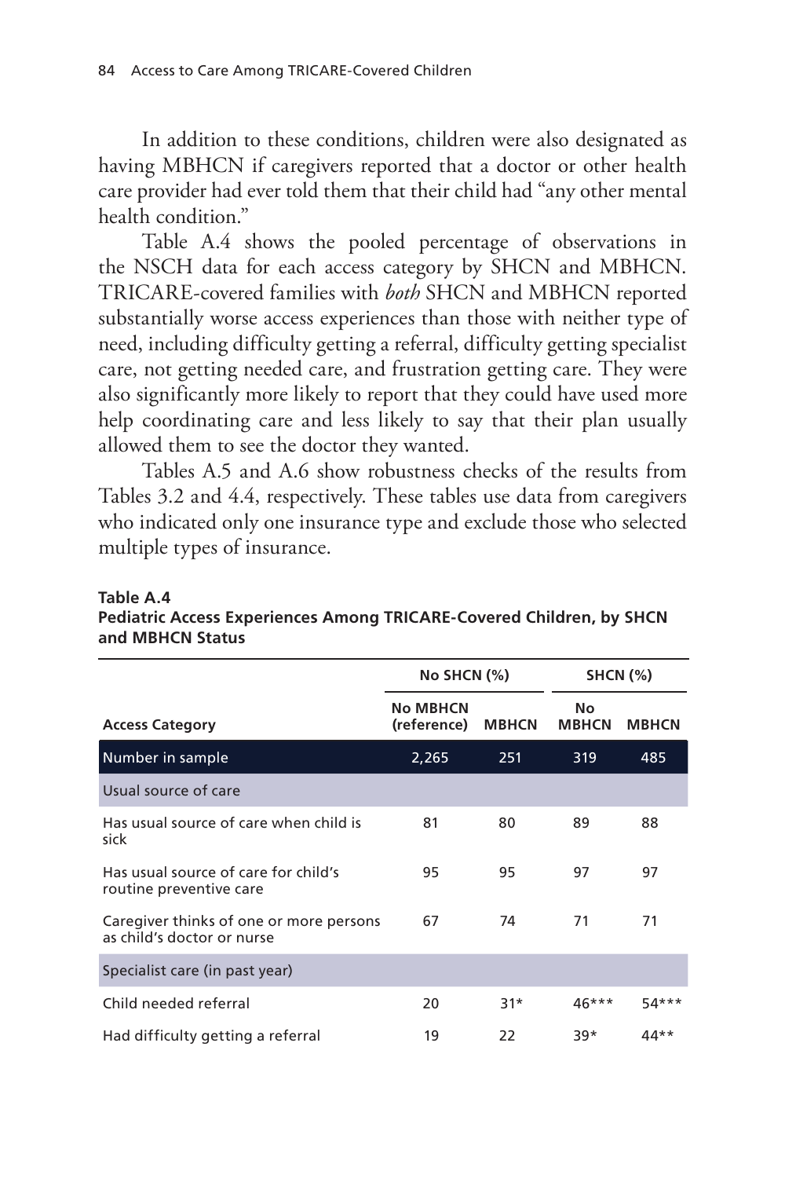In addition to these conditions, children were also designated as having MBHCN if caregivers reported that a doctor or other health care provider had ever told them that their child had "any other mental health condition."

Table A.4 shows the pooled percentage of observations in the NSCH data for each access category by SHCN and MBHCN. TRICARE-covered families with *both* SHCN and MBHCN reported substantially worse access experiences than those with neither type of need, including difficulty getting a referral, difficulty getting specialist care, not getting needed care, and frustration getting care. They were also significantly more likely to report that they could have used more help coordinating care and less likely to say that their plan usually allowed them to see the doctor they wanted.

Tables A.5 and A.6 show robustness checks of the results from Tables 3.2 and 4.4, respectively. These tables use data from caregivers who indicated only one insurance type and exclude those who selected multiple types of insurance.

**Table A.4**
**Pediatric Access Experiences Among TRICARE-Covered Children, by SHCN and MBHCN Status**

| | No SHCN (%) | | SHCN (%) | |
|---|---|---|---|---|
| **Access Category** | **No MBHCN (reference)** | **MBHCN** | **No MBHCN** | **MBHCN** |
| Number in sample | 2,265 | 251 | 319 | 485 |
| Usual source of care | | | | |
| Has usual source of care when child is sick | 81 | 80 | 89 | 88 |
| Has usual source of care for child's routine preventive care | 95 | 95 | 97 | 97 |
| Caregiver thinks of one or more persons as child's doctor or nurse | 67 | 74 | 71 | 71 |
| Specialist care (in past year) | | | | |
| Child needed referral | 20 | 31* | 46*** | 54*** |
| Had difficulty getting a referral | 19 | 22 | 39* | 44** |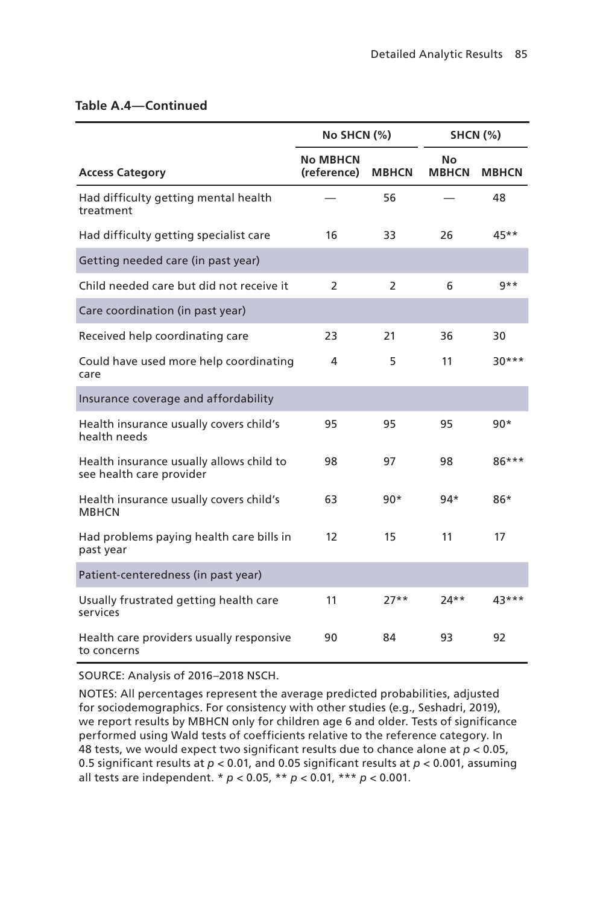**Table A.4—Continued**

| Access Category | No SHCN (%) | | SHCN (%) | |
|---|---|---|---|---|
| | No MBHCN (reference) | MBHCN | No MBHCN | MBHCN |
| Had difficulty getting mental health treatment | — | 56 | — | 48 |
| Had difficulty getting specialist care | 16 | 33 | 26 | 45** |
| Getting needed care (in past year) | | | | |
| Child needed care but did not receive it | 2 | 2 | 6 | 9** |
| Care coordination (in past year) | | | | |
| Received help coordinating care | 23 | 21 | 36 | 30 |
| Could have used more help coordinating care | 4 | 5 | 11 | 30*** |
| Insurance coverage and affordability | | | | |
| Health insurance usually covers child's health needs | 95 | 95 | 95 | 90* |
| Health insurance usually allows child to see health care provider | 98 | 97 | 98 | 86*** |
| Health insurance usually covers child's MBHCN | 63 | 90* | 94* | 86* |
| Had problems paying health care bills in past year | 12 | 15 | 11 | 17 |
| Patient-centeredness (in past year) | | | | |
| Usually frustrated getting health care services | 11 | 27** | 24** | 43*** |
| Health care providers usually responsive to concerns | 90 | 84 | 93 | 92 |

SOURCE: Analysis of 2016–2018 NSCH.

NOTES: All percentages represent the average predicted probabilities, adjusted for sociodemographics. For consistency with other studies (e.g., Seshadri, 2019), we report results by MBHCN only for children age 6 and older. Tests of significance performed using Wald tests of coefficients relative to the reference category. In 48 tests, we would expect two significant results due to chance alone at $p < 0.05$, 0.5 significant results at $p < 0.01$, and 0.05 significant results at $p < 0.001$, assuming all tests are independent. * $p < 0.05$, ** $p < 0.01$, *** $p < 0.001$.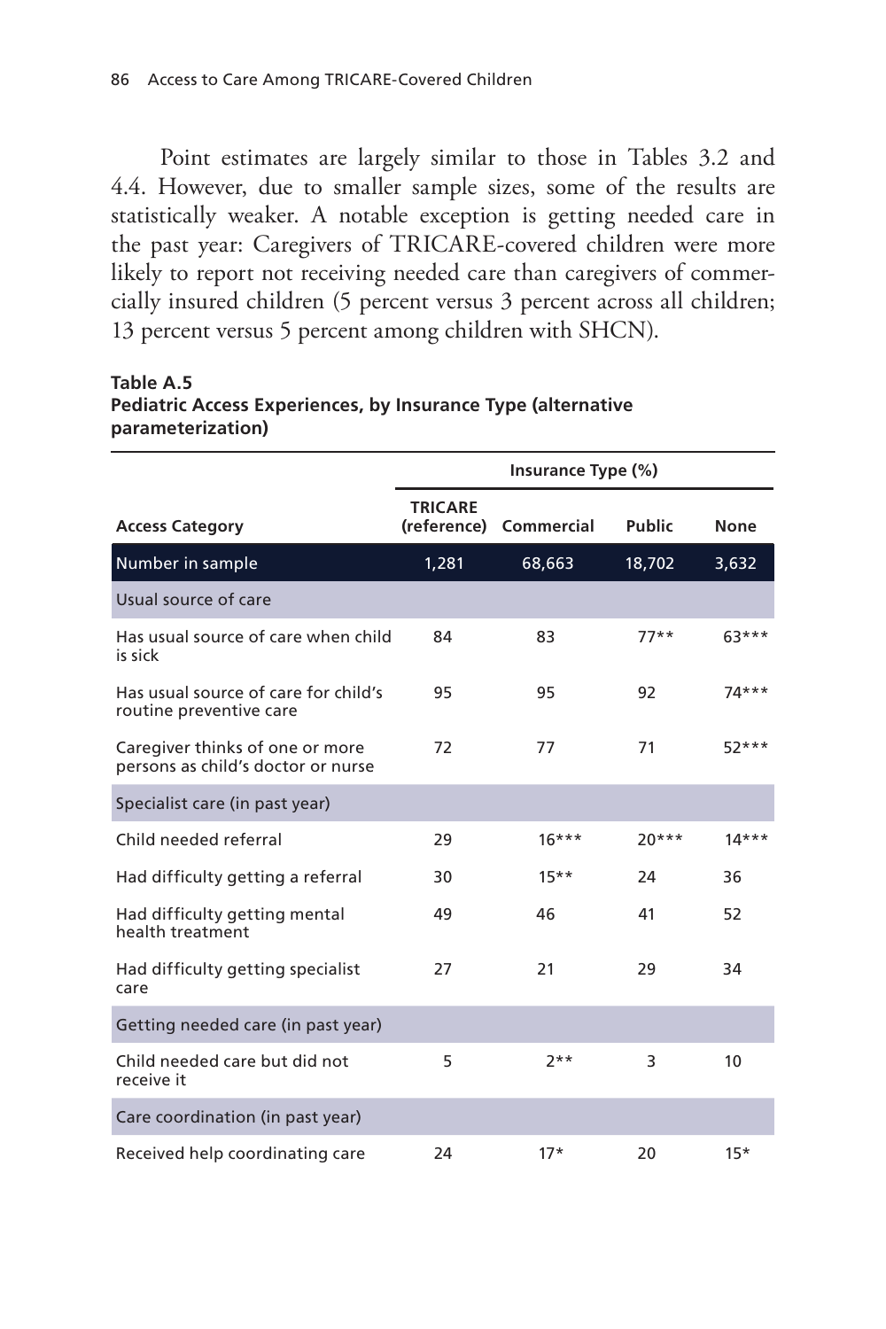Point estimates are largely similar to those in Tables 3.2 and 4.4. However, due to smaller sample sizes, some of the results are statistically weaker. A notable exception is getting needed care in the past year: Caregivers of TRICARE-covered children were more likely to report not receiving needed care than caregivers of commercially insured children (5 percent versus 3 percent across all children; 13 percent versus 5 percent among children with SHCN).

**Table A.5**
**Pediatric Access Experiences, by Insurance Type (alternative parameterization)**

| | Insurance Type (%) | | | |
|---|---|---|---|---|
| **Access Category** | **TRICARE (reference)** | **Commercial** | **Public** | **None** |
| Number in sample | 1,281 | 68,663 | 18,702 | 3,632 |
| Usual source of care | | | | |
| Has usual source of care when child is sick | 84 | 83 | 77** | 63*** |
| Has usual source of care for child's routine preventive care | 95 | 95 | 92 | 74*** |
| Caregiver thinks of one or more persons as child's doctor or nurse | 72 | 77 | 71 | 52*** |
| Specialist care (in past year) | | | | |
| Child needed referral | 29 | 16*** | 20*** | 14*** |
| Had difficulty getting a referral | 30 | 15** | 24 | 36 |
| Had difficulty getting mental health treatment | 49 | 46 | 41 | 52 |
| Had difficulty getting specialist care | 27 | 21 | 29 | 34 |
| Getting needed care (in past year) | | | | |
| Child needed care but did not receive it | 5 | 2** | 3 | 10 |
| Care coordination (in past year) | | | | |
| Received help coordinating care | 24 | 17* | 20 | 15* |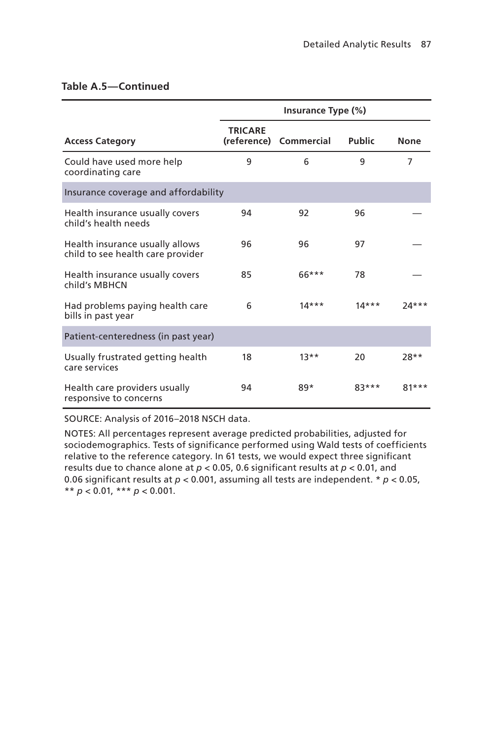**Table A.5—Continued**

| Access Category | Insurance Type (%) | | | |
|---|---|---|---|---|
| | TRICARE (reference) | Commercial | Public | None |
| Could have used more help coordinating care | 9 | 6 | 9 | 7 |
| Insurance coverage and affordability | | | | |
| Health insurance usually covers child's health needs | 94 | 92 | 96 | — |
| Health insurance usually allows child to see health care provider | 96 | 96 | 97 | — |
| Health insurance usually covers child's MBHCN | 85 | 66*** | 78 | — |
| Had problems paying health care bills in past year | 6 | 14*** | 14*** | 24*** |
| Patient-centeredness (in past year) | | | | |
| Usually frustrated getting health care services | 18 | 13** | 20 | 28** |
| Health care providers usually responsive to concerns | 94 | 89* | 83*** | 81*** |

SOURCE: Analysis of 2016–2018 NSCH data.

NOTES: All percentages represent average predicted probabilities, adjusted for sociodemographics. Tests of significance performed using Wald tests of coefficients relative to the reference category. In 61 tests, we would expect three significant results due to chance alone at $p < 0.05$, 0.6 significant results at $p < 0.01$, and 0.06 significant results at $p < 0.001$, assuming all tests are independent. * $p < 0.05$, ** $p < 0.01$, *** $p < 0.001$.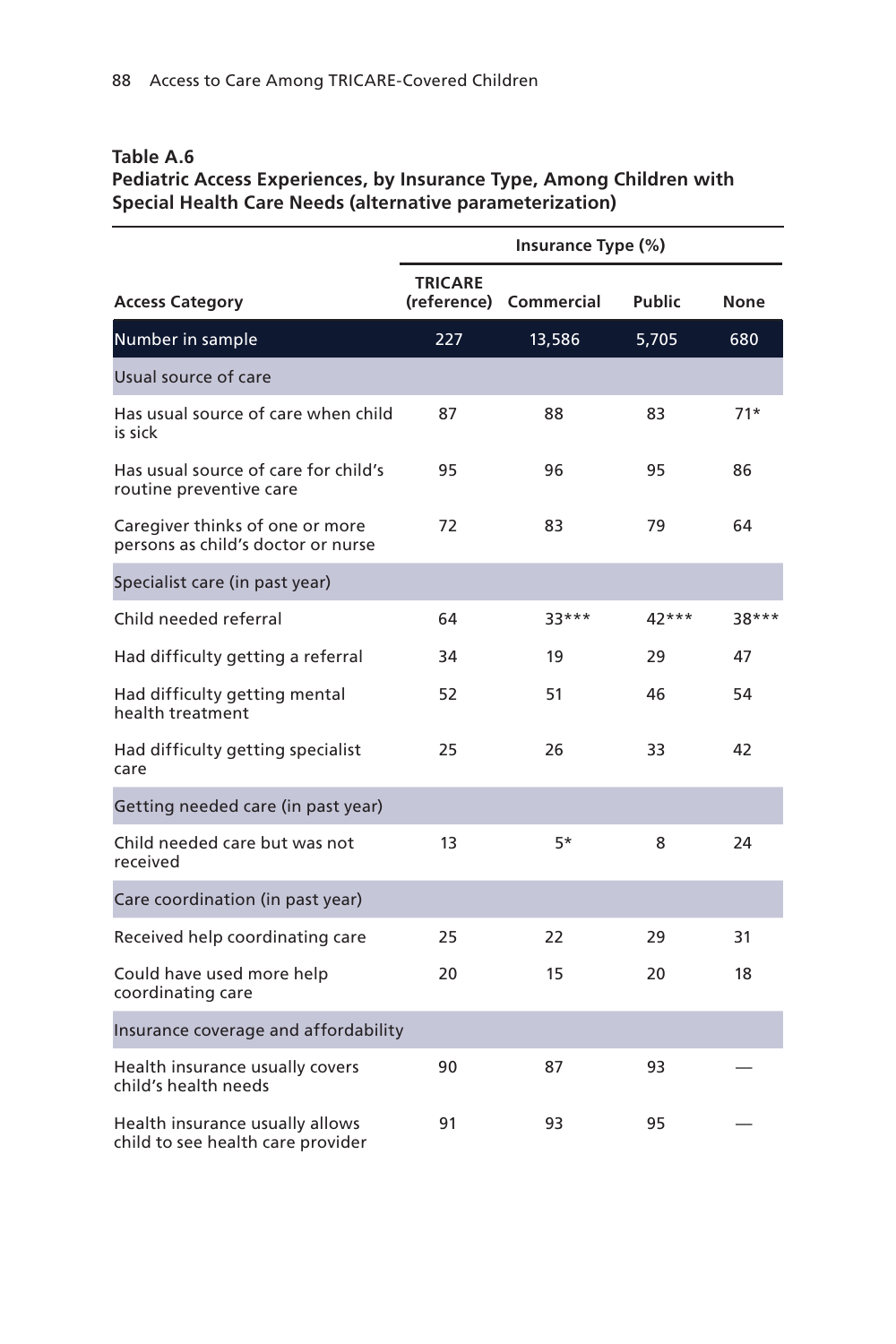**Table A.6**
**Pediatric Access Experiences, by Insurance Type, Among Children with Special Health Care Needs (alternative parameterization)**

| | Insurance Type (%) | | | |
|---|---|---|---|---|
| **Access Category** | **TRICARE (reference)** | **Commercial** | **Public** | **None** |
| Number in sample | 227 | 13,586 | 5,705 | 680 |
| Usual source of care | | | | |
| Has usual source of care when child is sick | 87 | 88 | 83 | 71* |
| Has usual source of care for child's routine preventive care | 95 | 96 | 95 | 86 |
| Caregiver thinks of one or more persons as child's doctor or nurse | 72 | 83 | 79 | 64 |
| Specialist care (in past year) | | | | |
| Child needed referral | 64 | 33*** | 42*** | 38*** |
| Had difficulty getting a referral | 34 | 19 | 29 | 47 |
| Had difficulty getting mental health treatment | 52 | 51 | 46 | 54 |
| Had difficulty getting specialist care | 25 | 26 | 33 | 42 |
| Getting needed care (in past year) | | | | |
| Child needed care but was not received | 13 | 5* | 8 | 24 |
| Care coordination (in past year) | | | | |
| Received help coordinating care | 25 | 22 | 29 | 31 |
| Could have used more help coordinating care | 20 | 15 | 20 | 18 |
| Insurance coverage and affordability | | | | |
| Health insurance usually covers child's health needs | 90 | 87 | 93 | — |
| Health insurance usually allows child to see health care provider | 91 | 93 | 95 | — |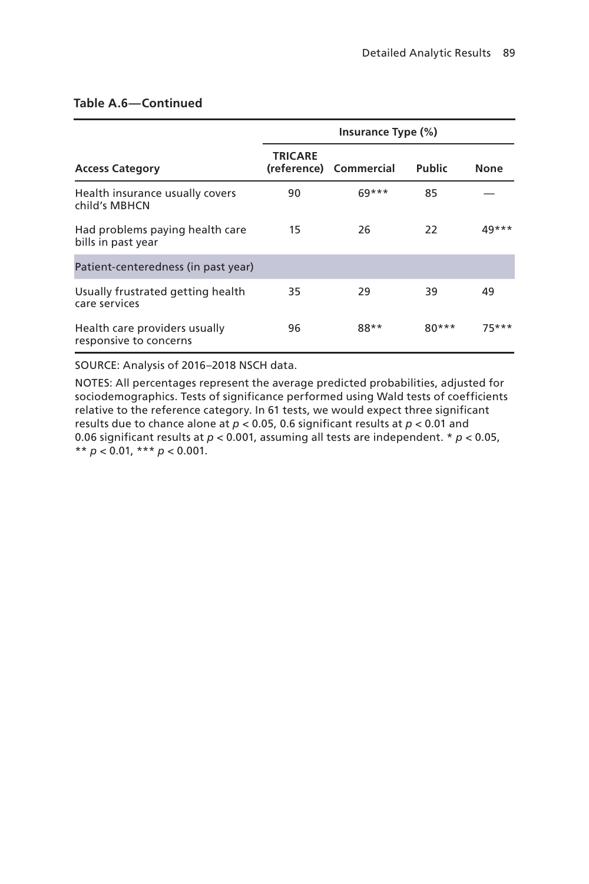**Table A.6—Continued**

| | Insurance Type (%) | | | |
|---|---|---|---|---|
| Access Category | TRICARE (reference) | Commercial | Public | None |
| Health insurance usually covers child's MBHCN | 90 | 69*** | 85 | — |
| Had problems paying health care bills in past year | 15 | 26 | 22 | 49*** |
| Patient-centeredness (in past year) | | | | |
| Usually frustrated getting health care services | 35 | 29 | 39 | 49 |
| Health care providers usually responsive to concerns | 96 | 88** | 80*** | 75*** |

SOURCE: Analysis of 2016–2018 NSCH data.

NOTES: All percentages represent the average predicted probabilities, adjusted for sociodemographics. Tests of significance performed using Wald tests of coefficients relative to the reference category. In 61 tests, we would expect three significant results due to chance alone at $p < 0.05$, 0.6 significant results at $p < 0.01$ and 0.06 significant results at $p < 0.001$, assuming all tests are independent. * $p < 0.05$, ** $p < 0.01$, *** $p < 0.001$.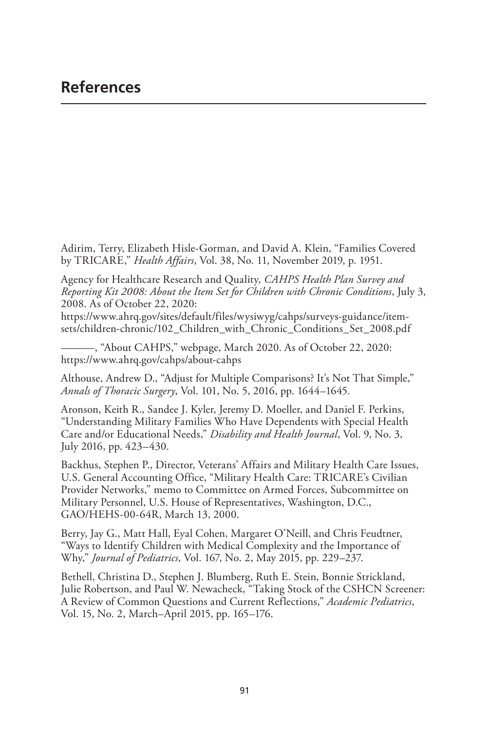# References

Adirim, Terry, Elizabeth Hisle-Gorman, and David A. Klein, "Families Covered by TRICARE," *Health Affairs*, Vol. 38, No. 11, November 2019, p. 1951.

Agency for Healthcare Research and Quality, *CAHPS Health Plan Survey and Reporting Kit 2008: About the Item Set for Children with Chronic Conditions*, July 3, 2008. As of October 22, 2020:
https://www.ahrq.gov/sites/default/files/wysiwyg/cahps/surveys-guidance/item-sets/children-chronic/102_Children_with_Chronic_Conditions_Set_2008.pdf

———, "About CAHPS," webpage, March 2020. As of October 22, 2020:
https://www.ahrq.gov/cahps/about-cahps

Althouse, Andrew D., "Adjust for Multiple Comparisons? It's Not That Simple," *Annals of Thoracic Surgery*, Vol. 101, No. 5, 2016, pp. 1644–1645.

Aronson, Keith R., Sandee J. Kyler, Jeremy D. Moeller, and Daniel F. Perkins, "Understanding Military Families Who Have Dependents with Special Health Care and/or Educational Needs," *Disability and Health Journal*, Vol. 9, No. 3, July 2016, pp. 423–430.

Backhus, Stephen P., Director, Veterans' Affairs and Military Health Care Issues, U.S. General Accounting Office, "Military Health Care: TRICARE's Civilian Provider Networks," memo to Committee on Armed Forces, Subcommittee on Military Personnel, U.S. House of Representatives, Washington, D.C., GAO/HEHS-00-64R, March 13, 2000.

Berry, Jay G., Matt Hall, Eyal Cohen, Margaret O'Neill, and Chris Feudtner, "Ways to Identify Children with Medical Complexity and the Importance of Why," *Journal of Pediatrics*, Vol. 167, No. 2, May 2015, pp. 229–237.

Bethell, Christina D., Stephen J. Blumberg, Ruth E. Stein, Bonnie Strickland, Julie Robertson, and Paul W. Newacheck, "Taking Stock of the CSHCN Screener: A Review of Common Questions and Current Reflections," *Academic Pediatrics*, Vol. 15, No. 2, March–April 2015, pp. 165–176.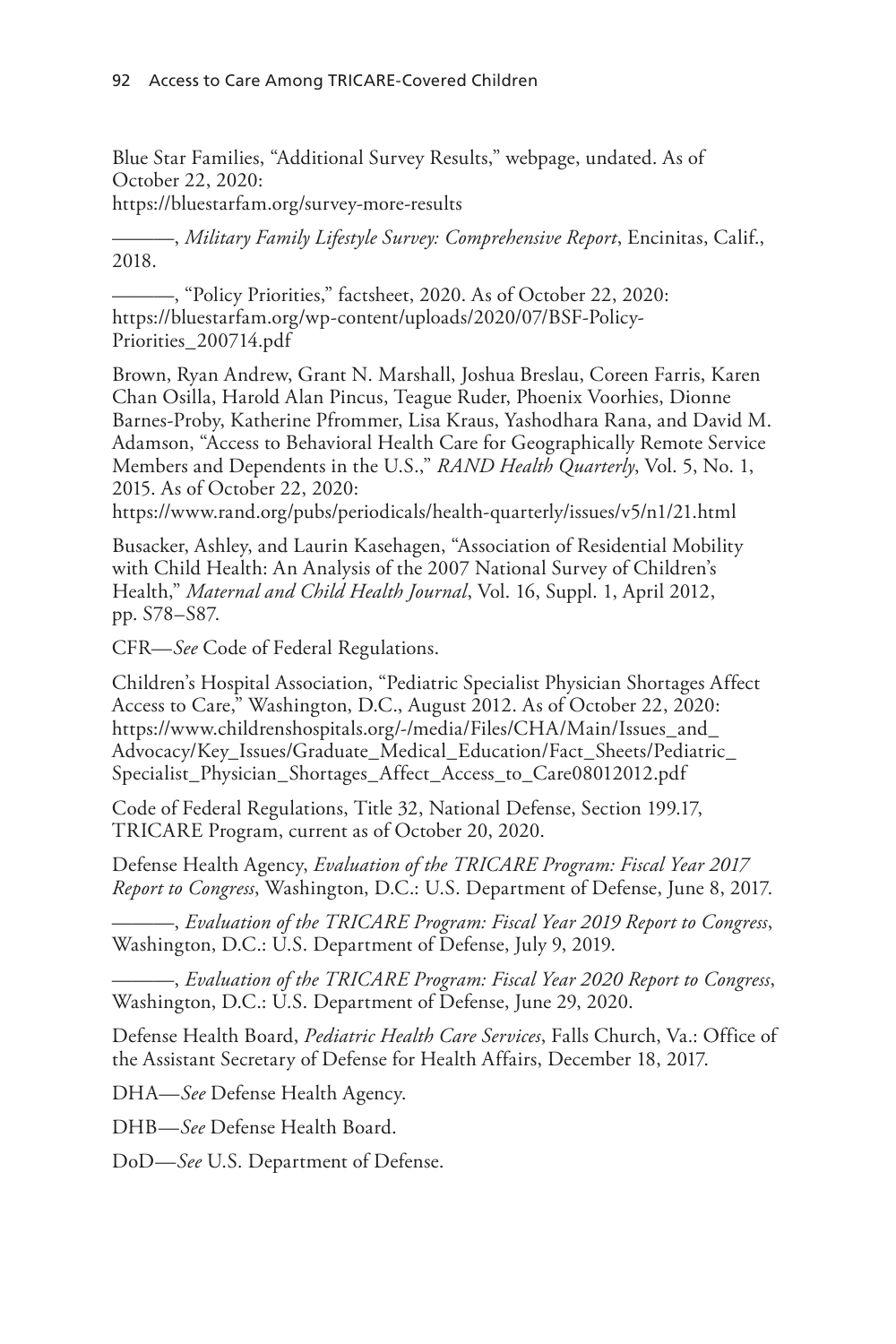Blue Star Families, "Additional Survey Results," webpage, undated. As of October 22, 2020:
https://bluestarfam.org/survey-more-results

———, *Military Family Lifestyle Survey: Comprehensive Report*, Encinitas, Calif., 2018.

———, "Policy Priorities," factsheet, 2020. As of October 22, 2020:
https://bluestarfam.org/wp-content/uploads/2020/07/BSF-Policy-Priorities_200714.pdf

Brown, Ryan Andrew, Grant N. Marshall, Joshua Breslau, Coreen Farris, Karen Chan Osilla, Harold Alan Pincus, Teague Ruder, Phoenix Voorhies, Dionne Barnes-Proby, Katherine Pfrommer, Lisa Kraus, Yashodhara Rana, and David M. Adamson, "Access to Behavioral Health Care for Geographically Remote Service Members and Dependents in the U.S.," *RAND Health Quarterly*, Vol. 5, No. 1, 2015. As of October 22, 2020:
https://www.rand.org/pubs/periodicals/health-quarterly/issues/v5/n1/21.html

Busacker, Ashley, and Laurin Kasehagen, "Association of Residential Mobility with Child Health: An Analysis of the 2007 National Survey of Children's Health," *Maternal and Child Health Journal*, Vol. 16, Suppl. 1, April 2012, pp. S78–S87.

CFR—*See* Code of Federal Regulations.

Children's Hospital Association, "Pediatric Specialist Physician Shortages Affect Access to Care," Washington, D.C., August 2012. As of October 22, 2020:
https://www.childrenshospitals.org/-/media/Files/CHA/Main/Issues_and_Advocacy/Key_Issues/Graduate_Medical_Education/Fact_Sheets/Pediatric_Specialist_Physician_Shortages_Affect_Access_to_Care08012012.pdf

Code of Federal Regulations, Title 32, National Defense, Section 199.17, TRICARE Program, current as of October 20, 2020.

Defense Health Agency, *Evaluation of the TRICARE Program: Fiscal Year 2017 Report to Congress*, Washington, D.C.: U.S. Department of Defense, June 8, 2017.

———, *Evaluation of the TRICARE Program: Fiscal Year 2019 Report to Congress*, Washington, D.C.: U.S. Department of Defense, July 9, 2019.

———, *Evaluation of the TRICARE Program: Fiscal Year 2020 Report to Congress*, Washington, D.C.: U.S. Department of Defense, June 29, 2020.

Defense Health Board, *Pediatric Health Care Services*, Falls Church, Va.: Office of the Assistant Secretary of Defense for Health Affairs, December 18, 2017.

DHA—*See* Defense Health Agency.

DHB—*See* Defense Health Board.

DoD—*See* U.S. Department of Defense.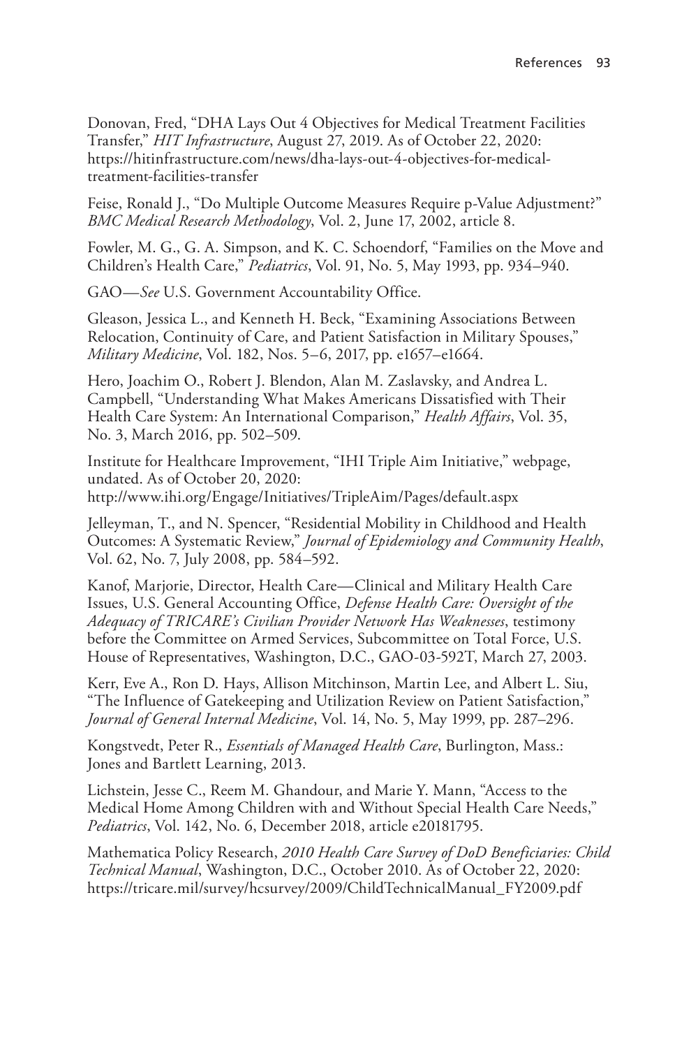Donovan, Fred, "DHA Lays Out 4 Objectives for Medical Treatment Facilities Transfer," *HIT Infrastructure*, August 27, 2019. As of October 22, 2020: https://hitinfrastructure.com/news/dha-lays-out-4-objectives-for-medical-treatment-facilities-transfer

Feise, Ronald J., "Do Multiple Outcome Measures Require p-Value Adjustment?" *BMC Medical Research Methodology*, Vol. 2, June 17, 2002, article 8.

Fowler, M. G., G. A. Simpson, and K. C. Schoendorf, "Families on the Move and Children's Health Care," *Pediatrics*, Vol. 91, No. 5, May 1993, pp. 934–940.

GAO—*See* U.S. Government Accountability Office.

Gleason, Jessica L., and Kenneth H. Beck, "Examining Associations Between Relocation, Continuity of Care, and Patient Satisfaction in Military Spouses," *Military Medicine*, Vol. 182, Nos. 5–6, 2017, pp. e1657–e1664.

Hero, Joachim O., Robert J. Blendon, Alan M. Zaslavsky, and Andrea L. Campbell, "Understanding What Makes Americans Dissatisfied with Their Health Care System: An International Comparison," *Health Affairs*, Vol. 35, No. 3, March 2016, pp. 502–509.

Institute for Healthcare Improvement, "IHI Triple Aim Initiative," webpage, undated. As of October 20, 2020: http://www.ihi.org/Engage/Initiatives/TripleAim/Pages/default.aspx

Jelleyman, T., and N. Spencer, "Residential Mobility in Childhood and Health Outcomes: A Systematic Review," *Journal of Epidemiology and Community Health*, Vol. 62, No. 7, July 2008, pp. 584–592.

Kanof, Marjorie, Director, Health Care—Clinical and Military Health Care Issues, U.S. General Accounting Office, *Defense Health Care: Oversight of the Adequacy of TRICARE's Civilian Provider Network Has Weaknesses*, testimony before the Committee on Armed Services, Subcommittee on Total Force, U.S. House of Representatives, Washington, D.C., GAO-03-592T, March 27, 2003.

Kerr, Eve A., Ron D. Hays, Allison Mitchinson, Martin Lee, and Albert L. Siu, "The Influence of Gatekeeping and Utilization Review on Patient Satisfaction," *Journal of General Internal Medicine*, Vol. 14, No. 5, May 1999, pp. 287–296.

Kongstvedt, Peter R., *Essentials of Managed Health Care*, Burlington, Mass.: Jones and Bartlett Learning, 2013.

Lichstein, Jesse C., Reem M. Ghandour, and Marie Y. Mann, "Access to the Medical Home Among Children with and Without Special Health Care Needs," *Pediatrics*, Vol. 142, No. 6, December 2018, article e20181795.

Mathematica Policy Research, *2010 Health Care Survey of DoD Beneficiaries: Child Technical Manual*, Washington, D.C., October 2010. As of October 22, 2020: https://tricare.mil/survey/hcsurvey/2009/ChildTechnicalManual_FY2009.pdf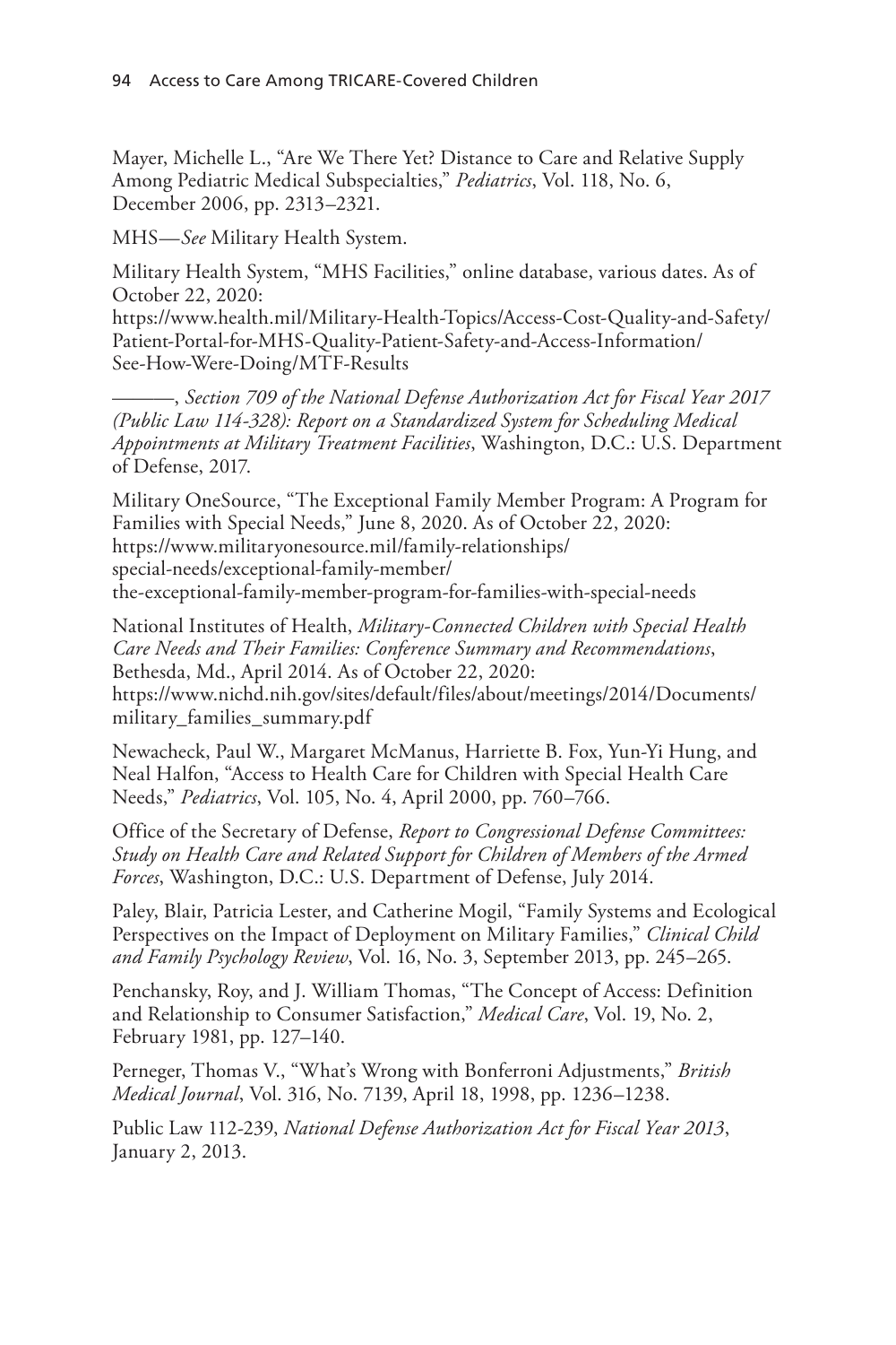Mayer, Michelle L., "Are We There Yet? Distance to Care and Relative Supply Among Pediatric Medical Subspecialties," *Pediatrics*, Vol. 118, No. 6, December 2006, pp. 2313–2321.

MHS—*See* Military Health System.

Military Health System, "MHS Facilities," online database, various dates. As of October 22, 2020:
https://www.health.mil/Military-Health-Topics/Access-Cost-Quality-and-Safety/Patient-Portal-for-MHS-Quality-Patient-Safety-and-Access-Information/See-How-Were-Doing/MTF-Results

———, *Section 709 of the National Defense Authorization Act for Fiscal Year 2017 (Public Law 114-328): Report on a Standardized System for Scheduling Medical Appointments at Military Treatment Facilities*, Washington, D.C.: U.S. Department of Defense, 2017.

Military OneSource, "The Exceptional Family Member Program: A Program for Families with Special Needs," June 8, 2020. As of October 22, 2020:
https://www.militaryonesource.mil/family-relationships/special-needs/exceptional-family-member/the-exceptional-family-member-program-for-families-with-special-needs

National Institutes of Health, *Military-Connected Children with Special Health Care Needs and Their Families: Conference Summary and Recommendations*, Bethesda, Md., April 2014. As of October 22, 2020:
https://www.nichd.nih.gov/sites/default/files/about/meetings/2014/Documents/military_families_summary.pdf

Newacheck, Paul W., Margaret McManus, Harriette B. Fox, Yun-Yi Hung, and Neal Halfon, "Access to Health Care for Children with Special Health Care Needs," *Pediatrics*, Vol. 105, No. 4, April 2000, pp. 760–766.

Office of the Secretary of Defense, *Report to Congressional Defense Committees: Study on Health Care and Related Support for Children of Members of the Armed Forces*, Washington, D.C.: U.S. Department of Defense, July 2014.

Paley, Blair, Patricia Lester, and Catherine Mogil, "Family Systems and Ecological Perspectives on the Impact of Deployment on Military Families," *Clinical Child and Family Psychology Review*, Vol. 16, No. 3, September 2013, pp. 245–265.

Penchansky, Roy, and J. William Thomas, "The Concept of Access: Definition and Relationship to Consumer Satisfaction," *Medical Care*, Vol. 19, No. 2, February 1981, pp. 127–140.

Perneger, Thomas V., "What's Wrong with Bonferroni Adjustments," *British Medical Journal*, Vol. 316, No. 7139, April 18, 1998, pp. 1236–1238.

Public Law 112-239, *National Defense Authorization Act for Fiscal Year 2013*, January 2, 2013.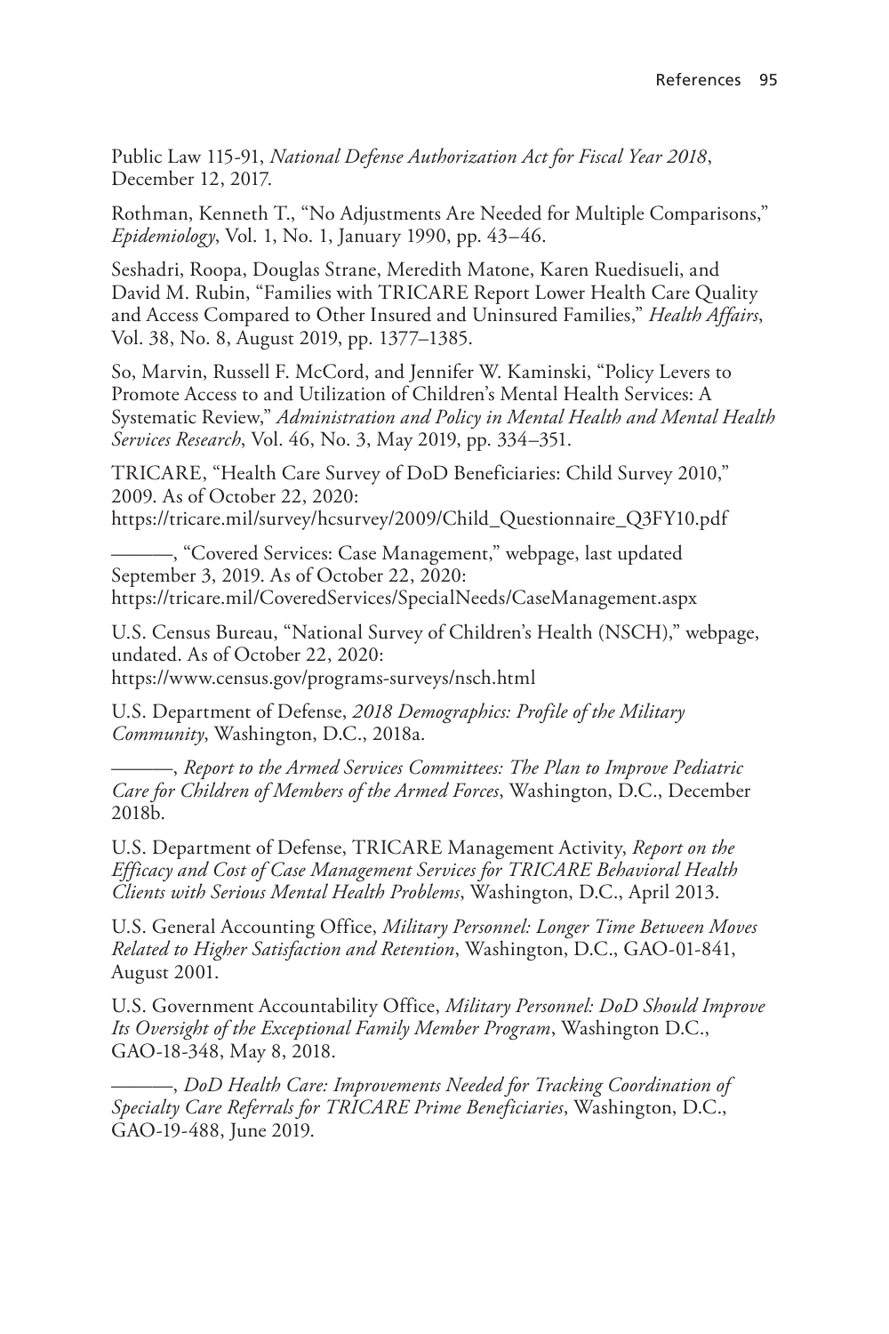Public Law 115-91, *National Defense Authorization Act for Fiscal Year 2018*, December 12, 2017.

Rothman, Kenneth T., "No Adjustments Are Needed for Multiple Comparisons," *Epidemiology*, Vol. 1, No. 1, January 1990, pp. 43–46.

Seshadri, Roopa, Douglas Strane, Meredith Matone, Karen Ruedisueli, and David M. Rubin, "Families with TRICARE Report Lower Health Care Quality and Access Compared to Other Insured and Uninsured Families," *Health Affairs*, Vol. 38, No. 8, August 2019, pp. 1377–1385.

So, Marvin, Russell F. McCord, and Jennifer W. Kaminski, "Policy Levers to Promote Access to and Utilization of Children's Mental Health Services: A Systematic Review," *Administration and Policy in Mental Health and Mental Health Services Research*, Vol. 46, No. 3, May 2019, pp. 334–351.

TRICARE, "Health Care Survey of DoD Beneficiaries: Child Survey 2010," 2009. As of October 22, 2020:
https://tricare.mil/survey/hcsurvey/2009/Child_Questionnaire_Q3FY10.pdf

———, "Covered Services: Case Management," webpage, last updated September 3, 2019. As of October 22, 2020:
https://tricare.mil/CoveredServices/SpecialNeeds/CaseManagement.aspx

U.S. Census Bureau, "National Survey of Children's Health (NSCH)," webpage, undated. As of October 22, 2020:
https://www.census.gov/programs-surveys/nsch.html

U.S. Department of Defense, *2018 Demographics: Profile of the Military Community*, Washington, D.C., 2018a.

———, *Report to the Armed Services Committees: The Plan to Improve Pediatric Care for Children of Members of the Armed Forces*, Washington, D.C., December 2018b.

U.S. Department of Defense, TRICARE Management Activity, *Report on the Efficacy and Cost of Case Management Services for TRICARE Behavioral Health Clients with Serious Mental Health Problems*, Washington, D.C., April 2013.

U.S. General Accounting Office, *Military Personnel: Longer Time Between Moves Related to Higher Satisfaction and Retention*, Washington, D.C., GAO-01-841, August 2001.

U.S. Government Accountability Office, *Military Personnel: DoD Should Improve Its Oversight of the Exceptional Family Member Program*, Washington D.C., GAO-18-348, May 8, 2018.

———, *DoD Health Care: Improvements Needed for Tracking Coordination of Specialty Care Referrals for TRICARE Prime Beneficiaries*, Washington, D.C., GAO-19-488, June 2019.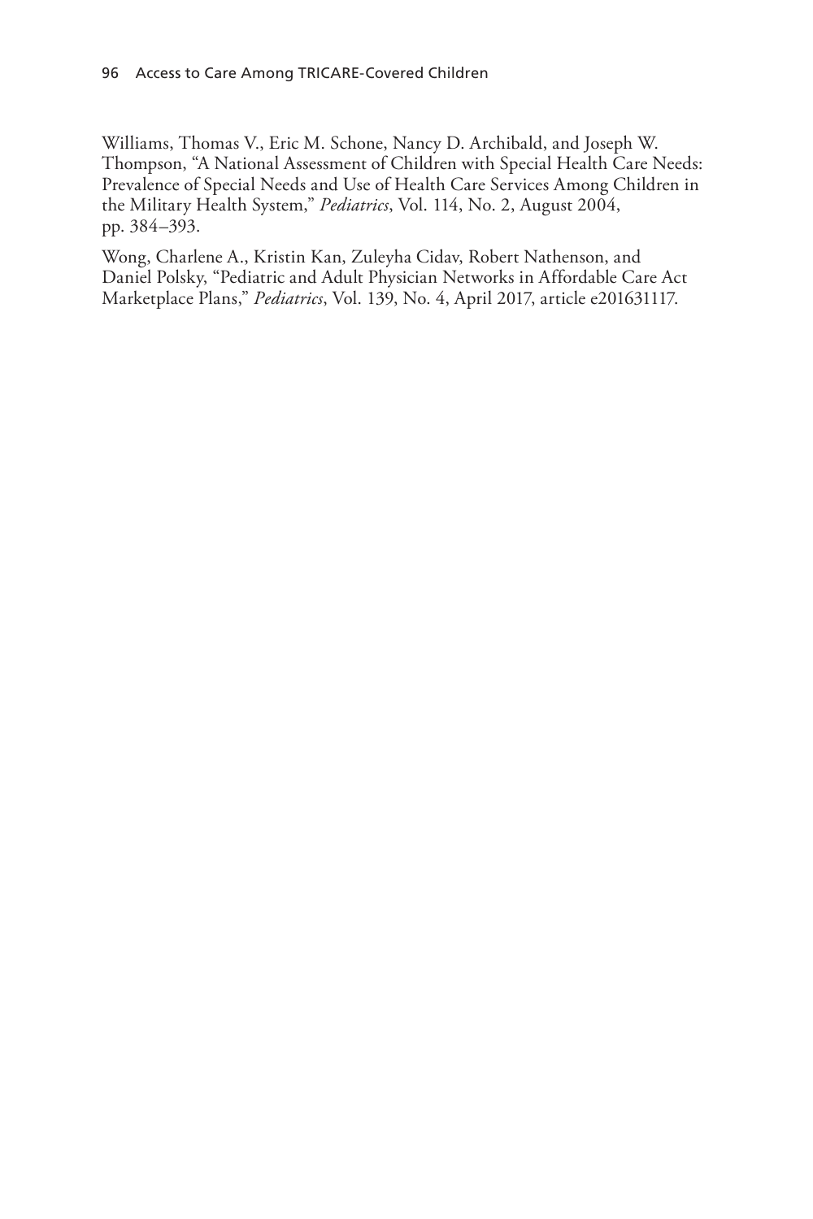Williams, Thomas V., Eric M. Schone, Nancy D. Archibald, and Joseph W. Thompson, "A National Assessment of Children with Special Health Care Needs: Prevalence of Special Needs and Use of Health Care Services Among Children in the Military Health System," *Pediatrics*, Vol. 114, No. 2, August 2004, pp. 384–393.

Wong, Charlene A., Kristin Kan, Zuleyha Cidav, Robert Nathenson, and Daniel Polsky, "Pediatric and Adult Physician Networks in Affordable Care Act Marketplace Plans," *Pediatrics*, Vol. 139, No. 4, April 2017, article e201631117.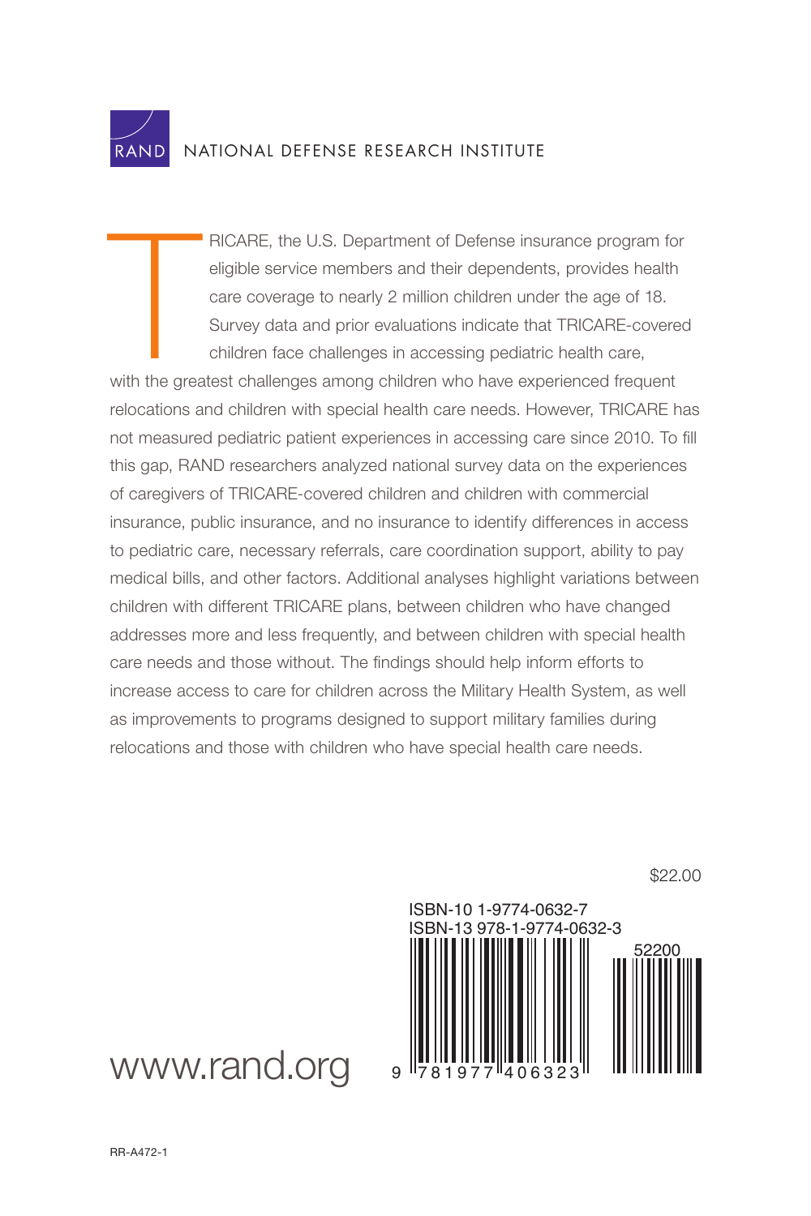RAND NATIONAL DEFENSE RESEARCH INSTITUTE

TRICARE, the U.S. Department of Defense insurance program for eligible service members and their dependents, provides health care coverage to nearly 2 million children under the age of 18. Survey data and prior evaluations indicate that TRICARE-covered children face challenges in accessing pediatric health care, with the greatest challenges among children who have experienced frequent relocations and children with special health care needs. However, TRICARE has not measured pediatric patient experiences in accessing care since 2010. To fill this gap, RAND researchers analyzed national survey data on the experiences of caregivers of TRICARE-covered children and children with commercial insurance, public insurance, and no insurance to identify differences in access to pediatric care, necessary referrals, care coordination support, ability to pay medical bills, and other factors. Additional analyses highlight variations between children with different TRICARE plans, between children who have changed addresses more and less frequently, and between children with special health care needs and those without. The findings should help inform efforts to increase access to care for children across the Military Health System, as well as improvements to programs designed to support military families during relocations and those with children who have special health care needs.

$22.00

ISBN-10 1-9774-0632-7
ISBN-13 978-1-9774-0632-3

52200

9 781977 406323

www.rand.org

RR-A472-1